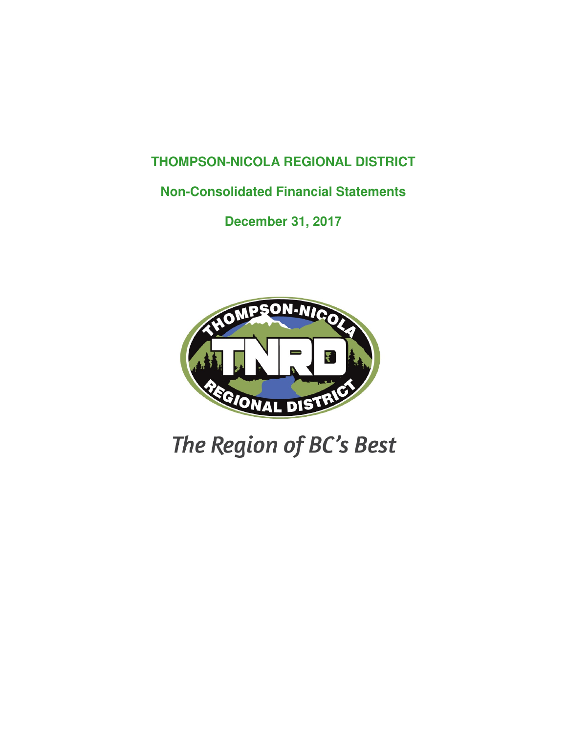# THOMPSON-NICOLA REGIONAL DISTRICT

## Non-Consolidated Financial Statements

## December 31, 2017

*The Region of BC's Best*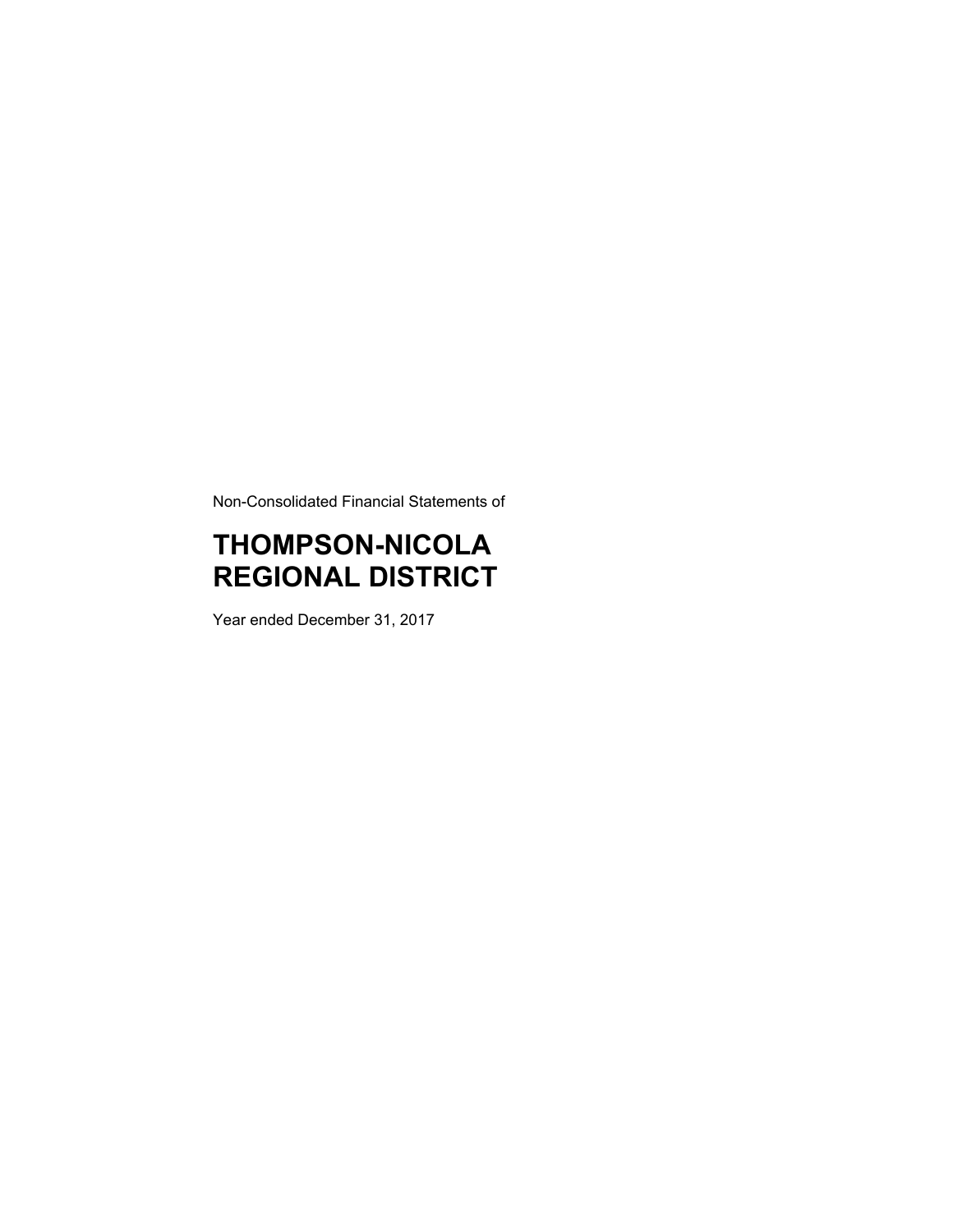Non-Consolidated Financial Statements of

# THOMPSON-NICOLA REGIONAL DISTRICT

Year ended December 31, 2017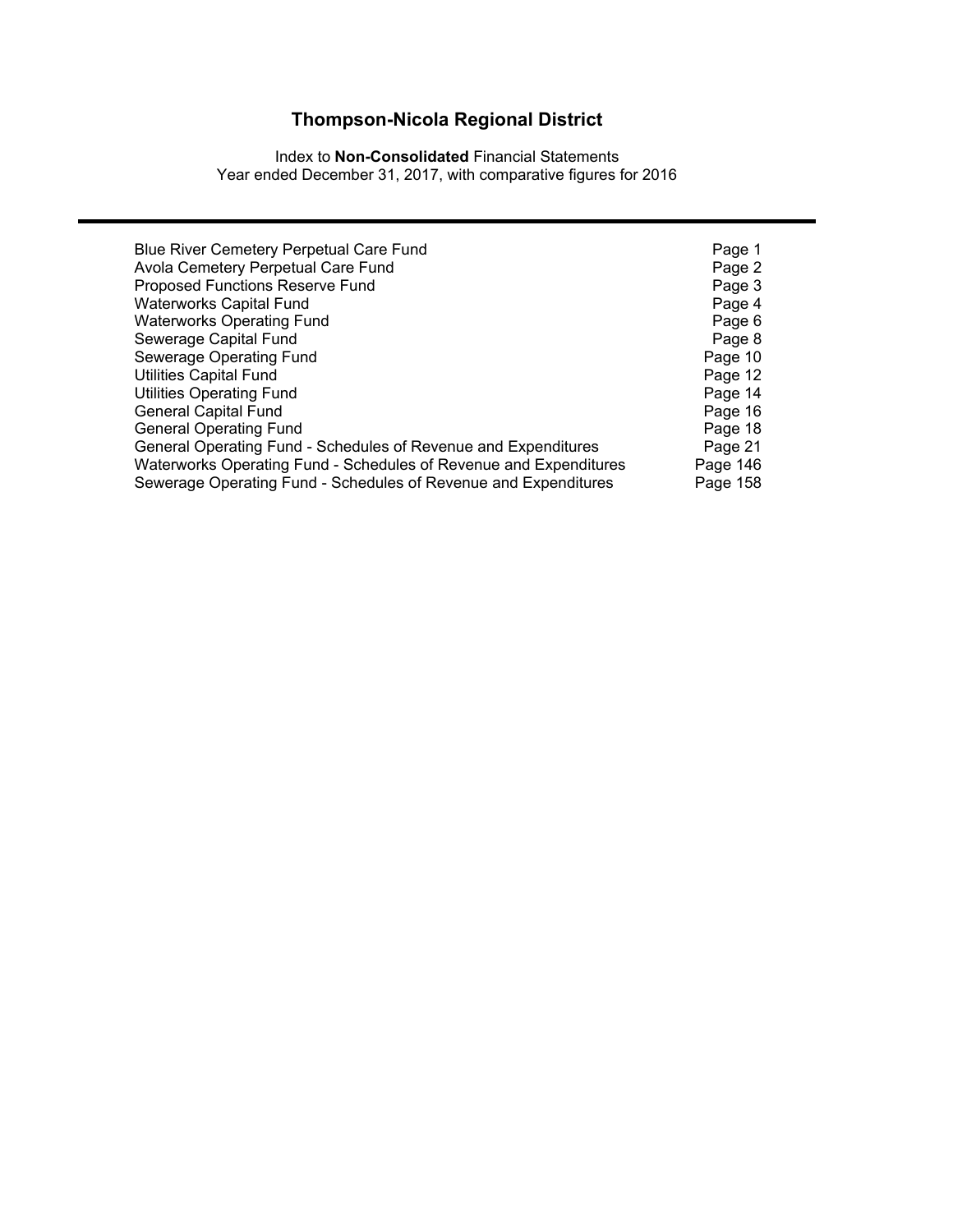# Thompson-Nicola Regional District

Index to **Non-Consolidated** Financial Statements
Year ended December 31, 2017, with comparative figures for 2016

| | |
|---|---|
| Blue River Cemetery Perpetual Care Fund | Page 1 |
| Avola Cemetery Perpetual Care Fund | Page 2 |
| Proposed Functions Reserve Fund | Page 3 |
| Waterworks Capital Fund | Page 4 |
| Waterworks Operating Fund | Page 6 |
| Sewerage Capital Fund | Page 8 |
| Sewerage Operating Fund | Page 10 |
| Utilities Capital Fund | Page 12 |
| Utilities Operating Fund | Page 14 |
| General Capital Fund | Page 16 |
| General Operating Fund | Page 18 |
| General Operating Fund - Schedules of Revenue and Expenditures | Page 21 |
| Waterworks Operating Fund - Schedules of Revenue and Expenditures | Page 146 |
| Sewerage Operating Fund - Schedules of Revenue and Expenditures | Page 158 |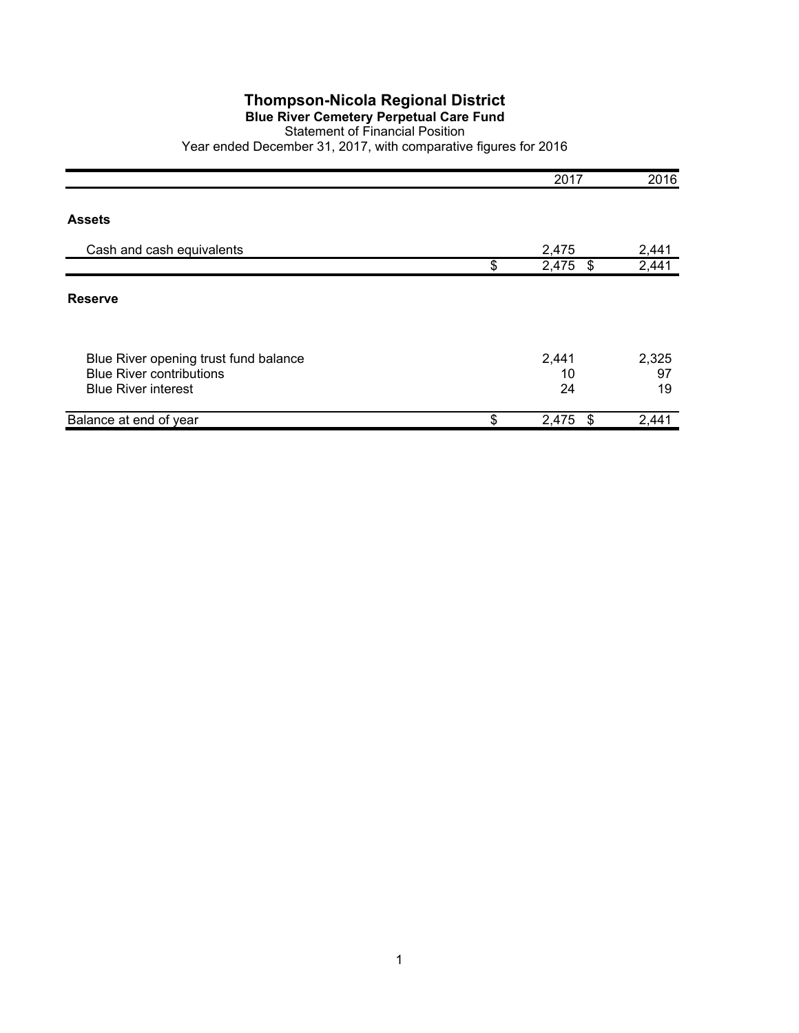# Thompson-Nicola Regional District

## Blue River Cemetery Perpetual Care Fund

Statement of Financial Position

Year ended December 31, 2017, with comparative figures for 2016

| | 2017 | 2016 |
|---|---|---|
| **Assets** | | |
| Cash and cash equivalents | 2,475 | 2,441 |
| | $ 2,475 | $ 2,441 |
| **Reserve** | | |
| Blue River opening trust fund balance | 2,441 | 2,325 |
| Blue River contributions | 10 | 97 |
| Blue River interest | 24 | 19 |
| Balance at end of year | $ 2,475 | $ 2,441 |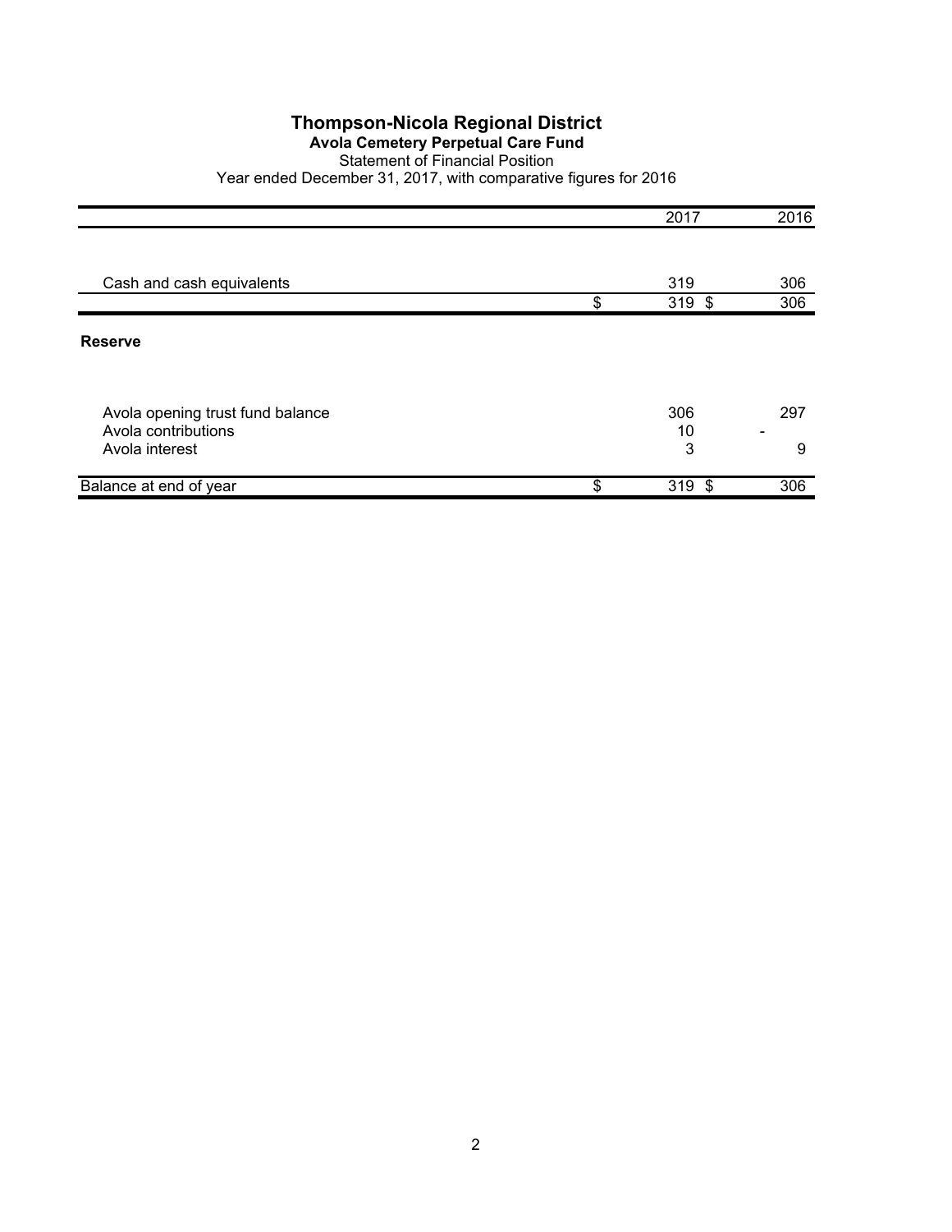# Thompson-Nicola Regional District

**Avola Cemetery Perpetual Care Fund**

Statement of Financial Position

Year ended December 31, 2017, with comparative figures for 2016

| | 2017 | 2016 |
|---|---|---|
| Cash and cash equivalents | 319 | 306 |
| | $ 319 | $ 306 |
| **Reserve** | | |
| Avola opening trust fund balance | 306 | 297 |
| Avola contributions | 10 | - |
| Avola interest | 3 | 9 |
| Balance at end of year | $ 319 | $ 306 |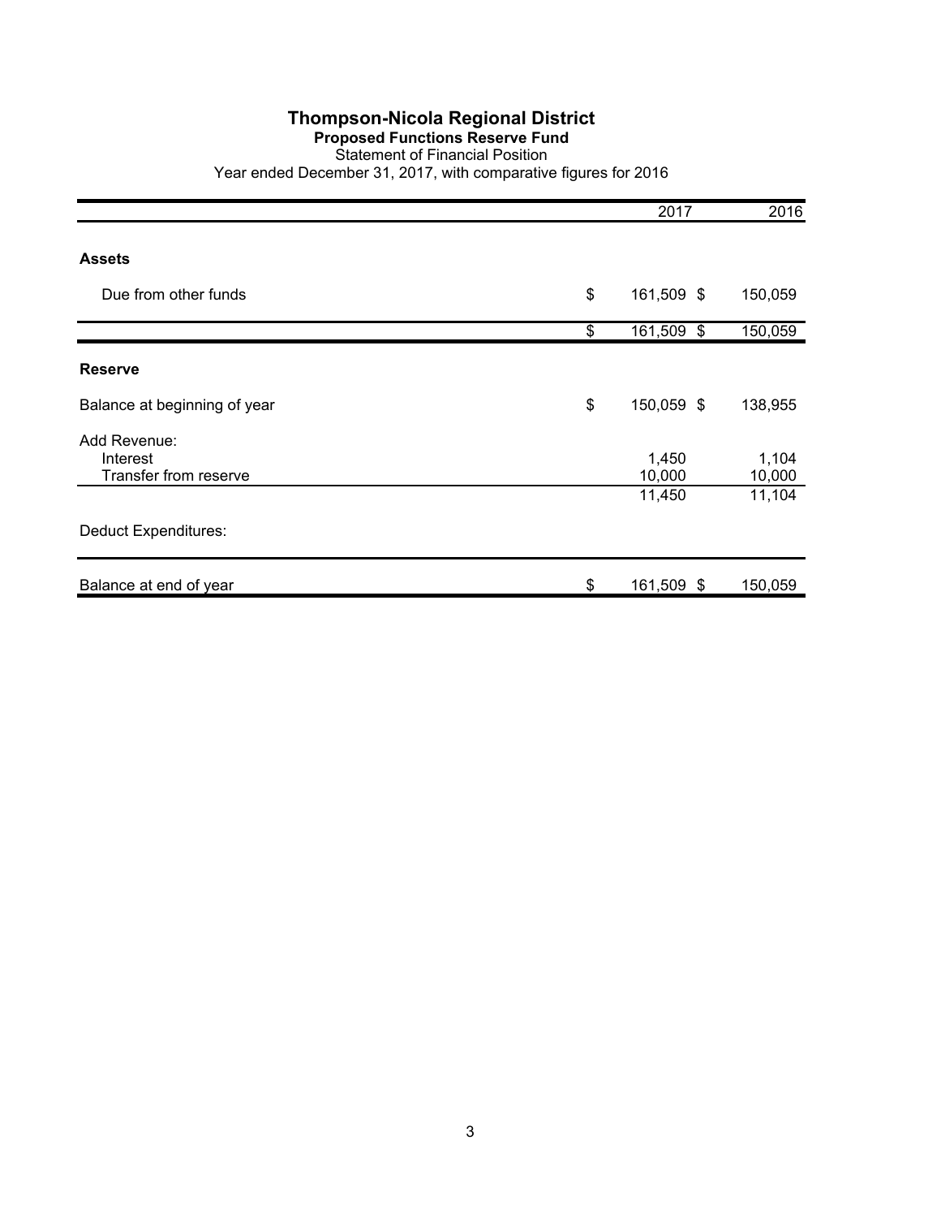# Thompson-Nicola Regional District

## Proposed Functions Reserve Fund

Statement of Financial Position

Year ended December 31, 2017, with comparative figures for 2016

| | 2017 | 2016 |
|---|---|---|
| **Assets** | | |
| Due from other funds | $ 161,509 | $ 150,059 |
| | $ 161,509 | $ 150,059 |
| **Reserve** | | |
| Balance at beginning of year | $ 150,059 | $ 138,955 |
| Add Revenue: | | |
| Interest | 1,450 | 1,104 |
| Transfer from reserve | 10,000 | 10,000 |
| | 11,450 | 11,104 |
| Deduct Expenditures: | | |
| Balance at end of year | $ 161,509 | $ 150,059 |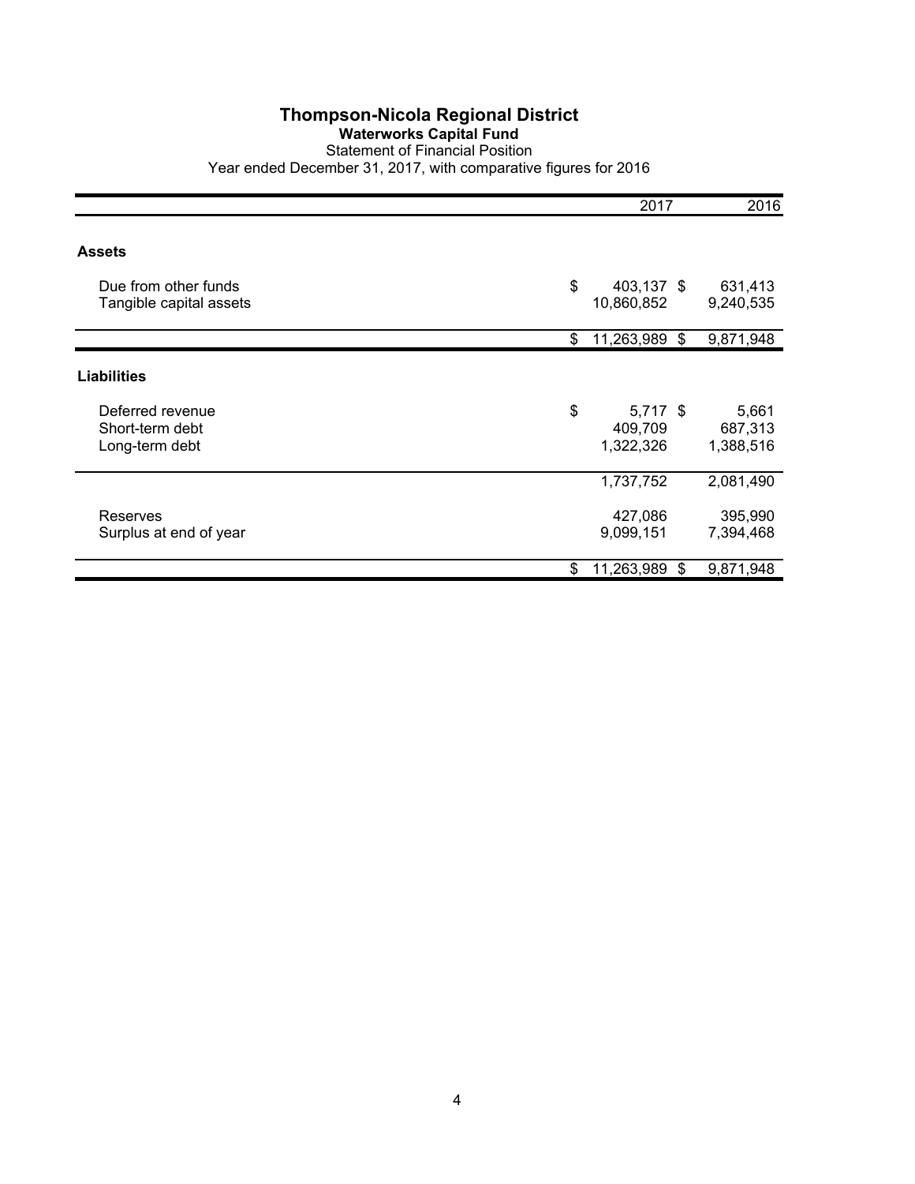# Thompson-Nicola Regional District

## Waterworks Capital Fund

Statement of Financial Position

Year ended December 31, 2017, with comparative figures for 2016

| | 2017 | 2016 |
|---|---|---|
| **Assets** | | |
| Due from other funds | $ 403,137 | $ 631,413 |
| Tangible capital assets | 10,860,852 | 9,240,535 |
| | $ 11,263,989 | $ 9,871,948 |
| **Liabilities** | | |
| Deferred revenue | $ 5,717 | $ 5,661 |
| Short-term debt | 409,709 | 687,313 |
| Long-term debt | 1,322,326 | 1,388,516 |
| | 1,737,752 | 2,081,490 |
| Reserves | 427,086 | 395,990 |
| Surplus at end of year | 9,099,151 | 7,394,468 |
| | $ 11,263,989 | $ 9,871,948 |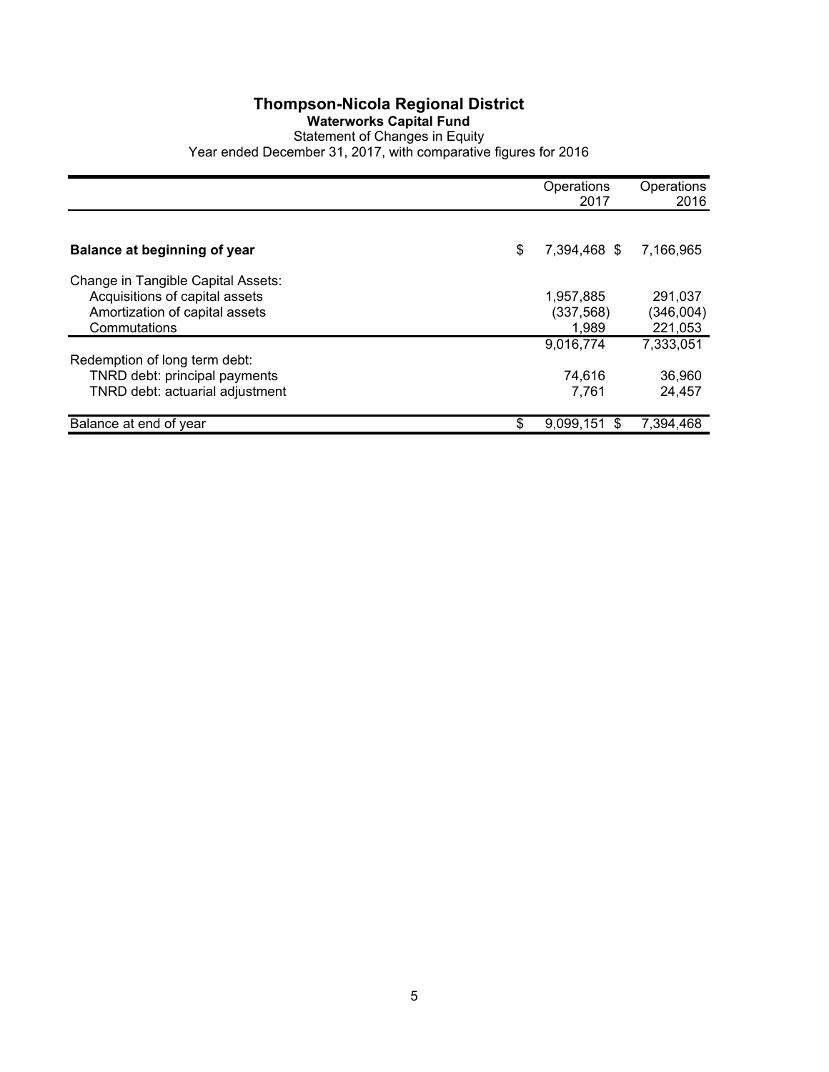# Thompson-Nicola Regional District

## Waterworks Capital Fund

Statement of Changes in Equity

Year ended December 31, 2017, with comparative figures for 2016

| | Operations 2017 | Operations 2016 |
|---|---|---|
| **Balance at beginning of year** | $ 7,394,468 | $ 7,166,965 |
| Change in Tangible Capital Assets: | | |
| Acquisitions of capital assets | 1,957,885 | 291,037 |
| Amortization of capital assets | (337,568) | (346,004) |
| Commutations | 1,989 | 221,053 |
| | 9,016,774 | 7,333,051 |
| Redemption of long term debt: | | |
| TNRD debt: principal payments | 74,616 | 36,960 |
| TNRD debt: actuarial adjustment | 7,761 | 24,457 |
| Balance at end of year | $ 9,099,151 | $ 7,394,468 |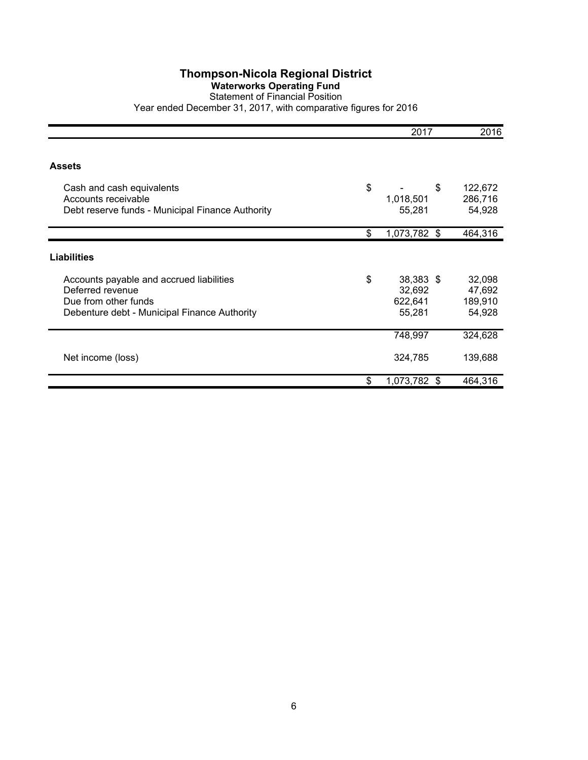# Thompson-Nicola Regional District

## Waterworks Operating Fund

Statement of Financial Position

Year ended December 31, 2017, with comparative figures for 2016

| | 2017 | 2016 |
|---|---|---|
| **Assets** | | |
| Cash and cash equivalents | $ - | $ 122,672 |
| Accounts receivable | 1,018,501 | 286,716 |
| Debt reserve funds - Municipal Finance Authority | 55,281 | 54,928 |
| | $ 1,073,782 | $ 464,316 |
| **Liabilities** | | |
| Accounts payable and accrued liabilities | $ 38,383 | $ 32,098 |
| Deferred revenue | 32,692 | 47,692 |
| Due from other funds | 622,641 | 189,910 |
| Debenture debt - Municipal Finance Authority | 55,281 | 54,928 |
| | 748,997 | 324,628 |
| Net income (loss) | 324,785 | 139,688 |
| | $ 1,073,782 | $ 464,316 |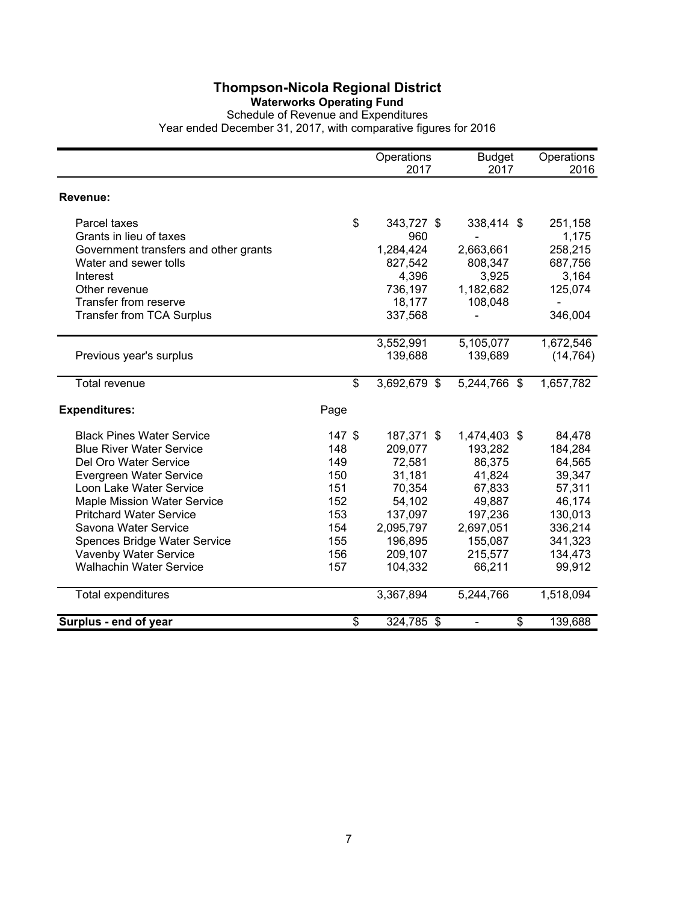# Thompson-Nicola Regional District

## Waterworks Operating Fund

Schedule of Revenue and Expenditures

Year ended December 31, 2017, with comparative figures for 2016

| | Page | Operations 2017 | Budget 2017 | Operations 2016 |
|---|---|---|---|---|
| **Revenue:** | | | | |
| Parcel taxes | | $ 343,727 | $ 338,414 | $ 251,158 |
| Grants in lieu of taxes | | 960 | - | 1,175 |
| Government transfers and other grants | | 1,284,424 | 2,663,661 | 258,215 |
| Water and sewer tolls | | 827,542 | 808,347 | 687,756 |
| Interest | | 4,396 | 3,925 | 3,164 |
| Other revenue | | 736,197 | 1,182,682 | 125,074 |
| Transfer from reserve | | 18,177 | 108,048 | - |
| Transfer from TCA Surplus | | 337,568 | - | 346,004 |
| | | 3,552,991 | 5,105,077 | 1,672,546 |
| Previous year's surplus | | 139,688 | 139,689 | (14,764) |
| Total revenue | | $ 3,692,679 | $ 5,244,766 | $ 1,657,782 |
| **Expenditures:** | Page | | | |
| Black Pines Water Service | 147 | $ 187,371 | $ 1,474,403 | $ 84,478 |
| Blue River Water Service | 148 | 209,077 | 193,282 | 184,284 |
| Del Oro Water Service | 149 | 72,581 | 86,375 | 64,565 |
| Evergreen Water Service | 150 | 31,181 | 41,824 | 39,347 |
| Loon Lake Water Service | 151 | 70,354 | 67,833 | 57,311 |
| Maple Mission Water Service | 152 | 54,102 | 49,887 | 46,174 |
| Pritchard Water Service | 153 | 137,097 | 197,236 | 130,013 |
| Savona Water Service | 154 | 2,095,797 | 2,697,051 | 336,214 |
| Spences Bridge Water Service | 155 | 196,895 | 155,087 | 341,323 |
| Vavenby Water Service | 156 | 209,107 | 215,577 | 134,473 |
| Walhachin Water Service | 157 | 104,332 | 66,211 | 99,912 |
| Total expenditures | | 3,367,894 | 5,244,766 | 1,518,094 |
| **Surplus - end of year** | | $ 324,785 | $ - | $ 139,688 |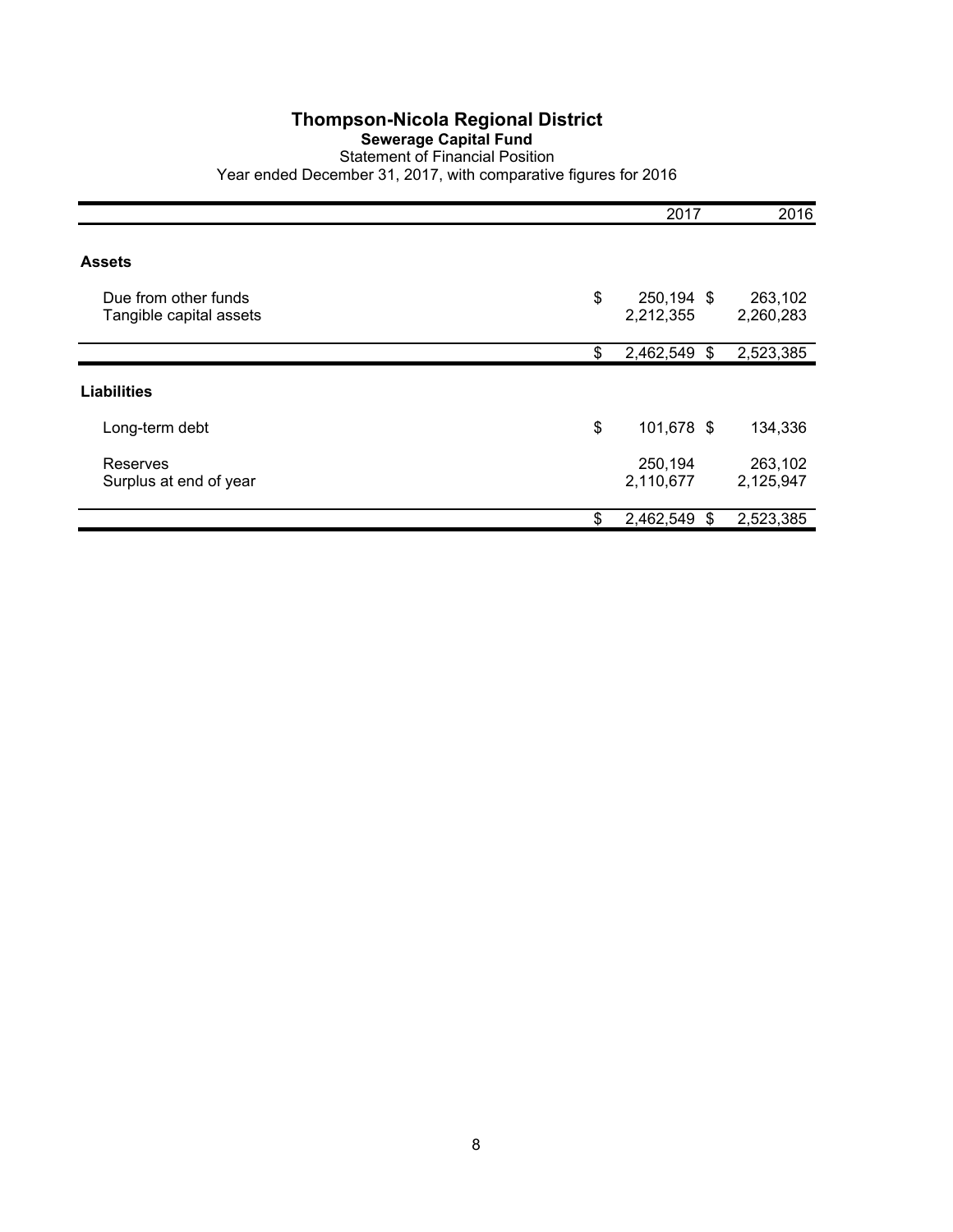# Thompson-Nicola Regional District

## Sewerage Capital Fund

Statement of Financial Position

Year ended December 31, 2017, with comparative figures for 2016

| | 2017 | 2016 |
|---|---|---|
| **Assets** | | |
| Due from other funds | $ 250,194 | $ 263,102 |
| Tangible capital assets | 2,212,355 | 2,260,283 |
| | $ 2,462,549 | $ 2,523,385 |
| **Liabilities** | | |
| Long-term debt | $ 101,678 | $ 134,336 |
| Reserves | 250,194 | 263,102 |
| Surplus at end of year | 2,110,677 | 2,125,947 |
| | $ 2,462,549 | $ 2,523,385 |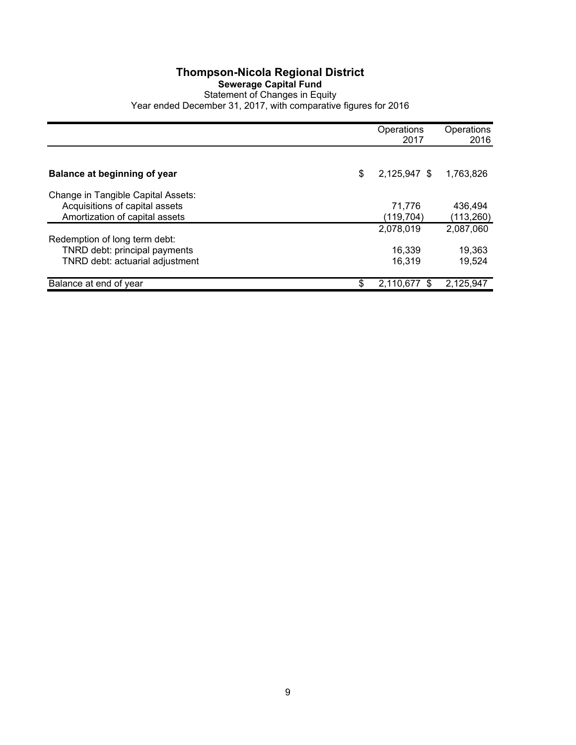# Thompson-Nicola Regional District

## Sewerage Capital Fund

Statement of Changes in Equity

Year ended December 31, 2017, with comparative figures for 2016

| | Operations 2017 | Operations 2016 |
|---|---|---|
| **Balance at beginning of year** | $ 2,125,947 | $ 1,763,826 |
| Change in Tangible Capital Assets: | | |
| Acquisitions of capital assets | 71,776 | 436,494 |
| Amortization of capital assets | (119,704) | (113,260) |
| | 2,078,019 | 2,087,060 |
| Redemption of long term debt: | | |
| TNRD debt: principal payments | 16,339 | 19,363 |
| TNRD debt: actuarial adjustment | 16,319 | 19,524 |
| Balance at end of year | $ 2,110,677 | $ 2,125,947 |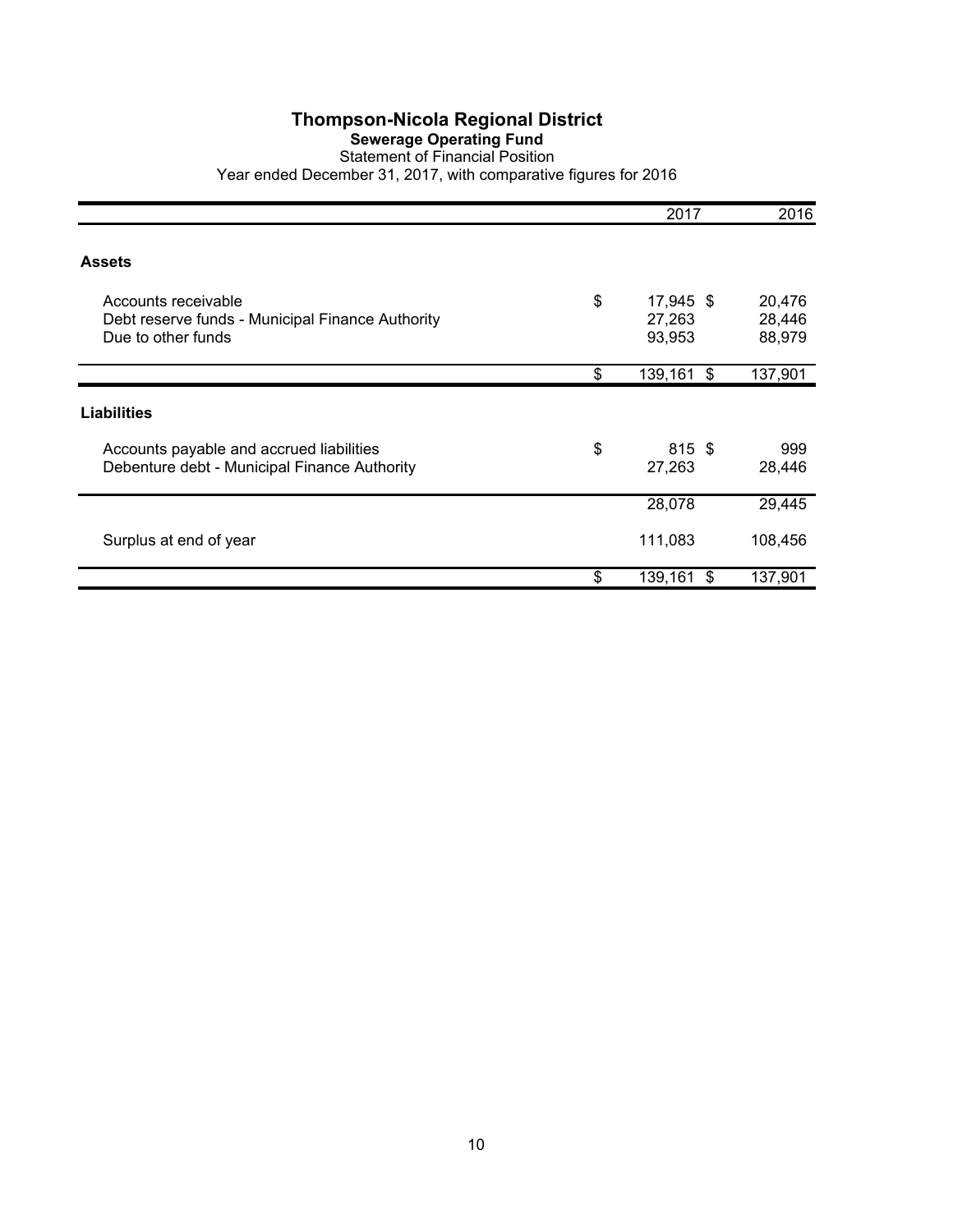# Thompson-Nicola Regional District

## Sewerage Operating Fund

Statement of Financial Position

Year ended December 31, 2017, with comparative figures for 2016

| | 2017 | 2016 |
|---|---|---|
| **Assets** | | |
| Accounts receivable | $ 17,945 | $ 20,476 |
| Debt reserve funds - Municipal Finance Authority | 27,263 | 28,446 |
| Due to other funds | 93,953 | 88,979 |
| | $ 139,161 | $ 137,901 |
| **Liabilities** | | |
| Accounts payable and accrued liabilities | $ 815 | $ 999 |
| Debenture debt - Municipal Finance Authority | 27,263 | 28,446 |
| | 28,078 | 29,445 |
| Surplus at end of year | 111,083 | 108,456 |
| | $ 139,161 | $ 137,901 |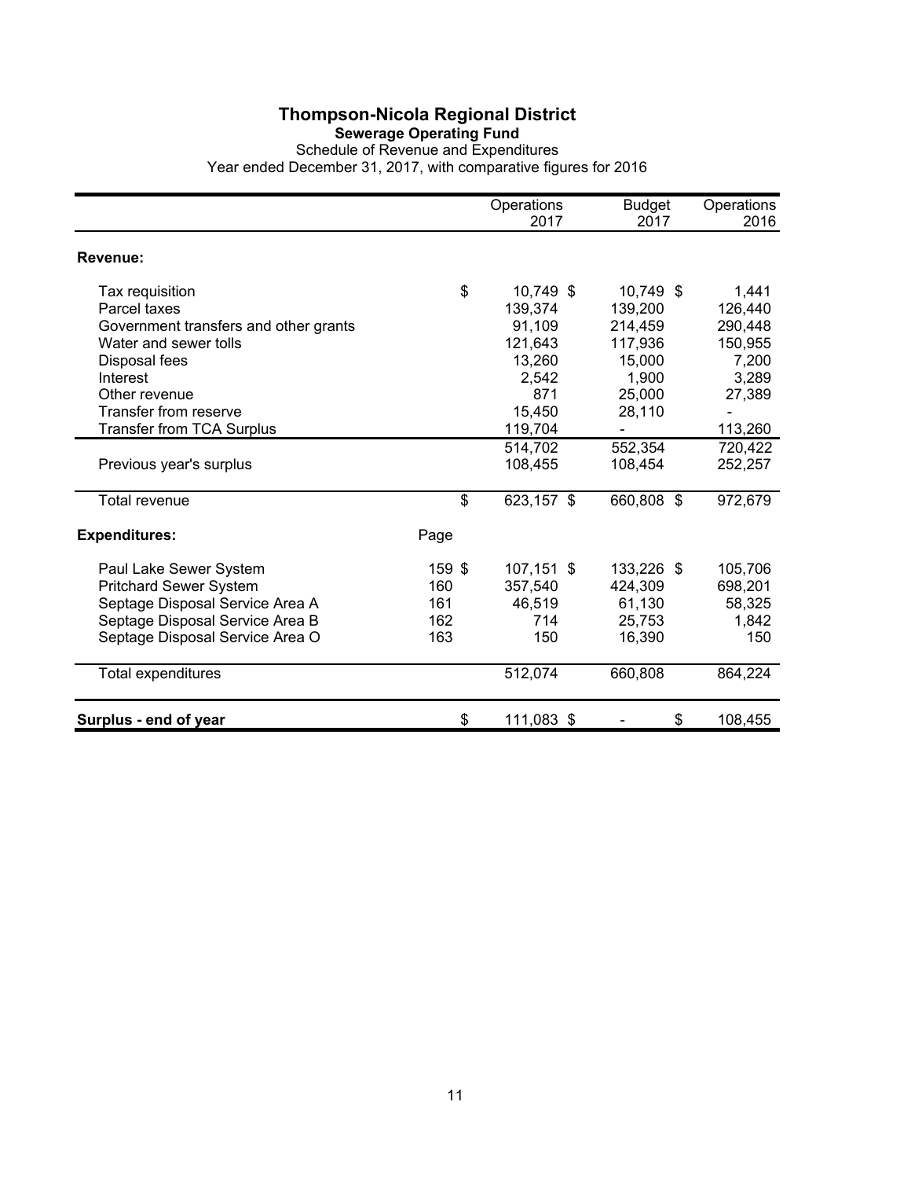# Thompson-Nicola Regional District

## Sewerage Operating Fund

Schedule of Revenue and Expenditures

Year ended December 31, 2017, with comparative figures for 2016

| | Page | Operations 2017 | Budget 2017 | Operations 2016 |
|---|---|---|---|---|
| **Revenue:** | | | | |
| Tax requisition | | $ 10,749 | $ 10,749 | $ 1,441 |
| Parcel taxes | | 139,374 | 139,200 | 126,440 |
| Government transfers and other grants | | 91,109 | 214,459 | 290,448 |
| Water and sewer tolls | | 121,643 | 117,936 | 150,955 |
| Disposal fees | | 13,260 | 15,000 | 7,200 |
| Interest | | 2,542 | 1,900 | 3,289 |
| Other revenue | | 871 | 25,000 | 27,389 |
| Transfer from reserve | | 15,450 | 28,110 | - |
| Transfer from TCA Surplus | | 119,704 | - | 113,260 |
| | | 514,702 | 552,354 | 720,422 |
| Previous year's surplus | | 108,455 | 108,454 | 252,257 |
| Total revenue | | $ 623,157 | $ 660,808 | $ 972,679 |
| **Expenditures:** | Page | | | |
| Paul Lake Sewer System | 159 | $ 107,151 | $ 133,226 | $ 105,706 |
| Pritchard Sewer System | 160 | 357,540 | 424,309 | 698,201 |
| Septage Disposal Service Area A | 161 | 46,519 | 61,130 | 58,325 |
| Septage Disposal Service Area B | 162 | 714 | 25,753 | 1,842 |
| Septage Disposal Service Area O | 163 | 150 | 16,390 | 150 |
| Total expenditures | | 512,074 | 660,808 | 864,224 |
| **Surplus - end of year** | | $ 111,083 | $ - | $ 108,455 |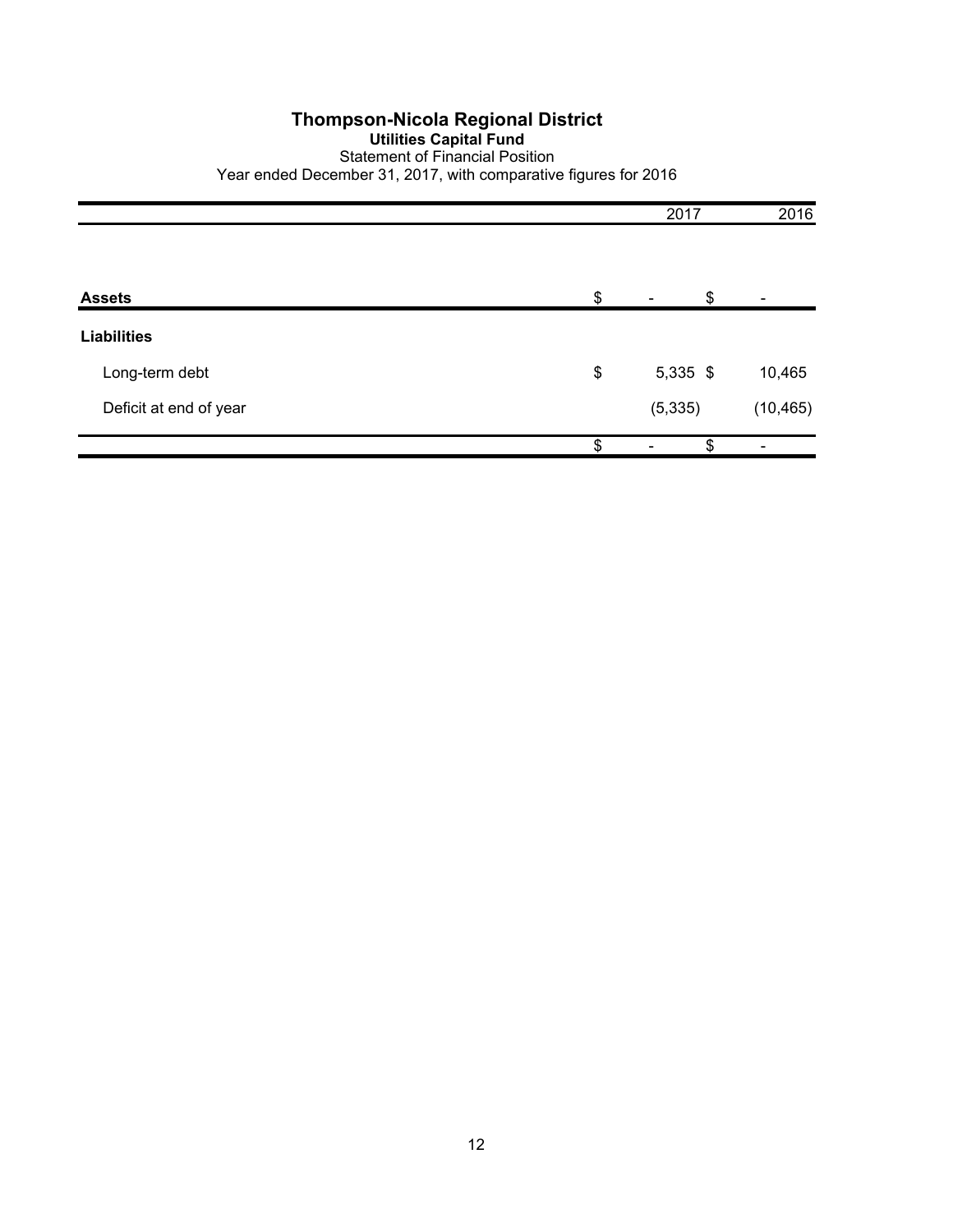# Thompson-Nicola Regional District

## Utilities Capital Fund

Statement of Financial Position

Year ended December 31, 2017, with comparative figures for 2016

| | 2017 | 2016 |
|---|---|---|
| **Assets** | $ - | $ - |
| **Liabilities** | | |
| Long-term debt | $ 5,335 | $ 10,465 |
| Deficit at end of year | (5,335) | (10,465) |
| | $ - | $ - |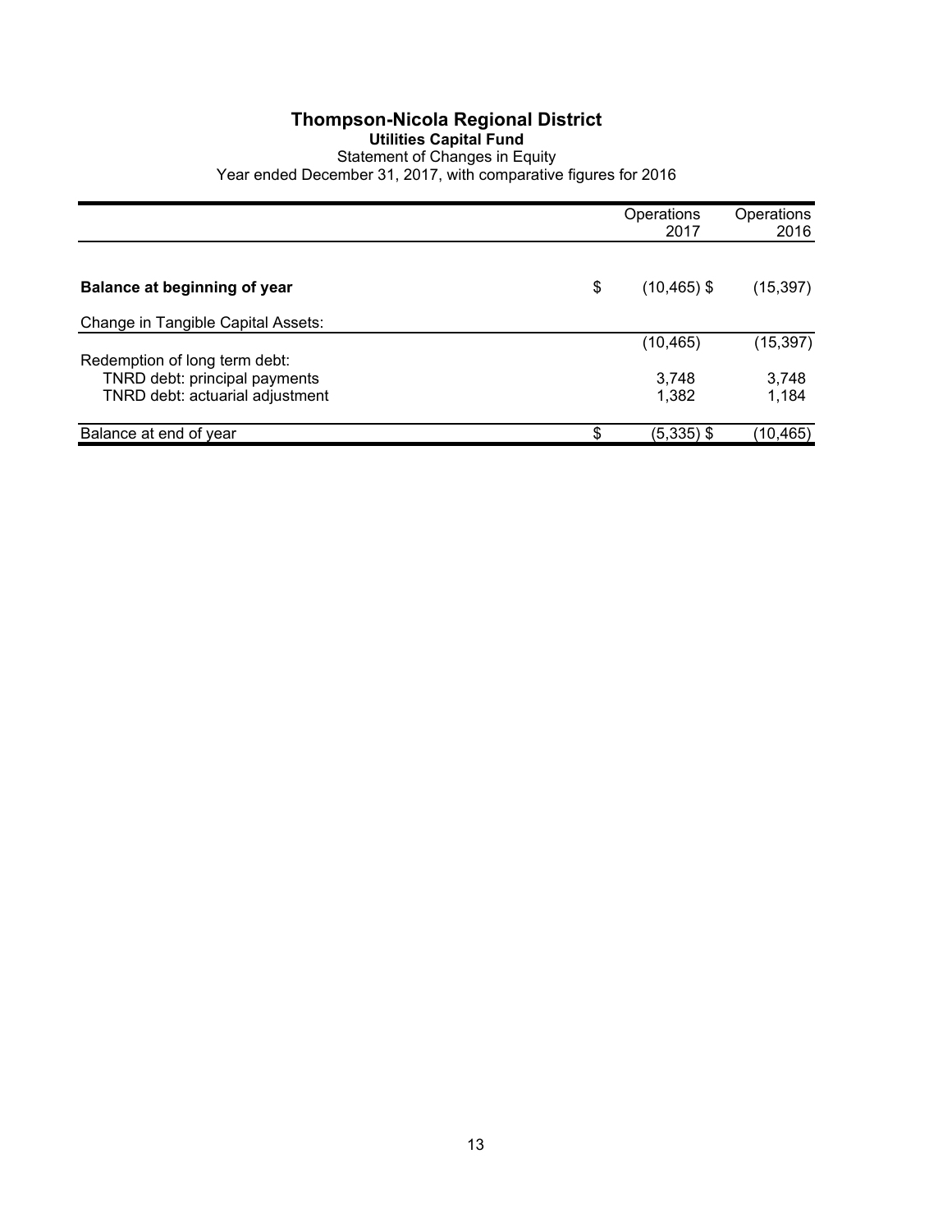# Thompson-Nicola Regional District

## Utilities Capital Fund

Statement of Changes in Equity

Year ended December 31, 2017, with comparative figures for 2016

| | Operations 2017 | Operations 2016 |
|---|---|---|
| **Balance at beginning of year** | $ (10,465) | $ (15,397) |
| Change in Tangible Capital Assets: | | |
| | (10,465) | (15,397) |
| Redemption of long term debt: | | |
| TNRD debt: principal payments | 3,748 | 3,748 |
| TNRD debt: actuarial adjustment | 1,382 | 1,184 |
| Balance at end of year | $ (5,335) | $ (10,465) |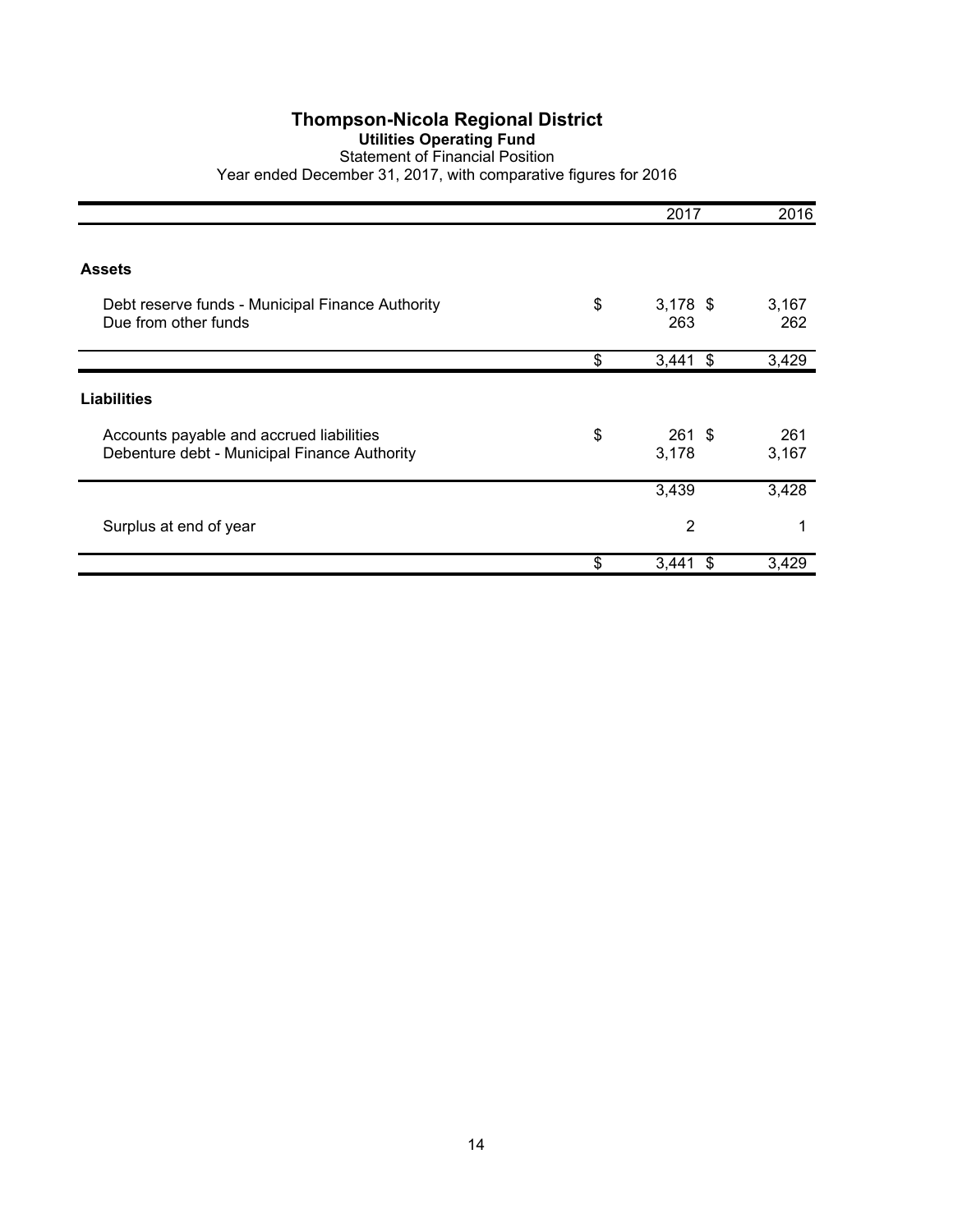# Thompson-Nicola Regional District

## Utilities Operating Fund

Statement of Financial Position

Year ended December 31, 2017, with comparative figures for 2016

| | 2017 | 2016 |
|---|---|---|
| **Assets** | | |
| Debt reserve funds - Municipal Finance Authority | $ 3,178 | $ 3,167 |
| Due from other funds | 263 | 262 |
| | $ 3,441 | $ 3,429 |
| **Liabilities** | | |
| Accounts payable and accrued liabilities | $ 261 | $ 261 |
| Debenture debt - Municipal Finance Authority | 3,178 | 3,167 |
| | 3,439 | 3,428 |
| Surplus at end of year | 2 | 1 |
| | $ 3,441 | $ 3,429 |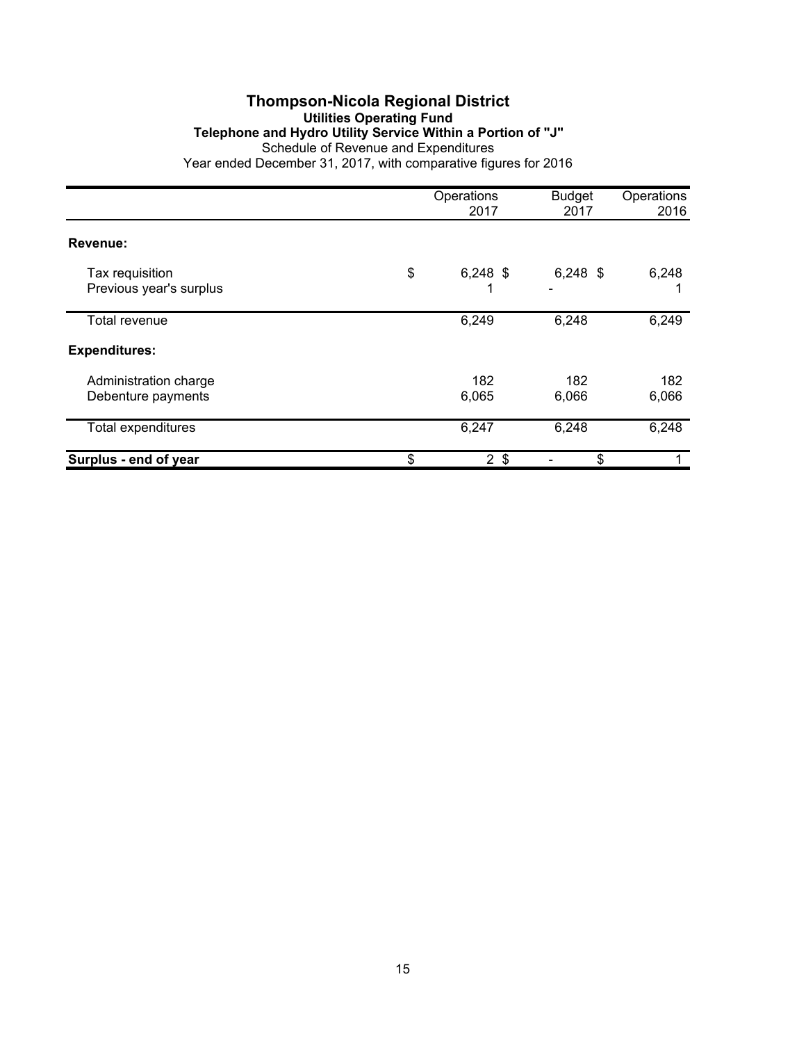# Thompson-Nicola Regional District

## Utilities Operating Fund

### Telephone and Hydro Utility Service Within a Portion of "J"

Schedule of Revenue and Expenditures

Year ended December 31, 2017, with comparative figures for 2016

| | Operations 2017 | Budget 2017 | Operations 2016 |
|---|---|---|---|
| **Revenue:** | | | |
| Tax requisition | $ 6,248 | $ 6,248 | $ 6,248 |
| Previous year's surplus | 1 | - | 1 |
| Total revenue | 6,249 | 6,248 | 6,249 |
| **Expenditures:** | | | |
| Administration charge | 182 | 182 | 182 |
| Debenture payments | 6,065 | 6,066 | 6,066 |
| Total expenditures | 6,247 | 6,248 | 6,248 |
| **Surplus - end of year** | $ 2 | $ - | $ 1 |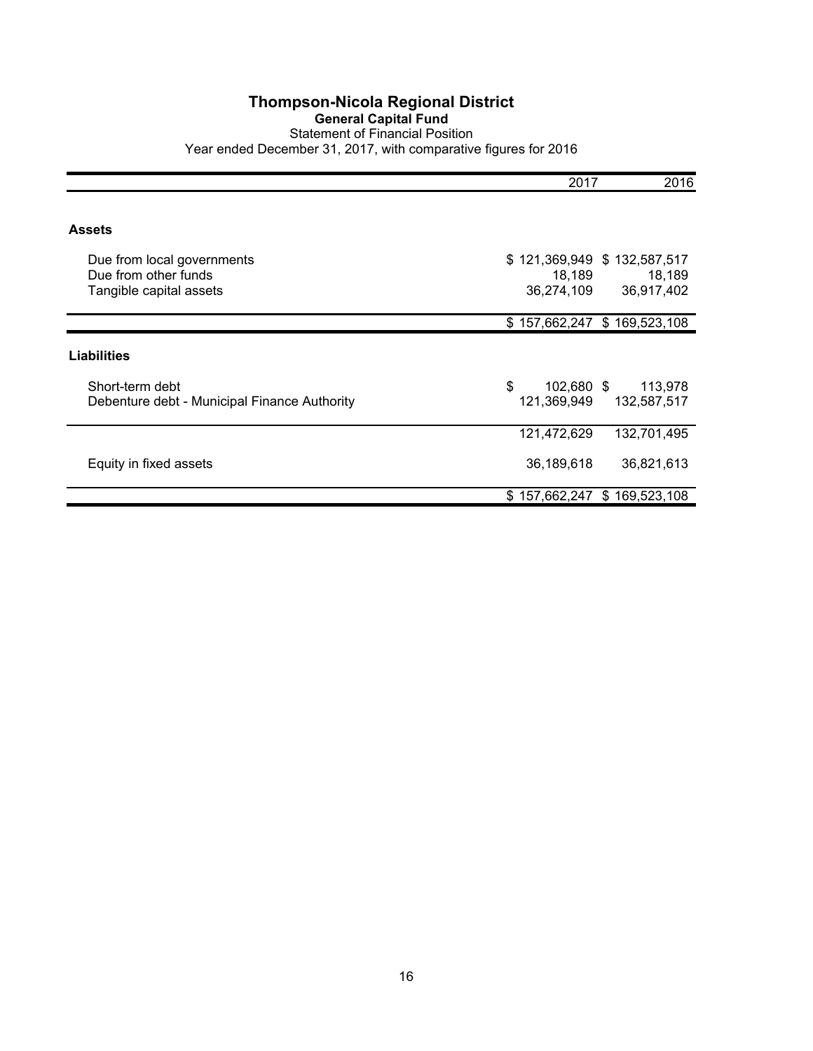# Thompson-Nicola Regional District

## General Capital Fund

Statement of Financial Position

Year ended December 31, 2017, with comparative figures for 2016

| | 2017 | 2016 |
|---|---|---|
| **Assets** | | |
| Due from local governments | $ 121,369,949 | $ 132,587,517 |
| Due from other funds | 18,189 | 18,189 |
| Tangible capital assets | 36,274,109 | 36,917,402 |
| | $ 157,662,247 | $ 169,523,108 |
| **Liabilities** | | |
| Short-term debt | $ 102,680 | $ 113,978 |
| Debenture debt - Municipal Finance Authority | 121,369,949 | 132,587,517 |
| | 121,472,629 | 132,701,495 |
| Equity in fixed assets | 36,189,618 | 36,821,613 |
| | $ 157,662,247 | $ 169,523,108 |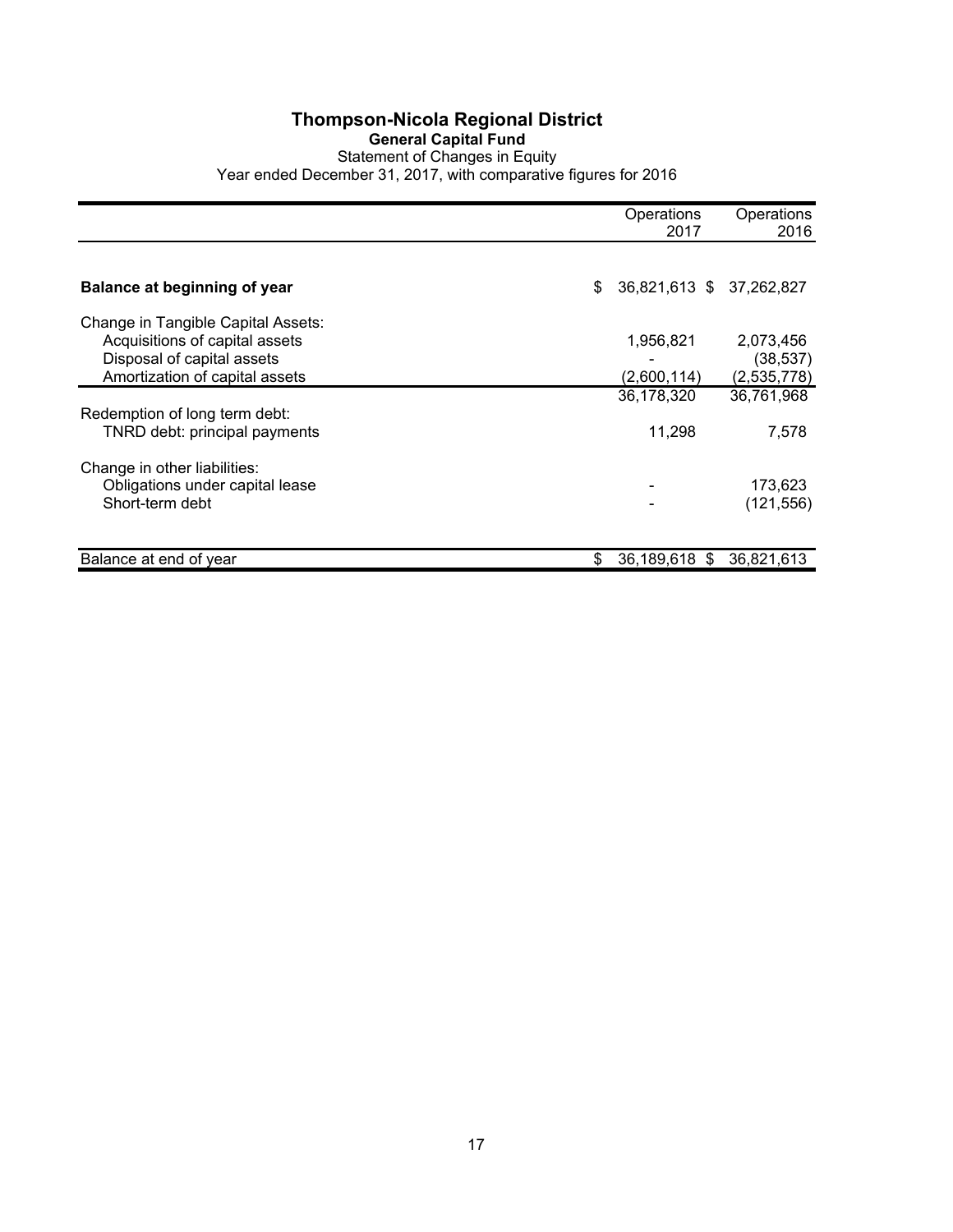# Thompson-Nicola Regional District

## General Capital Fund

Statement of Changes in Equity

Year ended December 31, 2017, with comparative figures for 2016

| | Operations 2017 | Operations 2016 |
|---|---|---|
| **Balance at beginning of year** | $ 36,821,613 | $ 37,262,827 |
| Change in Tangible Capital Assets: | | |
| Acquisitions of capital assets | 1,956,821 | 2,073,456 |
| Disposal of capital assets | - | (38,537) |
| Amortization of capital assets | (2,600,114) | (2,535,778) |
| | 36,178,320 | 36,761,968 |
| Redemption of long term debt: | | |
| TNRD debt: principal payments | 11,298 | 7,578 |
| Change in other liabilities: | | |
| Obligations under capital lease | - | 173,623 |
| Short-term debt | - | (121,556) |
| Balance at end of year | $ 36,189,618 | $ 36,821,613 |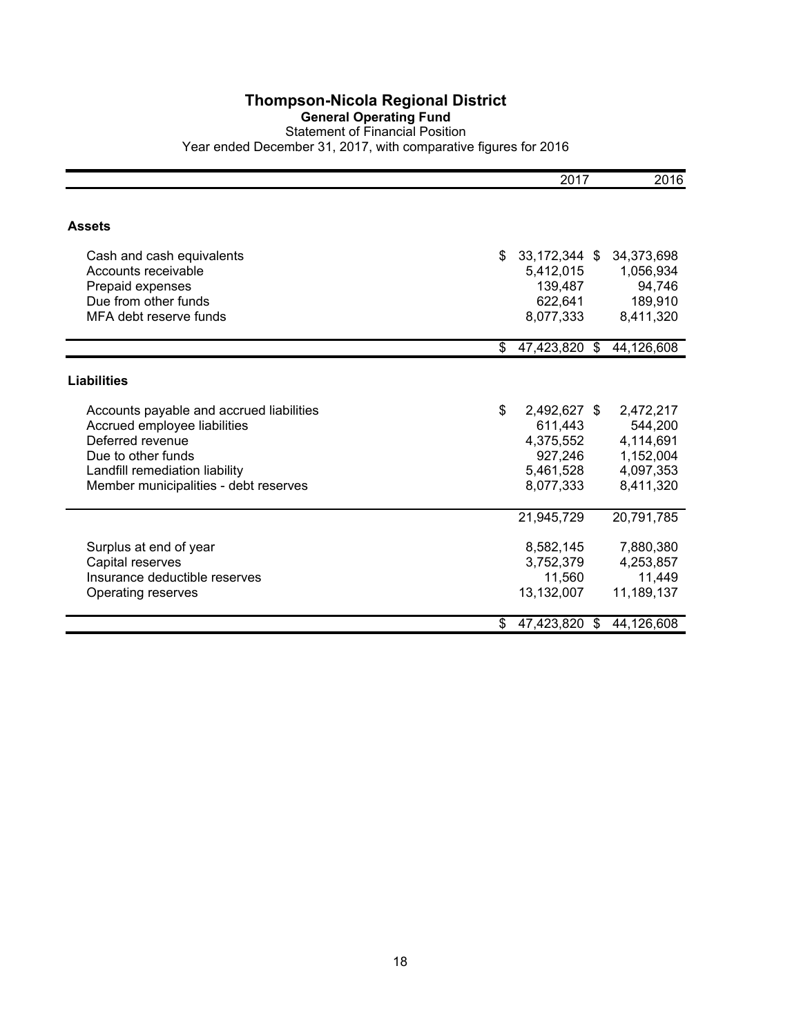# Thompson-Nicola Regional District

## General Operating Fund

Statement of Financial Position

Year ended December 31, 2017, with comparative figures for 2016

| | 2017 | 2016 |
|---|---|---|
| **Assets** | | |
| Cash and cash equivalents | $ 33,172,344 | $ 34,373,698 |
| Accounts receivable | 5,412,015 | 1,056,934 |
| Prepaid expenses | 139,487 | 94,746 |
| Due from other funds | 622,641 | 189,910 |
| MFA debt reserve funds | 8,077,333 | 8,411,320 |
| | $ 47,423,820 | $ 44,126,608 |
| **Liabilities** | | |
| Accounts payable and accrued liabilities | $ 2,492,627 | $ 2,472,217 |
| Accrued employee liabilities | 611,443 | 544,200 |
| Deferred revenue | 4,375,552 | 4,114,691 |
| Due to other funds | 927,246 | 1,152,004 |
| Landfill remediation liability | 5,461,528 | 4,097,353 |
| Member municipalities - debt reserves | 8,077,333 | 8,411,320 |
| | 21,945,729 | 20,791,785 |
| Surplus at end of year | 8,582,145 | 7,880,380 |
| Capital reserves | 3,752,379 | 4,253,857 |
| Insurance deductible reserves | 11,560 | 11,449 |
| Operating reserves | 13,132,007 | 11,189,137 |
| | $ 47,423,820 | $ 44,126,608 |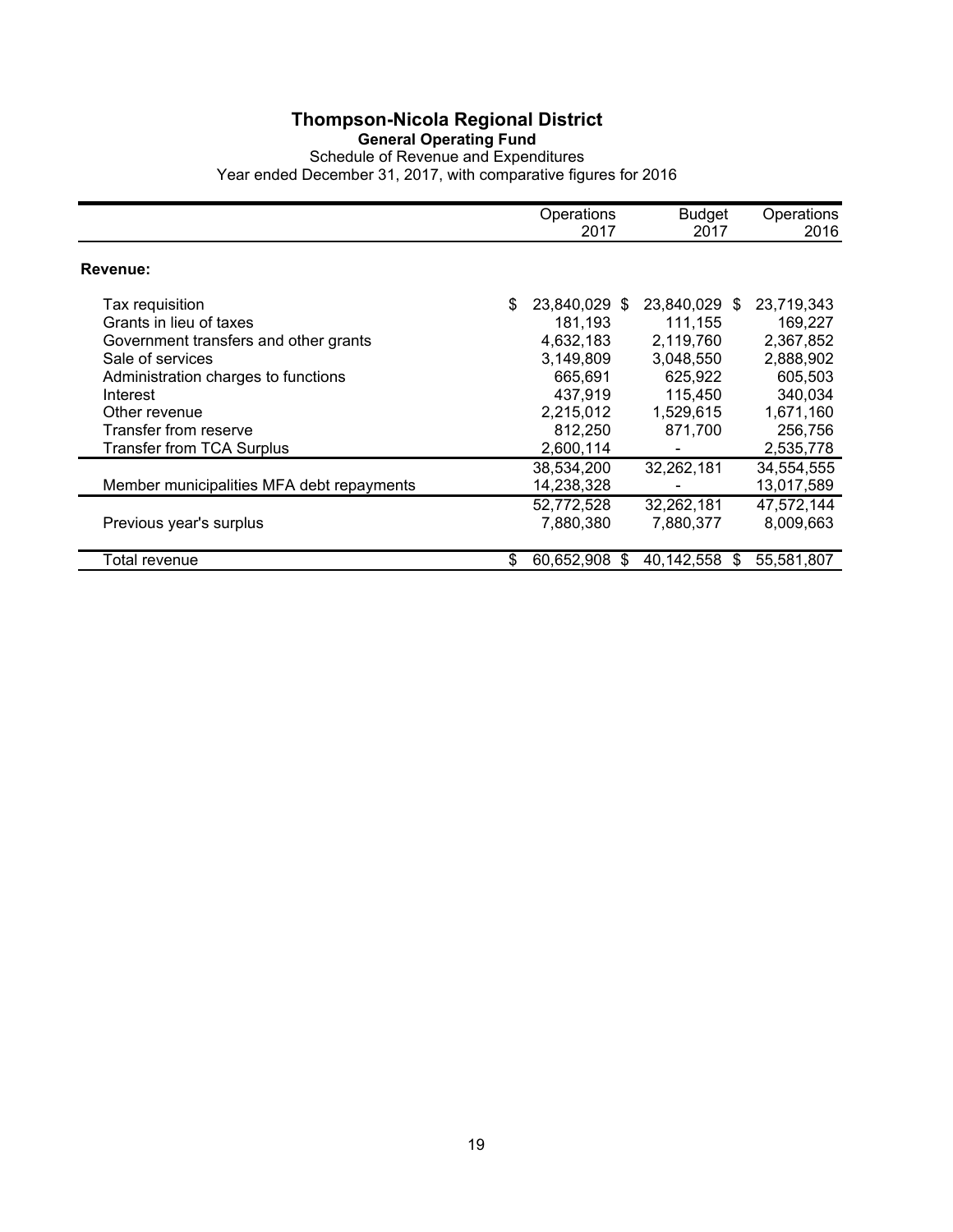# Thompson-Nicola Regional District

## General Operating Fund

Schedule of Revenue and Expenditures

Year ended December 31, 2017, with comparative figures for 2016

| | Operations 2017 | Budget 2017 | Operations 2016 |
|---|---|---|---|
| **Revenue:** | | | |
| Tax requisition | $ 23,840,029 | $ 23,840,029 | $ 23,719,343 |
| Grants in lieu of taxes | 181,193 | 111,155 | 169,227 |
| Government transfers and other grants | 4,632,183 | 2,119,760 | 2,367,852 |
| Sale of services | 3,149,809 | 3,048,550 | 2,888,902 |
| Administration charges to functions | 665,691 | 625,922 | 605,503 |
| Interest | 437,919 | 115,450 | 340,034 |
| Other revenue | 2,215,012 | 1,529,615 | 1,671,160 |
| Transfer from reserve | 812,250 | 871,700 | 256,756 |
| Transfer from TCA Surplus | 2,600,114 | - | 2,535,778 |
| | 38,534,200 | 32,262,181 | 34,554,555 |
| Member municipalities MFA debt repayments | 14,238,328 | - | 13,017,589 |
| | 52,772,528 | 32,262,181 | 47,572,144 |
| Previous year's surplus | 7,880,380 | 7,880,377 | 8,009,663 |
| Total revenue | $ 60,652,908 | $ 40,142,558 | $ 55,581,807 |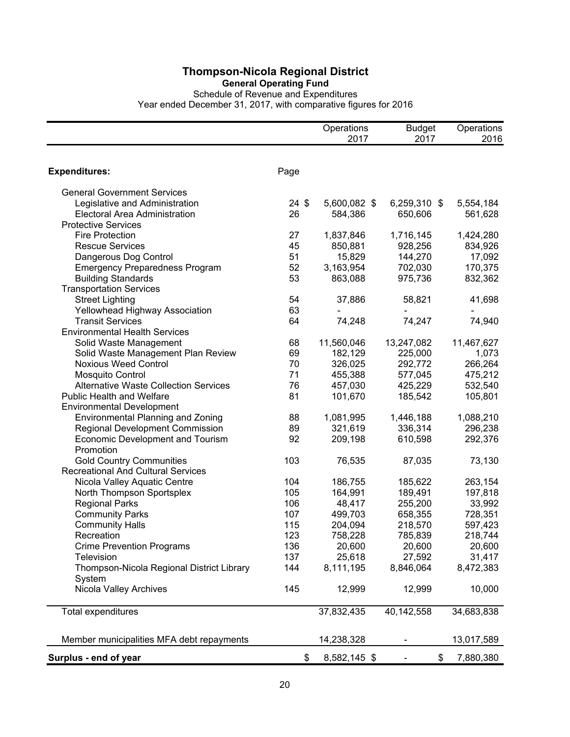# Thompson-Nicola Regional District

## General Operating Fund

Schedule of Revenue and Expenditures

Year ended December 31, 2017, with comparative figures for 2016

| | | Operations 2017 | Budget 2017 | Operations 2016 |
|---|---|---|---|---|
| **Expenditures:** | Page | | | |
| General Government Services | | | | |
| Legislative and Administration | 24 | $ 5,600,082 | $ 6,259,310 | $ 5,554,184 |
| Electoral Area Administration | 26 | 584,386 | 650,606 | 561,628 |
| Protective Services | | | | |
| Fire Protection | 27 | 1,837,846 | 1,716,145 | 1,424,280 |
| Rescue Services | 45 | 850,881 | 928,256 | 834,926 |
| Dangerous Dog Control | 51 | 15,829 | 144,270 | 17,092 |
| Emergency Preparedness Program | 52 | 3,163,954 | 702,030 | 170,375 |
| Building Standards | 53 | 863,088 | 975,736 | 832,362 |
| Transportation Services | | | | |
| Street Lighting | 54 | 37,886 | 58,821 | 41,698 |
| Yellowhead Highway Association | 63 | - | - | - |
| Transit Services | 64 | 74,248 | 74,247 | 74,940 |
| Environmental Health Services | | | | |
| Solid Waste Management | 68 | 11,560,046 | 13,247,082 | 11,467,627 |
| Solid Waste Management Plan Review | 69 | 182,129 | 225,000 | 1,073 |
| Noxious Weed Control | 70 | 326,025 | 292,772 | 266,264 |
| Mosquito Control | 71 | 455,388 | 577,045 | 475,212 |
| Alternative Waste Collection Services | 76 | 457,030 | 425,229 | 532,540 |
| Public Health and Welfare | 81 | 101,670 | 185,542 | 105,801 |
| Environmental Development | | | | |
| Environmental Planning and Zoning | 88 | 1,081,995 | 1,446,188 | 1,088,210 |
| Regional Development Commission | 89 | 321,619 | 336,314 | 296,238 |
| Economic Development and Tourism Promotion | 92 | 209,198 | 610,598 | 292,376 |
| Gold Country Communities | 103 | 76,535 | 87,035 | 73,130 |
| Recreational And Cultural Services | | | | |
| Nicola Valley Aquatic Centre | 104 | 186,755 | 185,622 | 263,154 |
| North Thompson Sportsplex | 105 | 164,991 | 189,491 | 197,818 |
| Regional Parks | 106 | 48,417 | 255,200 | 33,992 |
| Community Parks | 107 | 499,703 | 658,355 | 728,351 |
| Community Halls | 115 | 204,094 | 218,570 | 597,423 |
| Recreation | 123 | 758,228 | 785,839 | 218,744 |
| Crime Prevention Programs | 136 | 20,600 | 20,600 | 20,600 |
| Television | 137 | 25,618 | 27,592 | 31,417 |
| Thompson-Nicola Regional District Library System | 144 | 8,111,195 | 8,846,064 | 8,472,383 |
| Nicola Valley Archives | 145 | 12,999 | 12,999 | 10,000 |
| Total expenditures | | 37,832,435 | 40,142,558 | 34,683,838 |
| Member municipalities MFA debt repayments | | 14,238,328 | - | 13,017,589 |
| **Surplus - end of year** | | $ 8,582,145 | $ - | $ 7,880,380 |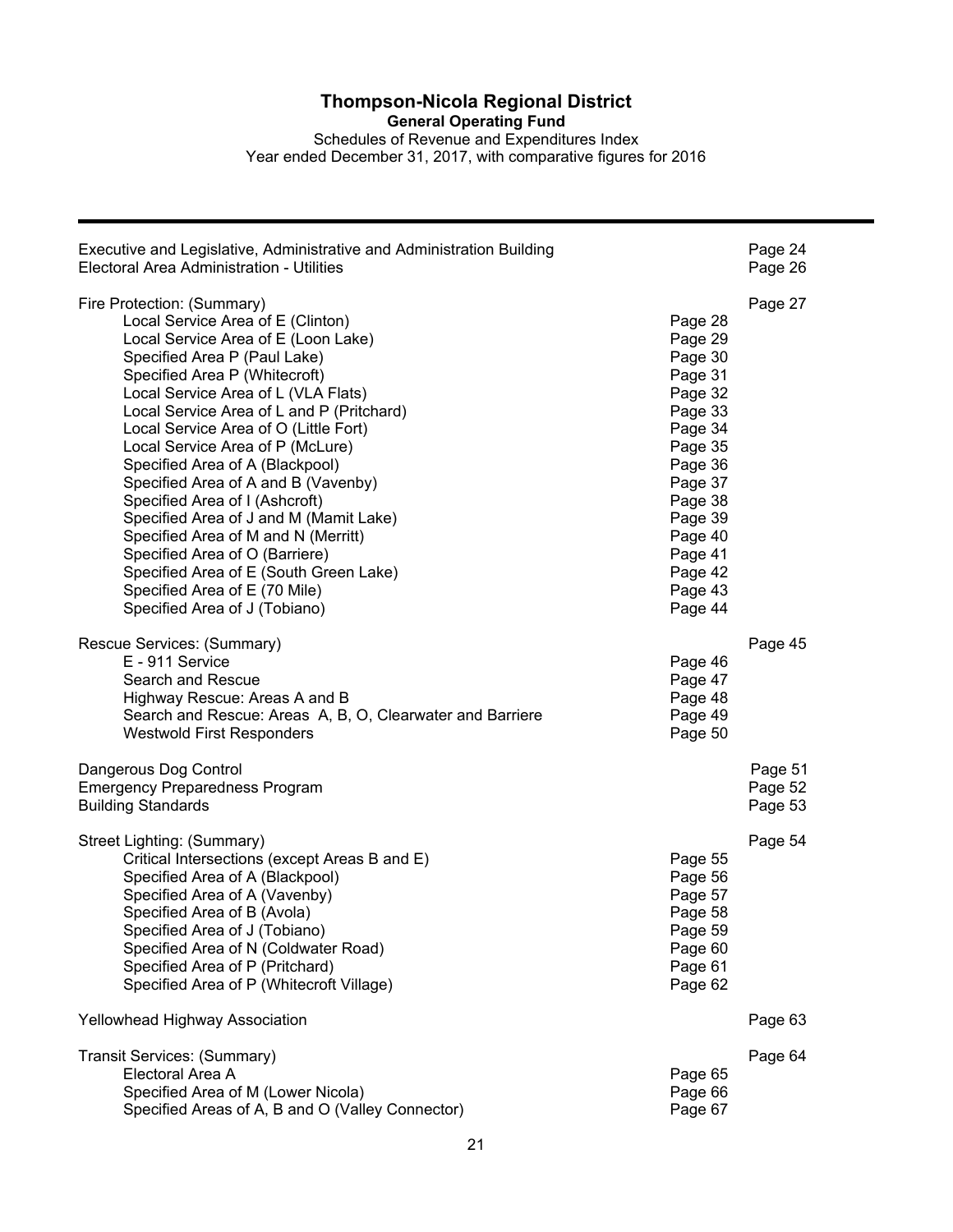# Thompson-Nicola Regional District

**General Operating Fund**

Schedules of Revenue and Expenditures Index

Year ended December 31, 2017, with comparative figures for 2016

| | | |
|---|---|---|
| Executive and Legislative, Administrative and Administration Building | | Page 24 |
| Electoral Area Administration - Utilities | | Page 26 |
| | | |
| Fire Protection: (Summary) | | Page 27 |
| Local Service Area of E (Clinton) | Page 28 | |
| Local Service Area of E (Loon Lake) | Page 29 | |
| Specified Area P (Paul Lake) | Page 30 | |
| Specified Area P (Whitecroft) | Page 31 | |
| Local Service Area of L (VLA Flats) | Page 32 | |
| Local Service Area of L and P (Pritchard) | Page 33 | |
| Local Service Area of O (Little Fort) | Page 34 | |
| Local Service Area of P (McLure) | Page 35 | |
| Specified Area of A (Blackpool) | Page 36 | |
| Specified Area of A and B (Vavenby) | Page 37 | |
| Specified Area of I (Ashcroft) | Page 38 | |
| Specified Area of J and M (Mamit Lake) | Page 39 | |
| Specified Area of M and N (Merritt) | Page 40 | |
| Specified Area of O (Barriere) | Page 41 | |
| Specified Area of E (South Green Lake) | Page 42 | |
| Specified Area of E (70 Mile) | Page 43 | |
| Specified Area of J (Tobiano) | Page 44 | |
| | | |
| Rescue Services: (Summary) | | Page 45 |
| E - 911 Service | Page 46 | |
| Search and Rescue | Page 47 | |
| Highway Rescue: Areas A and B | Page 48 | |
| Search and Rescue: Areas A, B, O, Clearwater and Barriere | Page 49 | |
| Westwold First Responders | Page 50 | |
| | | |
| Dangerous Dog Control | | Page 51 |
| Emergency Preparedness Program | | Page 52 |
| Building Standards | | Page 53 |
| | | |
| Street Lighting: (Summary) | | Page 54 |
| Critical Intersections (except Areas B and E) | Page 55 | |
| Specified Area of A (Blackpool) | Page 56 | |
| Specified Area of A (Vavenby) | Page 57 | |
| Specified Area of B (Avola) | Page 58 | |
| Specified Area of J (Tobiano) | Page 59 | |
| Specified Area of N (Coldwater Road) | Page 60 | |
| Specified Area of P (Pritchard) | Page 61 | |
| Specified Area of P (Whitecroft Village) | Page 62 | |
| | | |
| Yellowhead Highway Association | | Page 63 |
| | | |
| Transit Services: (Summary) | | Page 64 |
| Electoral Area A | Page 65 | |
| Specified Area of M (Lower Nicola) | Page 66 | |
| Specified Areas of A, B and O (Valley Connector) | Page 67 | |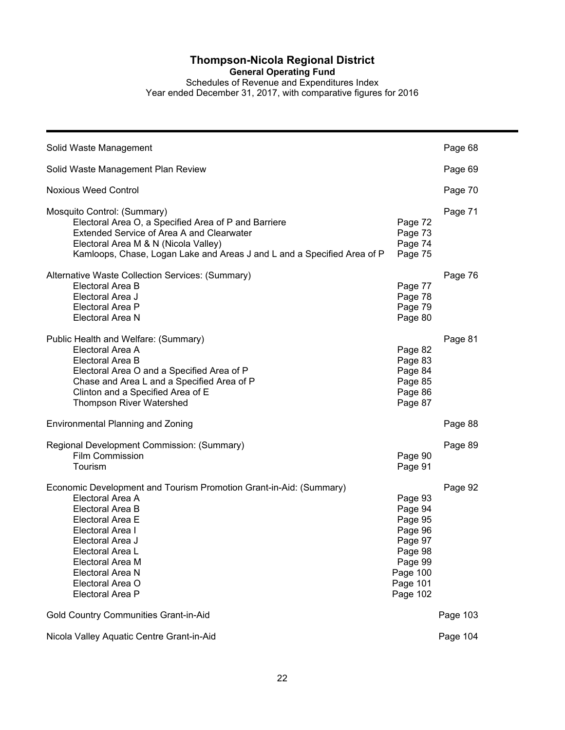# Thompson-Nicola Regional District

**General Operating Fund**

Schedules of Revenue and Expenditures Index

Year ended December 31, 2017, with comparative figures for 2016

| | | |
|---|---|---|
| Solid Waste Management | | Page 68 |
| Solid Waste Management Plan Review | | Page 69 |
| Noxious Weed Control | | Page 70 |
| Mosquito Control: (Summary) | | Page 71 |
| Electoral Area O, a Specified Area of P and Barriere | Page 72 | |
| Extended Service of Area A and Clearwater | Page 73 | |
| Electoral Area M & N (Nicola Valley) | Page 74 | |
| Kamloops, Chase, Logan Lake and Areas J and L and a Specified Area of P | Page 75 | |
| Alternative Waste Collection Services: (Summary) | | Page 76 |
| Electoral Area B | Page 77 | |
| Electoral Area J | Page 78 | |
| Electoral Area P | Page 79 | |
| Electoral Area N | Page 80 | |
| Public Health and Welfare: (Summary) | | Page 81 |
| Electoral Area A | Page 82 | |
| Electoral Area B | Page 83 | |
| Electoral Area O and a Specified Area of P | Page 84 | |
| Chase and Area L and a Specified Area of P | Page 85 | |
| Clinton and a Specified Area of E | Page 86 | |
| Thompson River Watershed | Page 87 | |
| Environmental Planning and Zoning | | Page 88 |
| Regional Development Commission: (Summary) | | Page 89 |
| Film Commission | Page 90 | |
| Tourism | Page 91 | |
| Economic Development and Tourism Promotion Grant-in-Aid: (Summary) | | Page 92 |
| Electoral Area A | Page 93 | |
| Electoral Area B | Page 94 | |
| Electoral Area E | Page 95 | |
| Electoral Area I | Page 96 | |
| Electoral Area J | Page 97 | |
| Electoral Area L | Page 98 | |
| Electoral Area M | Page 99 | |
| Electoral Area N | Page 100 | |
| Electoral Area O | Page 101 | |
| Electoral Area P | Page 102 | |
| Gold Country Communities Grant-in-Aid | | Page 103 |
| Nicola Valley Aquatic Centre Grant-in-Aid | | Page 104 |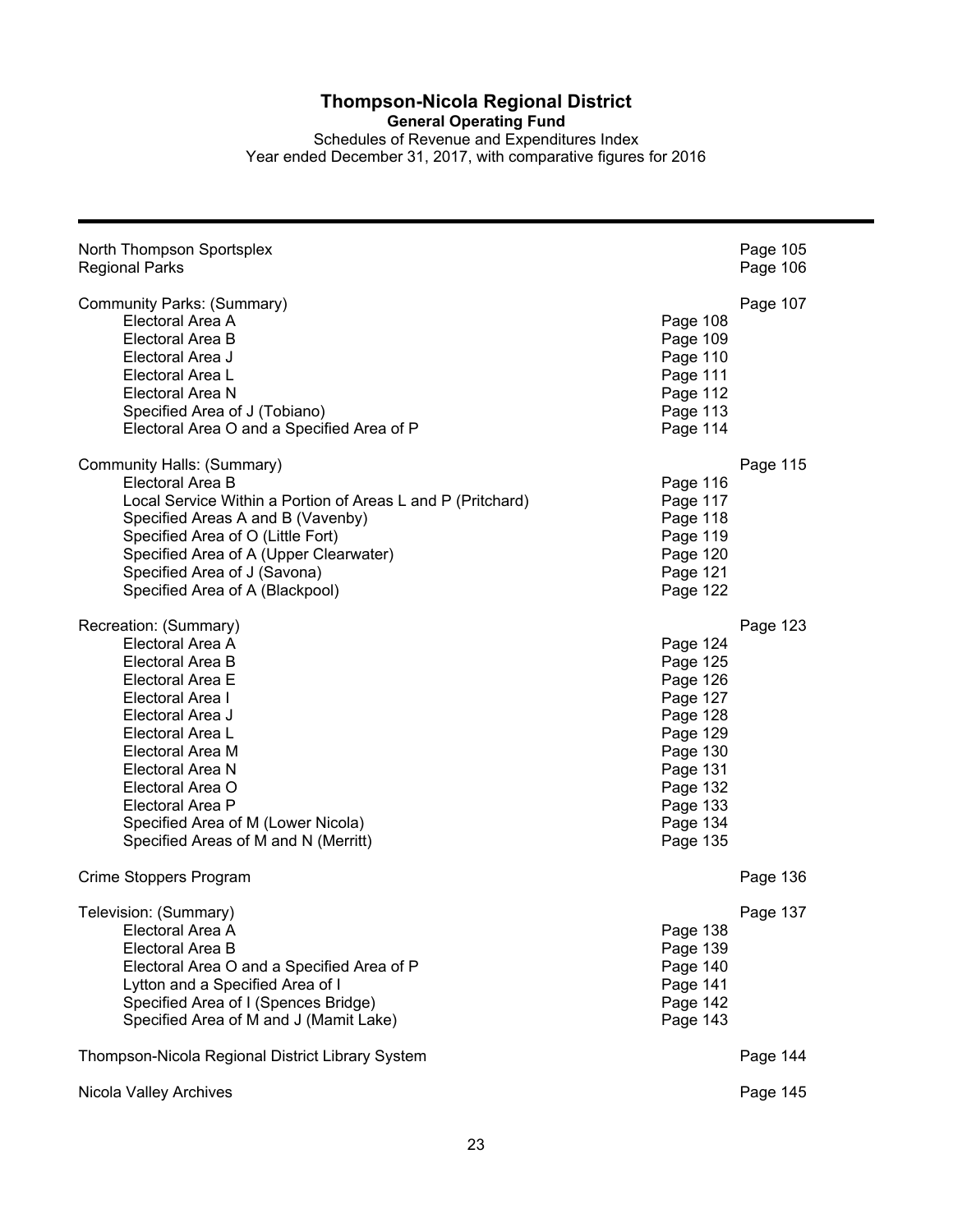# Thompson-Nicola Regional District

**General Operating Fund**

Schedules of Revenue and Expenditures Index

Year ended December 31, 2017, with comparative figures for 2016

| | | |
|---|---|---|
| North Thompson Sportsplex | | Page 105 |
| Regional Parks | | Page 106 |
| | | |
| Community Parks: (Summary) | | Page 107 |
| Electoral Area A | Page 108 | |
| Electoral Area B | Page 109 | |
| Electoral Area J | Page 110 | |
| Electoral Area L | Page 111 | |
| Electoral Area N | Page 112 | |
| Specified Area of J (Tobiano) | Page 113 | |
| Electoral Area O and a Specified Area of P | Page 114 | |
| | | |
| Community Halls: (Summary) | | Page 115 |
| Electoral Area B | Page 116 | |
| Local Service Within a Portion of Areas L and P (Pritchard) | Page 117 | |
| Specified Areas A and B (Vavenby) | Page 118 | |
| Specified Area of O (Little Fort) | Page 119 | |
| Specified Area of A (Upper Clearwater) | Page 120 | |
| Specified Area of J (Savona) | Page 121 | |
| Specified Area of A (Blackpool) | Page 122 | |
| | | |
| Recreation: (Summary) | | Page 123 |
| Electoral Area A | Page 124 | |
| Electoral Area B | Page 125 | |
| Electoral Area E | Page 126 | |
| Electoral Area I | Page 127 | |
| Electoral Area J | Page 128 | |
| Electoral Area L | Page 129 | |
| Electoral Area M | Page 130 | |
| Electoral Area N | Page 131 | |
| Electoral Area O | Page 132 | |
| Electoral Area P | Page 133 | |
| Specified Area of M (Lower Nicola) | Page 134 | |
| Specified Areas of M and N (Merritt) | Page 135 | |
| | | |
| Crime Stoppers Program | | Page 136 |
| | | |
| Television: (Summary) | | Page 137 |
| Electoral Area A | Page 138 | |
| Electoral Area B | Page 139 | |
| Electoral Area O and a Specified Area of P | Page 140 | |
| Lytton and a Specified Area of I | Page 141 | |
| Specified Area of I (Spences Bridge) | Page 142 | |
| Specified Area of M and J (Mamit Lake) | Page 143 | |
| | | |
| Thompson-Nicola Regional District Library System | | Page 144 |
| | | |
| Nicola Valley Archives | | Page 145 |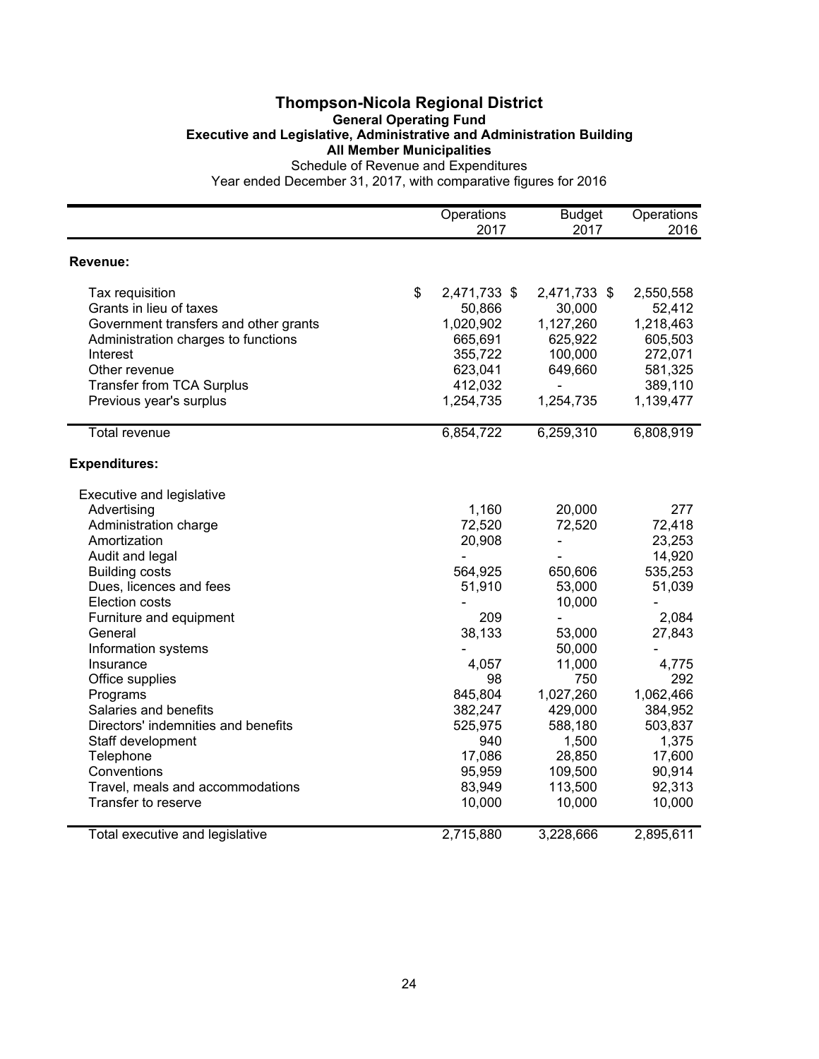# Thompson-Nicola Regional District

### General Operating Fund

### Executive and Legislative, Administrative and Administration Building

### All Member Municipalities

Schedule of Revenue and Expenditures

Year ended December 31, 2017, with comparative figures for 2016

| | Operations 2017 | Budget 2017 | Operations 2016 |
|---|---|---|---|
| **Revenue:** | | | |
| Tax requisition | $ 2,471,733 | $ 2,471,733 | $ 2,550,558 |
| Grants in lieu of taxes | 50,866 | 30,000 | 52,412 |
| Government transfers and other grants | 1,020,902 | 1,127,260 | 1,218,463 |
| Administration charges to functions | 665,691 | 625,922 | 605,503 |
| Interest | 355,722 | 100,000 | 272,071 |
| Other revenue | 623,041 | 649,660 | 581,325 |
| Transfer from TCA Surplus | 412,032 | - | 389,110 |
| Previous year's surplus | 1,254,735 | 1,254,735 | 1,139,477 |
| Total revenue | 6,854,722 | 6,259,310 | 6,808,919 |
| **Expenditures:** | | | |
| Executive and legislative | | | |
| Advertising | 1,160 | 20,000 | 277 |
| Administration charge | 72,520 | 72,520 | 72,418 |
| Amortization | 20,908 | - | 23,253 |
| Audit and legal | - | - | 14,920 |
| Building costs | 564,925 | 650,606 | 535,253 |
| Dues, licences and fees | 51,910 | 53,000 | 51,039 |
| Election costs | - | 10,000 | - |
| Furniture and equipment | 209 | - | 2,084 |
| General | 38,133 | 53,000 | 27,843 |
| Information systems | - | 50,000 | - |
| Insurance | 4,057 | 11,000 | 4,775 |
| Office supplies | 98 | 750 | 292 |
| Programs | 845,804 | 1,027,260 | 1,062,466 |
| Salaries and benefits | 382,247 | 429,000 | 384,952 |
| Directors' indemnities and benefits | 525,975 | 588,180 | 503,837 |
| Staff development | 940 | 1,500 | 1,375 |
| Telephone | 17,086 | 28,850 | 17,600 |
| Conventions | 95,959 | 109,500 | 90,914 |
| Travel, meals and accommodations | 83,949 | 113,500 | 92,313 |
| Transfer to reserve | 10,000 | 10,000 | 10,000 |
| Total executive and legislative | 2,715,880 | 3,228,666 | 2,895,611 |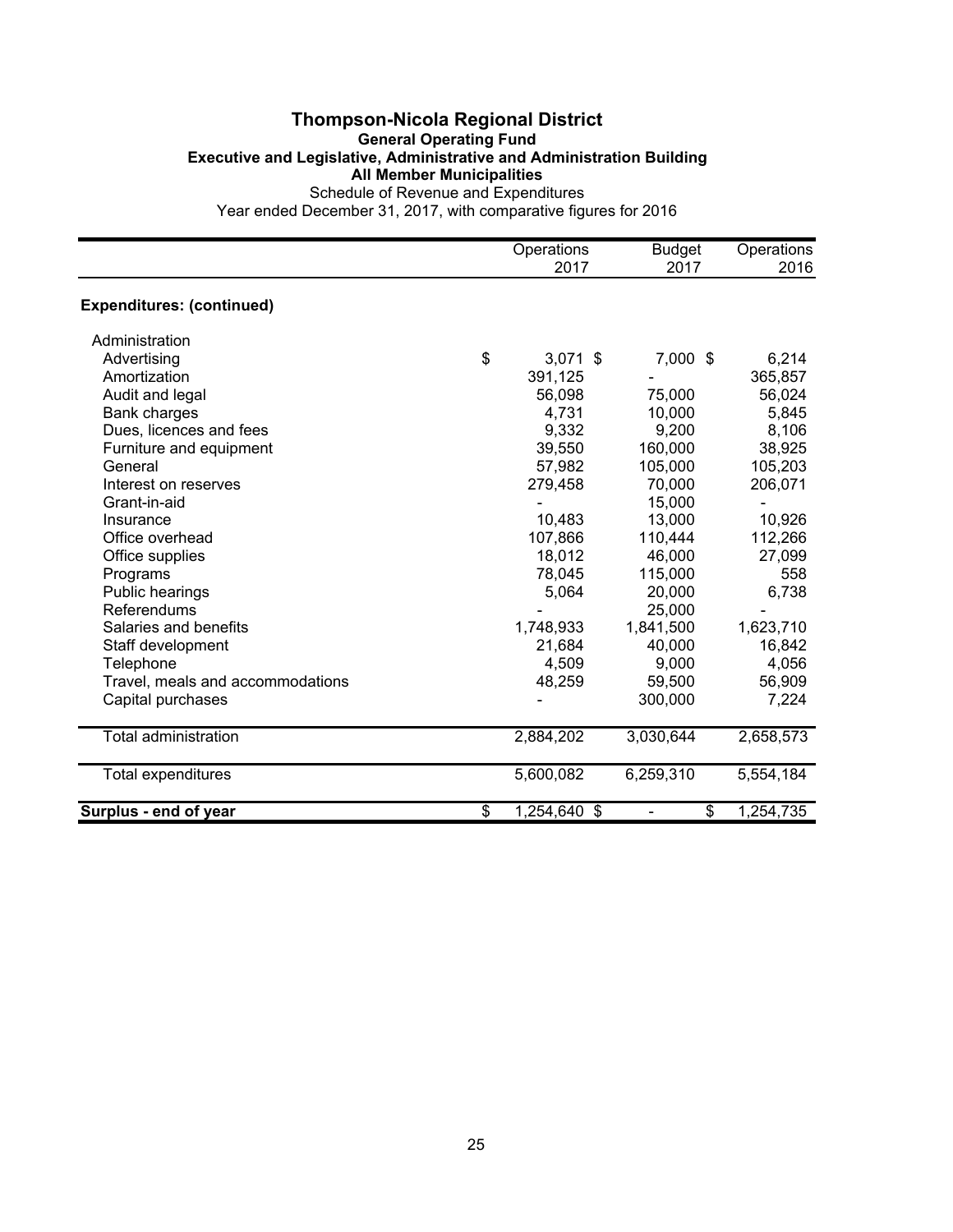# Thompson-Nicola Regional District

## General Operating Fund

### Executive and Legislative, Administrative and Administration Building

### All Member Municipalities

Schedule of Revenue and Expenditures

Year ended December 31, 2017, with comparative figures for 2016

| | Operations 2017 | Budget 2017 | Operations 2016 |
|---|---|---|---|
| **Expenditures: (continued)** | | | |
| Administration | | | |
| Advertising | $ 3,071 | $ 7,000 | $ 6,214 |
| Amortization | 391,125 | - | 365,857 |
| Audit and legal | 56,098 | 75,000 | 56,024 |
| Bank charges | 4,731 | 10,000 | 5,845 |
| Dues, licences and fees | 9,332 | 9,200 | 8,106 |
| Furniture and equipment | 39,550 | 160,000 | 38,925 |
| General | 57,982 | 105,000 | 105,203 |
| Interest on reserves | 279,458 | 70,000 | 206,071 |
| Grant-in-aid | - | 15,000 | - |
| Insurance | 10,483 | 13,000 | 10,926 |
| Office overhead | 107,866 | 110,444 | 112,266 |
| Office supplies | 18,012 | 46,000 | 27,099 |
| Programs | 78,045 | 115,000 | 558 |
| Public hearings | 5,064 | 20,000 | 6,738 |
| Referendums | - | 25,000 | - |
| Salaries and benefits | 1,748,933 | 1,841,500 | 1,623,710 |
| Staff development | 21,684 | 40,000 | 16,842 |
| Telephone | 4,509 | 9,000 | 4,056 |
| Travel, meals and accommodations | 48,259 | 59,500 | 56,909 |
| Capital purchases | - | 300,000 | 7,224 |
| Total administration | 2,884,202 | 3,030,644 | 2,658,573 |
| Total expenditures | 5,600,082 | 6,259,310 | 5,554,184 |
| **Surplus - end of year** | $ 1,254,640 | $ - | $ 1,254,735 |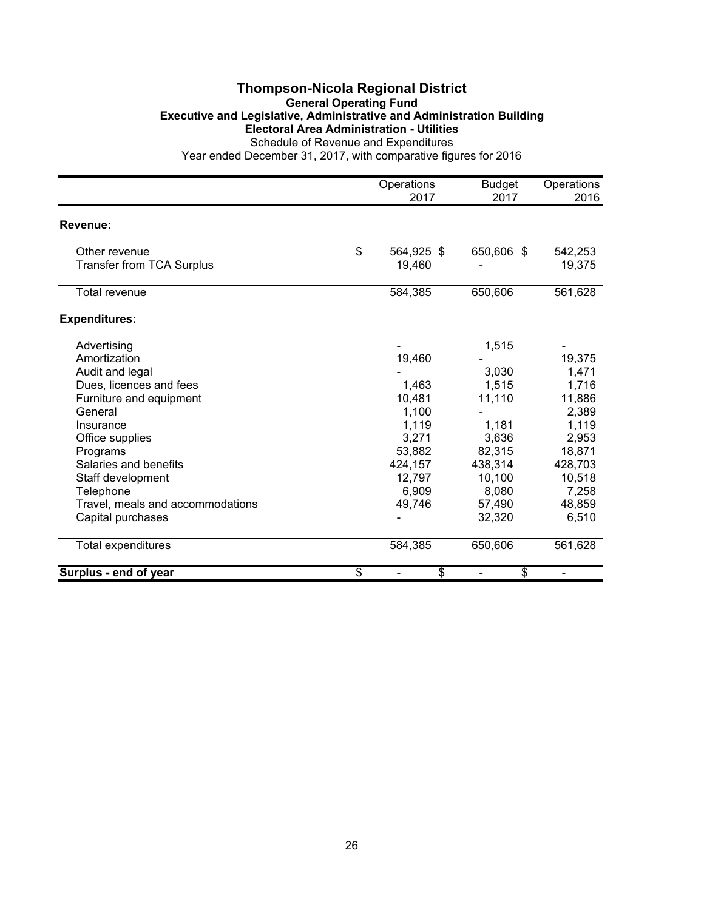# Thompson-Nicola Regional District

## General Operating Fund

### Executive and Legislative, Administrative and Administration Building

### Electoral Area Administration - Utilities

Schedule of Revenue and Expenditures

Year ended December 31, 2017, with comparative figures for 2016

| | Operations 2017 | Budget 2017 | Operations 2016 |
|---|---|---|---|
| **Revenue:** | | | |
| Other revenue | $ 564,925 | $ 650,606 | $ 542,253 |
| Transfer from TCA Surplus | 19,460 | - | 19,375 |
| Total revenue | 584,385 | 650,606 | 561,628 |
| **Expenditures:** | | | |
| Advertising | - | 1,515 | - |
| Amortization | 19,460 | - | 19,375 |
| Audit and legal | - | 3,030 | 1,471 |
| Dues, licences and fees | 1,463 | 1,515 | 1,716 |
| Furniture and equipment | 10,481 | 11,110 | 11,886 |
| General | 1,100 | - | 2,389 |
| Insurance | 1,119 | 1,181 | 1,119 |
| Office supplies | 3,271 | 3,636 | 2,953 |
| Programs | 53,882 | 82,315 | 18,871 |
| Salaries and benefits | 424,157 | 438,314 | 428,703 |
| Staff development | 12,797 | 10,100 | 10,518 |
| Telephone | 6,909 | 8,080 | 7,258 |
| Travel, meals and accommodations | 49,746 | 57,490 | 48,859 |
| Capital purchases | - | 32,320 | 6,510 |
| Total expenditures | 584,385 | 650,606 | 561,628 |
| **Surplus - end of year** | $ - | $ - | $ - |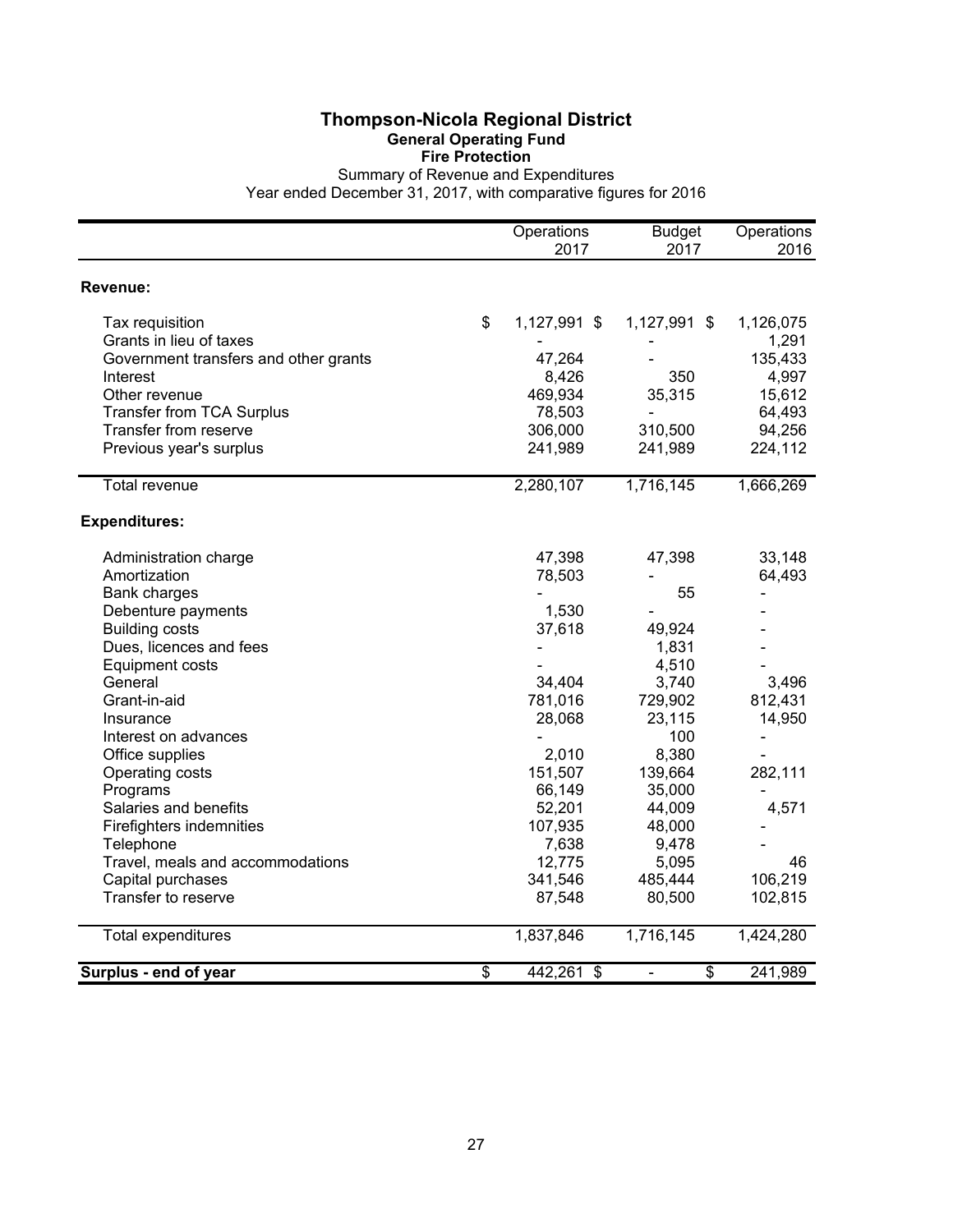# Thompson-Nicola Regional District

## General Operating Fund

### Fire Protection

Summary of Revenue and Expenditures

Year ended December 31, 2017, with comparative figures for 2016

| | Operations 2017 | Budget 2017 | Operations 2016 |
|---|---|---|---|
| **Revenue:** | | | |
| Tax requisition | $ 1,127,991 | $ 1,127,991 | $ 1,126,075 |
| Grants in lieu of taxes | - | - | 1,291 |
| Government transfers and other grants | 47,264 | - | 135,433 |
| Interest | 8,426 | 350 | 4,997 |
| Other revenue | 469,934 | 35,315 | 15,612 |
| Transfer from TCA Surplus | 78,503 | - | 64,493 |
| Transfer from reserve | 306,000 | 310,500 | 94,256 |
| Previous year's surplus | 241,989 | 241,989 | 224,112 |
| Total revenue | 2,280,107 | 1,716,145 | 1,666,269 |
| **Expenditures:** | | | |
| Administration charge | 47,398 | 47,398 | 33,148 |
| Amortization | 78,503 | - | 64,493 |
| Bank charges | - | 55 | - |
| Debenture payments | 1,530 | - | - |
| Building costs | 37,618 | 49,924 | - |
| Dues, licences and fees | - | 1,831 | - |
| Equipment costs | - | 4,510 | - |
| General | 34,404 | 3,740 | 3,496 |
| Grant-in-aid | 781,016 | 729,902 | 812,431 |
| Insurance | 28,068 | 23,115 | 14,950 |
| Interest on advances | - | 100 | - |
| Office supplies | 2,010 | 8,380 | - |
| Operating costs | 151,507 | 139,664 | 282,111 |
| Programs | 66,149 | 35,000 | - |
| Salaries and benefits | 52,201 | 44,009 | 4,571 |
| Firefighters indemnities | 107,935 | 48,000 | - |
| Telephone | 7,638 | 9,478 | - |
| Travel, meals and accommodations | 12,775 | 5,095 | 46 |
| Capital purchases | 341,546 | 485,444 | 106,219 |
| Transfer to reserve | 87,548 | 80,500 | 102,815 |
| Total expenditures | 1,837,846 | 1,716,145 | 1,424,280 |
| **Surplus - end of year** | $ 442,261 | $ - | $ 241,989 |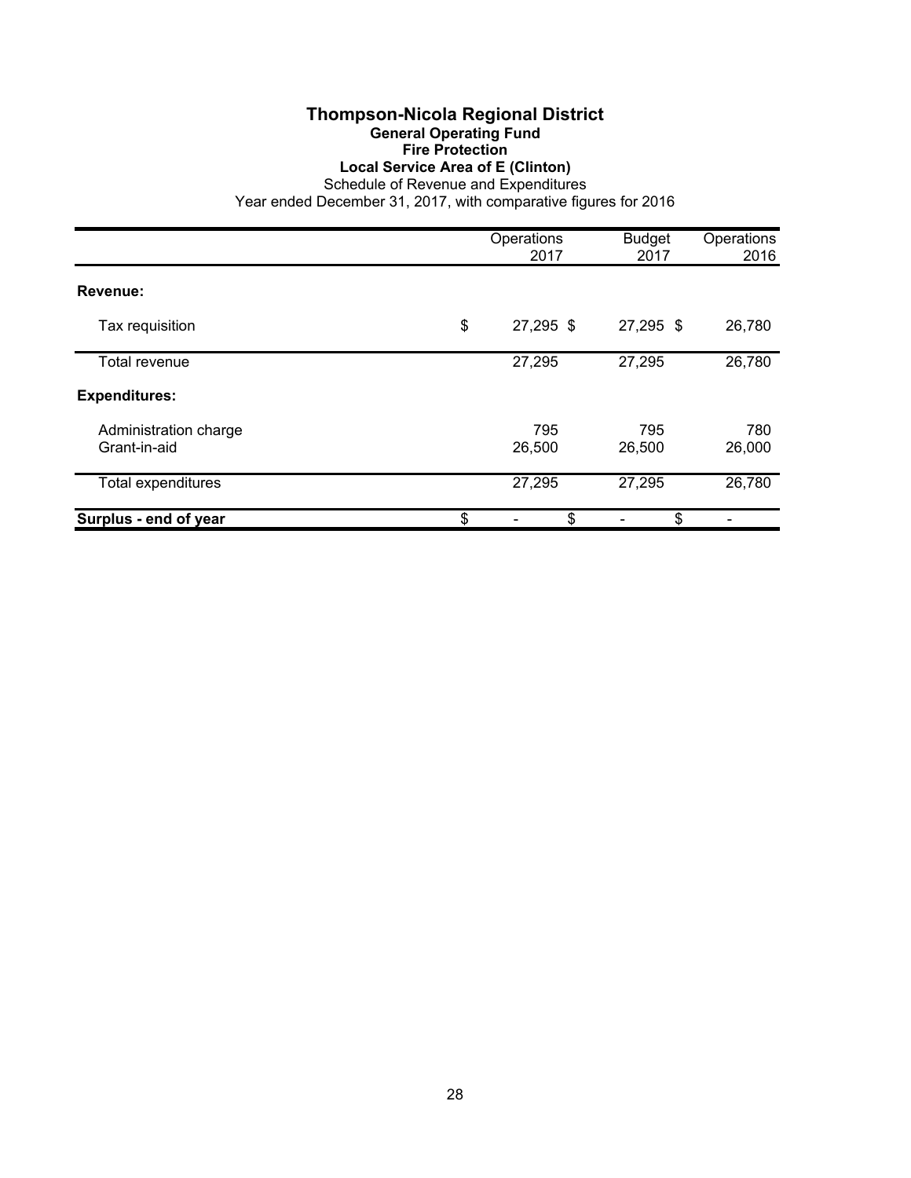# Thompson-Nicola Regional District

## General Operating Fund

### Fire Protection

### Local Service Area of E (Clinton)

Schedule of Revenue and Expenditures

Year ended December 31, 2017, with comparative figures for 2016

| | Operations 2017 | Budget 2017 | Operations 2016 |
|---|---|---|---|
| **Revenue:** | | | |
| Tax requisition | $ 27,295 | $ 27,295 | $ 26,780 |
| Total revenue | 27,295 | 27,295 | 26,780 |
| **Expenditures:** | | | |
| Administration charge | 795 | 795 | 780 |
| Grant-in-aid | 26,500 | 26,500 | 26,000 |
| Total expenditures | 27,295 | 27,295 | 26,780 |
| **Surplus - end of year** | $ - | $ - | $ - |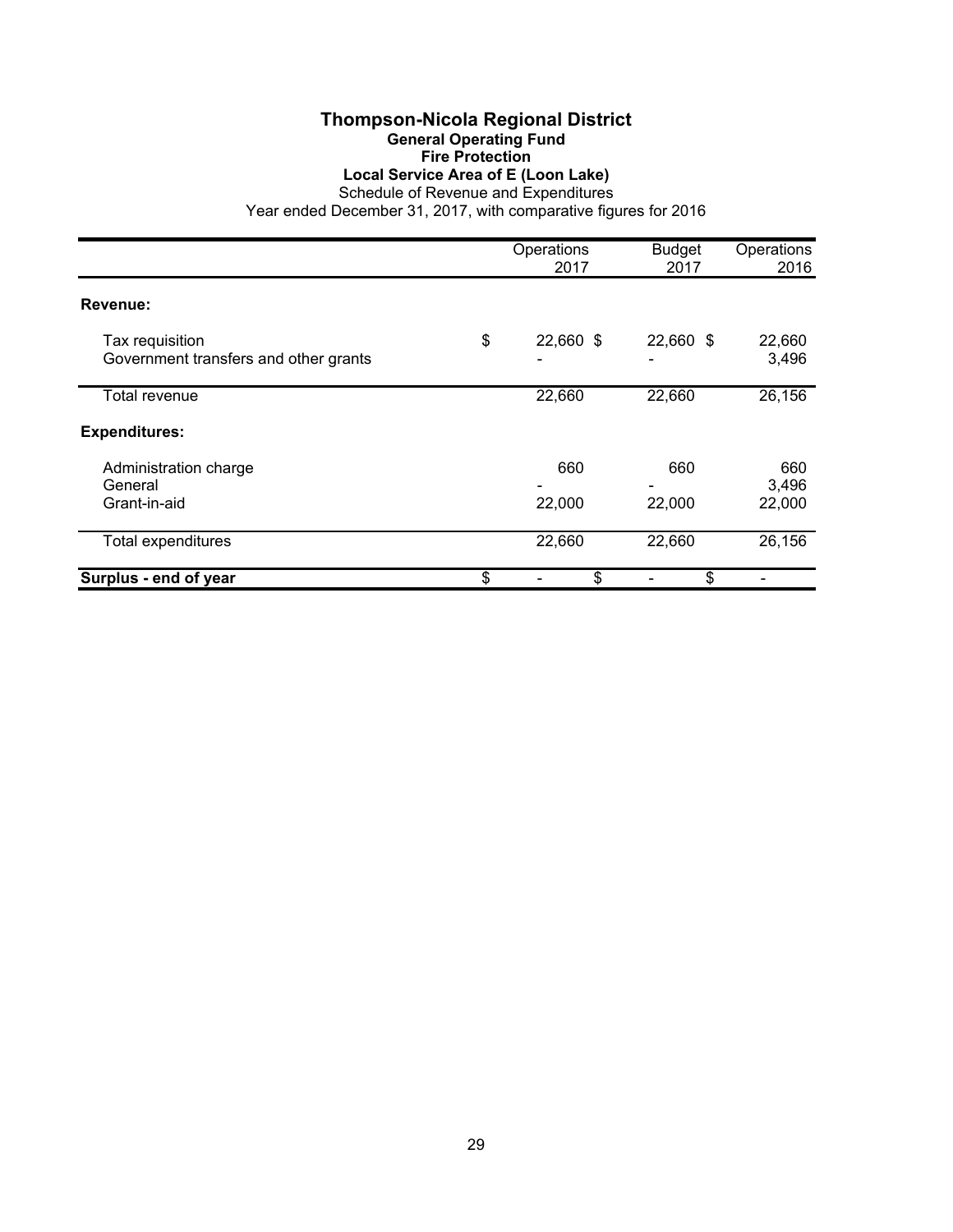# Thompson-Nicola Regional District

## General Operating Fund

### Fire Protection

### Local Service Area of E (Loon Lake)

Schedule of Revenue and Expenditures

Year ended December 31, 2017, with comparative figures for 2016

| | Operations 2017 | Budget 2017 | Operations 2016 |
|---|---|---|---|
| **Revenue:** | | | |
| Tax requisition | $ 22,660 | $ 22,660 | $ 22,660 |
| Government transfers and other grants | - | - | 3,496 |
| Total revenue | 22,660 | 22,660 | 26,156 |
| **Expenditures:** | | | |
| Administration charge | 660 | 660 | 660 |
| General | - | - | 3,496 |
| Grant-in-aid | 22,000 | 22,000 | 22,000 |
| Total expenditures | 22,660 | 22,660 | 26,156 |
| **Surplus - end of year** | $ - | $ - | $ - |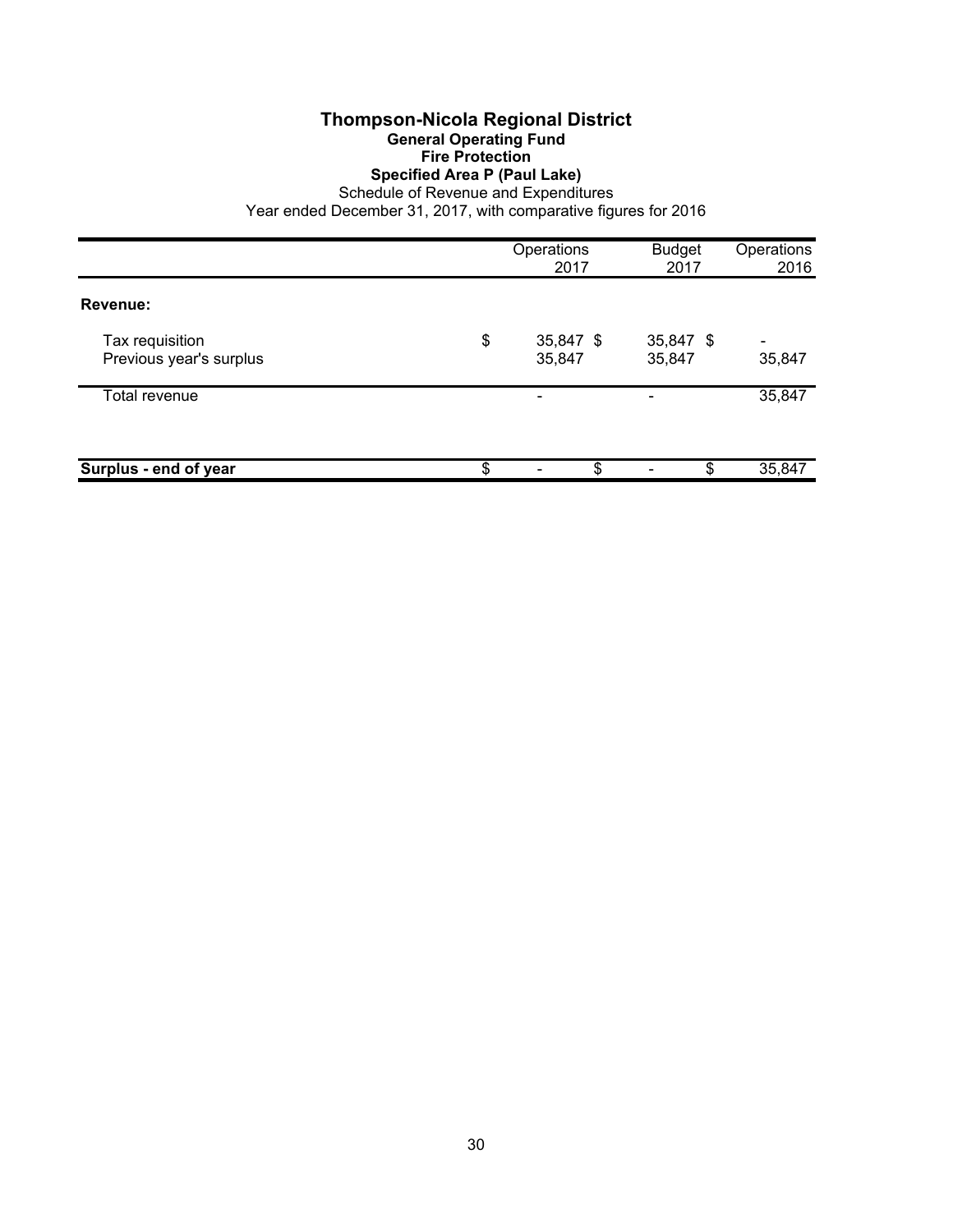# Thompson-Nicola Regional District

## General Operating Fund

### Fire Protection

### Specified Area P (Paul Lake)

Schedule of Revenue and Expenditures

Year ended December 31, 2017, with comparative figures for 2016

| | Operations 2017 | Budget 2017 | Operations 2016 |
|---|---|---|---|
| **Revenue:** | | | |
| Tax requisition | $ 35,847 | $ 35,847 | $ - |
| Previous year's surplus | 35,847 | 35,847 | 35,847 |
| Total revenue | - | - | 35,847 |
| **Surplus - end of year** | $ - | $ - | $ 35,847 |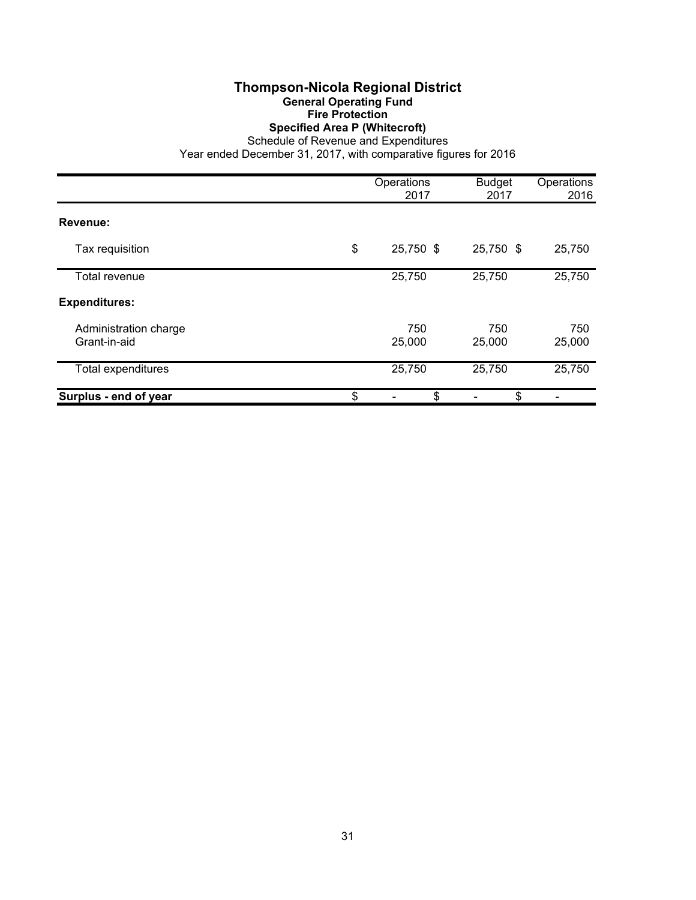# Thompson-Nicola Regional District

## General Operating Fund

### Fire Protection

### Specified Area P (Whitecroft)

Schedule of Revenue and Expenditures

Year ended December 31, 2017, with comparative figures for 2016

| | Operations 2017 | Budget 2017 | Operations 2016 |
|---|---|---|---|
| **Revenue:** | | | |
| Tax requisition | $ 25,750 | $ 25,750 | $ 25,750 |
| Total revenue | 25,750 | 25,750 | 25,750 |
| **Expenditures:** | | | |
| Administration charge | 750 | 750 | 750 |
| Grant-in-aid | 25,000 | 25,000 | 25,000 |
| Total expenditures | 25,750 | 25,750 | 25,750 |
| **Surplus - end of year** | $ - | $ - | $ - |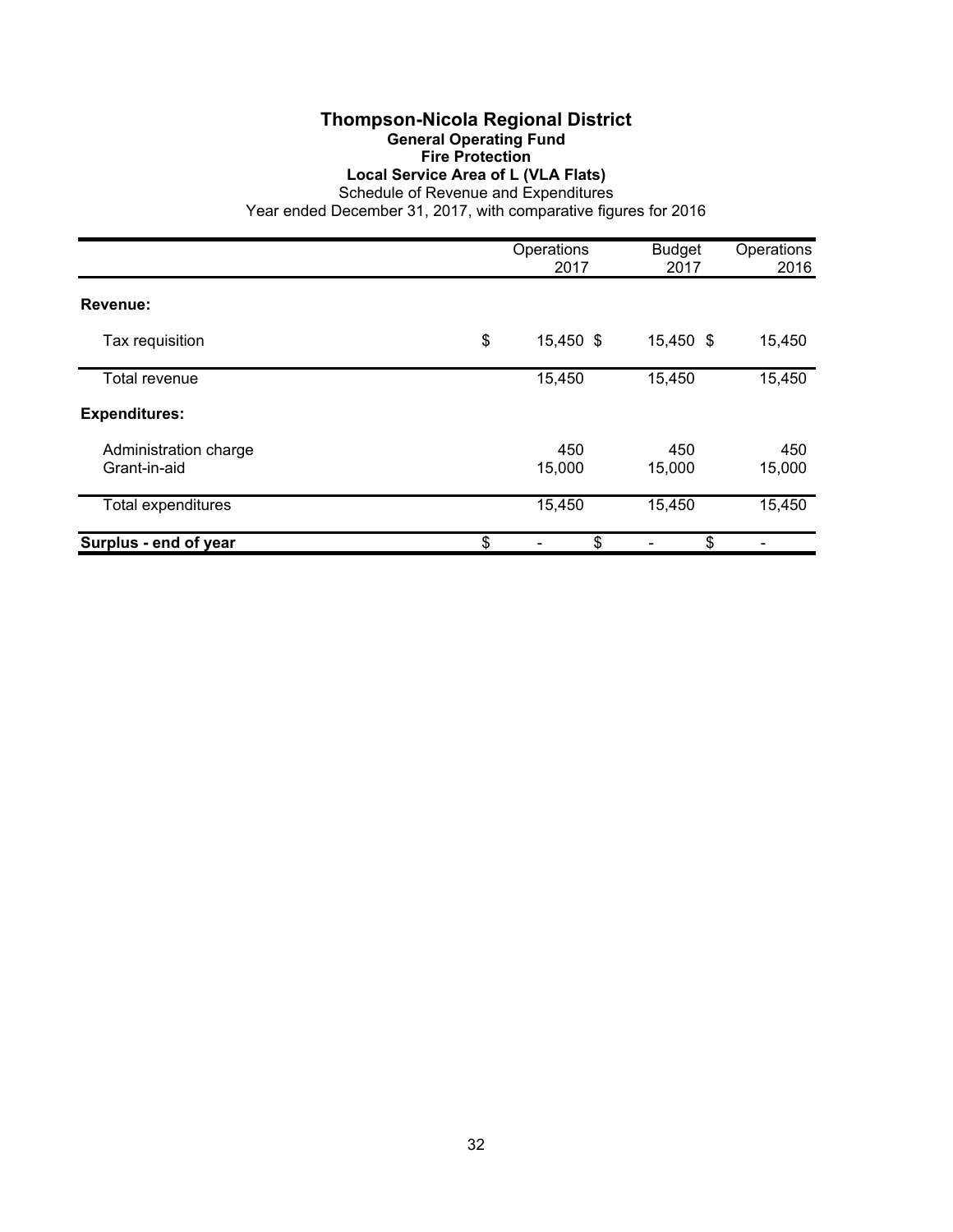# Thompson-Nicola Regional District

## General Operating Fund

### Fire Protection

### Local Service Area of L (VLA Flats)

Schedule of Revenue and Expenditures

Year ended December 31, 2017, with comparative figures for 2016

| | Operations 2017 | Budget 2017 | Operations 2016 |
|---|---|---|---|
| **Revenue:** | | | |
| Tax requisition | $ 15,450 | $ 15,450 | $ 15,450 |
| Total revenue | 15,450 | 15,450 | 15,450 |
| **Expenditures:** | | | |
| Administration charge | 450 | 450 | 450 |
| Grant-in-aid | 15,000 | 15,000 | 15,000 |
| Total expenditures | 15,450 | 15,450 | 15,450 |
| **Surplus - end of year** | $ - | $ - | $ - |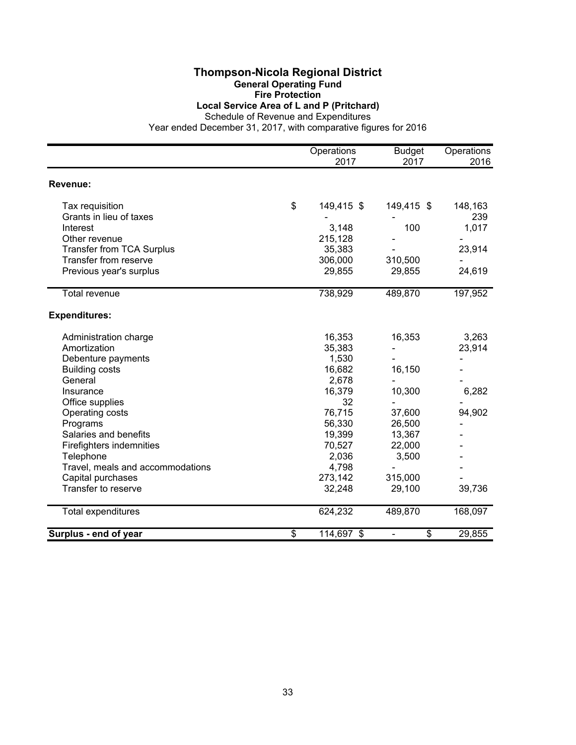# Thompson-Nicola Regional District

## General Operating Fund

### Fire Protection

### Local Service Area of L and P (Pritchard)

Schedule of Revenue and Expenditures

Year ended December 31, 2017, with comparative figures for 2016

| | Operations 2017 | Budget 2017 | Operations 2016 |
|---|---|---|---|
| **Revenue:** | | | |
| Tax requisition | $ 149,415 | $ 149,415 | $ 148,163 |
| Grants in lieu of taxes | - | - | 239 |
| Interest | 3,148 | 100 | 1,017 |
| Other revenue | 215,128 | - | - |
| Transfer from TCA Surplus | 35,383 | - | 23,914 |
| Transfer from reserve | 306,000 | 310,500 | - |
| Previous year's surplus | 29,855 | 29,855 | 24,619 |
| Total revenue | 738,929 | 489,870 | 197,952 |
| **Expenditures:** | | | |
| Administration charge | 16,353 | 16,353 | 3,263 |
| Amortization | 35,383 | - | 23,914 |
| Debenture payments | 1,530 | - | - |
| Building costs | 16,682 | 16,150 | - |
| General | 2,678 | - | - |
| Insurance | 16,379 | 10,300 | 6,282 |
| Office supplies | 32 | - | - |
| Operating costs | 76,715 | 37,600 | 94,902 |
| Programs | 56,330 | 26,500 | - |
| Salaries and benefits | 19,399 | 13,367 | - |
| Firefighters indemnities | 70,527 | 22,000 | - |
| Telephone | 2,036 | 3,500 | - |
| Travel, meals and accommodations | 4,798 | - | - |
| Capital purchases | 273,142 | 315,000 | - |
| Transfer to reserve | 32,248 | 29,100 | 39,736 |
| Total expenditures | 624,232 | 489,870 | 168,097 |
| **Surplus - end of year** | $ 114,697 | $ - | $ 29,855 |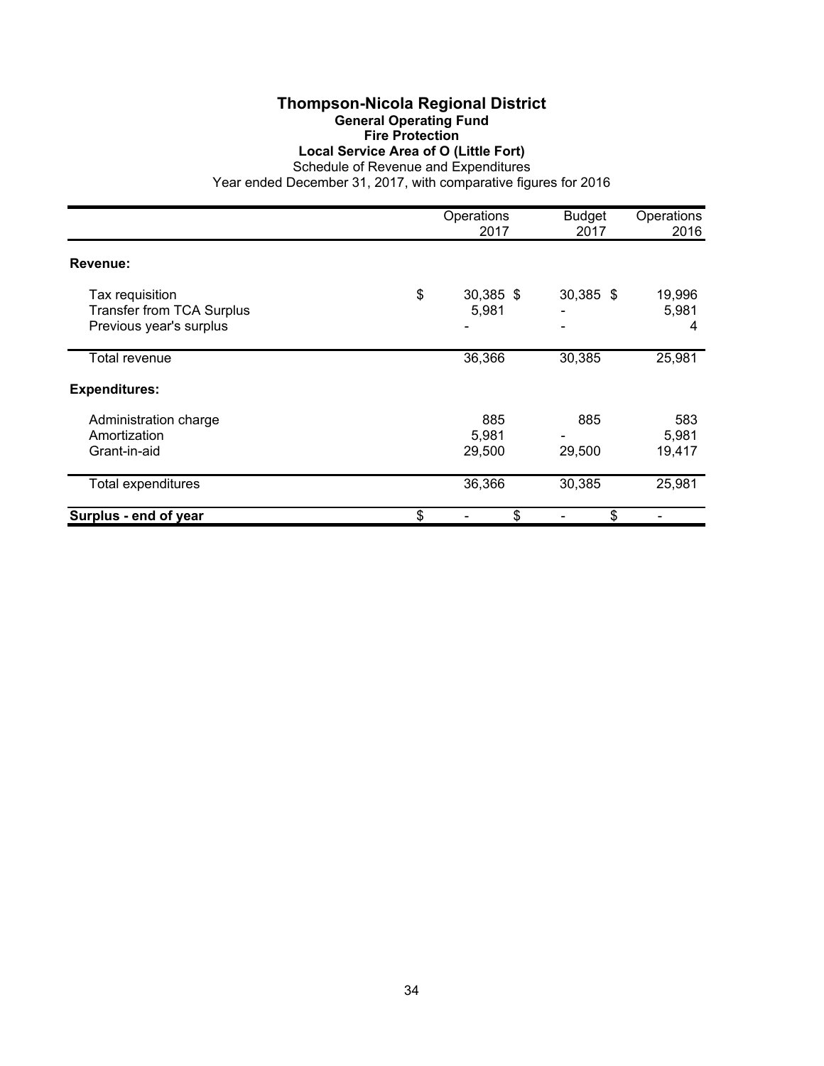# Thompson-Nicola Regional District

## General Operating Fund

### Fire Protection

### Local Service Area of O (Little Fort)

Schedule of Revenue and Expenditures

Year ended December 31, 2017, with comparative figures for 2016

| | Operations 2017 | Budget 2017 | Operations 2016 |
|---|---|---|---|
| **Revenue:** | | | |
| Tax requisition | $ 30,385 | $ 30,385 | $ 19,996 |
| Transfer from TCA Surplus | 5,981 | - | 5,981 |
| Previous year's surplus | - | - | 4 |
| Total revenue | 36,366 | 30,385 | 25,981 |
| **Expenditures:** | | | |
| Administration charge | 885 | 885 | 583 |
| Amortization | 5,981 | - | 5,981 |
| Grant-in-aid | 29,500 | 29,500 | 19,417 |
| Total expenditures | 36,366 | 30,385 | 25,981 |
| **Surplus - end of year** | $ - | $ - | $ - |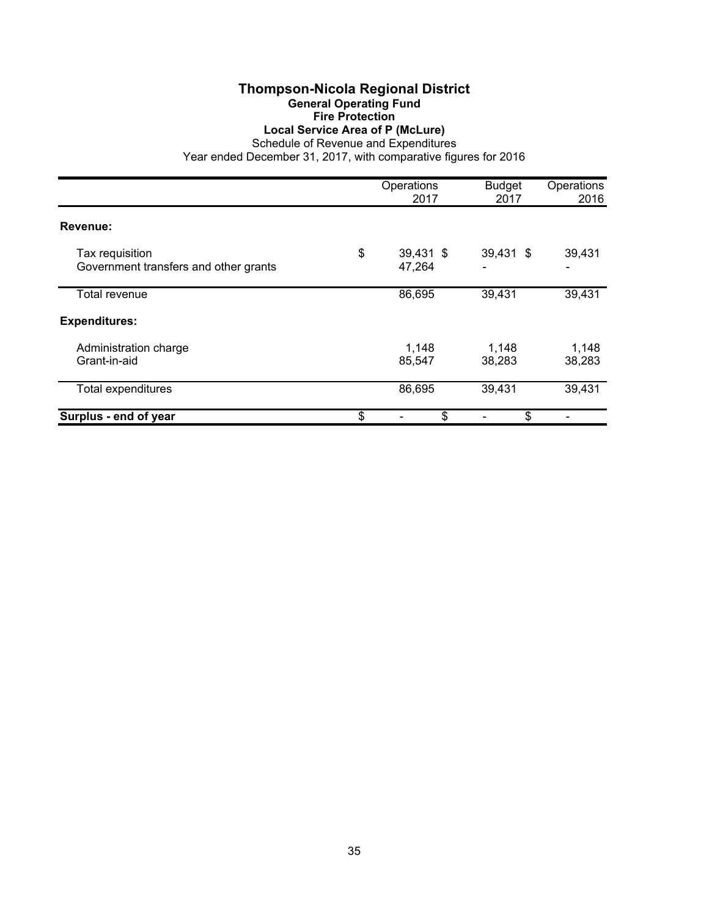# Thompson-Nicola Regional District

## General Operating Fund

### Fire Protection

### Local Service Area of P (McLure)

Schedule of Revenue and Expenditures

Year ended December 31, 2017, with comparative figures for 2016

| | Operations 2017 | Budget 2017 | Operations 2016 |
|---|---|---|---|
| **Revenue:** | | | |
| Tax requisition | $ 39,431 | $ 39,431 | $ 39,431 |
| Government transfers and other grants | 47,264 | - | - |
| Total revenue | 86,695 | 39,431 | 39,431 |
| **Expenditures:** | | | |
| Administration charge | 1,148 | 1,148 | 1,148 |
| Grant-in-aid | 85,547 | 38,283 | 38,283 |
| Total expenditures | 86,695 | 39,431 | 39,431 |
| **Surplus - end of year** | $ - | $ - | $ - |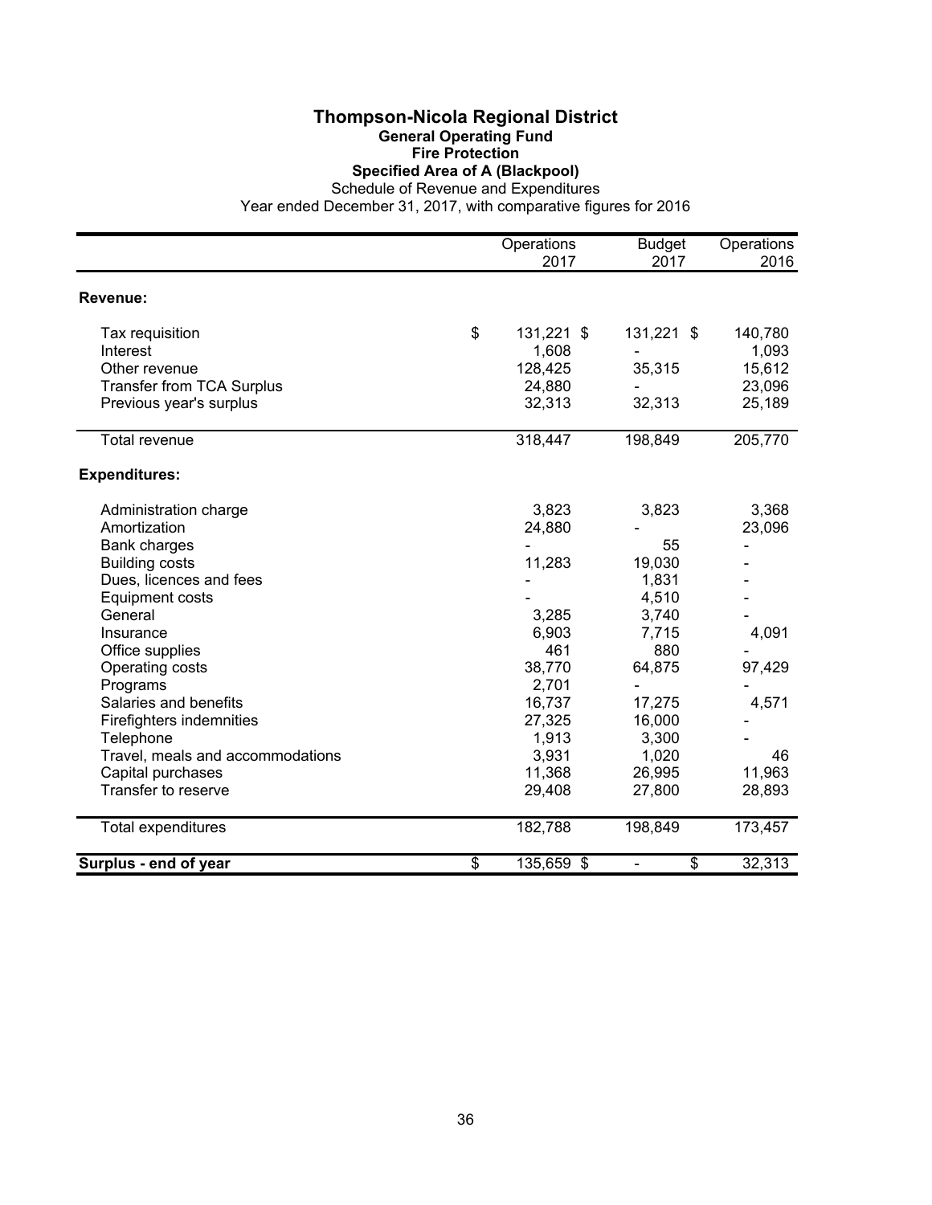# Thompson-Nicola Regional District

## General Operating Fund

### Fire Protection

### Specified Area of A (Blackpool)

Schedule of Revenue and Expenditures

Year ended December 31, 2017, with comparative figures for 2016

| | Operations 2017 | Budget 2017 | Operations 2016 |
|---|---|---|---|
| **Revenue:** | | | |
| Tax requisition | $ 131,221 | $ 131,221 | $ 140,780 |
| Interest | 1,608 | - | 1,093 |
| Other revenue | 128,425 | 35,315 | 15,612 |
| Transfer from TCA Surplus | 24,880 | - | 23,096 |
| Previous year's surplus | 32,313 | 32,313 | 25,189 |
| Total revenue | 318,447 | 198,849 | 205,770 |
| **Expenditures:** | | | |
| Administration charge | 3,823 | 3,823 | 3,368 |
| Amortization | 24,880 | - | 23,096 |
| Bank charges | - | 55 | - |
| Building costs | 11,283 | 19,030 | - |
| Dues, licences and fees | - | 1,831 | - |
| Equipment costs | - | 4,510 | - |
| General | 3,285 | 3,740 | - |
| Insurance | 6,903 | 7,715 | 4,091 |
| Office supplies | 461 | 880 | - |
| Operating costs | 38,770 | 64,875 | 97,429 |
| Programs | 2,701 | - | - |
| Salaries and benefits | 16,737 | 17,275 | 4,571 |
| Firefighters indemnities | 27,325 | 16,000 | - |
| Telephone | 1,913 | 3,300 | - |
| Travel, meals and accommodations | 3,931 | 1,020 | 46 |
| Capital purchases | 11,368 | 26,995 | 11,963 |
| Transfer to reserve | 29,408 | 27,800 | 28,893 |
| Total expenditures | 182,788 | 198,849 | 173,457 |
| **Surplus - end of year** | $ 135,659 | $ - | $ 32,313 |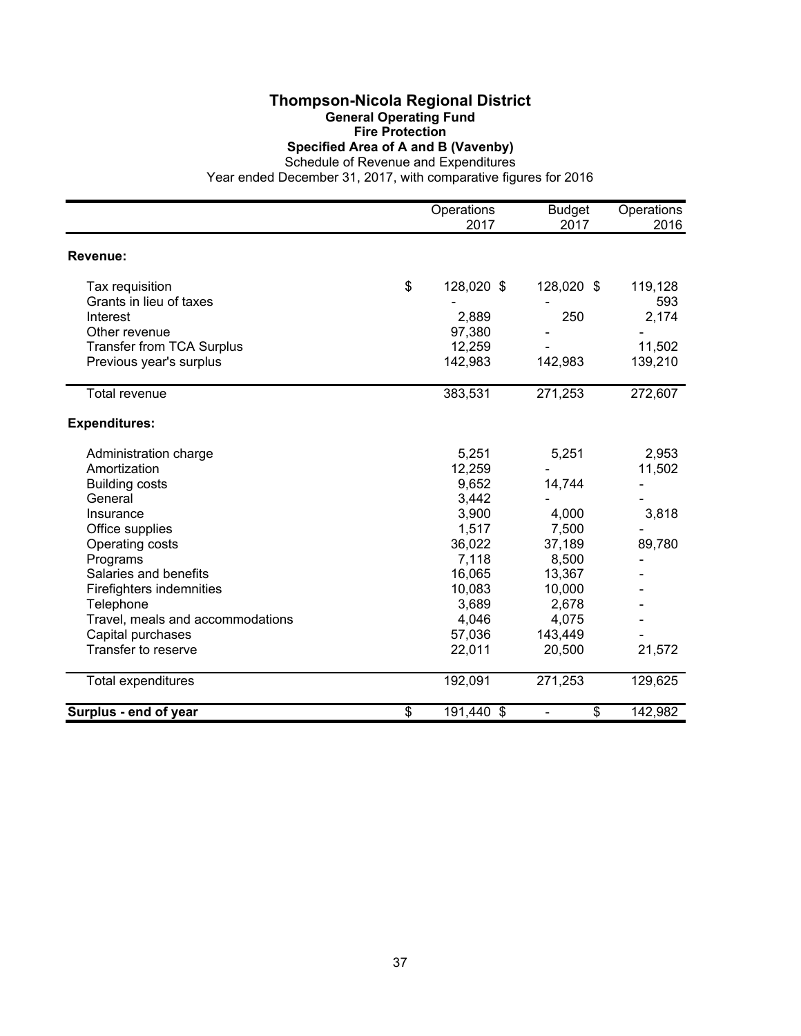# Thompson-Nicola Regional District

## General Operating Fund

### Fire Protection

### Specified Area of A and B (Vavenby)

Schedule of Revenue and Expenditures

Year ended December 31, 2017, with comparative figures for 2016

| | Operations 2017 | Budget 2017 | Operations 2016 |
|---|---|---|---|
| **Revenue:** | | | |
| Tax requisition | $ 128,020 | $ 128,020 | $ 119,128 |
| Grants in lieu of taxes | - | - | 593 |
| Interest | 2,889 | 250 | 2,174 |
| Other revenue | 97,380 | - | - |
| Transfer from TCA Surplus | 12,259 | - | 11,502 |
| Previous year's surplus | 142,983 | 142,983 | 139,210 |
| Total revenue | 383,531 | 271,253 | 272,607 |
| **Expenditures:** | | | |
| Administration charge | 5,251 | 5,251 | 2,953 |
| Amortization | 12,259 | - | 11,502 |
| Building costs | 9,652 | 14,744 | - |
| General | 3,442 | - | - |
| Insurance | 3,900 | 4,000 | 3,818 |
| Office supplies | 1,517 | 7,500 | - |
| Operating costs | 36,022 | 37,189 | 89,780 |
| Programs | 7,118 | 8,500 | - |
| Salaries and benefits | 16,065 | 13,367 | - |
| Firefighters indemnities | 10,083 | 10,000 | - |
| Telephone | 3,689 | 2,678 | - |
| Travel, meals and accommodations | 4,046 | 4,075 | - |
| Capital purchases | 57,036 | 143,449 | - |
| Transfer to reserve | 22,011 | 20,500 | 21,572 |
| Total expenditures | 192,091 | 271,253 | 129,625 |
| **Surplus - end of year** | $ 191,440 | $ - | $ 142,982 |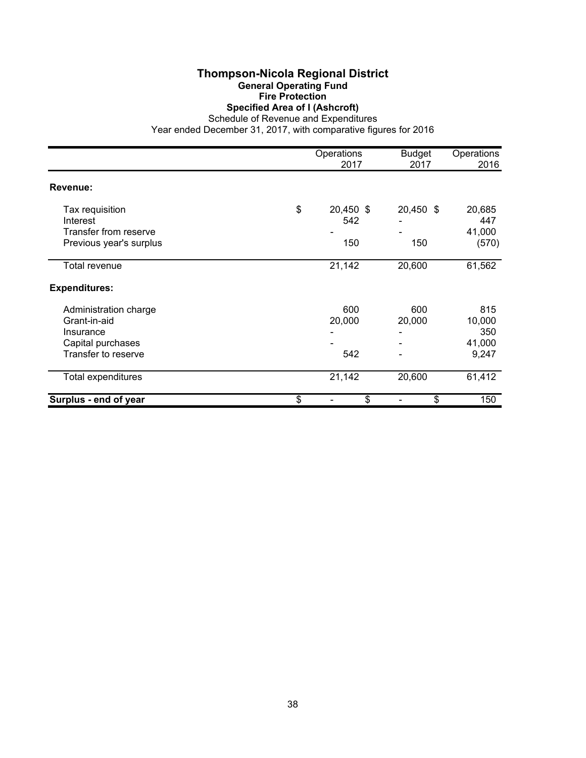# Thompson-Nicola Regional District

## General Operating Fund

### Fire Protection

### Specified Area of I (Ashcroft)

Schedule of Revenue and Expenditures

Year ended December 31, 2017, with comparative figures for 2016

| | Operations 2017 | Budget 2017 | Operations 2016 |
|---|---|---|---|
| **Revenue:** | | | |
| Tax requisition | $ 20,450 | $ 20,450 | $ 20,685 |
| Interest | 542 | - | 447 |
| Transfer from reserve | - | - | 41,000 |
| Previous year's surplus | 150 | 150 | (570) |
| Total revenue | 21,142 | 20,600 | 61,562 |
| **Expenditures:** | | | |
| Administration charge | 600 | 600 | 815 |
| Grant-in-aid | 20,000 | 20,000 | 10,000 |
| Insurance | - | - | 350 |
| Capital purchases | - | - | 41,000 |
| Transfer to reserve | 542 | - | 9,247 |
| Total expenditures | 21,142 | 20,600 | 61,412 |
| **Surplus - end of year** | $ - | $ - | $ 150 |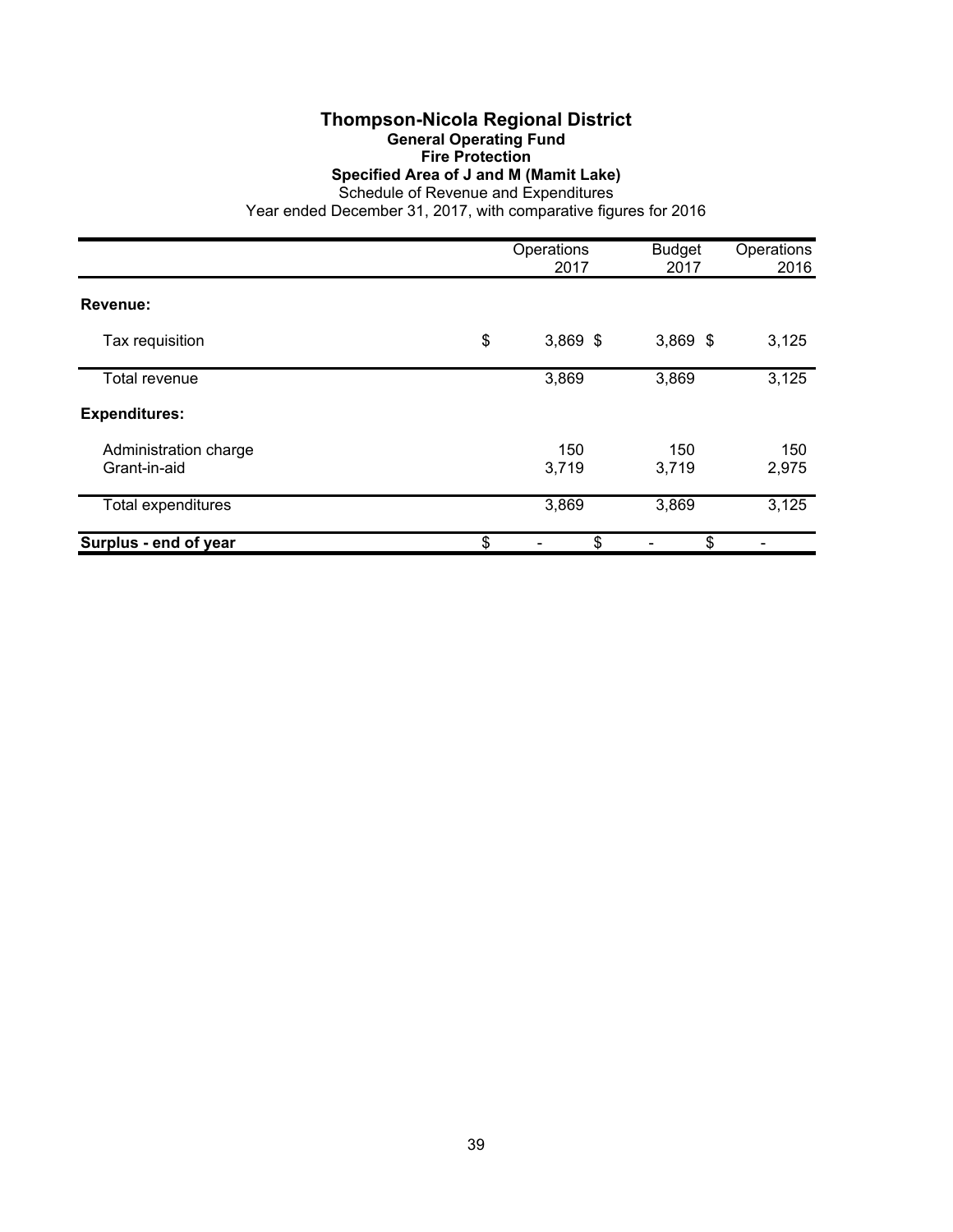# Thompson-Nicola Regional District

## General Operating Fund

### Fire Protection

### Specified Area of J and M (Mamit Lake)

Schedule of Revenue and Expenditures

Year ended December 31, 2017, with comparative figures for 2016

| | Operations 2017 | Budget 2017 | Operations 2016 |
|---|---|---|---|
| **Revenue:** | | | |
| Tax requisition | $ 3,869 | $ 3,869 | $ 3,125 |
| Total revenue | 3,869 | 3,869 | 3,125 |
| **Expenditures:** | | | |
| Administration charge | 150 | 150 | 150 |
| Grant-in-aid | 3,719 | 3,719 | 2,975 |
| Total expenditures | 3,869 | 3,869 | 3,125 |
| **Surplus - end of year** | $ - | $ - | $ - |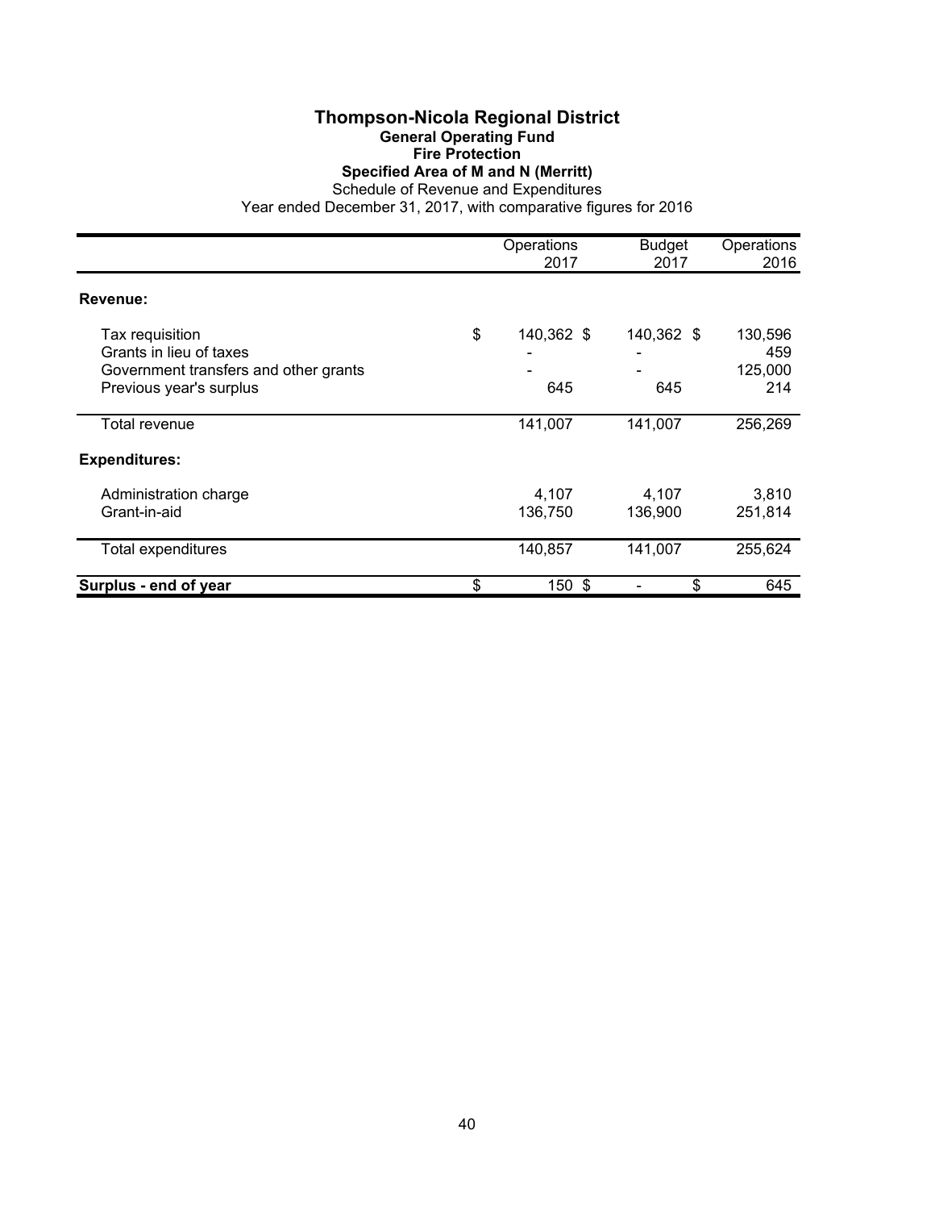# Thompson-Nicola Regional District

## General Operating Fund

### Fire Protection

### Specified Area of M and N (Merritt)

Schedule of Revenue and Expenditures

Year ended December 31, 2017, with comparative figures for 2016

| | Operations 2017 | Budget 2017 | Operations 2016 |
|---|---|---|---|
| **Revenue:** | | | |
| Tax requisition | $ 140,362 | $ 140,362 | $ 130,596 |
| Grants in lieu of taxes | - | - | 459 |
| Government transfers and other grants | - | - | 125,000 |
| Previous year's surplus | 645 | 645 | 214 |
| Total revenue | 141,007 | 141,007 | 256,269 |
| **Expenditures:** | | | |
| Administration charge | 4,107 | 4,107 | 3,810 |
| Grant-in-aid | 136,750 | 136,900 | 251,814 |
| Total expenditures | 140,857 | 141,007 | 255,624 |
| **Surplus - end of year** | $ 150 | $ - | $ 645 |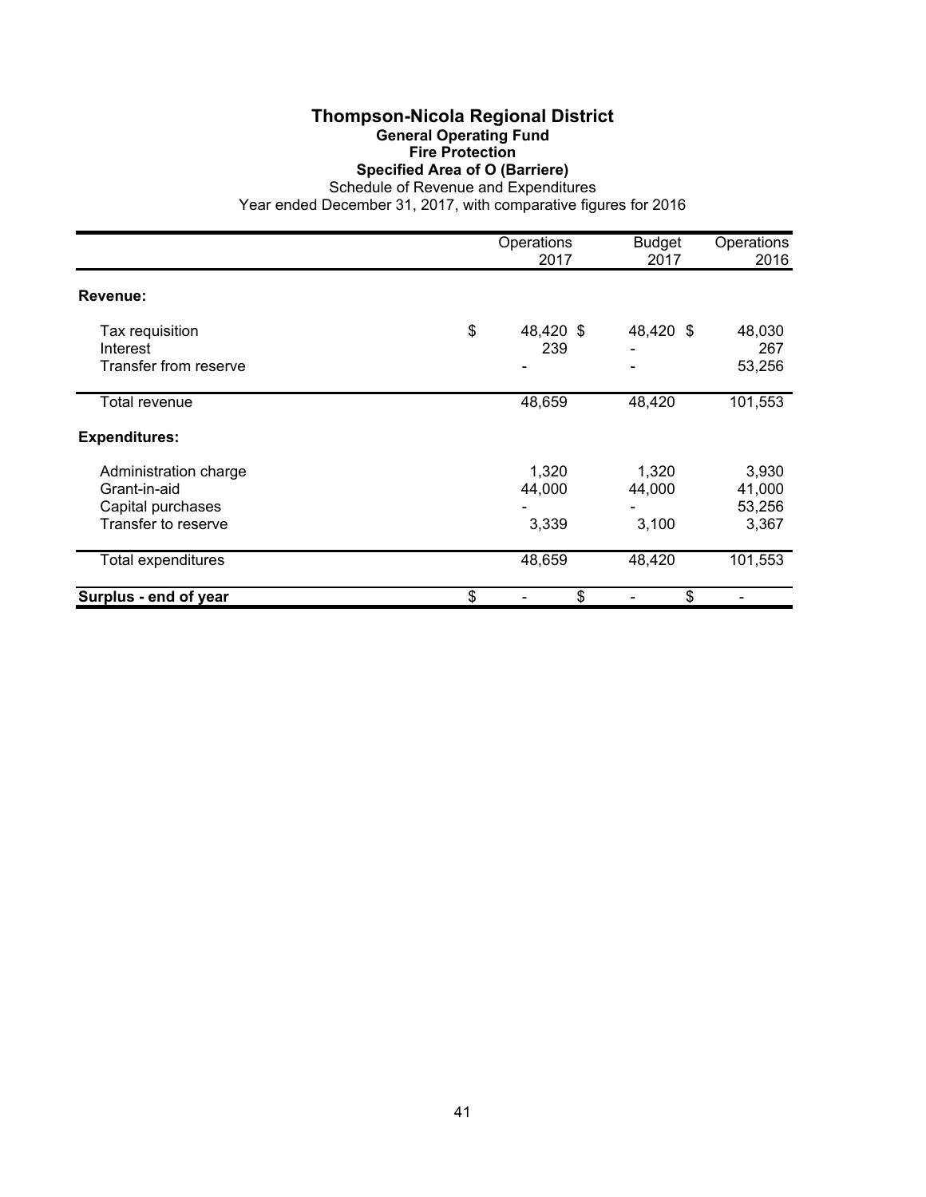# Thompson-Nicola Regional District

## General Operating Fund

### Fire Protection

### Specified Area of O (Barriere)

Schedule of Revenue and Expenditures

Year ended December 31, 2017, with comparative figures for 2016

| | Operations 2017 | Budget 2017 | Operations 2016 |
|---|---|---|---|
| **Revenue:** | | | |
| Tax requisition | $ 48,420 | $ 48,420 | $ 48,030 |
| Interest | 239 | - | 267 |
| Transfer from reserve | - | - | 53,256 |
| Total revenue | 48,659 | 48,420 | 101,553 |
| **Expenditures:** | | | |
| Administration charge | 1,320 | 1,320 | 3,930 |
| Grant-in-aid | 44,000 | 44,000 | 41,000 |
| Capital purchases | - | - | 53,256 |
| Transfer to reserve | 3,339 | 3,100 | 3,367 |
| Total expenditures | 48,659 | 48,420 | 101,553 |
| **Surplus - end of year** | $ - | $ - | $ - |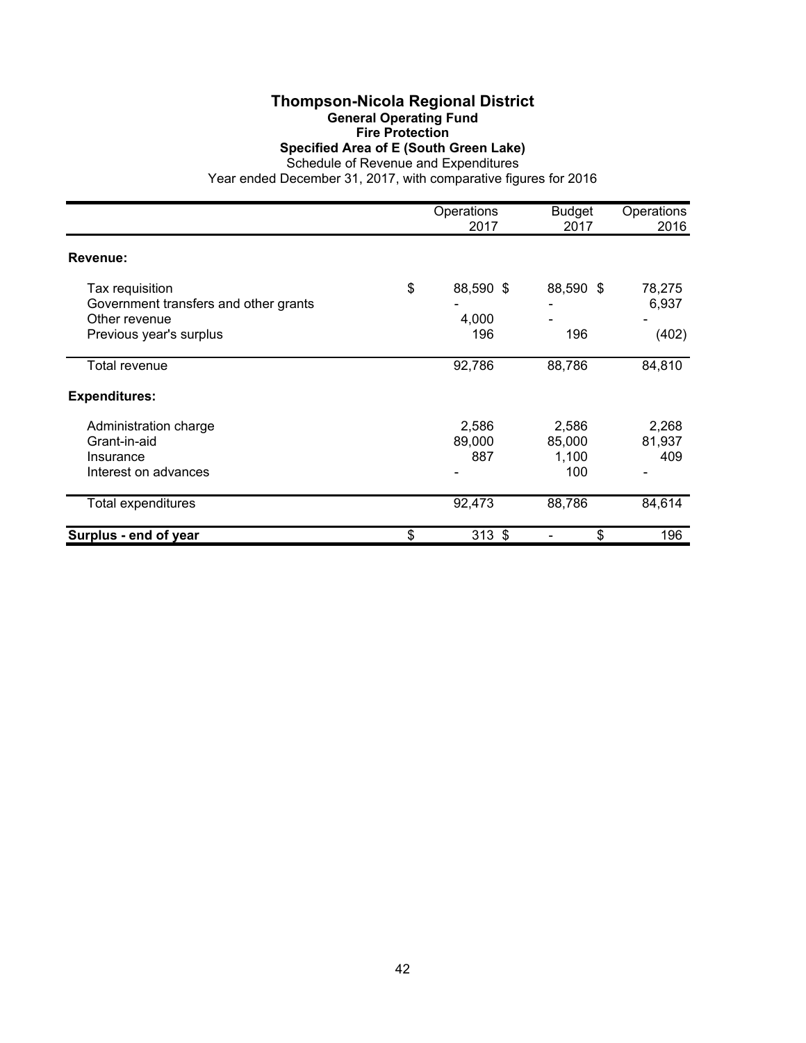# Thompson-Nicola Regional District

## General Operating Fund

### Fire Protection

### Specified Area of E (South Green Lake)

Schedule of Revenue and Expenditures

Year ended December 31, 2017, with comparative figures for 2016

| | Operations 2017 | Budget 2017 | Operations 2016 |
|---|---|---|---|
| **Revenue:** | | | |
| Tax requisition | $ 88,590 | $ 88,590 | $ 78,275 |
| Government transfers and other grants | - | - | 6,937 |
| Other revenue | 4,000 | - | - |
| Previous year's surplus | 196 | 196 | (402) |
| Total revenue | 92,786 | 88,786 | 84,810 |
| **Expenditures:** | | | |
| Administration charge | 2,586 | 2,586 | 2,268 |
| Grant-in-aid | 89,000 | 85,000 | 81,937 |
| Insurance | 887 | 1,100 | 409 |
| Interest on advances | - | 100 | - |
| Total expenditures | 92,473 | 88,786 | 84,614 |
| **Surplus - end of year** | $ 313 | $ - | $ 196 |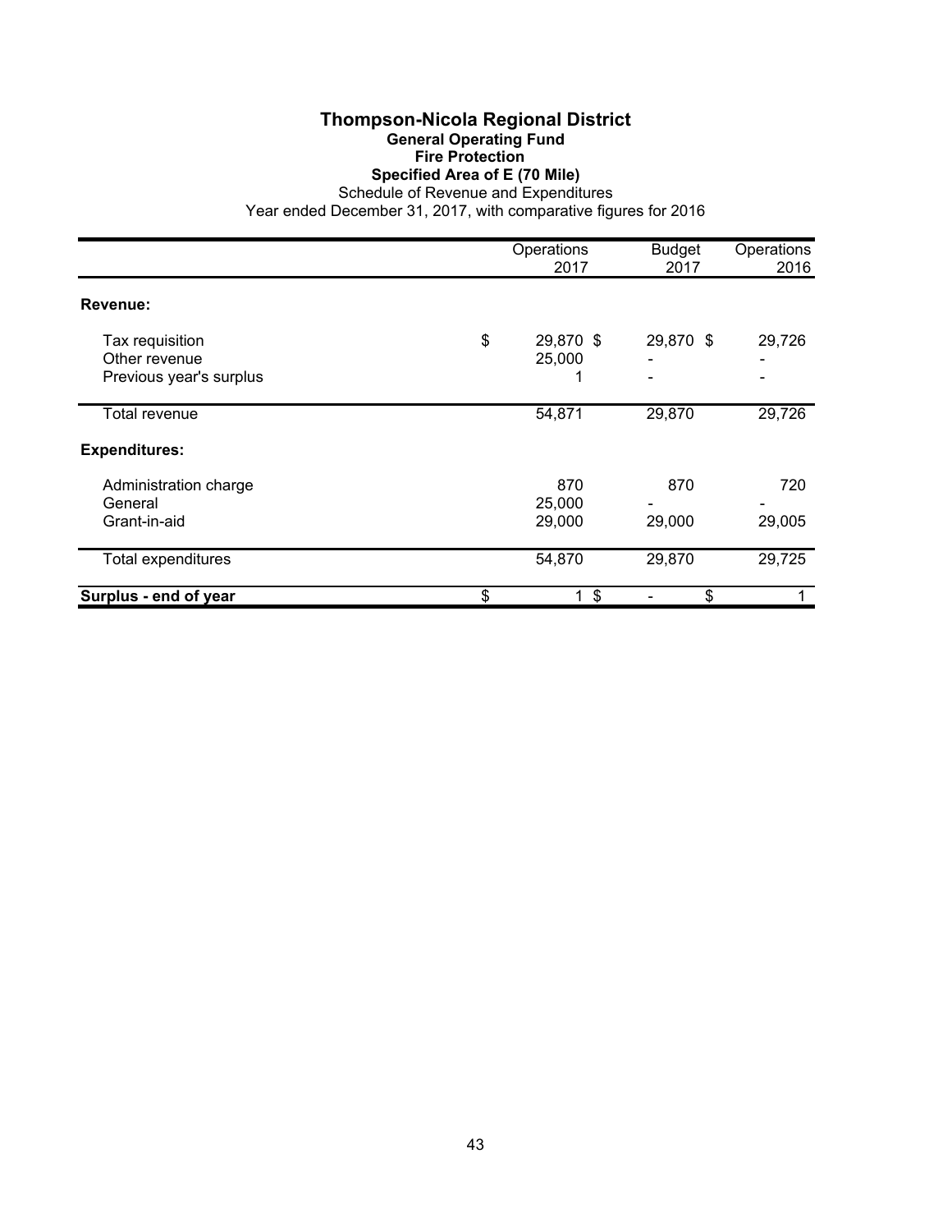# Thompson-Nicola Regional District

## General Operating Fund

### Fire Protection

### Specified Area of E (70 Mile)

Schedule of Revenue and Expenditures

Year ended December 31, 2017, with comparative figures for 2016

| | Operations 2017 | Budget 2017 | Operations 2016 |
|---|---|---|---|
| **Revenue:** | | | |
| Tax requisition | $ 29,870 | $ 29,870 | $ 29,726 |
| Other revenue | 25,000 | - | - |
| Previous year's surplus | 1 | - | - |
| Total revenue | 54,871 | 29,870 | 29,726 |
| **Expenditures:** | | | |
| Administration charge | 870 | 870 | 720 |
| General | 25,000 | - | - |
| Grant-in-aid | 29,000 | 29,000 | 29,005 |
| Total expenditures | 54,870 | 29,870 | 29,725 |
| **Surplus - end of year** | $ 1 | $ - | $ 1 |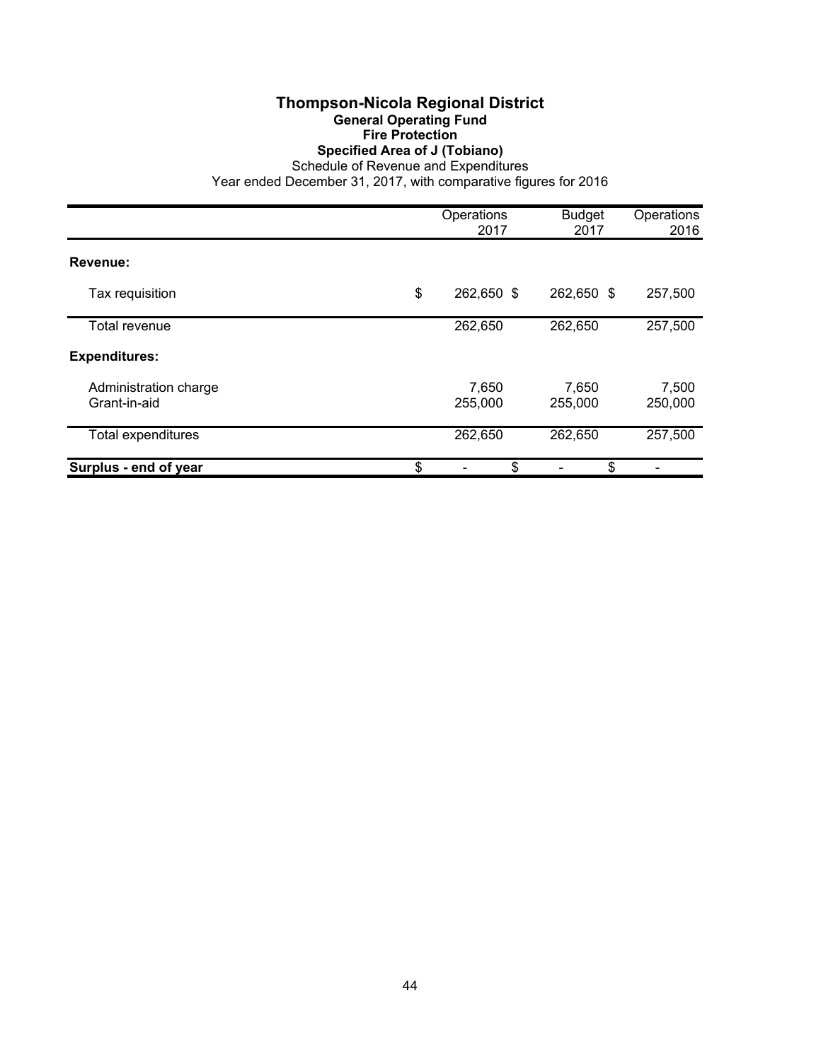# Thompson-Nicola Regional District

## General Operating Fund

### Fire Protection

### Specified Area of J (Tobiano)

Schedule of Revenue and Expenditures

Year ended December 31, 2017, with comparative figures for 2016

| | Operations 2017 | Budget 2017 | Operations 2016 |
|---|---|---|---|
| **Revenue:** | | | |
| Tax requisition | $ 262,650 | $ 262,650 | $ 257,500 |
| Total revenue | 262,650 | 262,650 | 257,500 |
| **Expenditures:** | | | |
| Administration charge | 7,650 | 7,650 | 7,500 |
| Grant-in-aid | 255,000 | 255,000 | 250,000 |
| Total expenditures | 262,650 | 262,650 | 257,500 |
| **Surplus - end of year** | $ - | $ - | $ - |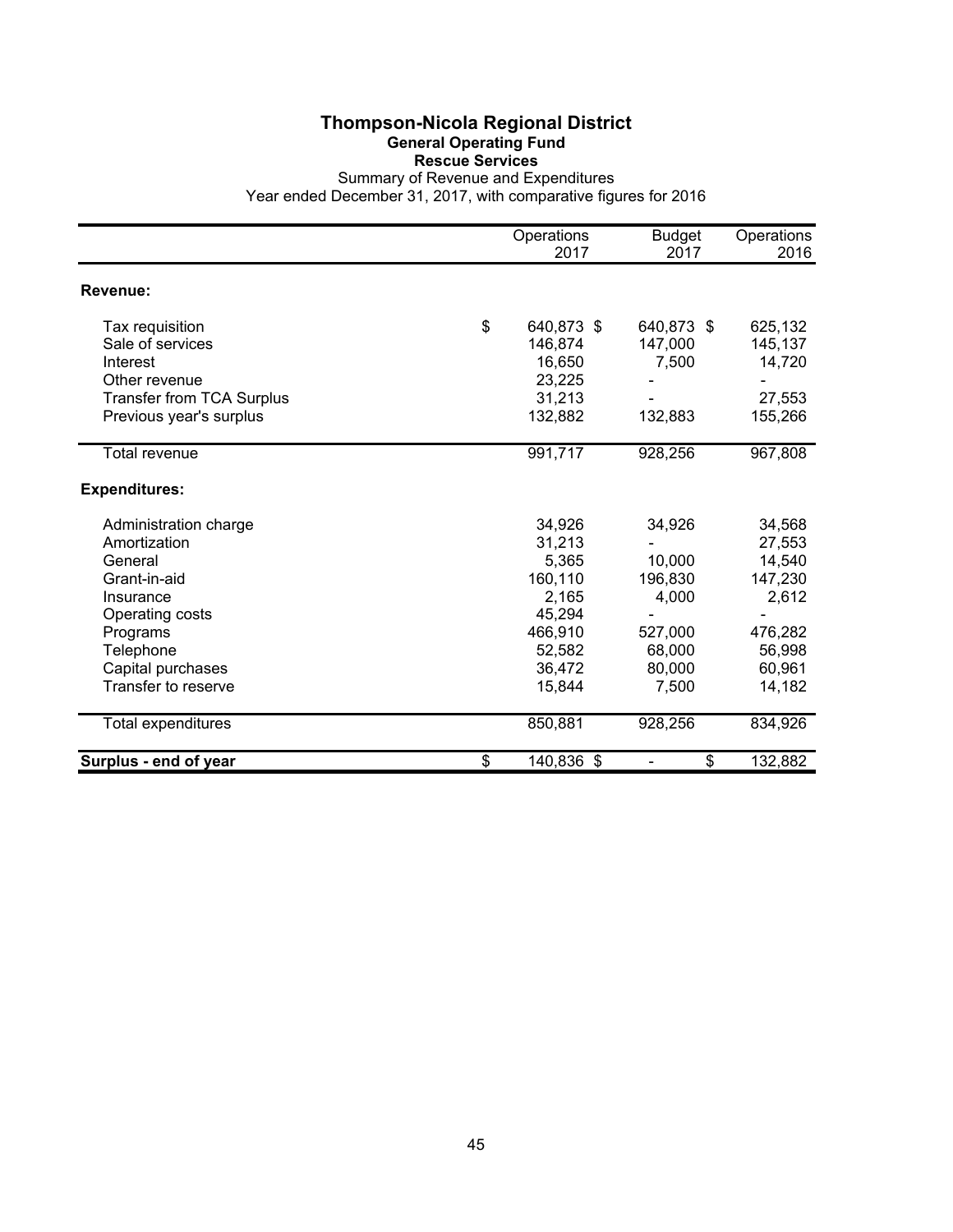# Thompson-Nicola Regional District

## General Operating Fund

### Rescue Services

Summary of Revenue and Expenditures

Year ended December 31, 2017, with comparative figures for 2016

| | Operations 2017 | Budget 2017 | Operations 2016 |
|---|---|---|---|
| **Revenue:** | | | |
| Tax requisition | $ 640,873 | $ 640,873 | $ 625,132 |
| Sale of services | 146,874 | 147,000 | 145,137 |
| Interest | 16,650 | 7,500 | 14,720 |
| Other revenue | 23,225 | - | - |
| Transfer from TCA Surplus | 31,213 | - | 27,553 |
| Previous year's surplus | 132,882 | 132,883 | 155,266 |
| Total revenue | 991,717 | 928,256 | 967,808 |
| **Expenditures:** | | | |
| Administration charge | 34,926 | 34,926 | 34,568 |
| Amortization | 31,213 | - | 27,553 |
| General | 5,365 | 10,000 | 14,540 |
| Grant-in-aid | 160,110 | 196,830 | 147,230 |
| Insurance | 2,165 | 4,000 | 2,612 |
| Operating costs | 45,294 | - | - |
| Programs | 466,910 | 527,000 | 476,282 |
| Telephone | 52,582 | 68,000 | 56,998 |
| Capital purchases | 36,472 | 80,000 | 60,961 |
| Transfer to reserve | 15,844 | 7,500 | 14,182 |
| Total expenditures | 850,881 | 928,256 | 834,926 |
| **Surplus - end of year** | $ 140,836 | $ - | $ 132,882 |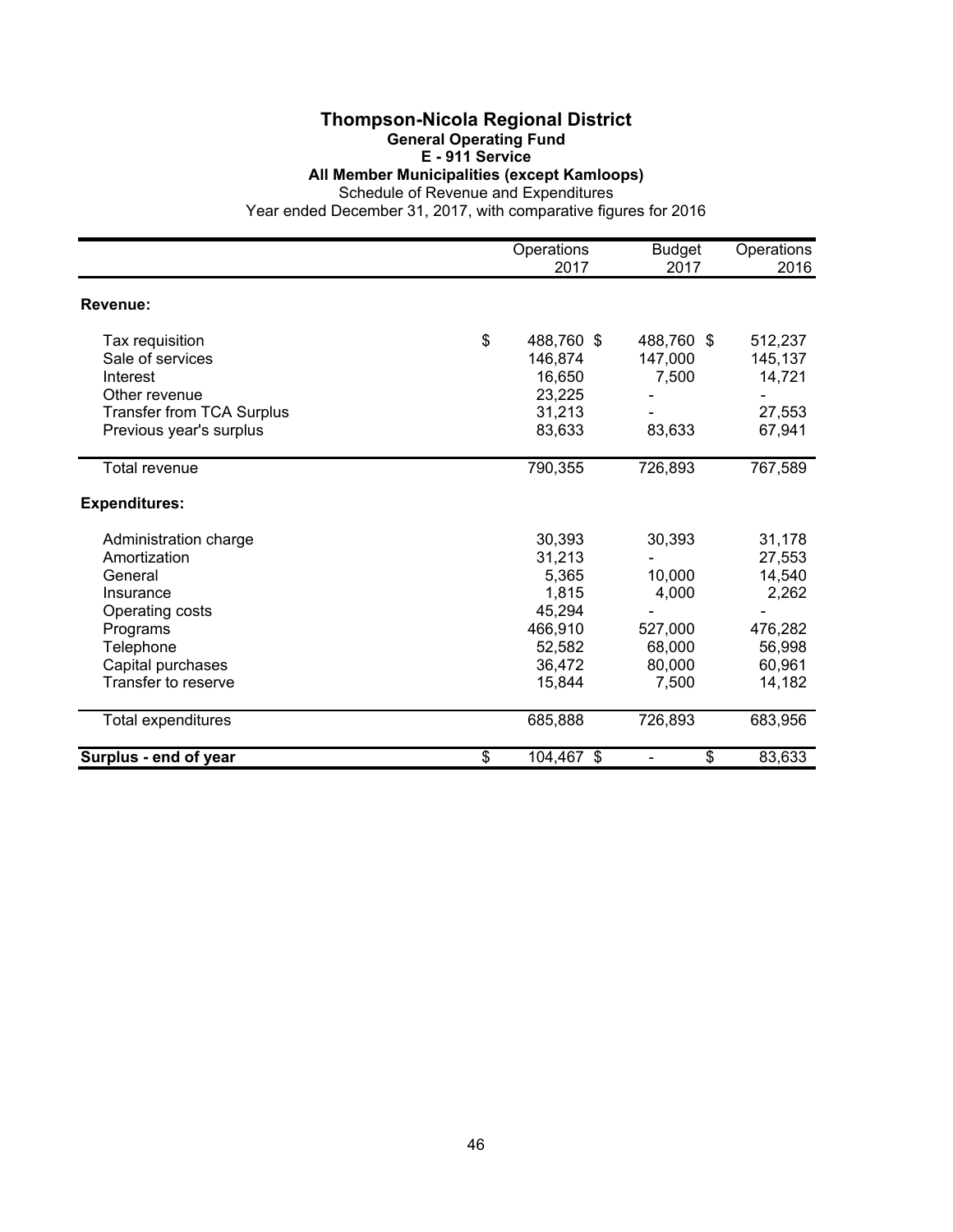# Thompson-Nicola Regional District

## General Operating Fund

### E - 911 Service

### All Member Municipalities (except Kamloops)

Schedule of Revenue and Expenditures

Year ended December 31, 2017, with comparative figures for 2016

| | Operations 2017 | Budget 2017 | Operations 2016 |
|---|---|---|---|
| **Revenue:** | | | |
| Tax requisition | $ 488,760 | $ 488,760 | $ 512,237 |
| Sale of services | 146,874 | 147,000 | 145,137 |
| Interest | 16,650 | 7,500 | 14,721 |
| Other revenue | 23,225 | - | - |
| Transfer from TCA Surplus | 31,213 | - | 27,553 |
| Previous year's surplus | 83,633 | 83,633 | 67,941 |
| Total revenue | 790,355 | 726,893 | 767,589 |
| **Expenditures:** | | | |
| Administration charge | 30,393 | 30,393 | 31,178 |
| Amortization | 31,213 | - | 27,553 |
| General | 5,365 | 10,000 | 14,540 |
| Insurance | 1,815 | 4,000 | 2,262 |
| Operating costs | 45,294 | - | - |
| Programs | 466,910 | 527,000 | 476,282 |
| Telephone | 52,582 | 68,000 | 56,998 |
| Capital purchases | 36,472 | 80,000 | 60,961 |
| Transfer to reserve | 15,844 | 7,500 | 14,182 |
| Total expenditures | 685,888 | 726,893 | 683,956 |
| **Surplus - end of year** | $ 104,467 | $ - | $ 83,633 |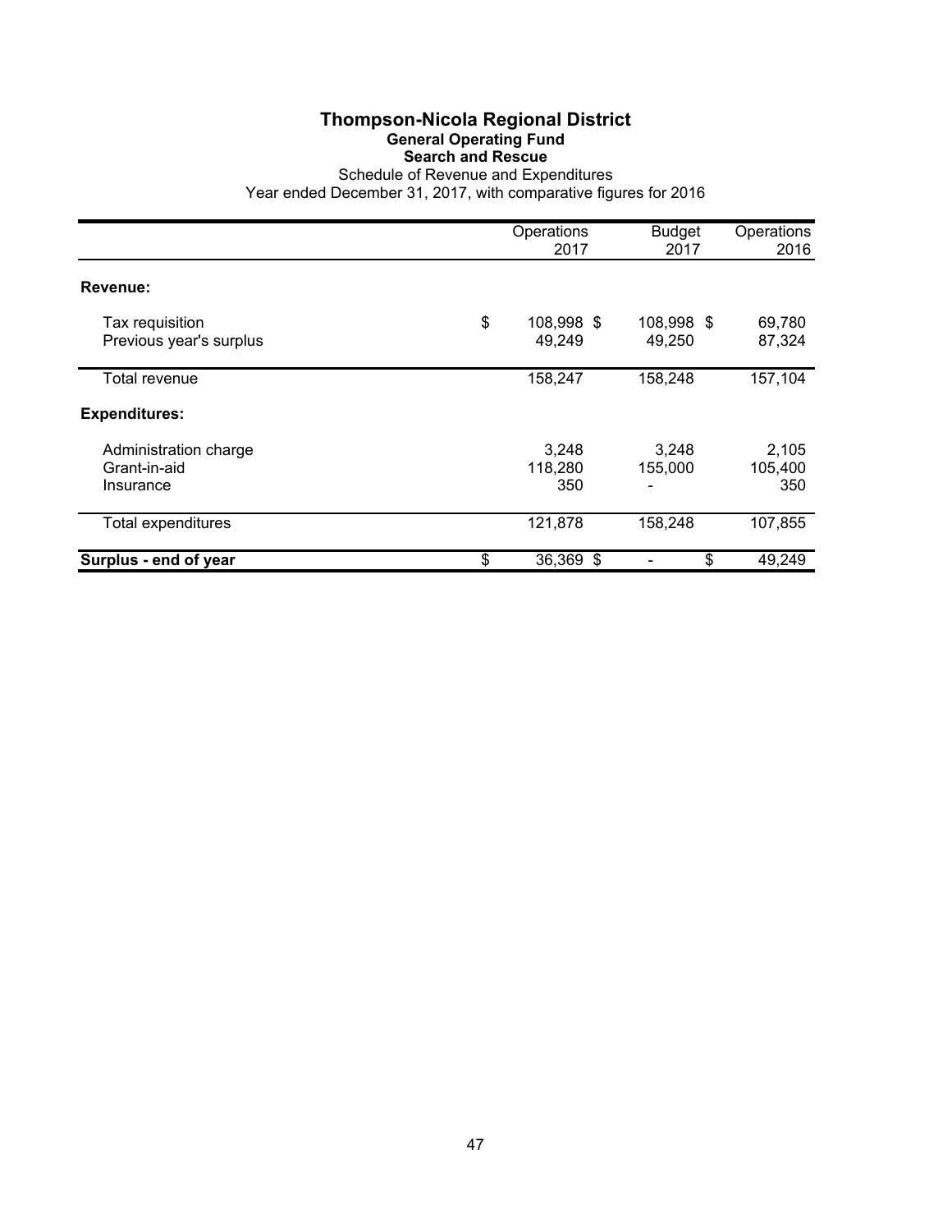# Thompson-Nicola Regional District

## General Operating Fund

### Search and Rescue

Schedule of Revenue and Expenditures

Year ended December 31, 2017, with comparative figures for 2016

| | Operations 2017 | Budget 2017 | Operations 2016 |
|---|---|---|---|
| **Revenue:** | | | |
| Tax requisition | $ 108,998 | $ 108,998 | $ 69,780 |
| Previous year's surplus | 49,249 | 49,250 | 87,324 |
| Total revenue | 158,247 | 158,248 | 157,104 |
| **Expenditures:** | | | |
| Administration charge | 3,248 | 3,248 | 2,105 |
| Grant-in-aid | 118,280 | 155,000 | 105,400 |
| Insurance | 350 | - | 350 |
| Total expenditures | 121,878 | 158,248 | 107,855 |
| **Surplus - end of year** | $ 36,369 | $ - | $ 49,249 |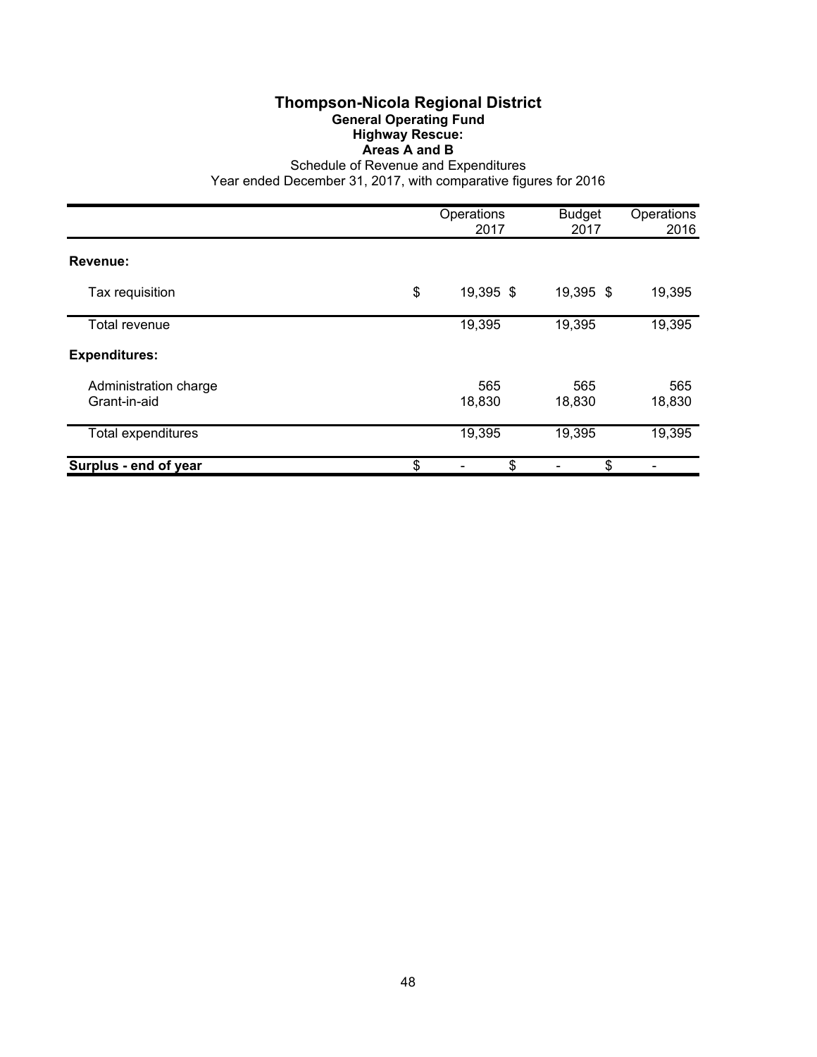# Thompson-Nicola Regional District

## General Operating Fund

### Highway Rescue:

### Areas A and B

Schedule of Revenue and Expenditures

Year ended December 31, 2017, with comparative figures for 2016

| | Operations 2017 | Budget 2017 | Operations 2016 |
|---|---|---|---|
| **Revenue:** | | | |
| Tax requisition | $ 19,395 | $ 19,395 | $ 19,395 |
| Total revenue | 19,395 | 19,395 | 19,395 |
| **Expenditures:** | | | |
| Administration charge | 565 | 565 | 565 |
| Grant-in-aid | 18,830 | 18,830 | 18,830 |
| Total expenditures | 19,395 | 19,395 | 19,395 |
| **Surplus - end of year** | $ - | $ - | $ - |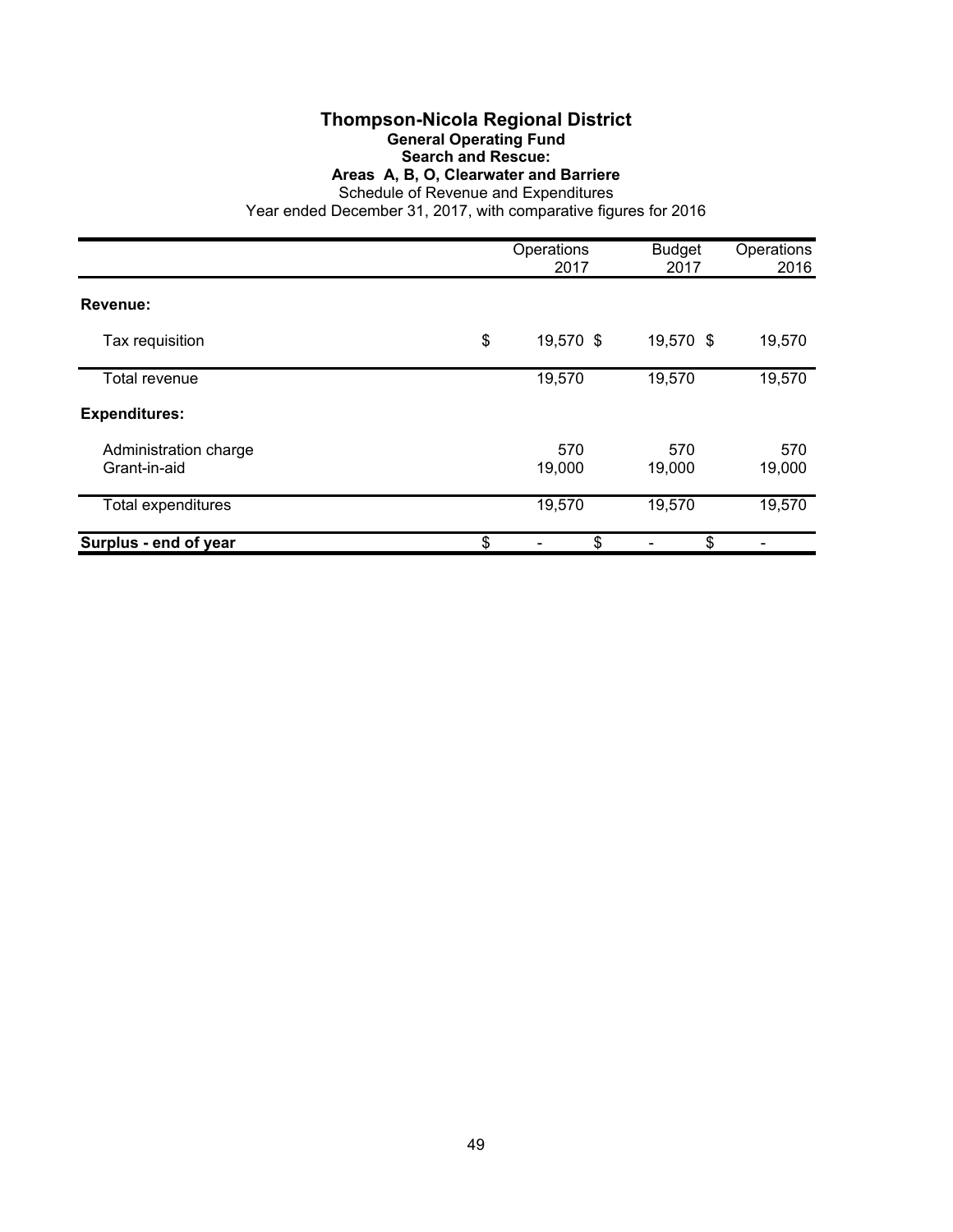# Thompson-Nicola Regional District

## General Operating Fund

### Search and Rescue:

### Areas A, B, O, Clearwater and Barriere

Schedule of Revenue and Expenditures

Year ended December 31, 2017, with comparative figures for 2016

| | Operations 2017 | Budget 2017 | Operations 2016 |
|---|---|---|---|
| **Revenue:** | | | |
| Tax requisition | $ 19,570 | $ 19,570 | $ 19,570 |
| Total revenue | 19,570 | 19,570 | 19,570 |
| **Expenditures:** | | | |
| Administration charge | 570 | 570 | 570 |
| Grant-in-aid | 19,000 | 19,000 | 19,000 |
| Total expenditures | 19,570 | 19,570 | 19,570 |
| **Surplus - end of year** | $ - | $ - | $ - |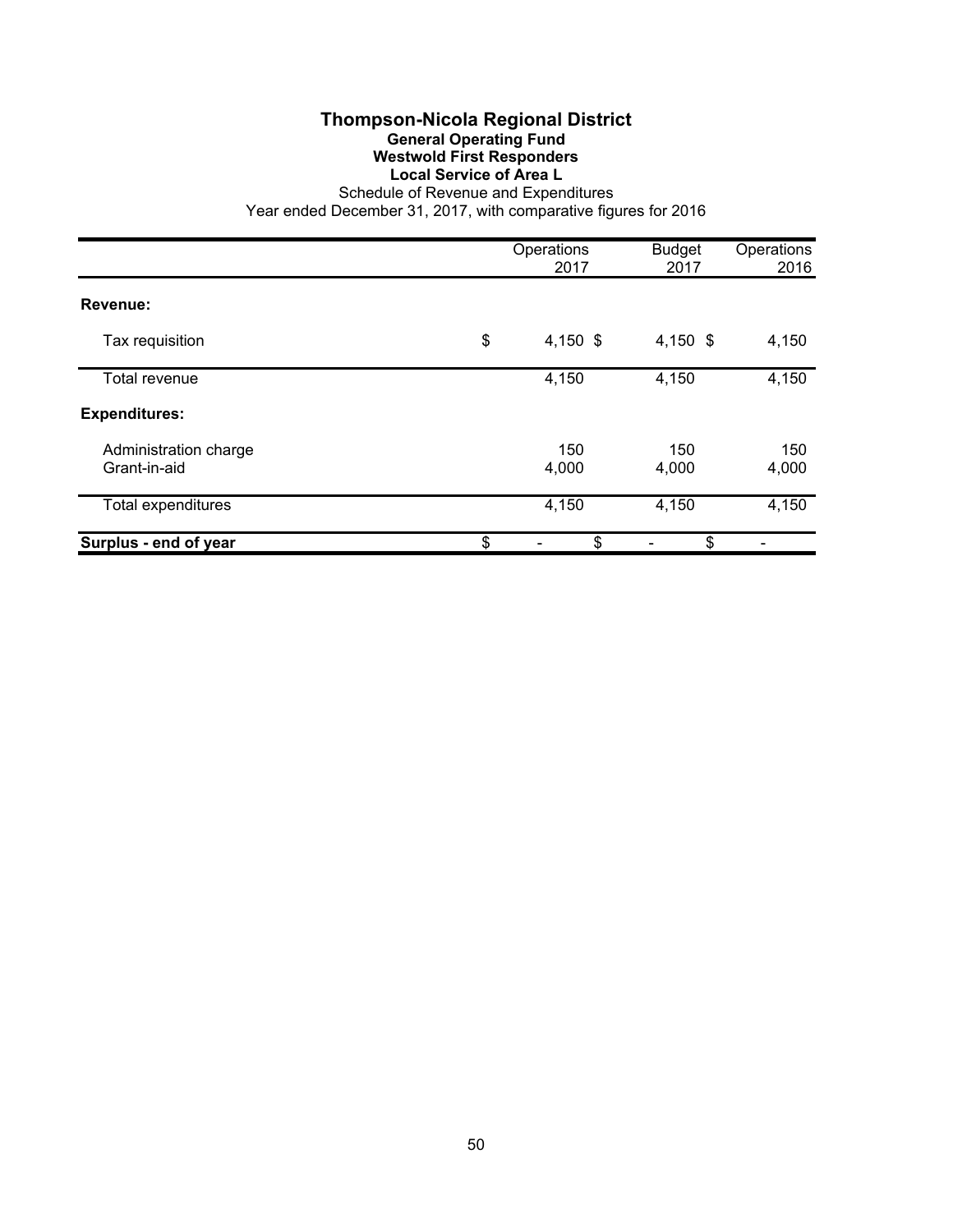# Thompson-Nicola Regional District

## General Operating Fund

### Westwold First Responders

### Local Service of Area L

Schedule of Revenue and Expenditures

Year ended December 31, 2017, with comparative figures for 2016

| | Operations 2017 | Budget 2017 | Operations 2016 |
|---|---|---|---|
| **Revenue:** | | | |
| Tax requisition | $ 4,150 | $ 4,150 | $ 4,150 |
| Total revenue | 4,150 | 4,150 | 4,150 |
| **Expenditures:** | | | |
| Administration charge | 150 | 150 | 150 |
| Grant-in-aid | 4,000 | 4,000 | 4,000 |
| Total expenditures | 4,150 | 4,150 | 4,150 |
| **Surplus - end of year** | $ - | $ - | $ - |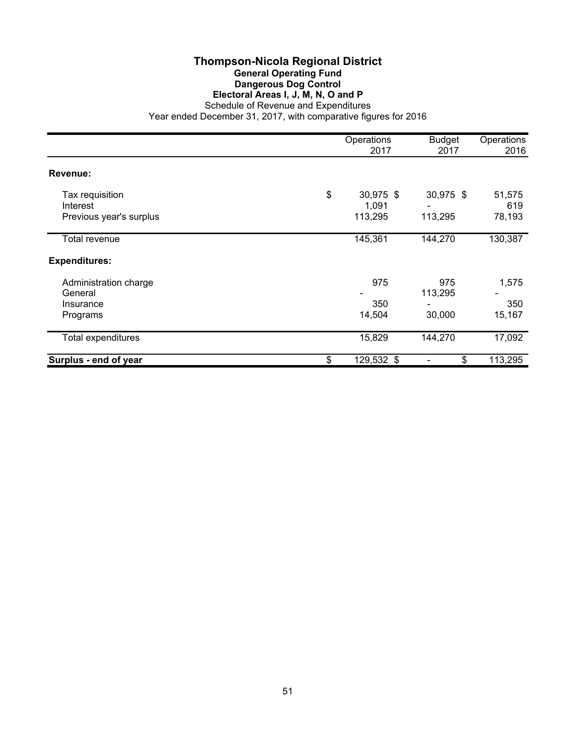# Thompson-Nicola Regional District

## General Operating Fund

### Dangerous Dog Control

### Electoral Areas I, J, M, N, O and P

Schedule of Revenue and Expenditures

Year ended December 31, 2017, with comparative figures for 2016

| | Operations 2017 | Budget 2017 | Operations 2016 |
|---|---|---|---|
| **Revenue:** | | | |
| Tax requisition | $ 30,975 | $ 30,975 | $ 51,575 |
| Interest | 1,091 | - | 619 |
| Previous year's surplus | 113,295 | 113,295 | 78,193 |
| Total revenue | 145,361 | 144,270 | 130,387 |
| **Expenditures:** | | | |
| Administration charge | 975 | 975 | 1,575 |
| General | - | 113,295 | - |
| Insurance | 350 | - | 350 |
| Programs | 14,504 | 30,000 | 15,167 |
| Total expenditures | 15,829 | 144,270 | 17,092 |
| **Surplus - end of year** | $ 129,532 | $ - | $ 113,295 |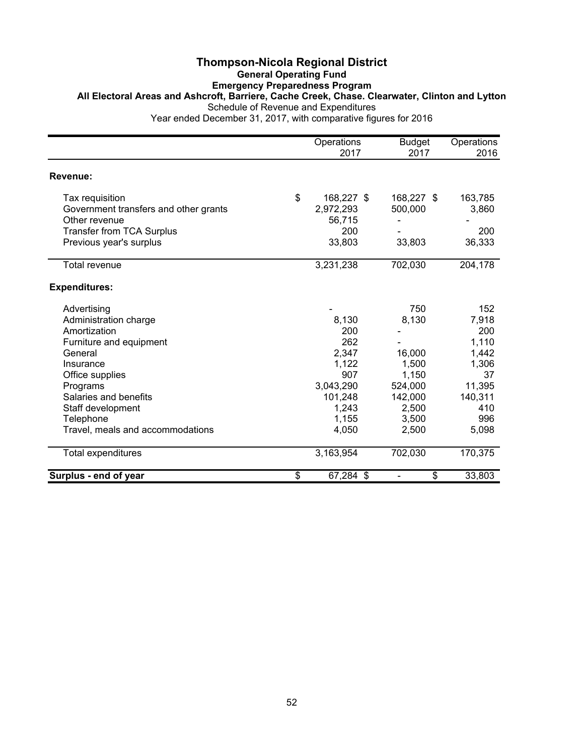# Thompson-Nicola Regional District

## General Operating Fund

### Emergency Preparedness Program

**All Electoral Areas and Ashcroft, Barriere, Cache Creek, Chase. Clearwater, Clinton and Lytton**

Schedule of Revenue and Expenditures

Year ended December 31, 2017, with comparative figures for 2016

| | Operations 2017 | Budget 2017 | Operations 2016 |
|---|---|---|---|
| **Revenue:** | | | |
| Tax requisition | $ 168,227 | $ 168,227 | $ 163,785 |
| Government transfers and other grants | 2,972,293 | 500,000 | 3,860 |
| Other revenue | 56,715 | - | - |
| Transfer from TCA Surplus | 200 | - | 200 |
| Previous year's surplus | 33,803 | 33,803 | 36,333 |
| Total revenue | 3,231,238 | 702,030 | 204,178 |
| **Expenditures:** | | | |
| Advertising | - | 750 | 152 |
| Administration charge | 8,130 | 8,130 | 7,918 |
| Amortization | 200 | - | 200 |
| Furniture and equipment | 262 | - | 1,110 |
| General | 2,347 | 16,000 | 1,442 |
| Insurance | 1,122 | 1,500 | 1,306 |
| Office supplies | 907 | 1,150 | 37 |
| Programs | 3,043,290 | 524,000 | 11,395 |
| Salaries and benefits | 101,248 | 142,000 | 140,311 |
| Staff development | 1,243 | 2,500 | 410 |
| Telephone | 1,155 | 3,500 | 996 |
| Travel, meals and accommodations | 4,050 | 2,500 | 5,098 |
| Total expenditures | 3,163,954 | 702,030 | 170,375 |
| **Surplus - end of year** | $ 67,284 | $ - | $ 33,803 |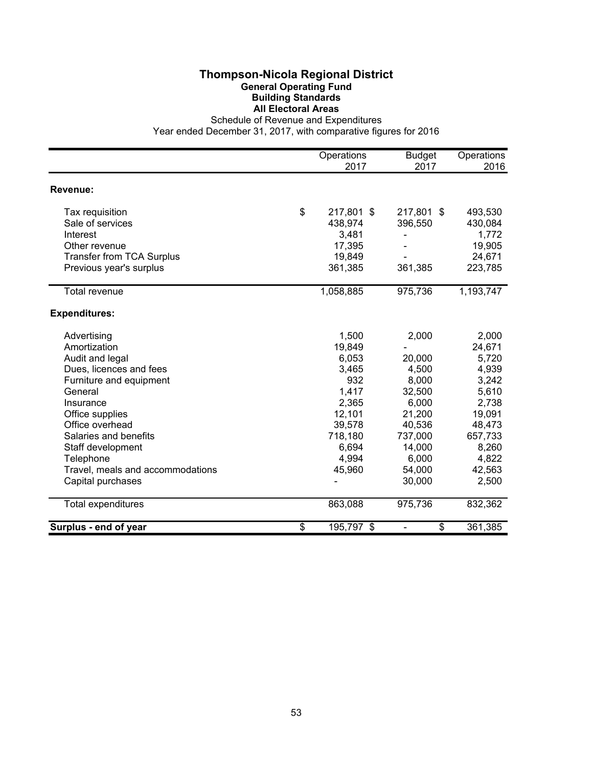# Thompson-Nicola Regional District

## General Operating Fund

### Building Standards

### All Electoral Areas

Schedule of Revenue and Expenditures

Year ended December 31, 2017, with comparative figures for 2016

| | Operations 2017 | Budget 2017 | Operations 2016 |
|---|---|---|---|
| **Revenue:** | | | |
| Tax requisition | $ 217,801 | $ 217,801 | $ 493,530 |
| Sale of services | 438,974 | 396,550 | 430,084 |
| Interest | 3,481 | - | 1,772 |
| Other revenue | 17,395 | - | 19,905 |
| Transfer from TCA Surplus | 19,849 | - | 24,671 |
| Previous year's surplus | 361,385 | 361,385 | 223,785 |
| Total revenue | 1,058,885 | 975,736 | 1,193,747 |
| **Expenditures:** | | | |
| Advertising | 1,500 | 2,000 | 2,000 |
| Amortization | 19,849 | - | 24,671 |
| Audit and legal | 6,053 | 20,000 | 5,720 |
| Dues, licences and fees | 3,465 | 4,500 | 4,939 |
| Furniture and equipment | 932 | 8,000 | 3,242 |
| General | 1,417 | 32,500 | 5,610 |
| Insurance | 2,365 | 6,000 | 2,738 |
| Office supplies | 12,101 | 21,200 | 19,091 |
| Office overhead | 39,578 | 40,536 | 48,473 |
| Salaries and benefits | 718,180 | 737,000 | 657,733 |
| Staff development | 6,694 | 14,000 | 8,260 |
| Telephone | 4,994 | 6,000 | 4,822 |
| Travel, meals and accommodations | 45,960 | 54,000 | 42,563 |
| Capital purchases | - | 30,000 | 2,500 |
| Total expenditures | 863,088 | 975,736 | 832,362 |
| **Surplus - end of year** | $ 195,797 | $ - | $ 361,385 |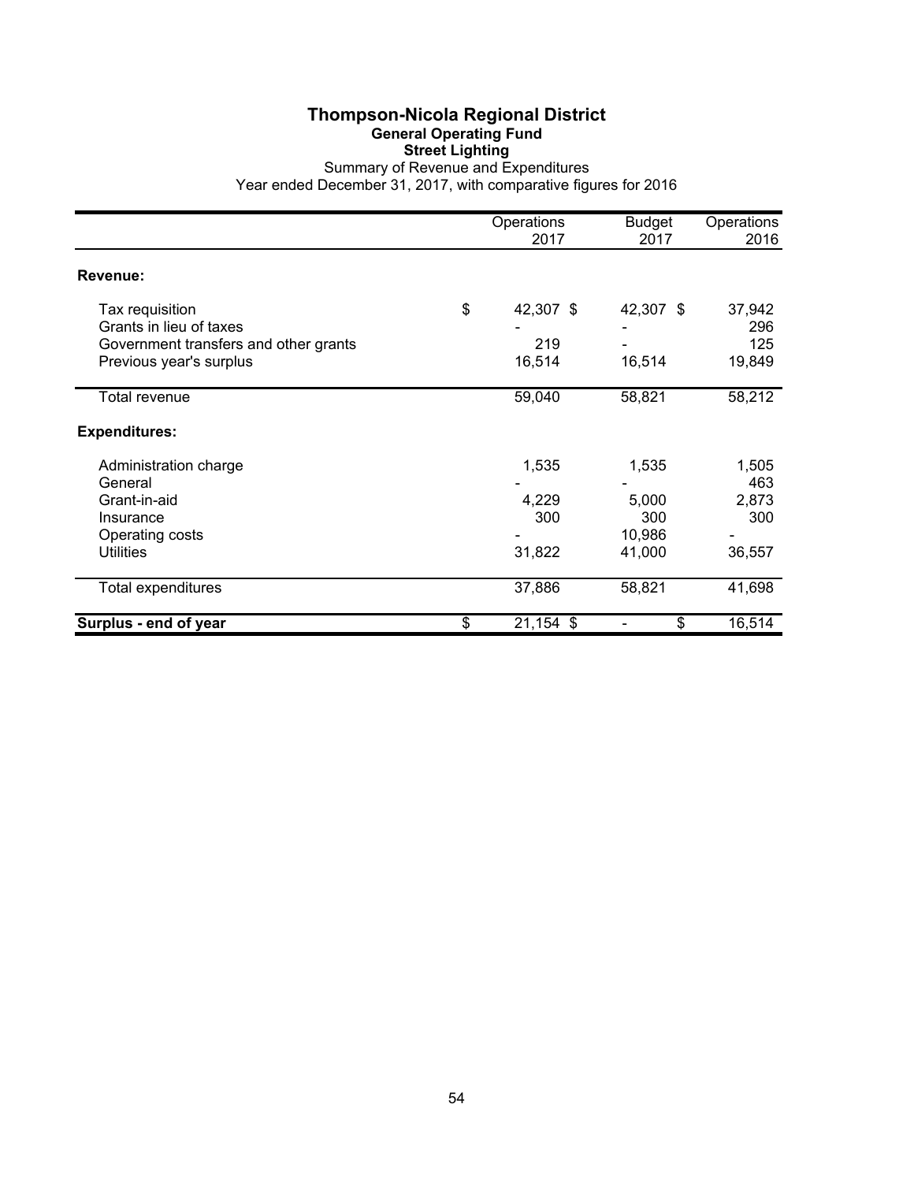# Thompson-Nicola Regional District

## General Operating Fund

### Street Lighting

Summary of Revenue and Expenditures

Year ended December 31, 2017, with comparative figures for 2016

| | Operations 2017 | Budget 2017 | Operations 2016 |
|---|---|---|---|
| **Revenue:** | | | |
| Tax requisition | $ 42,307 | $ 42,307 | $ 37,942 |
| Grants in lieu of taxes | - | - | 296 |
| Government transfers and other grants | 219 | - | 125 |
| Previous year's surplus | 16,514 | 16,514 | 19,849 |
| Total revenue | 59,040 | 58,821 | 58,212 |
| **Expenditures:** | | | |
| Administration charge | 1,535 | 1,535 | 1,505 |
| General | - | - | 463 |
| Grant-in-aid | 4,229 | 5,000 | 2,873 |
| Insurance | 300 | 300 | 300 |
| Operating costs | - | 10,986 | - |
| Utilities | 31,822 | 41,000 | 36,557 |
| Total expenditures | 37,886 | 58,821 | 41,698 |
| **Surplus - end of year** | $ 21,154 | $ - | $ 16,514 |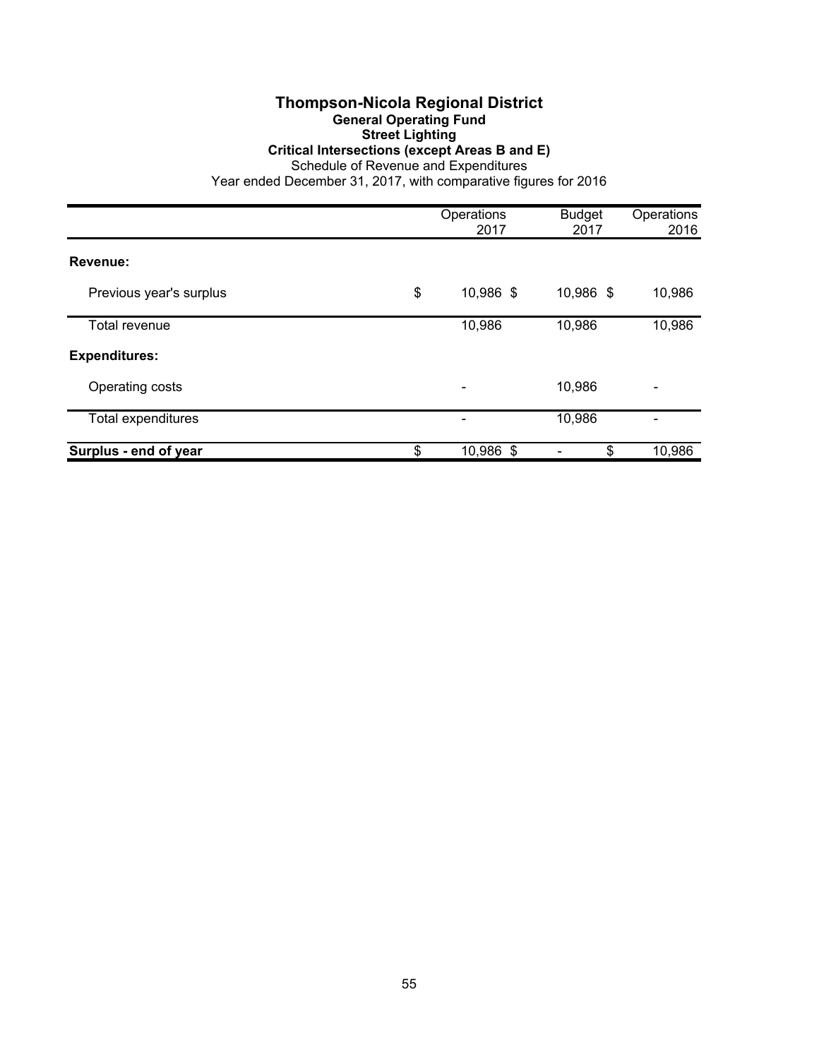# Thompson-Nicola Regional District

## General Operating Fund

### Street Lighting

### Critical Intersections (except Areas B and E)

Schedule of Revenue and Expenditures

Year ended December 31, 2017, with comparative figures for 2016

| | Operations 2017 | Budget 2017 | Operations 2016 |
|---|---|---|---|
| **Revenue:** | | | |
| Previous year's surplus | $ 10,986 | $ 10,986 | $ 10,986 |
| Total revenue | 10,986 | 10,986 | 10,986 |
| **Expenditures:** | | | |
| Operating costs | - | 10,986 | - |
| Total expenditures | - | 10,986 | - |
| **Surplus - end of year** | $ 10,986 | $ - | $ 10,986 |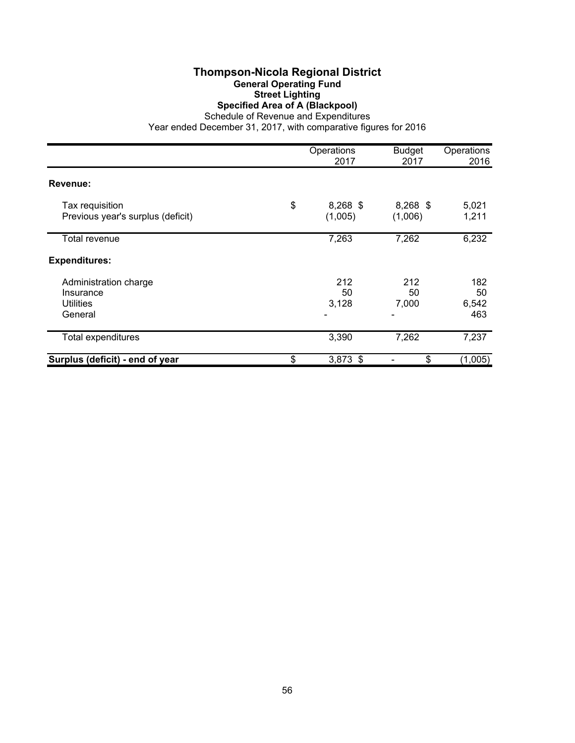# Thompson-Nicola Regional District

## General Operating Fund

### Street Lighting

### Specified Area of A (Blackpool)

Schedule of Revenue and Expenditures

Year ended December 31, 2017, with comparative figures for 2016

| | Operations 2017 | Budget 2017 | Operations 2016 |
|---|---|---|---|
| **Revenue:** | | | |
| Tax requisition | $ 8,268 | $ 8,268 | $ 5,021 |
| Previous year's surplus (deficit) | (1,005) | (1,006) | 1,211 |
| Total revenue | 7,263 | 7,262 | 6,232 |
| **Expenditures:** | | | |
| Administration charge | 212 | 212 | 182 |
| Insurance | 50 | 50 | 50 |
| Utilities | 3,128 | 7,000 | 6,542 |
| General | - | - | 463 |
| Total expenditures | 3,390 | 7,262 | 7,237 |
| **Surplus (deficit) - end of year** | $ 3,873 | $ - | $ (1,005) |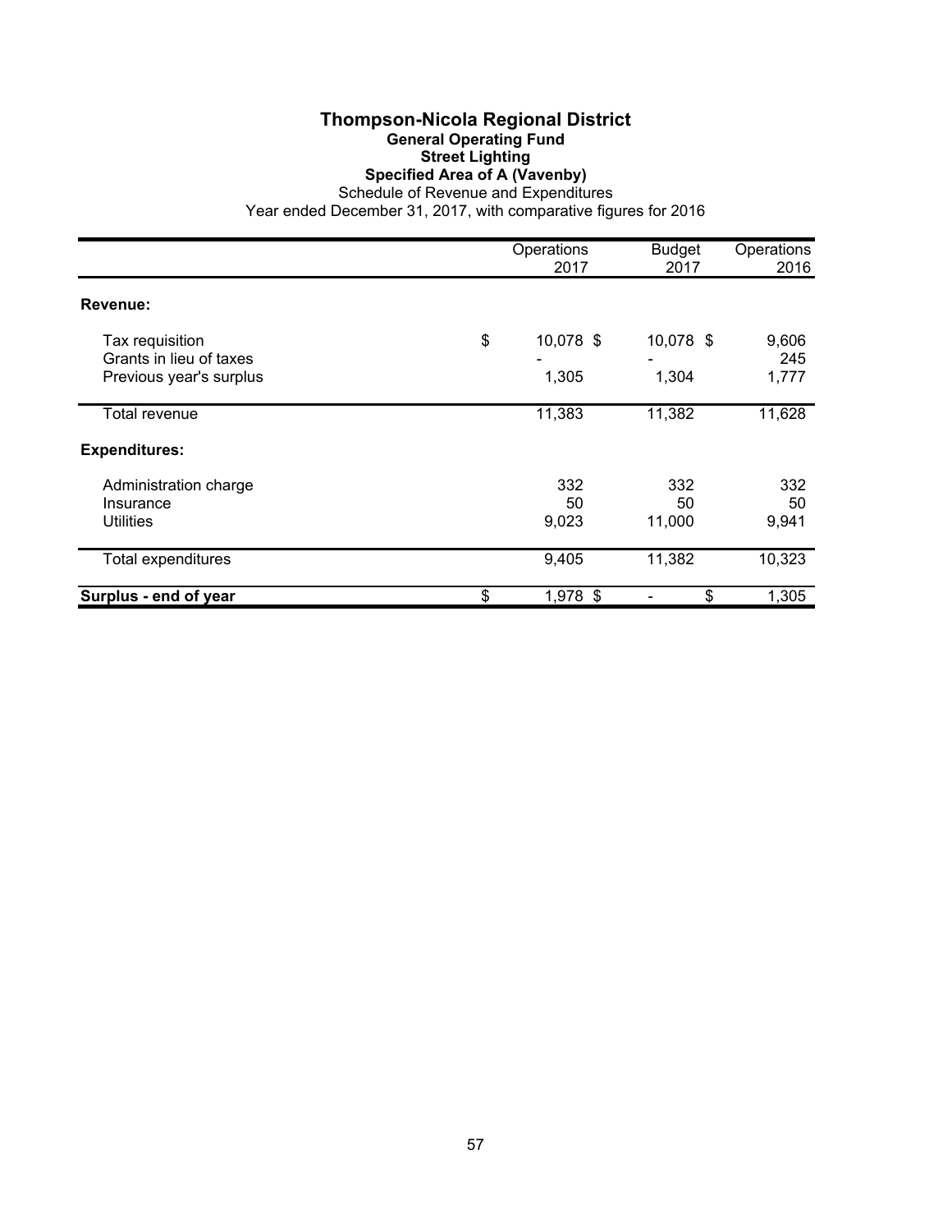# Thompson-Nicola Regional District

## General Operating Fund

### Street Lighting

### Specified Area of A (Vavenby)

Schedule of Revenue and Expenditures

Year ended December 31, 2017, with comparative figures for 2016

| | Operations 2017 | Budget 2017 | Operations 2016 |
|---|---|---|---|
| **Revenue:** | | | |
| Tax requisition | $ 10,078 | $ 10,078 | $ 9,606 |
| Grants in lieu of taxes | - | - | 245 |
| Previous year's surplus | 1,305 | 1,304 | 1,777 |
| Total revenue | 11,383 | 11,382 | 11,628 |
| **Expenditures:** | | | |
| Administration charge | 332 | 332 | 332 |
| Insurance | 50 | 50 | 50 |
| Utilities | 9,023 | 11,000 | 9,941 |
| Total expenditures | 9,405 | 11,382 | 10,323 |
| **Surplus - end of year** | $ 1,978 | $ - | $ 1,305 |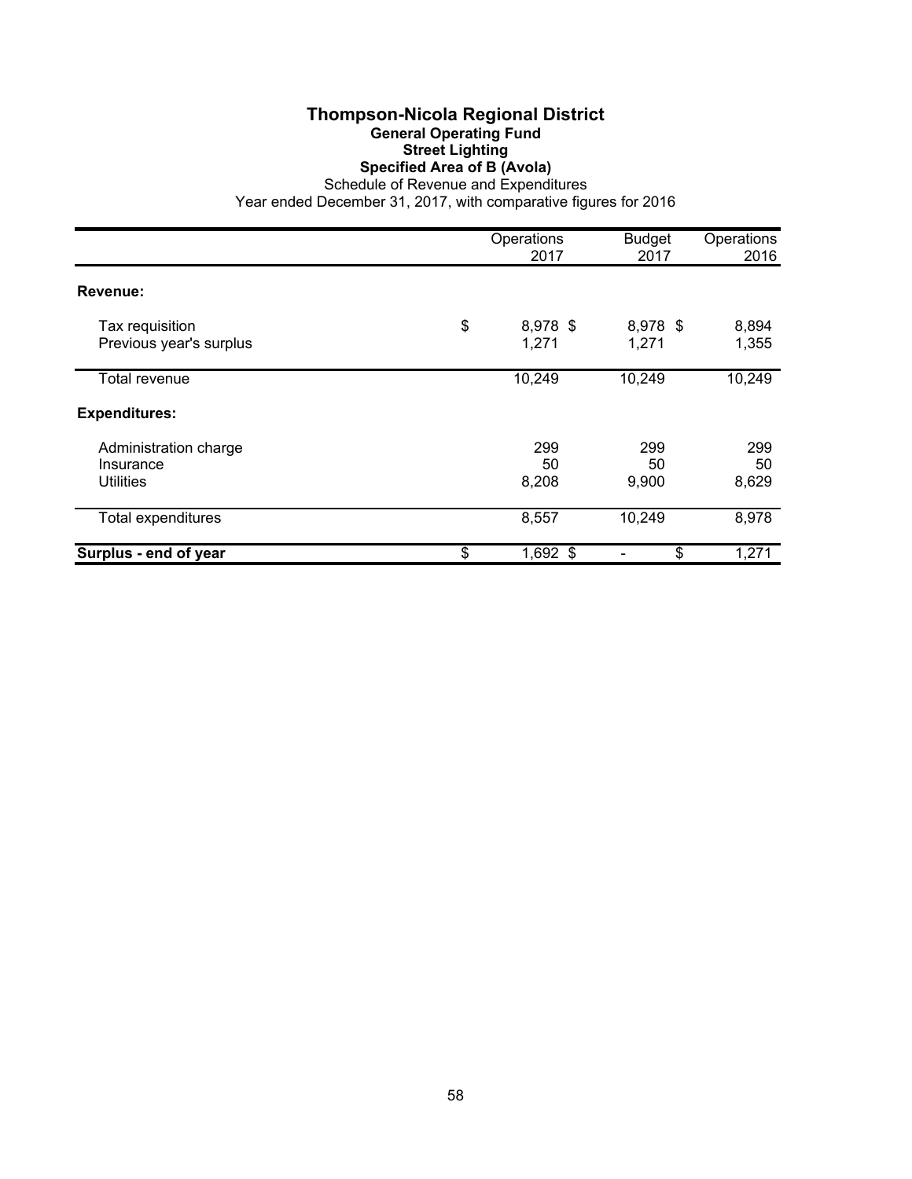# Thompson-Nicola Regional District

## General Operating Fund

### Street Lighting

### Specified Area of B (Avola)

Schedule of Revenue and Expenditures

Year ended December 31, 2017, with comparative figures for 2016

| | Operations 2017 | Budget 2017 | Operations 2016 |
|---|---|---|---|
| **Revenue:** | | | |
| Tax requisition | $ 8,978 | $ 8,978 | $ 8,894 |
| Previous year's surplus | 1,271 | 1,271 | 1,355 |
| Total revenue | 10,249 | 10,249 | 10,249 |
| **Expenditures:** | | | |
| Administration charge | 299 | 299 | 299 |
| Insurance | 50 | 50 | 50 |
| Utilities | 8,208 | 9,900 | 8,629 |
| Total expenditures | 8,557 | 10,249 | 8,978 |
| **Surplus - end of year** | $ 1,692 | $ - | $ 1,271 |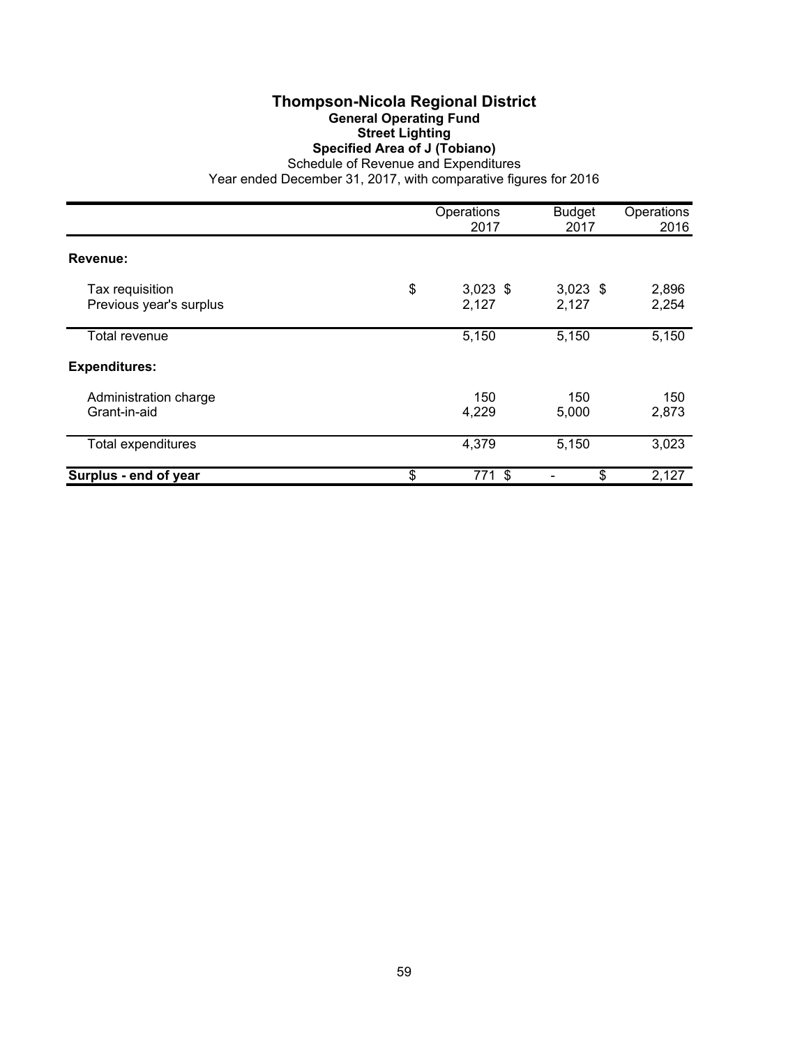# Thompson-Nicola Regional District

## General Operating Fund

### Street Lighting

### Specified Area of J (Tobiano)

Schedule of Revenue and Expenditures

Year ended December 31, 2017, with comparative figures for 2016

| | Operations 2017 | Budget 2017 | Operations 2016 |
|---|---|---|---|
| **Revenue:** | | | |
| Tax requisition | $ 3,023 | $ 3,023 | $ 2,896 |
| Previous year's surplus | 2,127 | 2,127 | 2,254 |
| Total revenue | 5,150 | 5,150 | 5,150 |
| **Expenditures:** | | | |
| Administration charge | 150 | 150 | 150 |
| Grant-in-aid | 4,229 | 5,000 | 2,873 |
| Total expenditures | 4,379 | 5,150 | 3,023 |
| **Surplus - end of year** | $ 771 | $ - | $ 2,127 |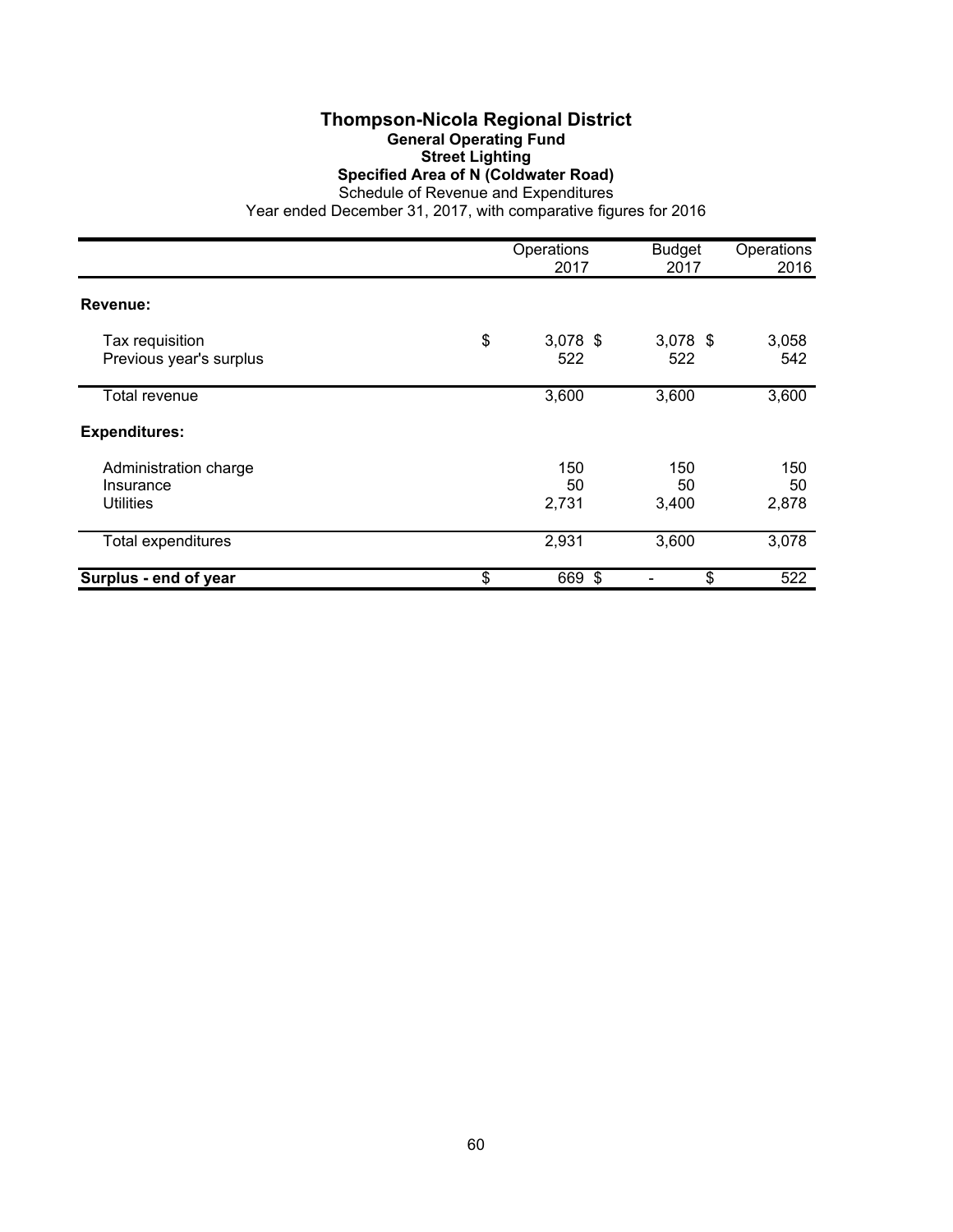# Thompson-Nicola Regional District

## General Operating Fund

### Street Lighting

### Specified Area of N (Coldwater Road)

Schedule of Revenue and Expenditures

Year ended December 31, 2017, with comparative figures for 2016

| | Operations 2017 | Budget 2017 | Operations 2016 |
|---|---|---|---|
| **Revenue:** | | | |
| Tax requisition | $ 3,078 | $ 3,078 | $ 3,058 |
| Previous year's surplus | 522 | 522 | 542 |
| Total revenue | 3,600 | 3,600 | 3,600 |
| **Expenditures:** | | | |
| Administration charge | 150 | 150 | 150 |
| Insurance | 50 | 50 | 50 |
| Utilities | 2,731 | 3,400 | 2,878 |
| Total expenditures | 2,931 | 3,600 | 3,078 |
| **Surplus - end of year** | $ 669 | $ - | $ 522 |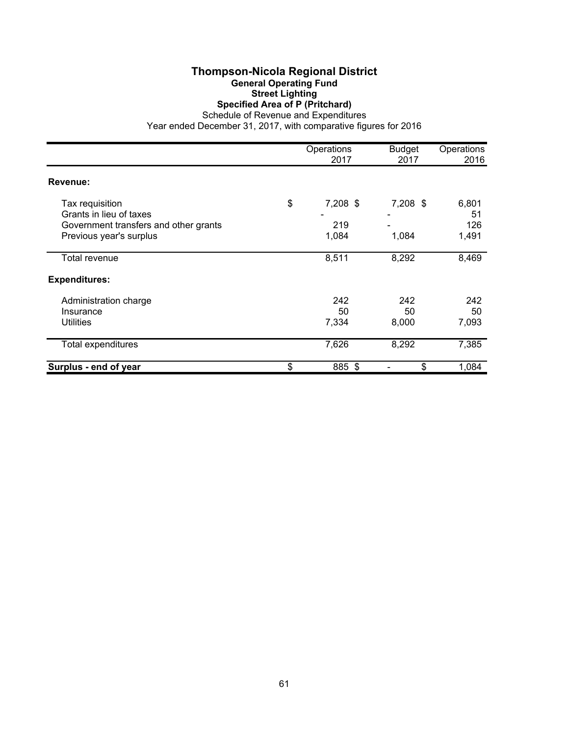# Thompson-Nicola Regional District

## General Operating Fund

### Street Lighting

### Specified Area of P (Pritchard)

Schedule of Revenue and Expenditures

Year ended December 31, 2017, with comparative figures for 2016

| | Operations 2017 | Budget 2017 | Operations 2016 |
|---|---|---|---|
| **Revenue:** | | | |
| Tax requisition | $ 7,208 | $ 7,208 | $ 6,801 |
| Grants in lieu of taxes | - | - | 51 |
| Government transfers and other grants | 219 | - | 126 |
| Previous year's surplus | 1,084 | 1,084 | 1,491 |
| Total revenue | 8,511 | 8,292 | 8,469 |
| **Expenditures:** | | | |
| Administration charge | 242 | 242 | 242 |
| Insurance | 50 | 50 | 50 |
| Utilities | 7,334 | 8,000 | 7,093 |
| Total expenditures | 7,626 | 8,292 | 7,385 |
| **Surplus - end of year** | $ 885 | $ - | $ 1,084 |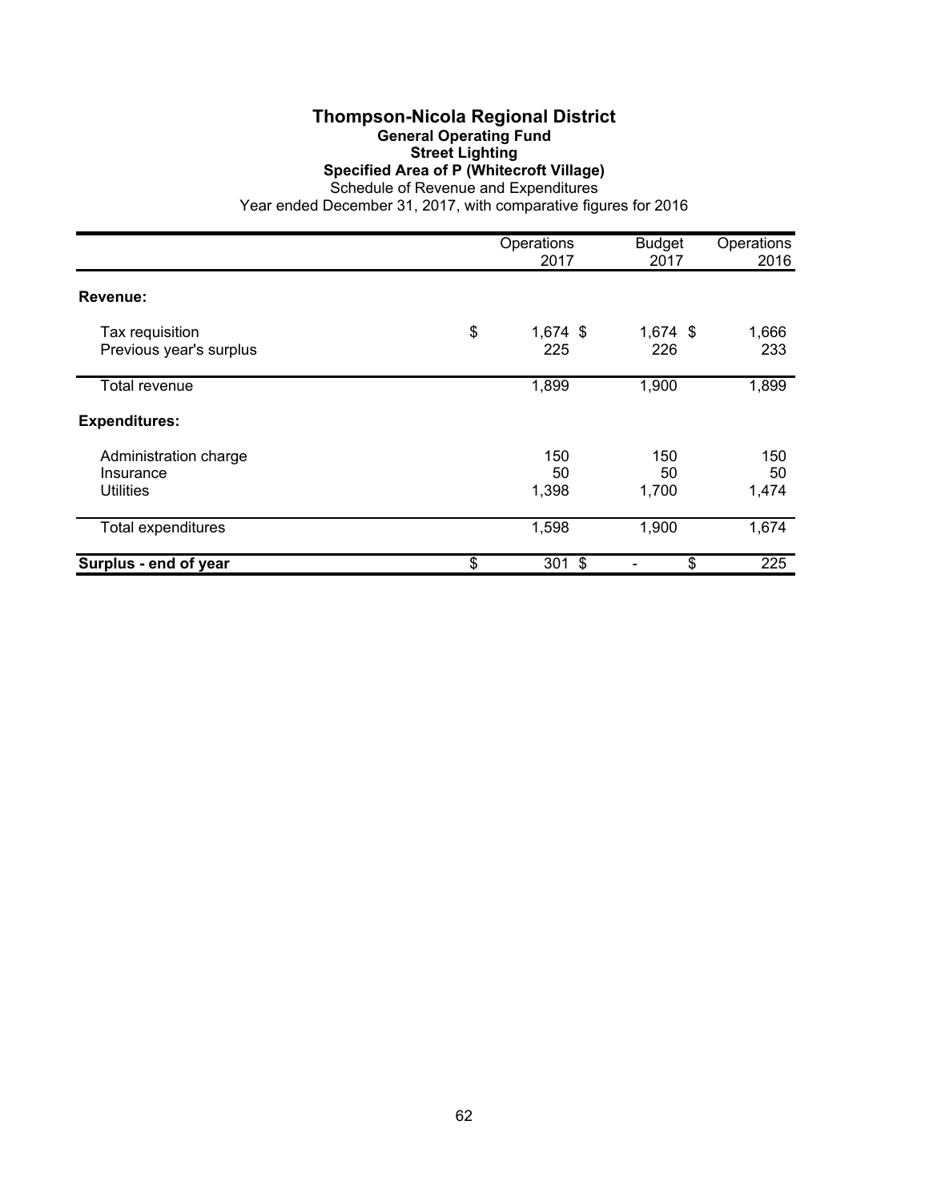# Thompson-Nicola Regional District

## General Operating Fund

### Street Lighting

### Specified Area of P (Whitecroft Village)

Schedule of Revenue and Expenditures

Year ended December 31, 2017, with comparative figures for 2016

| | Operations 2017 | Budget 2017 | Operations 2016 |
|---|---|---|---|
| **Revenue:** | | | |
| Tax requisition | $ 1,674 | $ 1,674 | $ 1,666 |
| Previous year's surplus | 225 | 226 | 233 |
| Total revenue | 1,899 | 1,900 | 1,899 |
| **Expenditures:** | | | |
| Administration charge | 150 | 150 | 150 |
| Insurance | 50 | 50 | 50 |
| Utilities | 1,398 | 1,700 | 1,474 |
| Total expenditures | 1,598 | 1,900 | 1,674 |
| **Surplus - end of year** | $ 301 | $ - | $ 225 |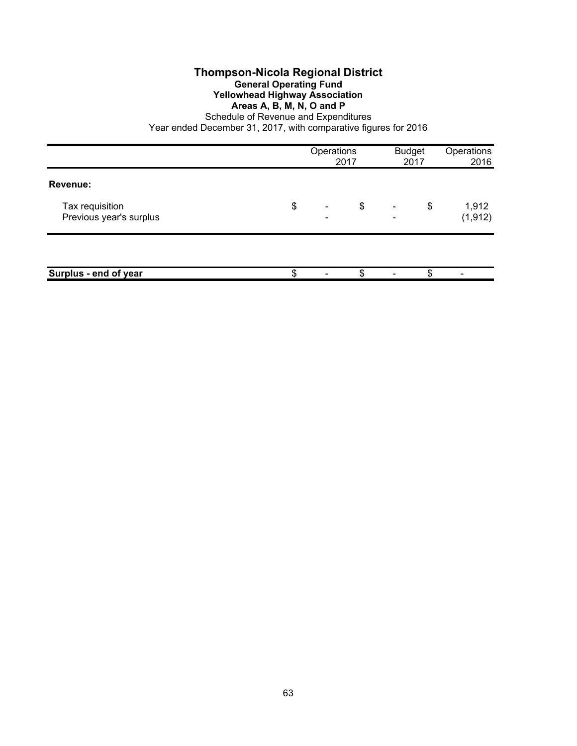# Thompson-Nicola Regional District

## General Operating Fund

### Yellowhead Highway Association

### Areas A, B, M, N, O and P

Schedule of Revenue and Expenditures

Year ended December 31, 2017, with comparative figures for 2016

| | Operations 2017 | Budget 2017 | Operations 2016 |
|---|---|---|---|
| **Revenue:** | | | |
| Tax requisition | $ - | $ - | $ 1,912 |
| Previous year's surplus | - | - | (1,912) |
| **Surplus - end of year** | $ - | $ - | $ - |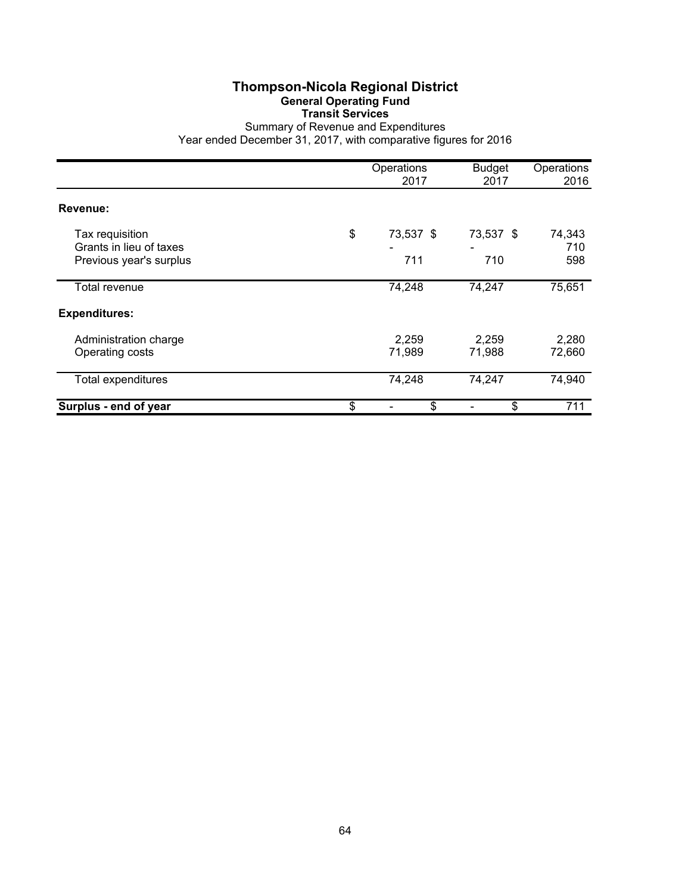# Thompson-Nicola Regional District

## General Operating Fund

### Transit Services

Summary of Revenue and Expenditures

Year ended December 31, 2017, with comparative figures for 2016

| | Operations 2017 | Budget 2017 | Operations 2016 |
|---|---|---|---|
| **Revenue:** | | | |
| Tax requisition | $ 73,537 | $ 73,537 | $ 74,343 |
| Grants in lieu of taxes | - | - | 710 |
| Previous year's surplus | 711 | 710 | 598 |
| Total revenue | 74,248 | 74,247 | 75,651 |
| **Expenditures:** | | | |
| Administration charge | 2,259 | 2,259 | 2,280 |
| Operating costs | 71,989 | 71,988 | 72,660 |
| Total expenditures | 74,248 | 74,247 | 74,940 |
| **Surplus - end of year** | $ - | $ - | $ 711 |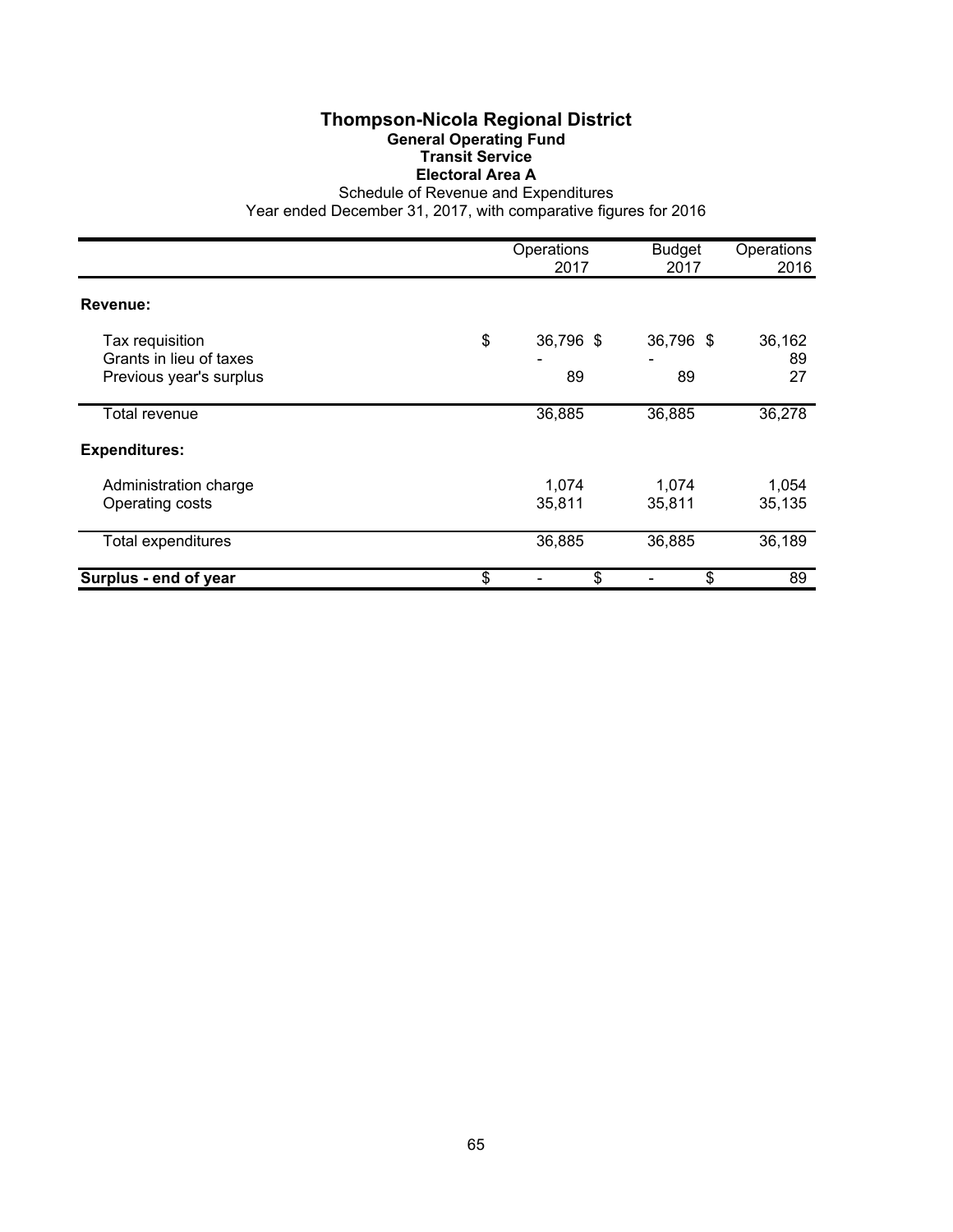# Thompson-Nicola Regional District

## General Operating Fund

### Transit Service

### Electoral Area A

Schedule of Revenue and Expenditures

Year ended December 31, 2017, with comparative figures for 2016

| | Operations 2017 | Budget 2017 | Operations 2016 |
|---|---|---|---|
| **Revenue:** | | | |
| Tax requisition | $ 36,796 | $ 36,796 | $ 36,162 |
| Grants in lieu of taxes | - | - | 89 |
| Previous year's surplus | 89 | 89 | 27 |
| Total revenue | 36,885 | 36,885 | 36,278 |
| **Expenditures:** | | | |
| Administration charge | 1,074 | 1,074 | 1,054 |
| Operating costs | 35,811 | 35,811 | 35,135 |
| Total expenditures | 36,885 | 36,885 | 36,189 |
| **Surplus - end of year** | $ - | $ - | $ 89 |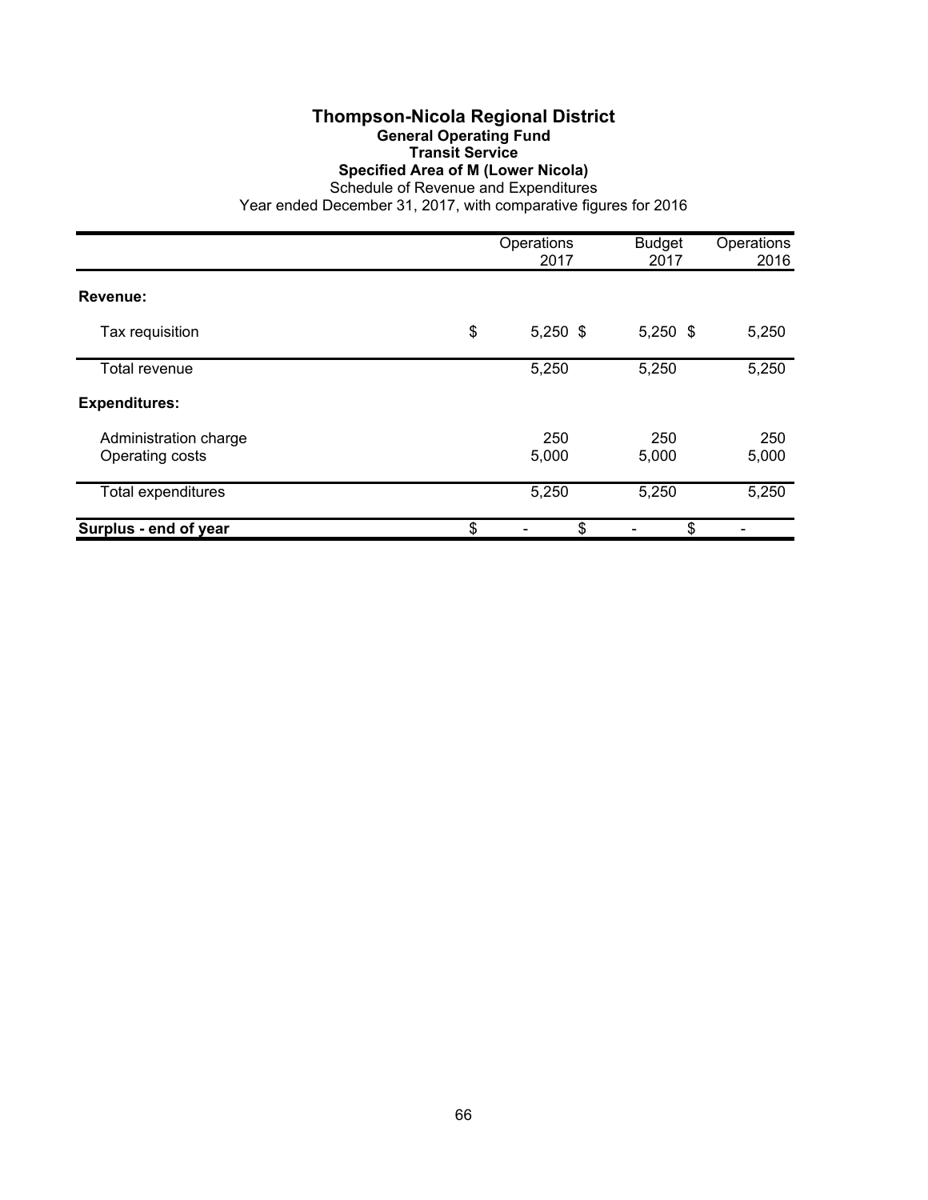# Thompson-Nicola Regional District

## General Operating Fund

### Transit Service

### Specified Area of M (Lower Nicola)

Schedule of Revenue and Expenditures

Year ended December 31, 2017, with comparative figures for 2016

| | Operations 2017 | Budget 2017 | Operations 2016 |
|---|---|---|---|
| **Revenue:** | | | |
| Tax requisition | $ 5,250 | $ 5,250 | $ 5,250 |
| Total revenue | 5,250 | 5,250 | 5,250 |
| **Expenditures:** | | | |
| Administration charge | 250 | 250 | 250 |
| Operating costs | 5,000 | 5,000 | 5,000 |
| Total expenditures | 5,250 | 5,250 | 5,250 |
| **Surplus - end of year** | $ - | $ - | $ - |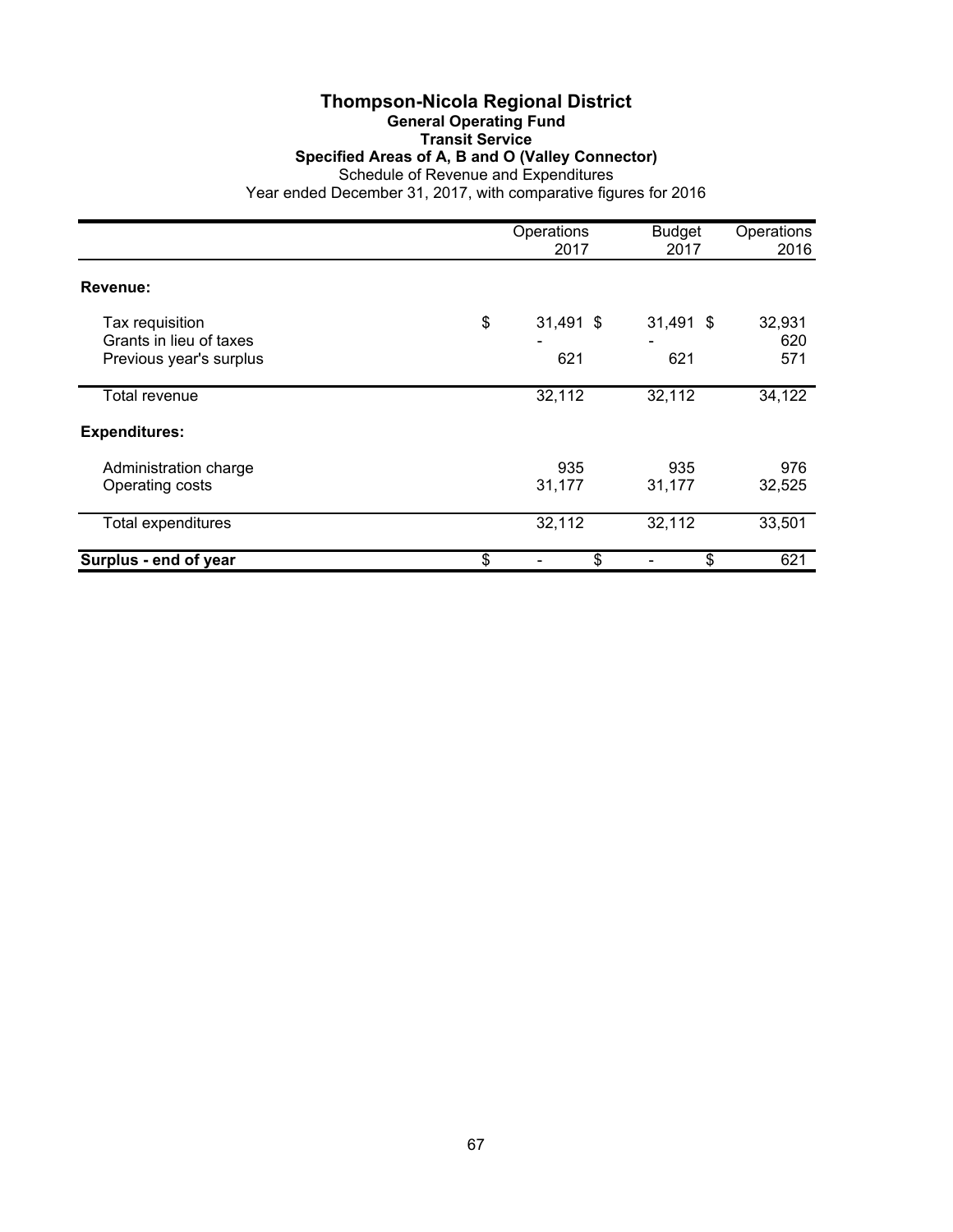# Thompson-Nicola Regional District

## General Operating Fund

### Transit Service

### Specified Areas of A, B and O (Valley Connector)

Schedule of Revenue and Expenditures

Year ended December 31, 2017, with comparative figures for 2016

| | Operations 2017 | Budget 2017 | Operations 2016 |
|---|---|---|---|
| **Revenue:** | | | |
| Tax requisition | $ 31,491 | $ 31,491 | $ 32,931 |
| Grants in lieu of taxes | - | - | 620 |
| Previous year's surplus | 621 | 621 | 571 |
| Total revenue | 32,112 | 32,112 | 34,122 |
| **Expenditures:** | | | |
| Administration charge | 935 | 935 | 976 |
| Operating costs | 31,177 | 31,177 | 32,525 |
| Total expenditures | 32,112 | 32,112 | 33,501 |
| **Surplus - end of year** | $ - | $ - | $ 621 |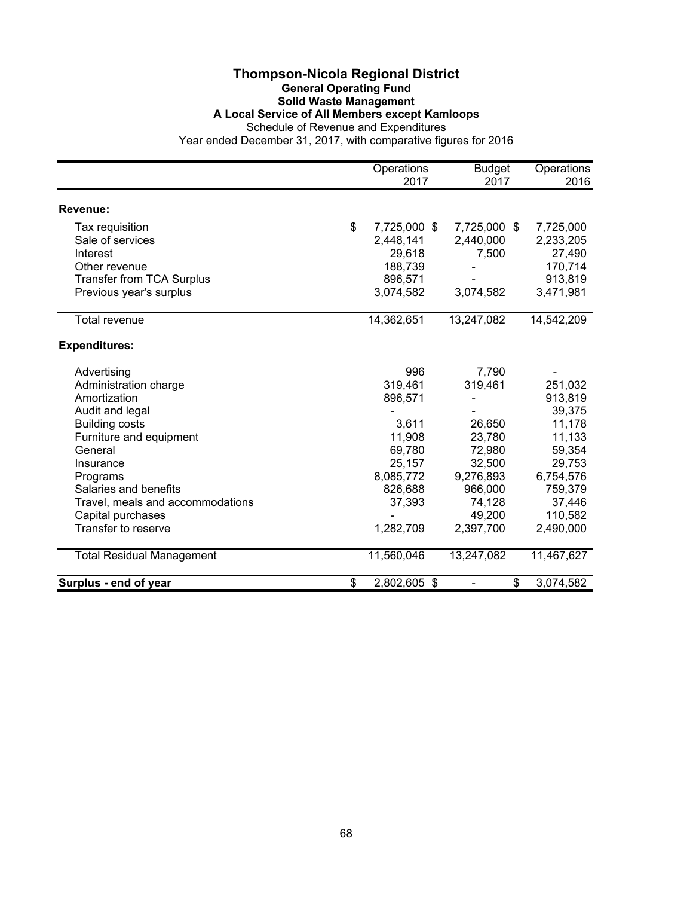# Thompson-Nicola Regional District

## General Operating Fund

## Solid Waste Management

### A Local Service of All Members except Kamloops

Schedule of Revenue and Expenditures

Year ended December 31, 2017, with comparative figures for 2016

| | Operations 2017 | Budget 2017 | Operations 2016 |
|---|---|---|---|
| **Revenue:** | | | |
| Tax requisition | $ 7,725,000 | $ 7,725,000 | $ 7,725,000 |
| Sale of services | 2,448,141 | 2,440,000 | 2,233,205 |
| Interest | 29,618 | 7,500 | 27,490 |
| Other revenue | 188,739 | - | 170,714 |
| Transfer from TCA Surplus | 896,571 | - | 913,819 |
| Previous year's surplus | 3,074,582 | 3,074,582 | 3,471,981 |
| Total revenue | 14,362,651 | 13,247,082 | 14,542,209 |
| **Expenditures:** | | | |
| Advertising | 996 | 7,790 | - |
| Administration charge | 319,461 | 319,461 | 251,032 |
| Amortization | 896,571 | - | 913,819 |
| Audit and legal | - | - | 39,375 |
| Building costs | 3,611 | 26,650 | 11,178 |
| Furniture and equipment | 11,908 | 23,780 | 11,133 |
| General | 69,780 | 72,980 | 59,354 |
| Insurance | 25,157 | 32,500 | 29,753 |
| Programs | 8,085,772 | 9,276,893 | 6,754,576 |
| Salaries and benefits | 826,688 | 966,000 | 759,379 |
| Travel, meals and accommodations | 37,393 | 74,128 | 37,446 |
| Capital purchases | - | 49,200 | 110,582 |
| Transfer to reserve | 1,282,709 | 2,397,700 | 2,490,000 |
| Total Residual Management | 11,560,046 | 13,247,082 | 11,467,627 |
| **Surplus - end of year** | $ 2,802,605 | $ - | $ 3,074,582 |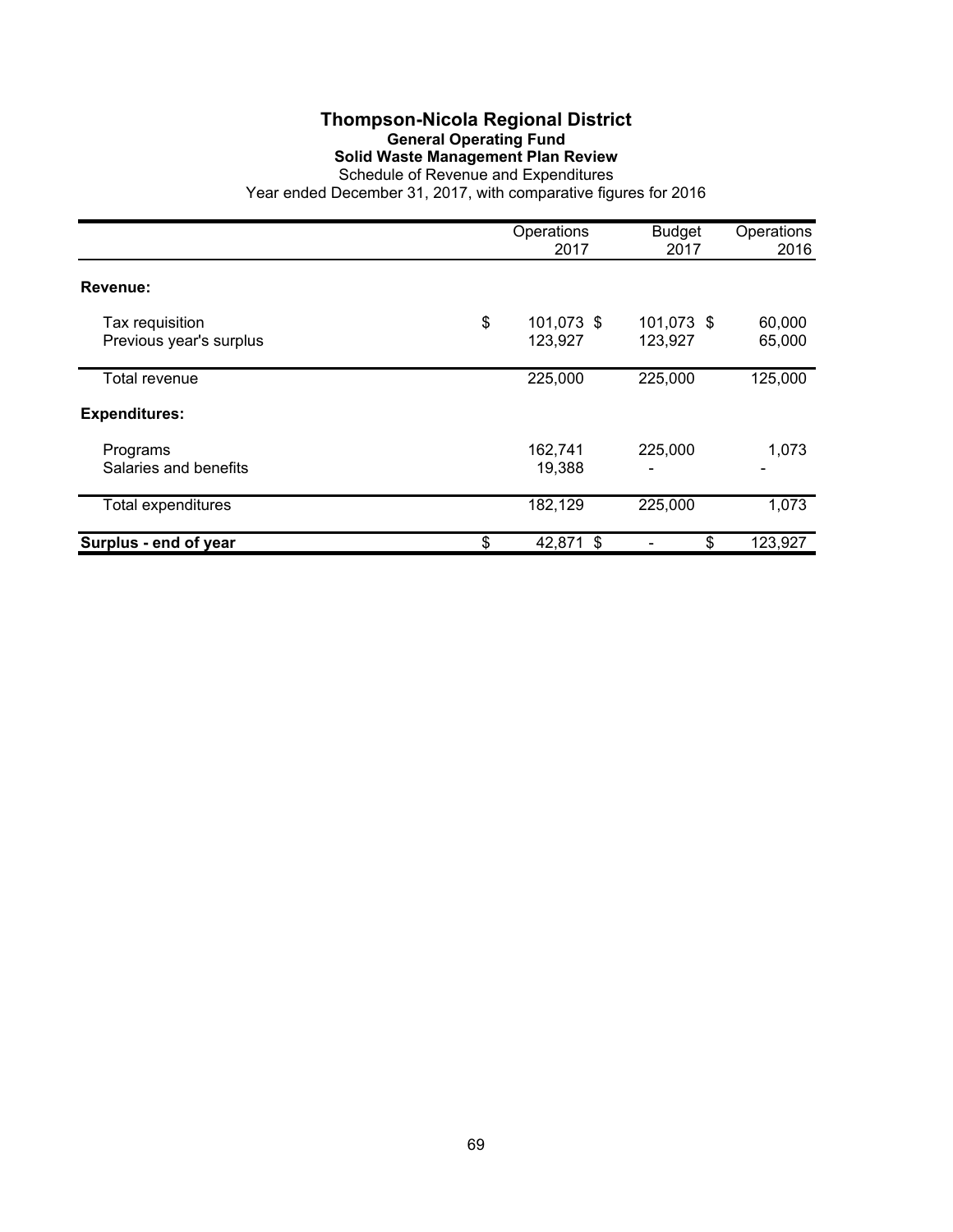# Thompson-Nicola Regional District

## General Operating Fund

### Solid Waste Management Plan Review

Schedule of Revenue and Expenditures

Year ended December 31, 2017, with comparative figures for 2016

| | Operations 2017 | Budget 2017 | Operations 2016 |
|---|---|---|---|
| **Revenue:** | | | |
| Tax requisition | $ 101,073 | $ 101,073 | $ 60,000 |
| Previous year's surplus | 123,927 | 123,927 | 65,000 |
| Total revenue | 225,000 | 225,000 | 125,000 |
| **Expenditures:** | | | |
| Programs | 162,741 | 225,000 | 1,073 |
| Salaries and benefits | 19,388 | - | - |
| Total expenditures | 182,129 | 225,000 | 1,073 |
| **Surplus - end of year** | $ 42,871 | $ - | $ 123,927 |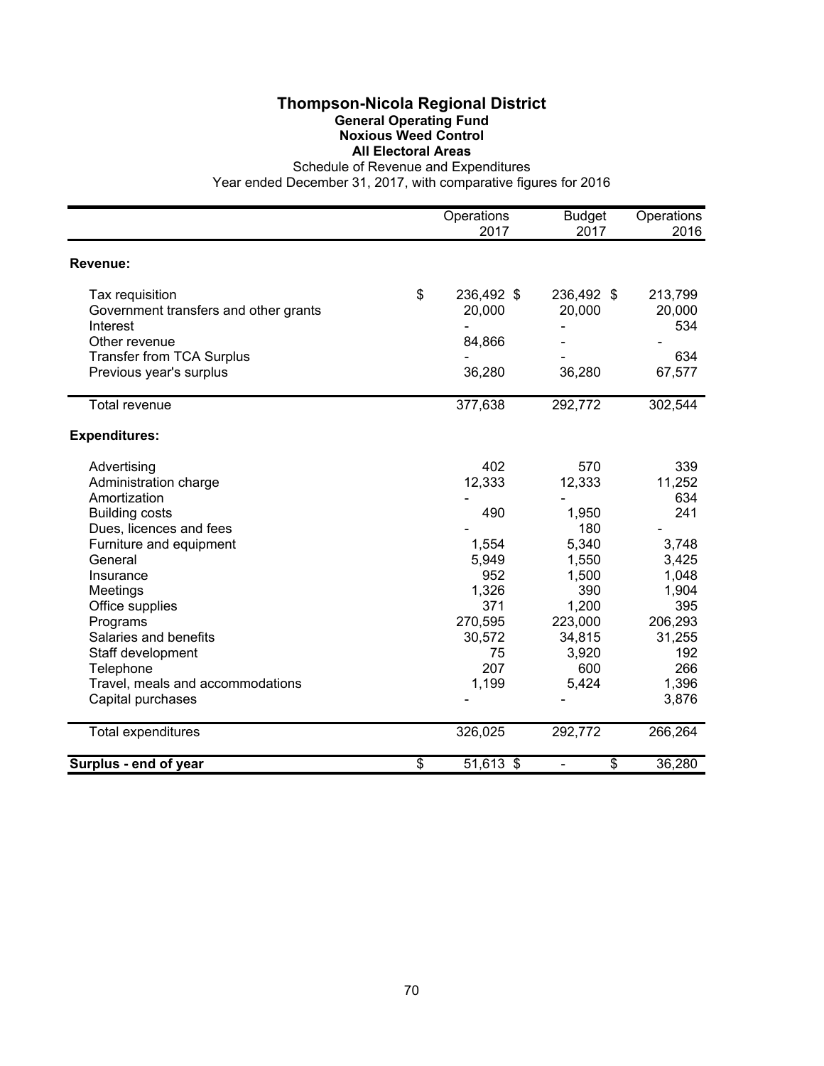# Thompson-Nicola Regional District

## General Operating Fund

### Noxious Weed Control

### All Electoral Areas

Schedule of Revenue and Expenditures

Year ended December 31, 2017, with comparative figures for 2016

| | Operations 2017 | Budget 2017 | Operations 2016 |
|---|---|---|---|
| **Revenue:** | | | |
| Tax requisition | $ 236,492 | $ 236,492 | $ 213,799 |
| Government transfers and other grants | 20,000 | 20,000 | 20,000 |
| Interest | - | - | 534 |
| Other revenue | 84,866 | - | - |
| Transfer from TCA Surplus | - | - | 634 |
| Previous year's surplus | 36,280 | 36,280 | 67,577 |
| Total revenue | 377,638 | 292,772 | 302,544 |
| **Expenditures:** | | | |
| Advertising | 402 | 570 | 339 |
| Administration charge | 12,333 | 12,333 | 11,252 |
| Amortization | - | - | 634 |
| Building costs | 490 | 1,950 | 241 |
| Dues, licences and fees | - | 180 | - |
| Furniture and equipment | 1,554 | 5,340 | 3,748 |
| General | 5,949 | 1,550 | 3,425 |
| Insurance | 952 | 1,500 | 1,048 |
| Meetings | 1,326 | 390 | 1,904 |
| Office supplies | 371 | 1,200 | 395 |
| Programs | 270,595 | 223,000 | 206,293 |
| Salaries and benefits | 30,572 | 34,815 | 31,255 |
| Staff development | 75 | 3,920 | 192 |
| Telephone | 207 | 600 | 266 |
| Travel, meals and accommodations | 1,199 | 5,424 | 1,396 |
| Capital purchases | - | - | 3,876 |
| Total expenditures | 326,025 | 292,772 | 266,264 |
| **Surplus - end of year** | $ 51,613 | $ - | $ 36,280 |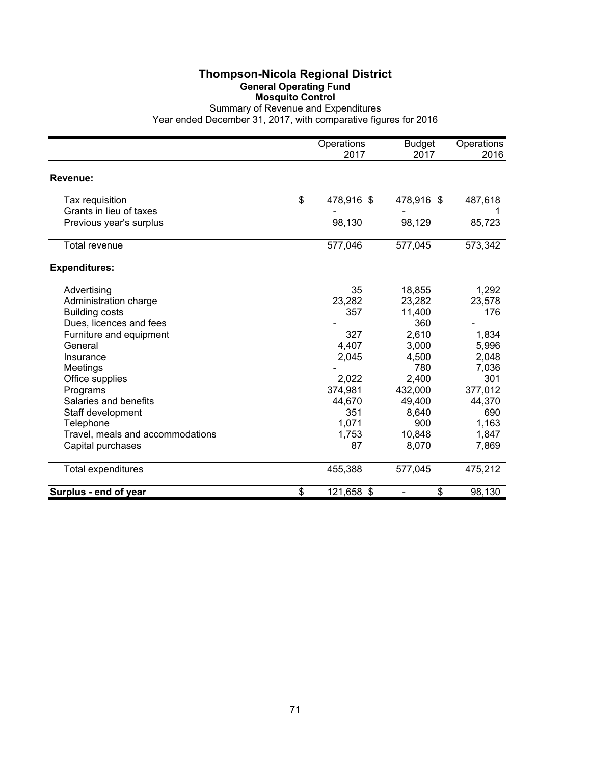# Thompson-Nicola Regional District

## General Operating Fund

### Mosquito Control

Summary of Revenue and Expenditures

Year ended December 31, 2017, with comparative figures for 2016

| | Operations 2017 | Budget 2017 | Operations 2016 |
|---|---|---|---|
| **Revenue:** | | | |
| Tax requisition | $ 478,916 | $ 478,916 | $ 487,618 |
| Grants in lieu of taxes | - | - | 1 |
| Previous year's surplus | 98,130 | 98,129 | 85,723 |
| Total revenue | 577,046 | 577,045 | 573,342 |
| **Expenditures:** | | | |
| Advertising | 35 | 18,855 | 1,292 |
| Administration charge | 23,282 | 23,282 | 23,578 |
| Building costs | 357 | 11,400 | 176 |
| Dues, licences and fees | - | 360 | - |
| Furniture and equipment | 327 | 2,610 | 1,834 |
| General | 4,407 | 3,000 | 5,996 |
| Insurance | 2,045 | 4,500 | 2,048 |
| Meetings | - | 780 | 7,036 |
| Office supplies | 2,022 | 2,400 | 301 |
| Programs | 374,981 | 432,000 | 377,012 |
| Salaries and benefits | 44,670 | 49,400 | 44,370 |
| Staff development | 351 | 8,640 | 690 |
| Telephone | 1,071 | 900 | 1,163 |
| Travel, meals and accommodations | 1,753 | 10,848 | 1,847 |
| Capital purchases | 87 | 8,070 | 7,869 |
| Total expenditures | 455,388 | 577,045 | 475,212 |
| **Surplus - end of year** | $ 121,658 | $ - | $ 98,130 |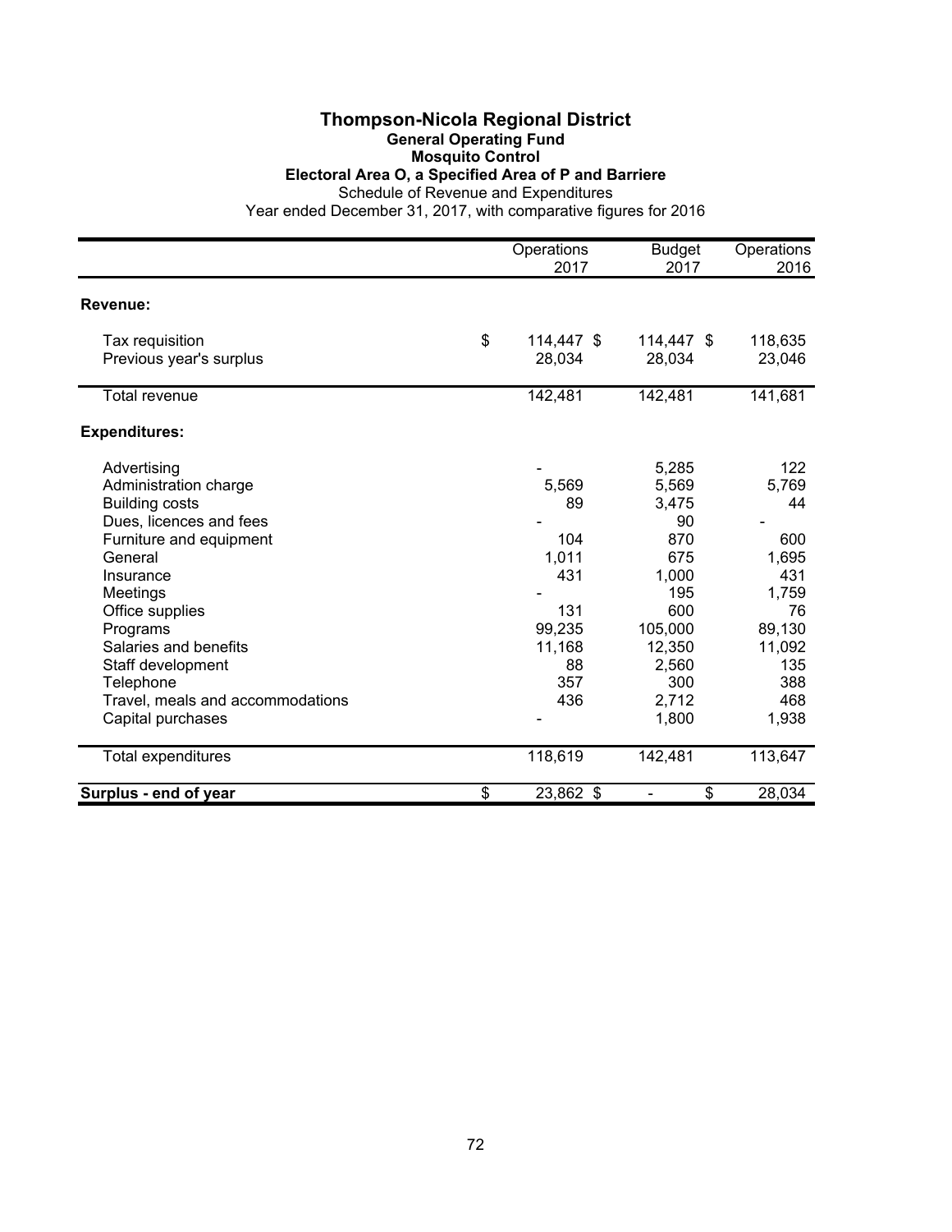# Thompson-Nicola Regional District

## General Operating Fund

### Mosquito Control

### Electoral Area O, a Specified Area of P and Barriere

Schedule of Revenue and Expenditures

Year ended December 31, 2017, with comparative figures for 2016

| | Operations 2017 | Budget 2017 | Operations 2016 |
|---|---|---|---|
| **Revenue:** | | | |
| Tax requisition | $ 114,447 | $ 114,447 | $ 118,635 |
| Previous year's surplus | 28,034 | 28,034 | 23,046 |
| Total revenue | 142,481 | 142,481 | 141,681 |
| **Expenditures:** | | | |
| Advertising | - | 5,285 | 122 |
| Administration charge | 5,569 | 5,569 | 5,769 |
| Building costs | 89 | 3,475 | 44 |
| Dues, licences and fees | - | 90 | - |
| Furniture and equipment | 104 | 870 | 600 |
| General | 1,011 | 675 | 1,695 |
| Insurance | 431 | 1,000 | 431 |
| Meetings | - | 195 | 1,759 |
| Office supplies | 131 | 600 | 76 |
| Programs | 99,235 | 105,000 | 89,130 |
| Salaries and benefits | 11,168 | 12,350 | 11,092 |
| Staff development | 88 | 2,560 | 135 |
| Telephone | 357 | 300 | 388 |
| Travel, meals and accommodations | 436 | 2,712 | 468 |
| Capital purchases | - | 1,800 | 1,938 |
| Total expenditures | 118,619 | 142,481 | 113,647 |
| **Surplus - end of year** | $ 23,862 | $ - | $ 28,034 |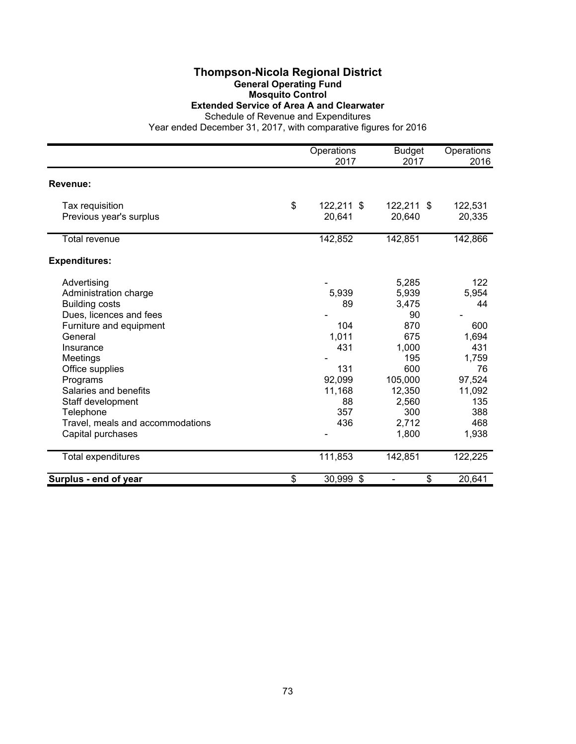# Thompson-Nicola Regional District

## General Operating Fund

## Mosquito Control

## Extended Service of Area A and Clearwater

Schedule of Revenue and Expenditures

Year ended December 31, 2017, with comparative figures for 2016

| | Operations 2017 | Budget 2017 | Operations 2016 |
|---|---|---|---|
| **Revenue:** | | | |
| Tax requisition | $ 122,211 | $ 122,211 | $ 122,531 |
| Previous year's surplus | 20,641 | 20,640 | 20,335 |
| Total revenue | 142,852 | 142,851 | 142,866 |
| **Expenditures:** | | | |
| Advertising | - | 5,285 | 122 |
| Administration charge | 5,939 | 5,939 | 5,954 |
| Building costs | 89 | 3,475 | 44 |
| Dues, licences and fees | - | 90 | - |
| Furniture and equipment | 104 | 870 | 600 |
| General | 1,011 | 675 | 1,694 |
| Insurance | 431 | 1,000 | 431 |
| Meetings | - | 195 | 1,759 |
| Office supplies | 131 | 600 | 76 |
| Programs | 92,099 | 105,000 | 97,524 |
| Salaries and benefits | 11,168 | 12,350 | 11,092 |
| Staff development | 88 | 2,560 | 135 |
| Telephone | 357 | 300 | 388 |
| Travel, meals and accommodations | 436 | 2,712 | 468 |
| Capital purchases | - | 1,800 | 1,938 |
| Total expenditures | 111,853 | 142,851 | 122,225 |
| **Surplus - end of year** | $ 30,999 | $ - | $ 20,641 |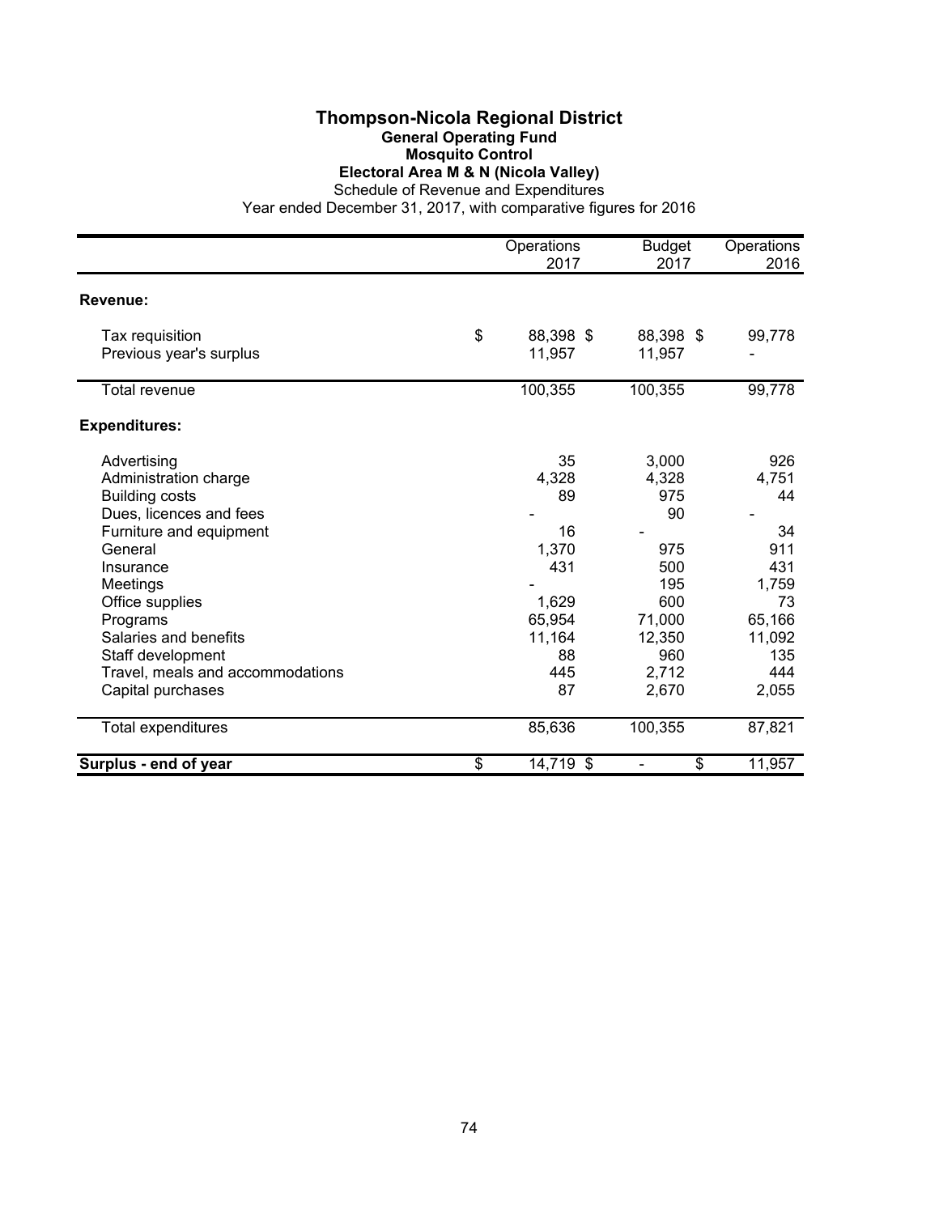# Thompson-Nicola Regional District

## General Operating Fund

## Mosquito Control

## Electoral Area M & N (Nicola Valley)

Schedule of Revenue and Expenditures

Year ended December 31, 2017, with comparative figures for 2016

| | Operations 2017 | Budget 2017 | Operations 2016 |
|---|---|---|---|
| **Revenue:** | | | |
| Tax requisition | $ 88,398 | $ 88,398 | $ 99,778 |
| Previous year's surplus | 11,957 | 11,957 | - |
| Total revenue | 100,355 | 100,355 | 99,778 |
| **Expenditures:** | | | |
| Advertising | 35 | 3,000 | 926 |
| Administration charge | 4,328 | 4,328 | 4,751 |
| Building costs | 89 | 975 | 44 |
| Dues, licences and fees | - | 90 | - |
| Furniture and equipment | 16 | - | 34 |
| General | 1,370 | 975 | 911 |
| Insurance | 431 | 500 | 431 |
| Meetings | - | 195 | 1,759 |
| Office supplies | 1,629 | 600 | 73 |
| Programs | 65,954 | 71,000 | 65,166 |
| Salaries and benefits | 11,164 | 12,350 | 11,092 |
| Staff development | 88 | 960 | 135 |
| Travel, meals and accommodations | 445 | 2,712 | 444 |
| Capital purchases | 87 | 2,670 | 2,055 |
| Total expenditures | 85,636 | 100,355 | 87,821 |
| **Surplus - end of year** | $ 14,719 | $ - | $ 11,957 |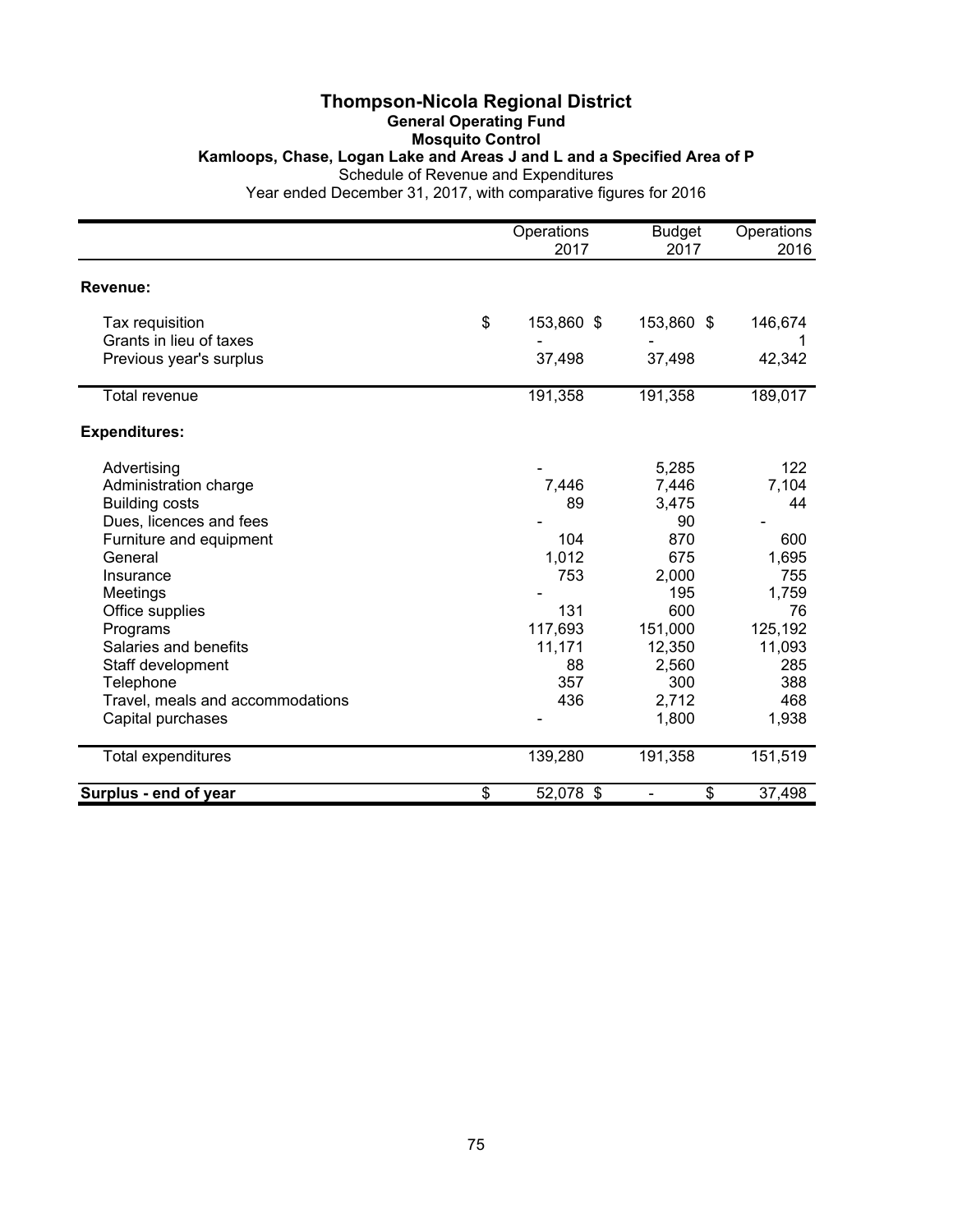# Thompson-Nicola Regional District

## General Operating Fund

### Mosquito Control

### Kamloops, Chase, Logan Lake and Areas J and L and a Specified Area of P

Schedule of Revenue and Expenditures

Year ended December 31, 2017, with comparative figures for 2016

| | Operations 2017 | Budget 2017 | Operations 2016 |
|---|---|---|---|
| **Revenue:** | | | |
| Tax requisition | $ 153,860 | $ 153,860 | $ 146,674 |
| Grants in lieu of taxes | - | - | 1 |
| Previous year's surplus | 37,498 | 37,498 | 42,342 |
| Total revenue | 191,358 | 191,358 | 189,017 |
| **Expenditures:** | | | |
| Advertising | - | 5,285 | 122 |
| Administration charge | 7,446 | 7,446 | 7,104 |
| Building costs | 89 | 3,475 | 44 |
| Dues, licences and fees | - | 90 | - |
| Furniture and equipment | 104 | 870 | 600 |
| General | 1,012 | 675 | 1,695 |
| Insurance | 753 | 2,000 | 755 |
| Meetings | - | 195 | 1,759 |
| Office supplies | 131 | 600 | 76 |
| Programs | 117,693 | 151,000 | 125,192 |
| Salaries and benefits | 11,171 | 12,350 | 11,093 |
| Staff development | 88 | 2,560 | 285 |
| Telephone | 357 | 300 | 388 |
| Travel, meals and accommodations | 436 | 2,712 | 468 |
| Capital purchases | - | 1,800 | 1,938 |
| Total expenditures | 139,280 | 191,358 | 151,519 |
| **Surplus - end of year** | $ 52,078 | $ - | $ 37,498 |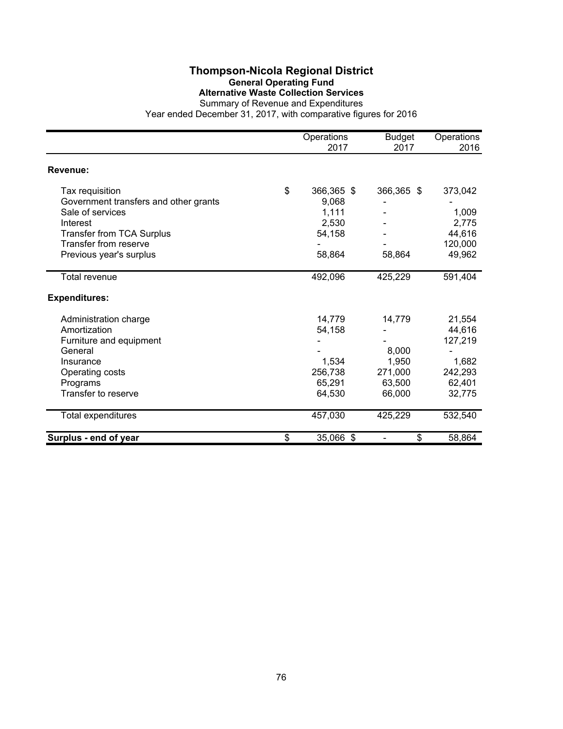# Thompson-Nicola Regional District

## General Operating Fund

### Alternative Waste Collection Services

Summary of Revenue and Expenditures

Year ended December 31, 2017, with comparative figures for 2016

| | Operations 2017 | Budget 2017 | Operations 2016 |
|---|---|---|---|
| **Revenue:** | | | |
| Tax requisition | $ 366,365 | $ 366,365 | $ 373,042 |
| Government transfers and other grants | 9,068 | - | - |
| Sale of services | 1,111 | - | 1,009 |
| Interest | 2,530 | - | 2,775 |
| Transfer from TCA Surplus | 54,158 | - | 44,616 |
| Transfer from reserve | - | - | 120,000 |
| Previous year's surplus | 58,864 | 58,864 | 49,962 |
| Total revenue | 492,096 | 425,229 | 591,404 |
| **Expenditures:** | | | |
| Administration charge | 14,779 | 14,779 | 21,554 |
| Amortization | 54,158 | - | 44,616 |
| Furniture and equipment | - | - | 127,219 |
| General | - | 8,000 | - |
| Insurance | 1,534 | 1,950 | 1,682 |
| Operating costs | 256,738 | 271,000 | 242,293 |
| Programs | 65,291 | 63,500 | 62,401 |
| Transfer to reserve | 64,530 | 66,000 | 32,775 |
| Total expenditures | 457,030 | 425,229 | 532,540 |
| **Surplus - end of year** | $ 35,066 | $ - | $ 58,864 |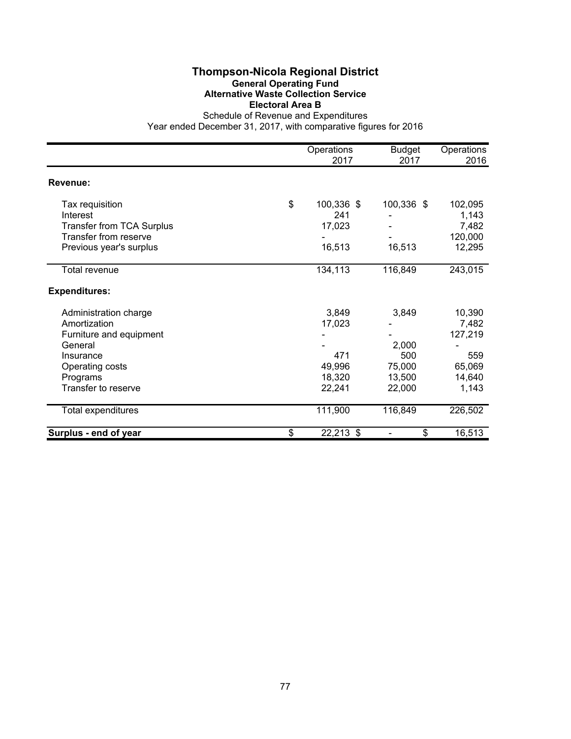# Thompson-Nicola Regional District

## General Operating Fund

### Alternative Waste Collection Service

### Electoral Area B

Schedule of Revenue and Expenditures

Year ended December 31, 2017, with comparative figures for 2016

| | Operations 2017 | Budget 2017 | Operations 2016 |
|---|---|---|---|
| **Revenue:** | | | |
| Tax requisition | $ 100,336 | $ 100,336 | $ 102,095 |
| Interest | 241 | - | 1,143 |
| Transfer from TCA Surplus | 17,023 | - | 7,482 |
| Transfer from reserve | - | - | 120,000 |
| Previous year's surplus | 16,513 | 16,513 | 12,295 |
| Total revenue | 134,113 | 116,849 | 243,015 |
| **Expenditures:** | | | |
| Administration charge | 3,849 | 3,849 | 10,390 |
| Amortization | 17,023 | - | 7,482 |
| Furniture and equipment | - | - | 127,219 |
| General | - | 2,000 | - |
| Insurance | 471 | 500 | 559 |
| Operating costs | 49,996 | 75,000 | 65,069 |
| Programs | 18,320 | 13,500 | 14,640 |
| Transfer to reserve | 22,241 | 22,000 | 1,143 |
| Total expenditures | 111,900 | 116,849 | 226,502 |
| **Surplus - end of year** | $ 22,213 | $ - | $ 16,513 |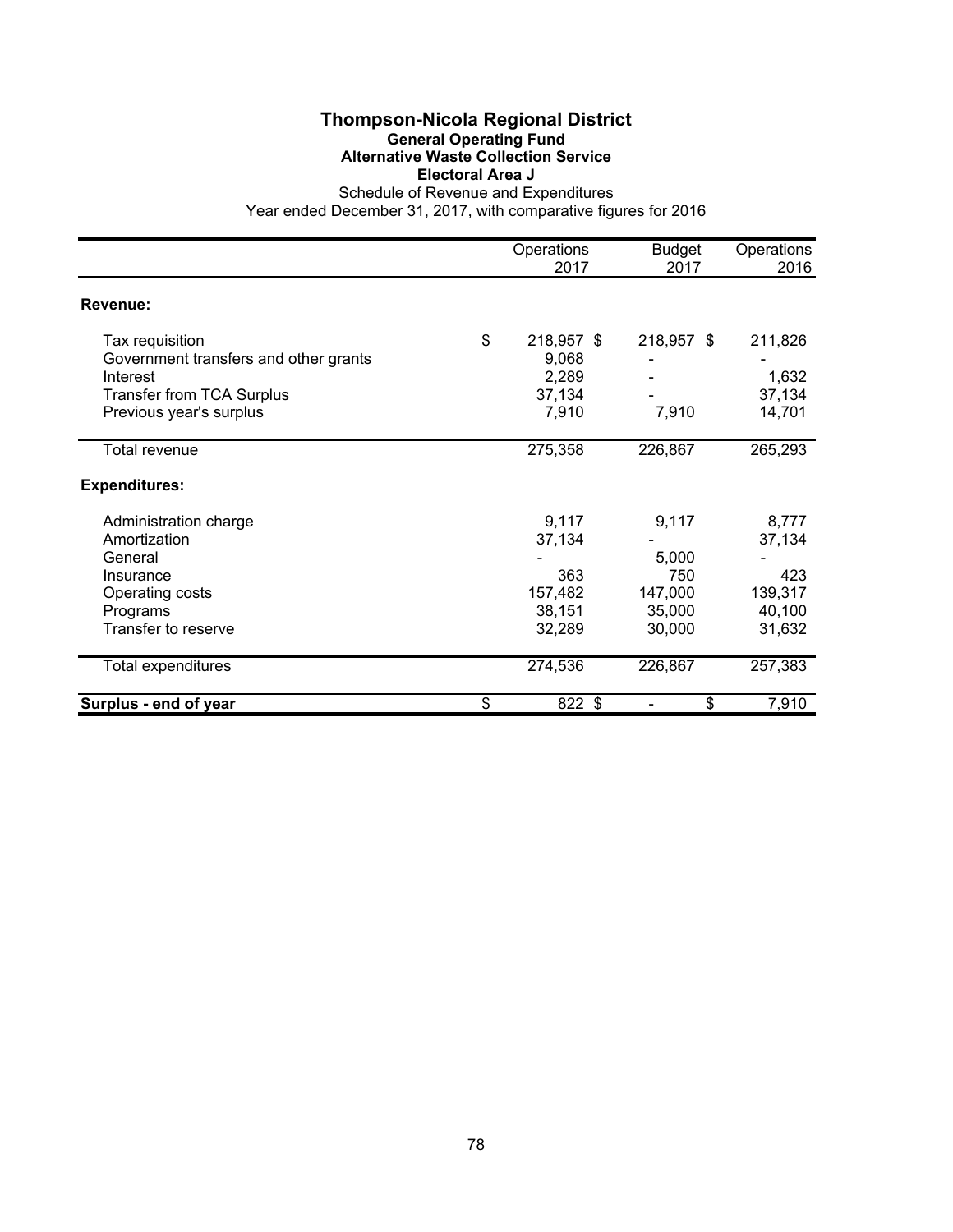# Thompson-Nicola Regional District

## General Operating Fund

### Alternative Waste Collection Service

### Electoral Area J

Schedule of Revenue and Expenditures

Year ended December 31, 2017, with comparative figures for 2016

| | Operations 2017 | Budget 2017 | Operations 2016 |
|---|---|---|---|
| **Revenue:** | | | |
| Tax requisition | $ 218,957 | $ 218,957 | $ 211,826 |
| Government transfers and other grants | 9,068 | - | - |
| Interest | 2,289 | - | 1,632 |
| Transfer from TCA Surplus | 37,134 | - | 37,134 |
| Previous year's surplus | 7,910 | 7,910 | 14,701 |
| Total revenue | 275,358 | 226,867 | 265,293 |
| **Expenditures:** | | | |
| Administration charge | 9,117 | 9,117 | 8,777 |
| Amortization | 37,134 | - | 37,134 |
| General | - | 5,000 | - |
| Insurance | 363 | 750 | 423 |
| Operating costs | 157,482 | 147,000 | 139,317 |
| Programs | 38,151 | 35,000 | 40,100 |
| Transfer to reserve | 32,289 | 30,000 | 31,632 |
| Total expenditures | 274,536 | 226,867 | 257,383 |
| **Surplus - end of year** | $ 822 | $ - | $ 7,910 |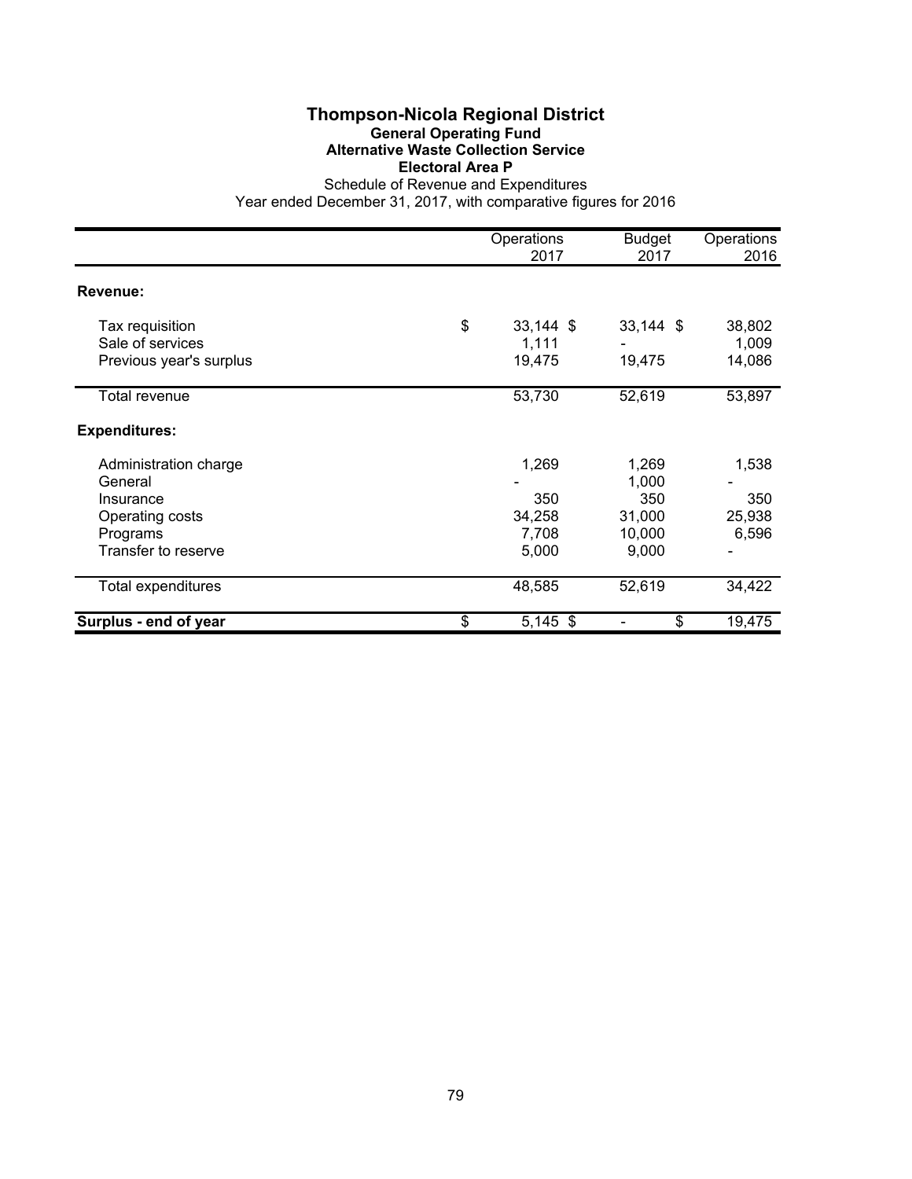# Thompson-Nicola Regional District

## General Operating Fund

### Alternative Waste Collection Service

### Electoral Area P

Schedule of Revenue and Expenditures

Year ended December 31, 2017, with comparative figures for 2016

| | Operations 2017 | Budget 2017 | Operations 2016 |
|---|---|---|---|
| **Revenue:** | | | |
| Tax requisition | $ 33,144 | $ 33,144 | $ 38,802 |
| Sale of services | 1,111 | - | 1,009 |
| Previous year's surplus | 19,475 | 19,475 | 14,086 |
| Total revenue | 53,730 | 52,619 | 53,897 |
| **Expenditures:** | | | |
| Administration charge | 1,269 | 1,269 | 1,538 |
| General | - | 1,000 | - |
| Insurance | 350 | 350 | 350 |
| Operating costs | 34,258 | 31,000 | 25,938 |
| Programs | 7,708 | 10,000 | 6,596 |
| Transfer to reserve | 5,000 | 9,000 | - |
| Total expenditures | 48,585 | 52,619 | 34,422 |
| **Surplus - end of year** | $ 5,145 | $ - | $ 19,475 |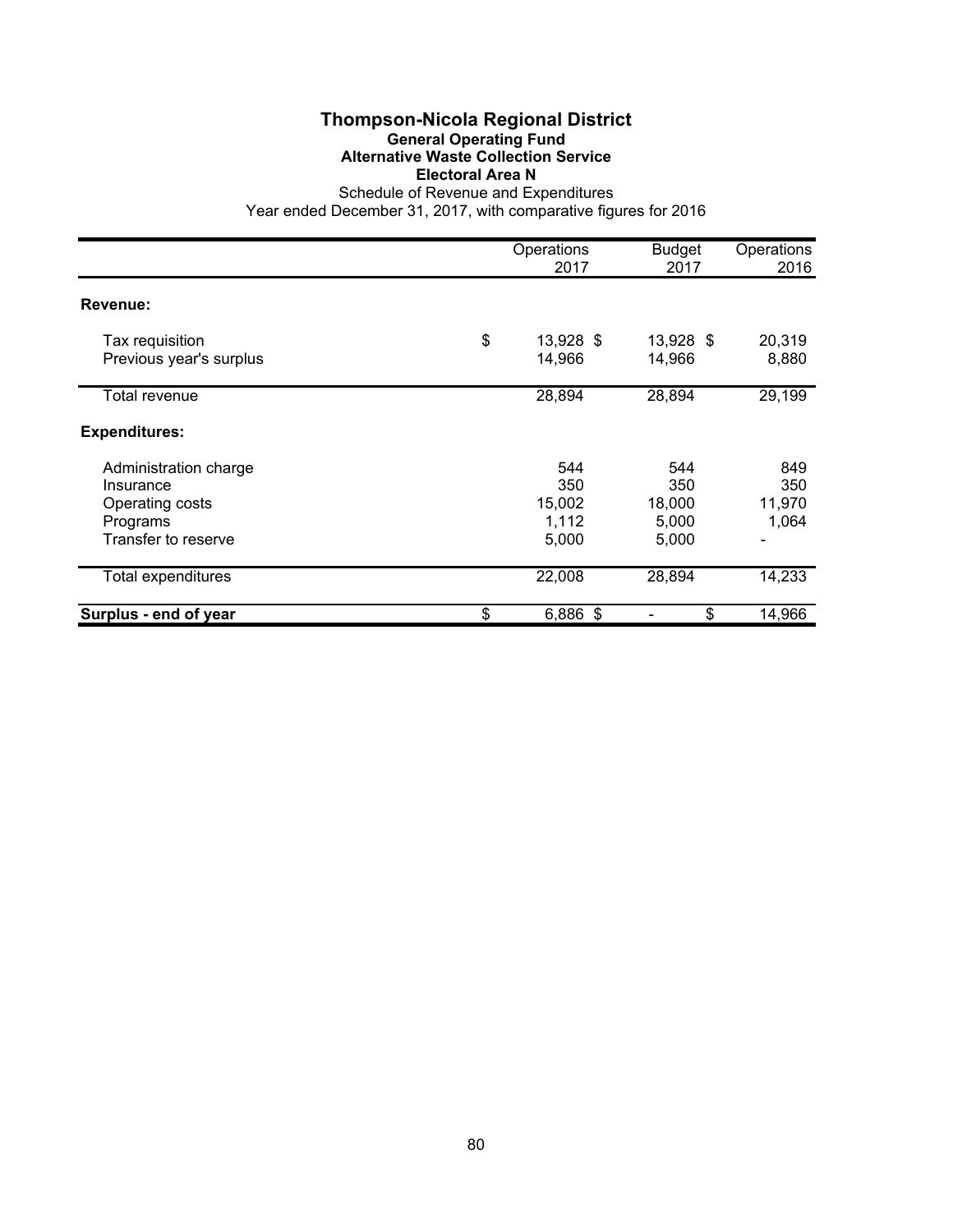# Thompson-Nicola Regional District

## General Operating Fund

## Alternative Waste Collection Service

## Electoral Area N

Schedule of Revenue and Expenditures

Year ended December 31, 2017, with comparative figures for 2016

| | Operations 2017 | Budget 2017 | Operations 2016 |
|---|---|---|---|
| **Revenue:** | | | |
| Tax requisition | $ 13,928 | $ 13,928 | $ 20,319 |
| Previous year's surplus | 14,966 | 14,966 | 8,880 |
| Total revenue | 28,894 | 28,894 | 29,199 |
| **Expenditures:** | | | |
| Administration charge | 544 | 544 | 849 |
| Insurance | 350 | 350 | 350 |
| Operating costs | 15,002 | 18,000 | 11,970 |
| Programs | 1,112 | 5,000 | 1,064 |
| Transfer to reserve | 5,000 | 5,000 | - |
| Total expenditures | 22,008 | 28,894 | 14,233 |
| **Surplus - end of year** | $ 6,886 | $ - | $ 14,966 |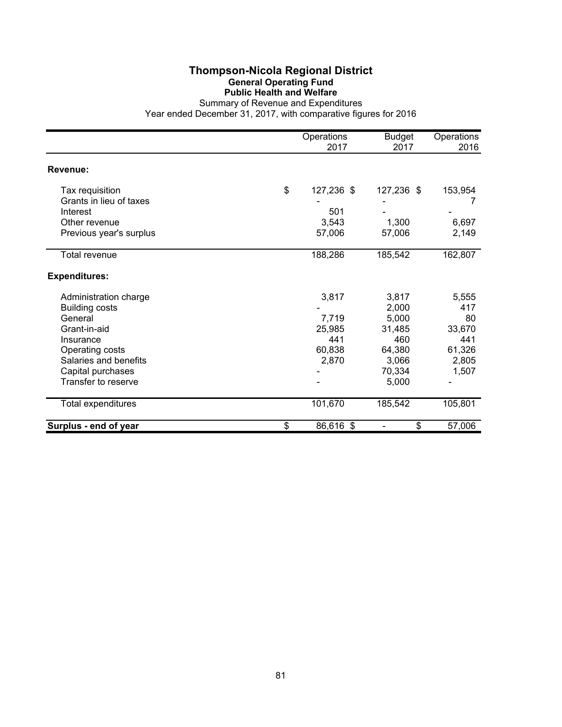# Thompson-Nicola Regional District

## General Operating Fund

### Public Health and Welfare

Summary of Revenue and Expenditures

Year ended December 31, 2017, with comparative figures for 2016

| | Operations 2017 | Budget 2017 | Operations 2016 |
|---|---|---|---|
| **Revenue:** | | | |
| Tax requisition | $ 127,236 | $ 127,236 | $ 153,954 |
| Grants in lieu of taxes | - | - | 7 |
| Interest | 501 | - | - |
| Other revenue | 3,543 | 1,300 | 6,697 |
| Previous year's surplus | 57,006 | 57,006 | 2,149 |
| Total revenue | 188,286 | 185,542 | 162,807 |
| **Expenditures:** | | | |
| Administration charge | 3,817 | 3,817 | 5,555 |
| Building costs | - | 2,000 | 417 |
| General | 7,719 | 5,000 | 80 |
| Grant-in-aid | 25,985 | 31,485 | 33,670 |
| Insurance | 441 | 460 | 441 |
| Operating costs | 60,838 | 64,380 | 61,326 |
| Salaries and benefits | 2,870 | 3,066 | 2,805 |
| Capital purchases | - | 70,334 | 1,507 |
| Transfer to reserve | - | 5,000 | - |
| Total expenditures | 101,670 | 185,542 | 105,801 |
| **Surplus - end of year** | $ 86,616 | $ - | $ 57,006 |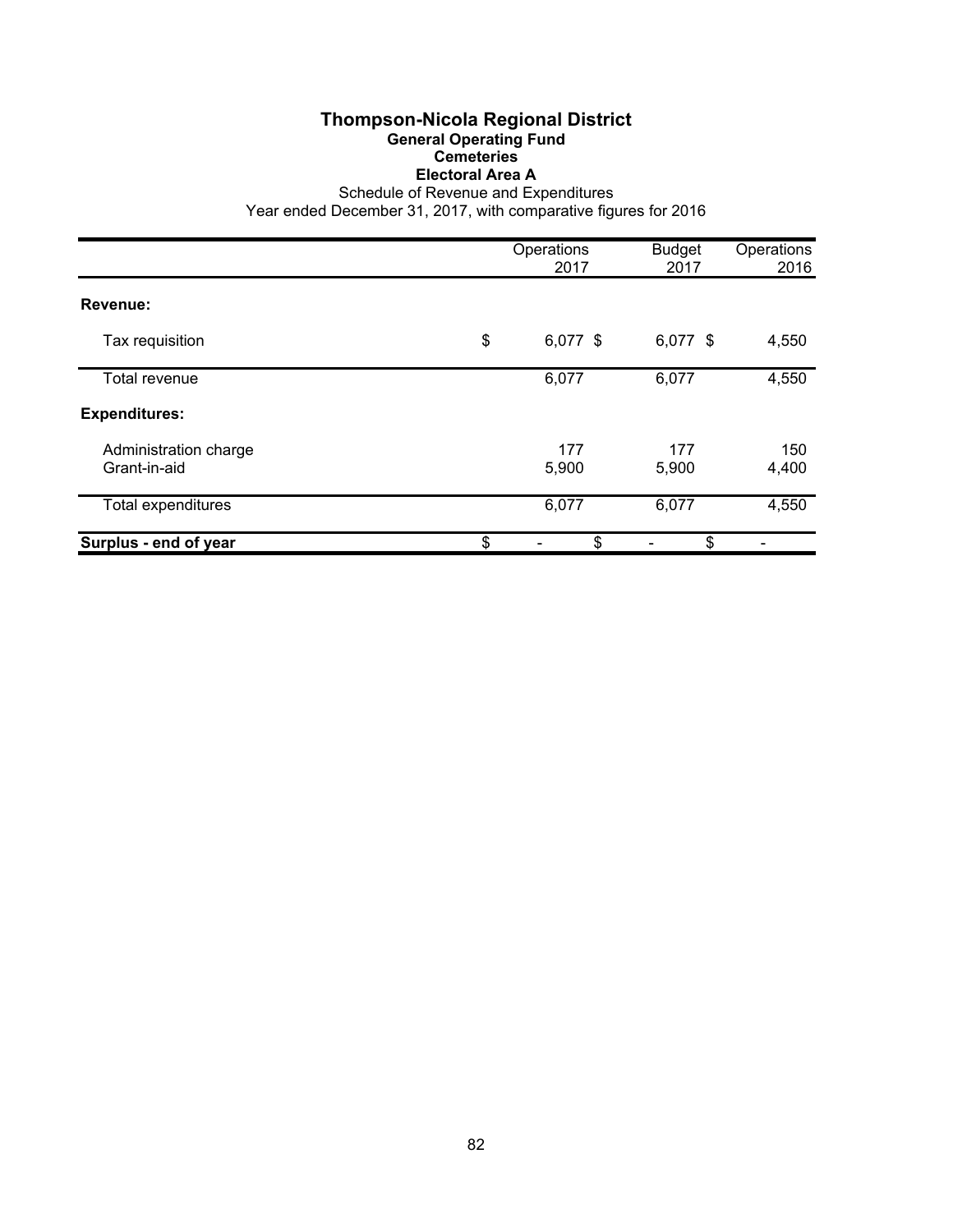# Thompson-Nicola Regional District

## General Operating Fund

### Cemeteries

### Electoral Area A

Schedule of Revenue and Expenditures

Year ended December 31, 2017, with comparative figures for 2016

| | Operations 2017 | Budget 2017 | Operations 2016 |
|---|---|---|---|
| **Revenue:** | | | |
| Tax requisition | $ 6,077 | $ 6,077 | $ 4,550 |
| Total revenue | 6,077 | 6,077 | 4,550 |
| **Expenditures:** | | | |
| Administration charge | 177 | 177 | 150 |
| Grant-in-aid | 5,900 | 5,900 | 4,400 |
| Total expenditures | 6,077 | 6,077 | 4,550 |
| **Surplus - end of year** | $ - | $ - | $ - |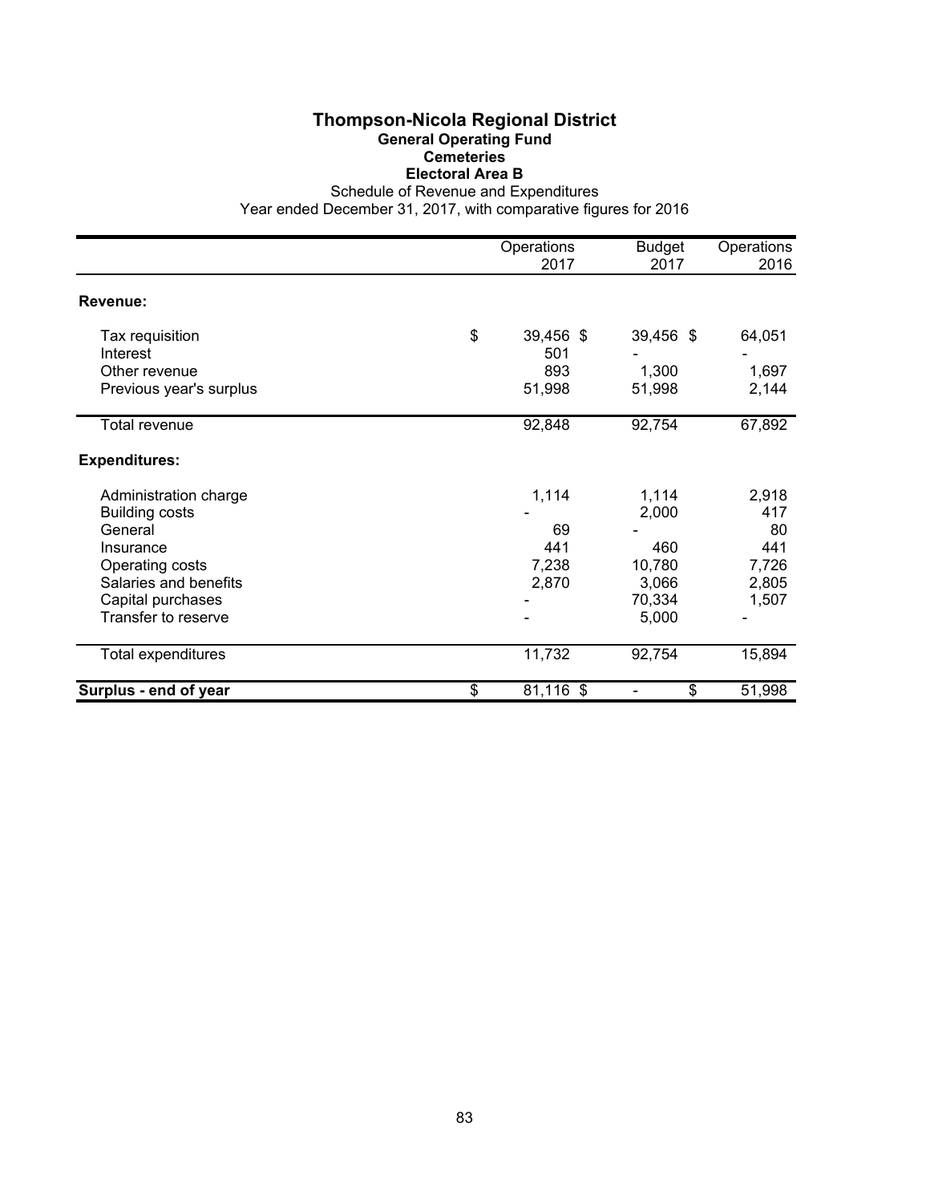# Thompson-Nicola Regional District

## General Operating Fund

### Cemeteries

### Electoral Area B

Schedule of Revenue and Expenditures

Year ended December 31, 2017, with comparative figures for 2016

| | Operations 2017 | Budget 2017 | Operations 2016 |
|---|---|---|---|
| **Revenue:** | | | |
| Tax requisition | $ 39,456 | $ 39,456 | $ 64,051 |
| Interest | 501 | - | - |
| Other revenue | 893 | 1,300 | 1,697 |
| Previous year's surplus | 51,998 | 51,998 | 2,144 |
| Total revenue | 92,848 | 92,754 | 67,892 |
| **Expenditures:** | | | |
| Administration charge | 1,114 | 1,114 | 2,918 |
| Building costs | - | 2,000 | 417 |
| General | 69 | - | 80 |
| Insurance | 441 | 460 | 441 |
| Operating costs | 7,238 | 10,780 | 7,726 |
| Salaries and benefits | 2,870 | 3,066 | 2,805 |
| Capital purchases | - | 70,334 | 1,507 |
| Transfer to reserve | - | 5,000 | - |
| Total expenditures | 11,732 | 92,754 | 15,894 |
| **Surplus - end of year** | $ 81,116 | $ - | $ 51,998 |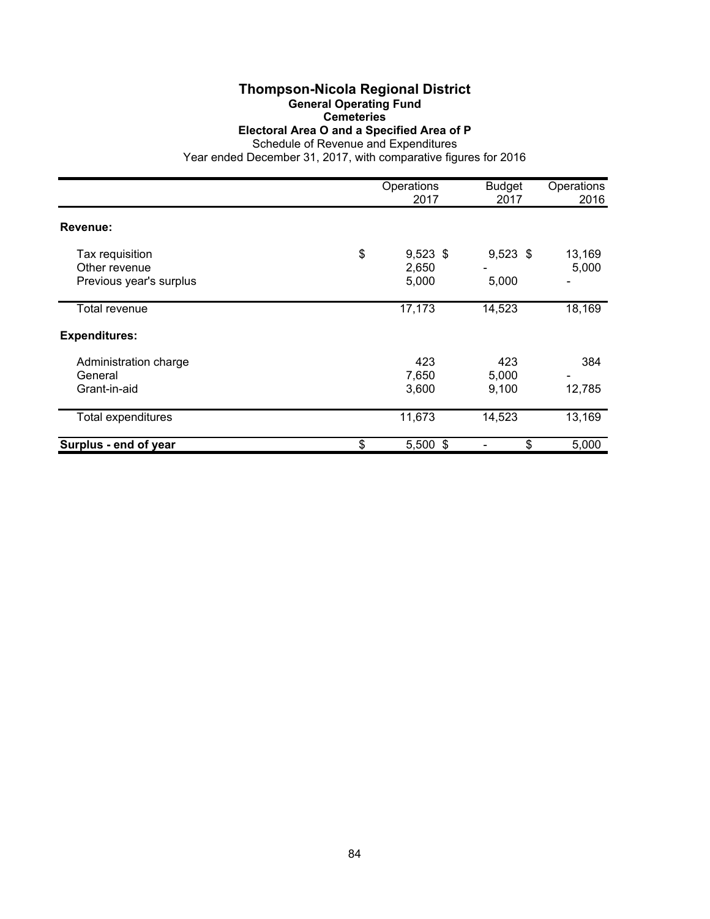# Thompson-Nicola Regional District

## General Operating Fund

### Cemeteries

### Electoral Area O and a Specified Area of P

Schedule of Revenue and Expenditures

Year ended December 31, 2017, with comparative figures for 2016

| | Operations 2017 | Budget 2017 | Operations 2016 |
|---|---|---|---|
| **Revenue:** | | | |
| Tax requisition | $ 9,523 | $ 9,523 | $ 13,169 |
| Other revenue | 2,650 | - | 5,000 |
| Previous year's surplus | 5,000 | 5,000 | - |
| Total revenue | 17,173 | 14,523 | 18,169 |
| **Expenditures:** | | | |
| Administration charge | 423 | 423 | 384 |
| General | 7,650 | 5,000 | - |
| Grant-in-aid | 3,600 | 9,100 | 12,785 |
| Total expenditures | 11,673 | 14,523 | 13,169 |
| **Surplus - end of year** | $ 5,500 | $ - | $ 5,000 |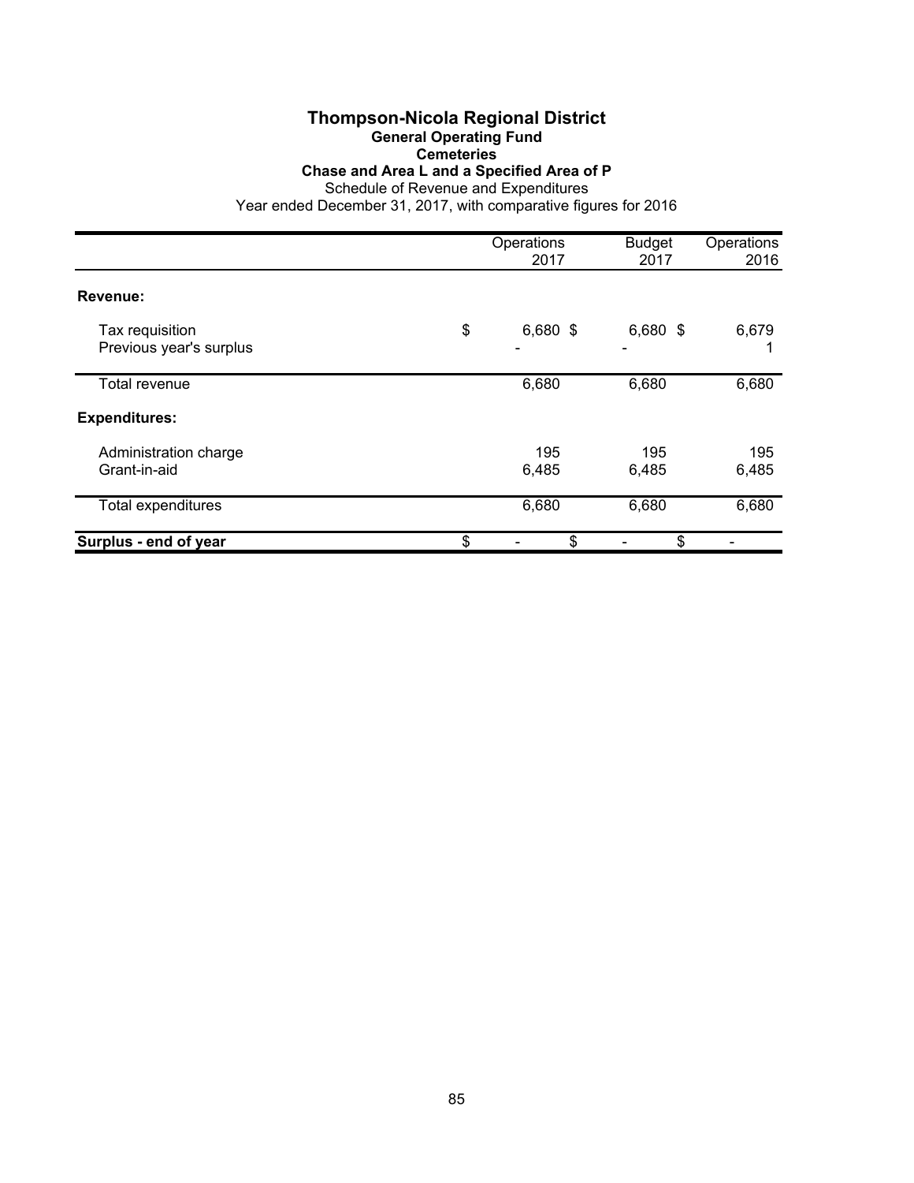# Thompson-Nicola Regional District

## General Operating Fund

### Cemeteries

### Chase and Area L and a Specified Area of P

Schedule of Revenue and Expenditures

Year ended December 31, 2017, with comparative figures for 2016

| | Operations 2017 | Budget 2017 | Operations 2016 |
|---|---|---|---|
| **Revenue:** | | | |
| Tax requisition | $ 6,680 | $ 6,680 | $ 6,679 |
| Previous year's surplus | - | - | 1 |
| Total revenue | 6,680 | 6,680 | 6,680 |
| **Expenditures:** | | | |
| Administration charge | 195 | 195 | 195 |
| Grant-in-aid | 6,485 | 6,485 | 6,485 |
| Total expenditures | 6,680 | 6,680 | 6,680 |
| **Surplus - end of year** | $ - | $ - | $ - |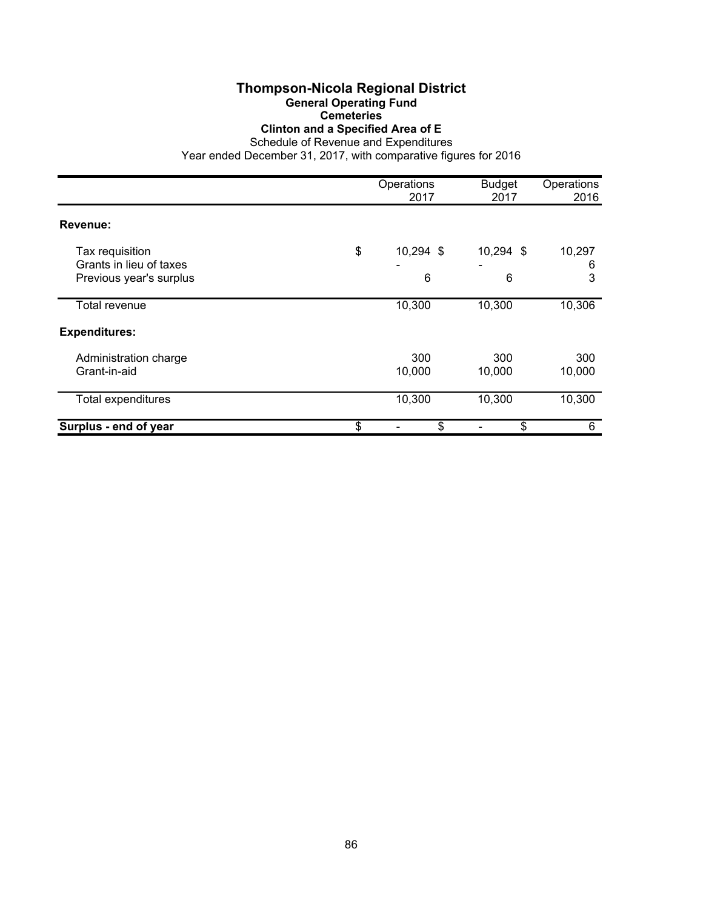# Thompson-Nicola Regional District

## General Operating Fund

### Cemeteries

### Clinton and a Specified Area of E

Schedule of Revenue and Expenditures

Year ended December 31, 2017, with comparative figures for 2016

| | Operations 2017 | Budget 2017 | Operations 2016 |
|---|---|---|---|
| **Revenue:** | | | |
| Tax requisition | $ 10,294 | $ 10,294 | $ 10,297 |
| Grants in lieu of taxes | - | - | 6 |
| Previous year's surplus | 6 | 6 | 3 |
| Total revenue | 10,300 | 10,300 | 10,306 |
| **Expenditures:** | | | |
| Administration charge | 300 | 300 | 300 |
| Grant-in-aid | 10,000 | 10,000 | 10,000 |
| Total expenditures | 10,300 | 10,300 | 10,300 |
| **Surplus - end of year** | $ - | $ - | $ 6 |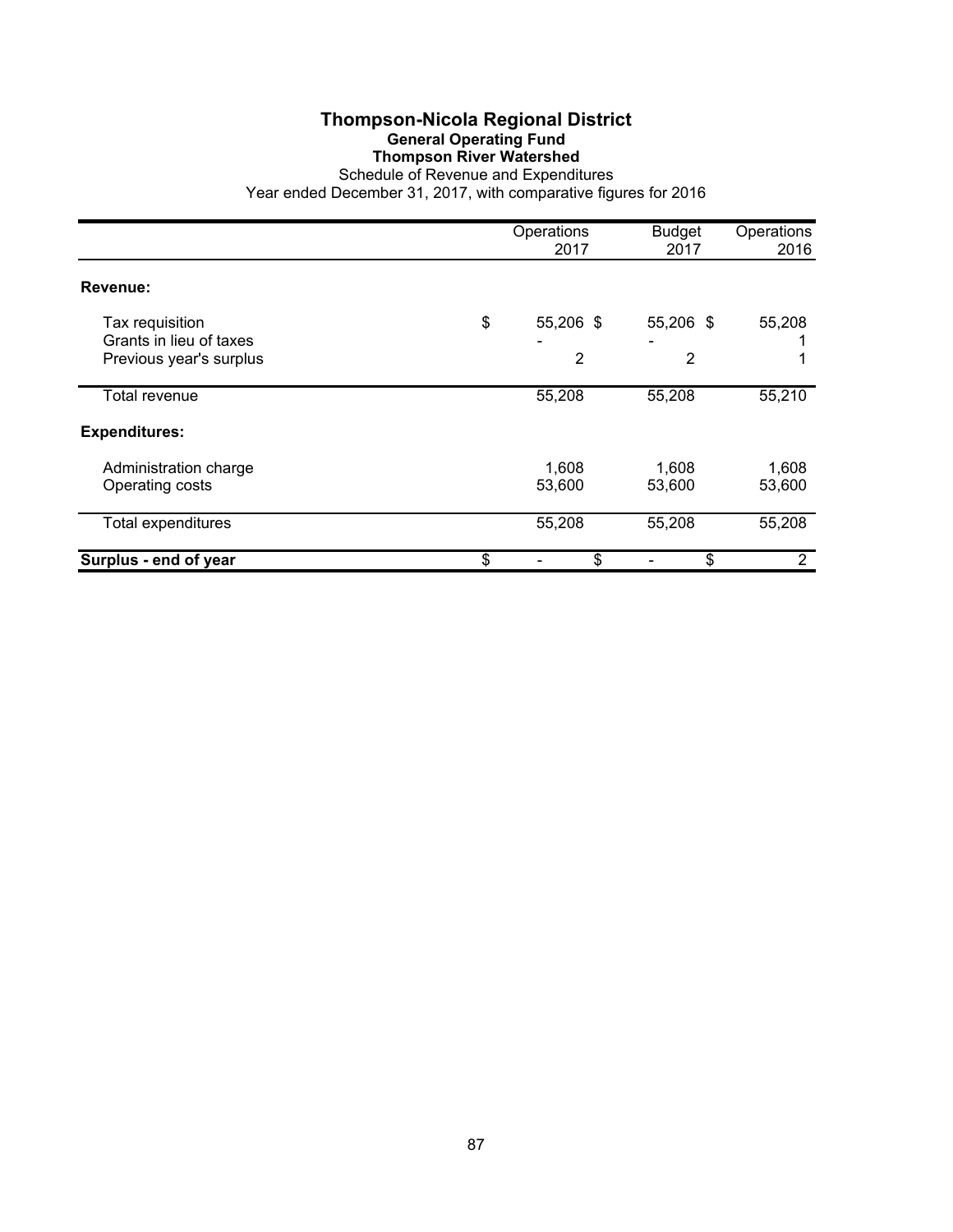# Thompson-Nicola Regional District

## General Operating Fund

### Thompson River Watershed

Schedule of Revenue and Expenditures

Year ended December 31, 2017, with comparative figures for 2016

| | Operations 2017 | Budget 2017 | Operations 2016 |
|---|---|---|---|
| **Revenue:** | | | |
| Tax requisition | $ 55,206 | $ 55,206 | $ 55,208 |
| Grants in lieu of taxes | - | - | 1 |
| Previous year's surplus | 2 | 2 | 1 |
| Total revenue | 55,208 | 55,208 | 55,210 |
| **Expenditures:** | | | |
| Administration charge | 1,608 | 1,608 | 1,608 |
| Operating costs | 53,600 | 53,600 | 53,600 |
| Total expenditures | 55,208 | 55,208 | 55,208 |
| **Surplus - end of year** | $ - | $ - | $ 2 |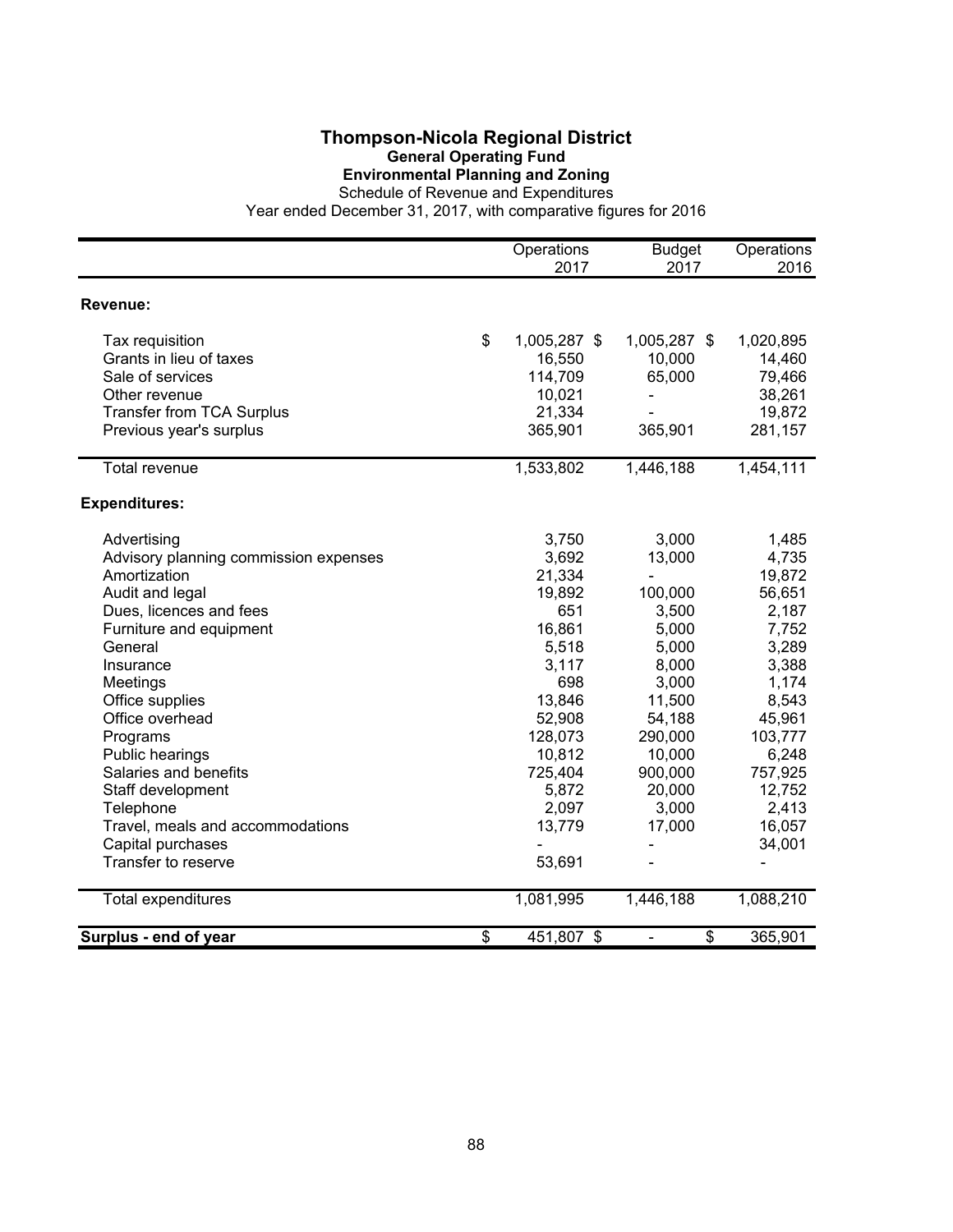# Thompson-Nicola Regional District

## General Operating Fund

### Environmental Planning and Zoning

Schedule of Revenue and Expenditures

Year ended December 31, 2017, with comparative figures for 2016

| | Operations 2017 | Budget 2017 | Operations 2016 |
|---|---|---|---|
| **Revenue:** | | | |
| Tax requisition | $ 1,005,287 | $ 1,005,287 | $ 1,020,895 |
| Grants in lieu of taxes | 16,550 | 10,000 | 14,460 |
| Sale of services | 114,709 | 65,000 | 79,466 |
| Other revenue | 10,021 | - | 38,261 |
| Transfer from TCA Surplus | 21,334 | - | 19,872 |
| Previous year's surplus | 365,901 | 365,901 | 281,157 |
| Total revenue | 1,533,802 | 1,446,188 | 1,454,111 |
| **Expenditures:** | | | |
| Advertising | 3,750 | 3,000 | 1,485 |
| Advisory planning commission expenses | 3,692 | 13,000 | 4,735 |
| Amortization | 21,334 | - | 19,872 |
| Audit and legal | 19,892 | 100,000 | 56,651 |
| Dues, licences and fees | 651 | 3,500 | 2,187 |
| Furniture and equipment | 16,861 | 5,000 | 7,752 |
| General | 5,518 | 5,000 | 3,289 |
| Insurance | 3,117 | 8,000 | 3,388 |
| Meetings | 698 | 3,000 | 1,174 |
| Office supplies | 13,846 | 11,500 | 8,543 |
| Office overhead | 52,908 | 54,188 | 45,961 |
| Programs | 128,073 | 290,000 | 103,777 |
| Public hearings | 10,812 | 10,000 | 6,248 |
| Salaries and benefits | 725,404 | 900,000 | 757,925 |
| Staff development | 5,872 | 20,000 | 12,752 |
| Telephone | 2,097 | 3,000 | 2,413 |
| Travel, meals and accommodations | 13,779 | 17,000 | 16,057 |
| Capital purchases | - | - | 34,001 |
| Transfer to reserve | 53,691 | - | - |
| Total expenditures | 1,081,995 | 1,446,188 | 1,088,210 |
| **Surplus - end of year** | $ 451,807 | $ - | $ 365,901 |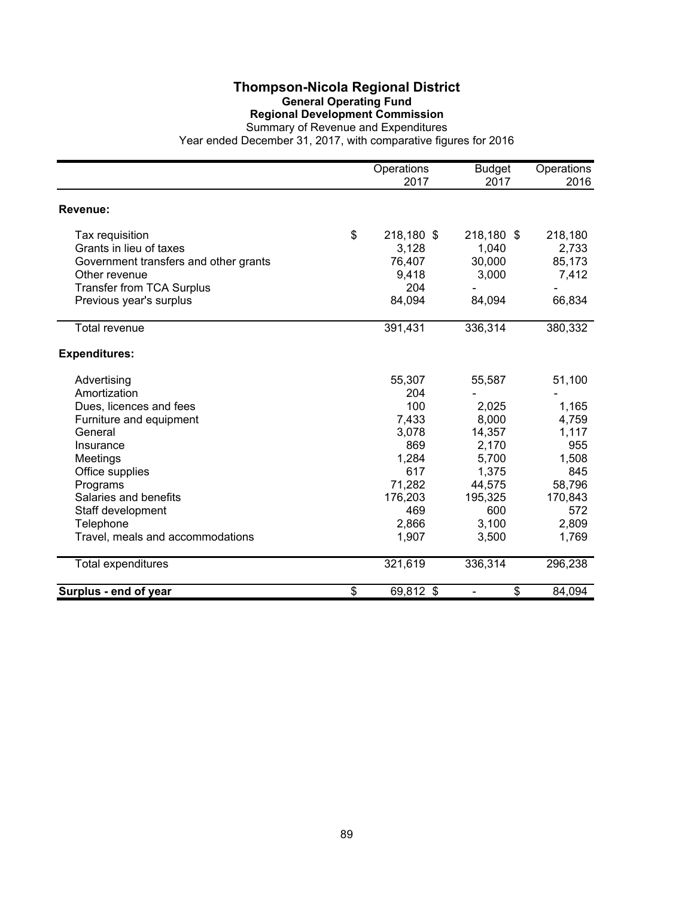# Thompson-Nicola Regional District

## General Operating Fund

### Regional Development Commission

Summary of Revenue and Expenditures

Year ended December 31, 2017, with comparative figures for 2016

| | Operations 2017 | Budget 2017 | Operations 2016 |
|---|---|---|---|
| **Revenue:** | | | |
| Tax requisition | $ 218,180 | $ 218,180 | $ 218,180 |
| Grants in lieu of taxes | 3,128 | 1,040 | 2,733 |
| Government transfers and other grants | 76,407 | 30,000 | 85,173 |
| Other revenue | 9,418 | 3,000 | 7,412 |
| Transfer from TCA Surplus | 204 | - | - |
| Previous year's surplus | 84,094 | 84,094 | 66,834 |
| Total revenue | 391,431 | 336,314 | 380,332 |
| **Expenditures:** | | | |
| Advertising | 55,307 | 55,587 | 51,100 |
| Amortization | 204 | - | - |
| Dues, licences and fees | 100 | 2,025 | 1,165 |
| Furniture and equipment | 7,433 | 8,000 | 4,759 |
| General | 3,078 | 14,357 | 1,117 |
| Insurance | 869 | 2,170 | 955 |
| Meetings | 1,284 | 5,700 | 1,508 |
| Office supplies | 617 | 1,375 | 845 |
| Programs | 71,282 | 44,575 | 58,796 |
| Salaries and benefits | 176,203 | 195,325 | 170,843 |
| Staff development | 469 | 600 | 572 |
| Telephone | 2,866 | 3,100 | 2,809 |
| Travel, meals and accommodations | 1,907 | 3,500 | 1,769 |
| Total expenditures | 321,619 | 336,314 | 296,238 |
| **Surplus - end of year** | $ 69,812 | $ - | $ 84,094 |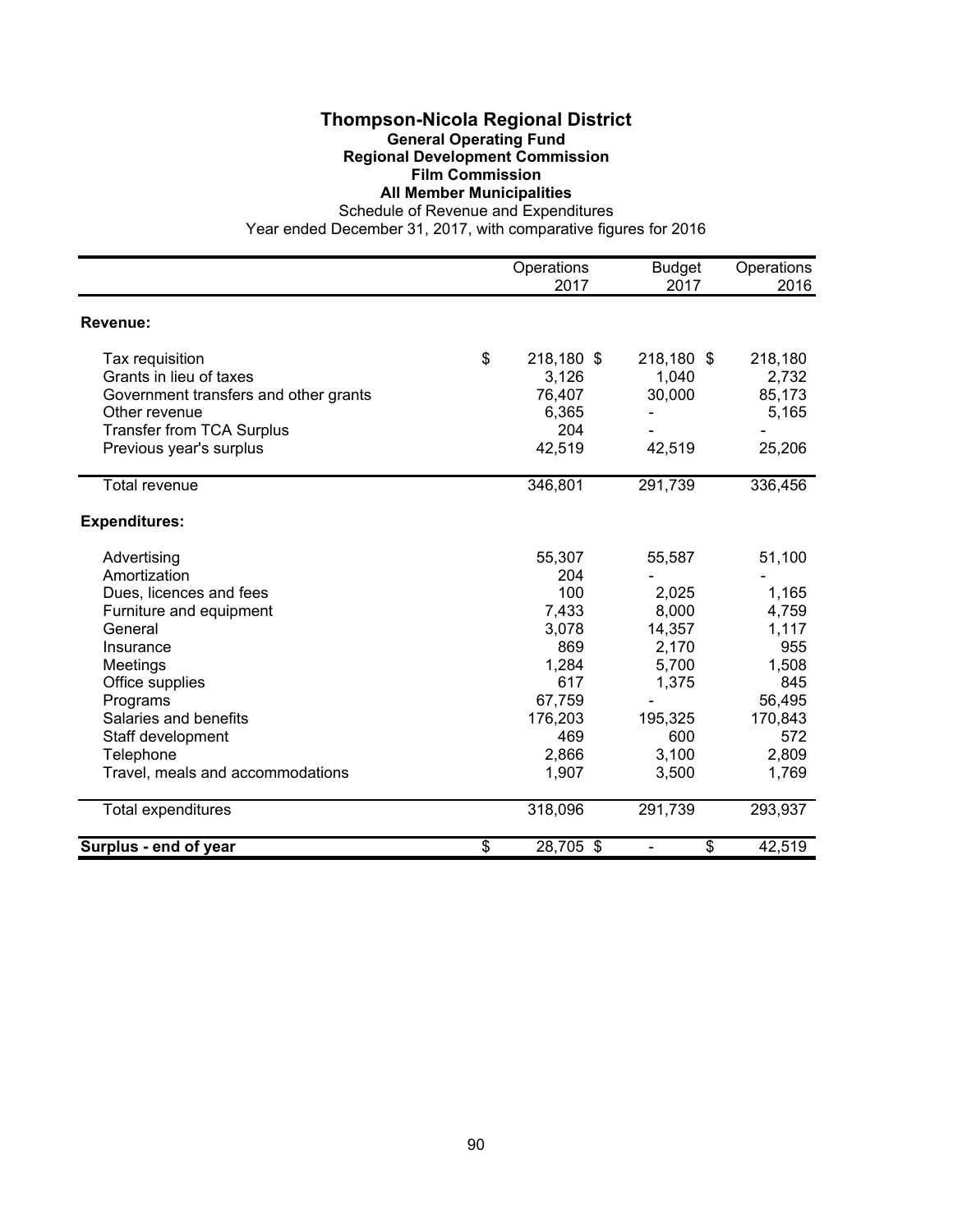# Thompson-Nicola Regional District

## General Operating Fund

## Regional Development Commission

## Film Commission

## All Member Municipalities

Schedule of Revenue and Expenditures

Year ended December 31, 2017, with comparative figures for 2016

| | Operations 2017 | Budget 2017 | Operations 2016 |
|---|---|---|---|
| **Revenue:** | | | |
| Tax requisition | $ 218,180 | $ 218,180 | $ 218,180 |
| Grants in lieu of taxes | 3,126 | 1,040 | 2,732 |
| Government transfers and other grants | 76,407 | 30,000 | 85,173 |
| Other revenue | 6,365 | - | 5,165 |
| Transfer from TCA Surplus | 204 | - | - |
| Previous year's surplus | 42,519 | 42,519 | 25,206 |
| Total revenue | 346,801 | 291,739 | 336,456 |
| **Expenditures:** | | | |
| Advertising | 55,307 | 55,587 | 51,100 |
| Amortization | 204 | - | - |
| Dues, licences and fees | 100 | 2,025 | 1,165 |
| Furniture and equipment | 7,433 | 8,000 | 4,759 |
| General | 3,078 | 14,357 | 1,117 |
| Insurance | 869 | 2,170 | 955 |
| Meetings | 1,284 | 5,700 | 1,508 |
| Office supplies | 617 | 1,375 | 845 |
| Programs | 67,759 | - | 56,495 |
| Salaries and benefits | 176,203 | 195,325 | 170,843 |
| Staff development | 469 | 600 | 572 |
| Telephone | 2,866 | 3,100 | 2,809 |
| Travel, meals and accommodations | 1,907 | 3,500 | 1,769 |
| Total expenditures | 318,096 | 291,739 | 293,937 |
| **Surplus - end of year** | $ 28,705 | $ - | $ 42,519 |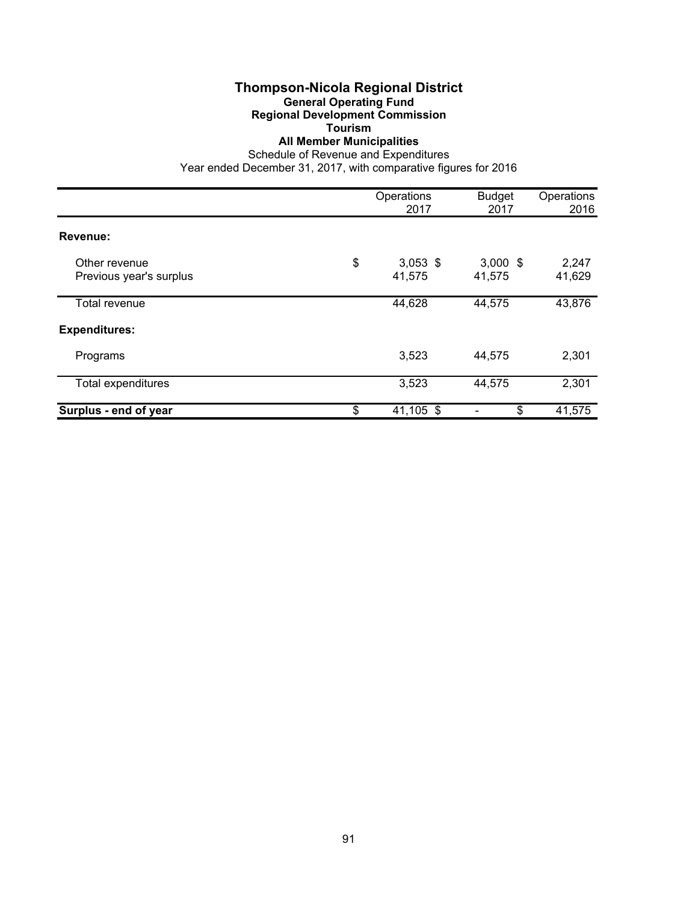# Thompson-Nicola Regional District

## General Operating Fund

## Regional Development Commission

## Tourism

## All Member Municipalities

Schedule of Revenue and Expenditures

Year ended December 31, 2017, with comparative figures for 2016

| | Operations 2017 | Budget 2017 | Operations 2016 |
|---|---|---|---|
| **Revenue:** | | | |
| Other revenue | $ 3,053 | $ 3,000 | $ 2,247 |
| Previous year's surplus | 41,575 | 41,575 | 41,629 |
| Total revenue | 44,628 | 44,575 | 43,876 |
| **Expenditures:** | | | |
| Programs | 3,523 | 44,575 | 2,301 |
| Total expenditures | 3,523 | 44,575 | 2,301 |
| **Surplus - end of year** | $ 41,105 | $ - | $ 41,575 |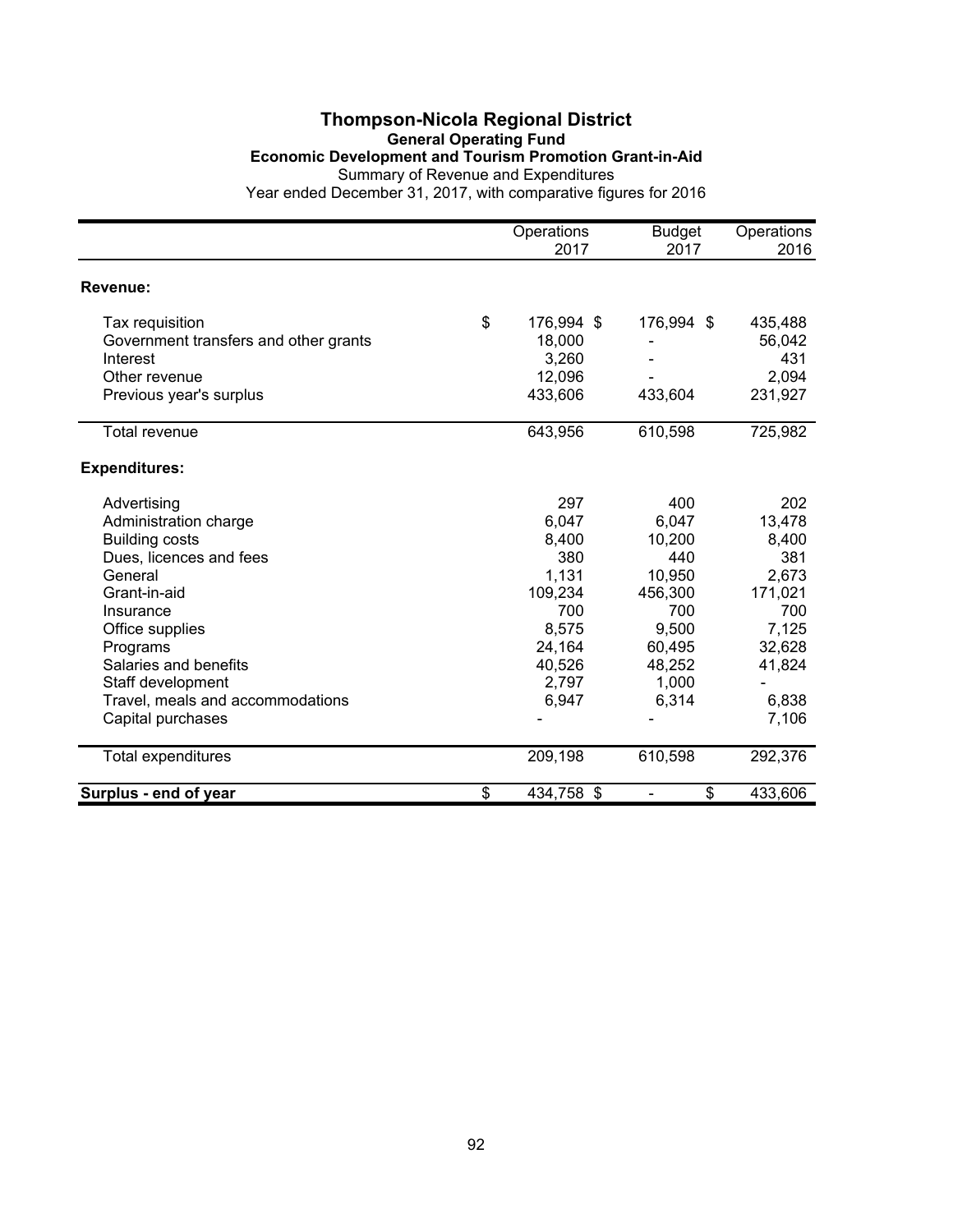# Thompson-Nicola Regional District

## General Operating Fund

### Economic Development and Tourism Promotion Grant-in-Aid

Summary of Revenue and Expenditures

Year ended December 31, 2017, with comparative figures for 2016

| | Operations 2017 | Budget 2017 | Operations 2016 |
|---|---|---|---|
| **Revenue:** | | | |
| Tax requisition | $ 176,994 | $ 176,994 | $ 435,488 |
| Government transfers and other grants | 18,000 | - | 56,042 |
| Interest | 3,260 | - | 431 |
| Other revenue | 12,096 | - | 2,094 |
| Previous year's surplus | 433,606 | 433,604 | 231,927 |
| Total revenue | 643,956 | 610,598 | 725,982 |
| **Expenditures:** | | | |
| Advertising | 297 | 400 | 202 |
| Administration charge | 6,047 | 6,047 | 13,478 |
| Building costs | 8,400 | 10,200 | 8,400 |
| Dues, licences and fees | 380 | 440 | 381 |
| General | 1,131 | 10,950 | 2,673 |
| Grant-in-aid | 109,234 | 456,300 | 171,021 |
| Insurance | 700 | 700 | 700 |
| Office supplies | 8,575 | 9,500 | 7,125 |
| Programs | 24,164 | 60,495 | 32,628 |
| Salaries and benefits | 40,526 | 48,252 | 41,824 |
| Staff development | 2,797 | 1,000 | - |
| Travel, meals and accommodations | 6,947 | 6,314 | 6,838 |
| Capital purchases | - | - | 7,106 |
| Total expenditures | 209,198 | 610,598 | 292,376 |
| **Surplus - end of year** | $ 434,758 | $ - | $ 433,606 |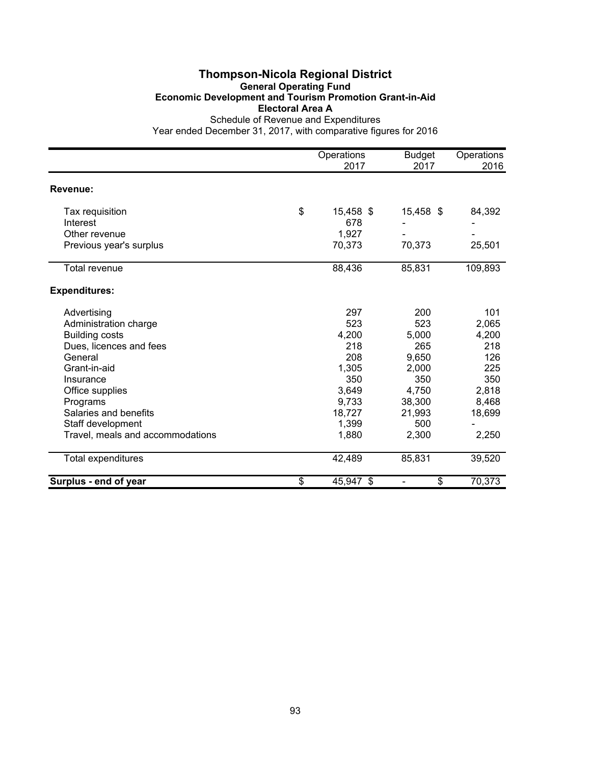# Thompson-Nicola Regional District

## General Operating Fund

### Economic Development and Tourism Promotion Grant-in-Aid

### Electoral Area A

Schedule of Revenue and Expenditures

Year ended December 31, 2017, with comparative figures for 2016

| | Operations 2017 | Budget 2017 | Operations 2016 |
|---|---|---|---|
| **Revenue:** | | | |
| Tax requisition | $ 15,458 | $ 15,458 | $ 84,392 |
| Interest | 678 | - | - |
| Other revenue | 1,927 | - | - |
| Previous year's surplus | 70,373 | 70,373 | 25,501 |
| Total revenue | 88,436 | 85,831 | 109,893 |
| **Expenditures:** | | | |
| Advertising | 297 | 200 | 101 |
| Administration charge | 523 | 523 | 2,065 |
| Building costs | 4,200 | 5,000 | 4,200 |
| Dues, licences and fees | 218 | 265 | 218 |
| General | 208 | 9,650 | 126 |
| Grant-in-aid | 1,305 | 2,000 | 225 |
| Insurance | 350 | 350 | 350 |
| Office supplies | 3,649 | 4,750 | 2,818 |
| Programs | 9,733 | 38,300 | 8,468 |
| Salaries and benefits | 18,727 | 21,993 | 18,699 |
| Staff development | 1,399 | 500 | - |
| Travel, meals and accommodations | 1,880 | 2,300 | 2,250 |
| Total expenditures | 42,489 | 85,831 | 39,520 |
| **Surplus - end of year** | $ 45,947 | $ - | $ 70,373 |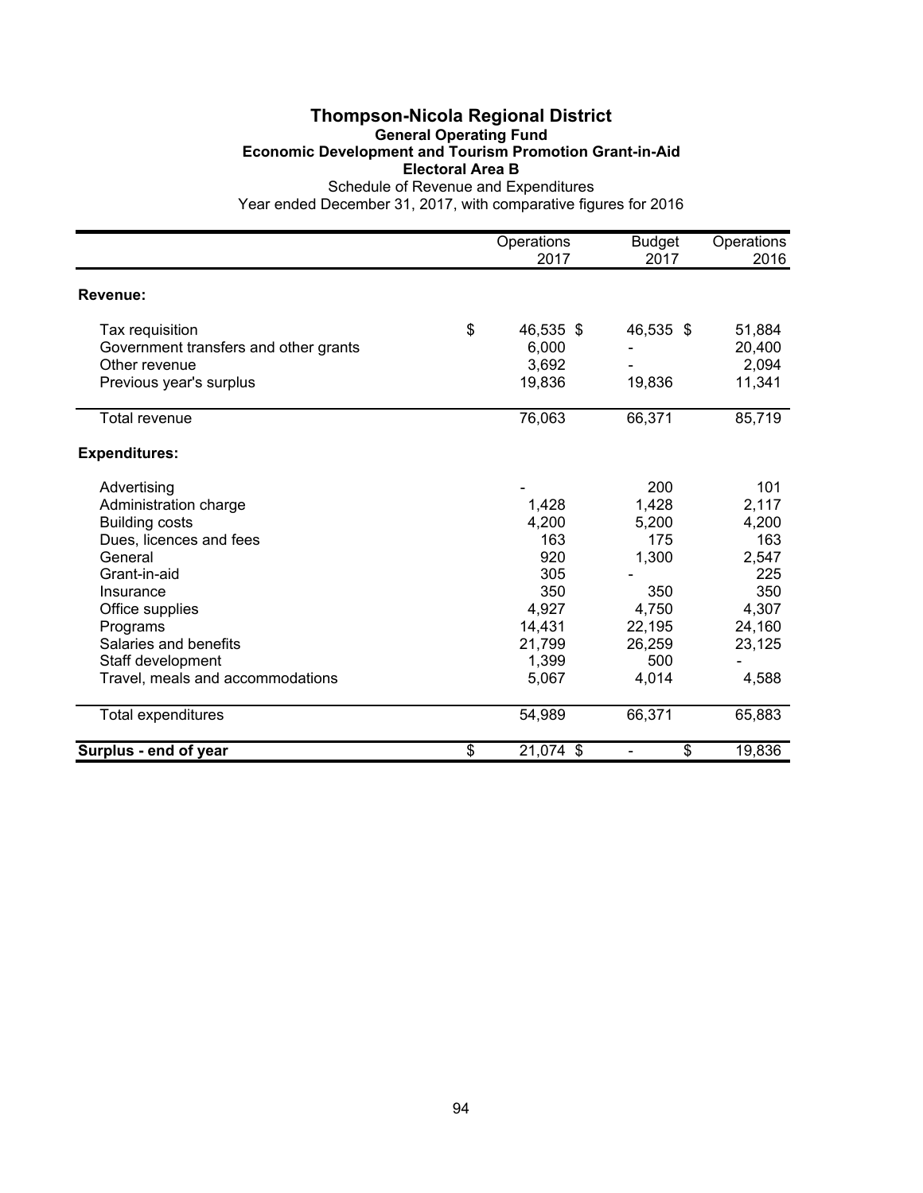# Thompson-Nicola Regional District

## General Operating Fund

### Economic Development and Tourism Promotion Grant-in-Aid

### Electoral Area B

Schedule of Revenue and Expenditures

Year ended December 31, 2017, with comparative figures for 2016

| | Operations 2017 | Budget 2017 | Operations 2016 |
|---|---|---|---|
| **Revenue:** | | | |
| Tax requisition | $ 46,535 | $ 46,535 | $ 51,884 |
| Government transfers and other grants | 6,000 | - | 20,400 |
| Other revenue | 3,692 | - | 2,094 |
| Previous year's surplus | 19,836 | 19,836 | 11,341 |
| Total revenue | 76,063 | 66,371 | 85,719 |
| **Expenditures:** | | | |
| Advertising | - | 200 | 101 |
| Administration charge | 1,428 | 1,428 | 2,117 |
| Building costs | 4,200 | 5,200 | 4,200 |
| Dues, licences and fees | 163 | 175 | 163 |
| General | 920 | 1,300 | 2,547 |
| Grant-in-aid | 305 | - | 225 |
| Insurance | 350 | 350 | 350 |
| Office supplies | 4,927 | 4,750 | 4,307 |
| Programs | 14,431 | 22,195 | 24,160 |
| Salaries and benefits | 21,799 | 26,259 | 23,125 |
| Staff development | 1,399 | 500 | - |
| Travel, meals and accommodations | 5,067 | 4,014 | 4,588 |
| Total expenditures | 54,989 | 66,371 | 65,883 |
| **Surplus - end of year** | $ 21,074 | $ - | $ 19,836 |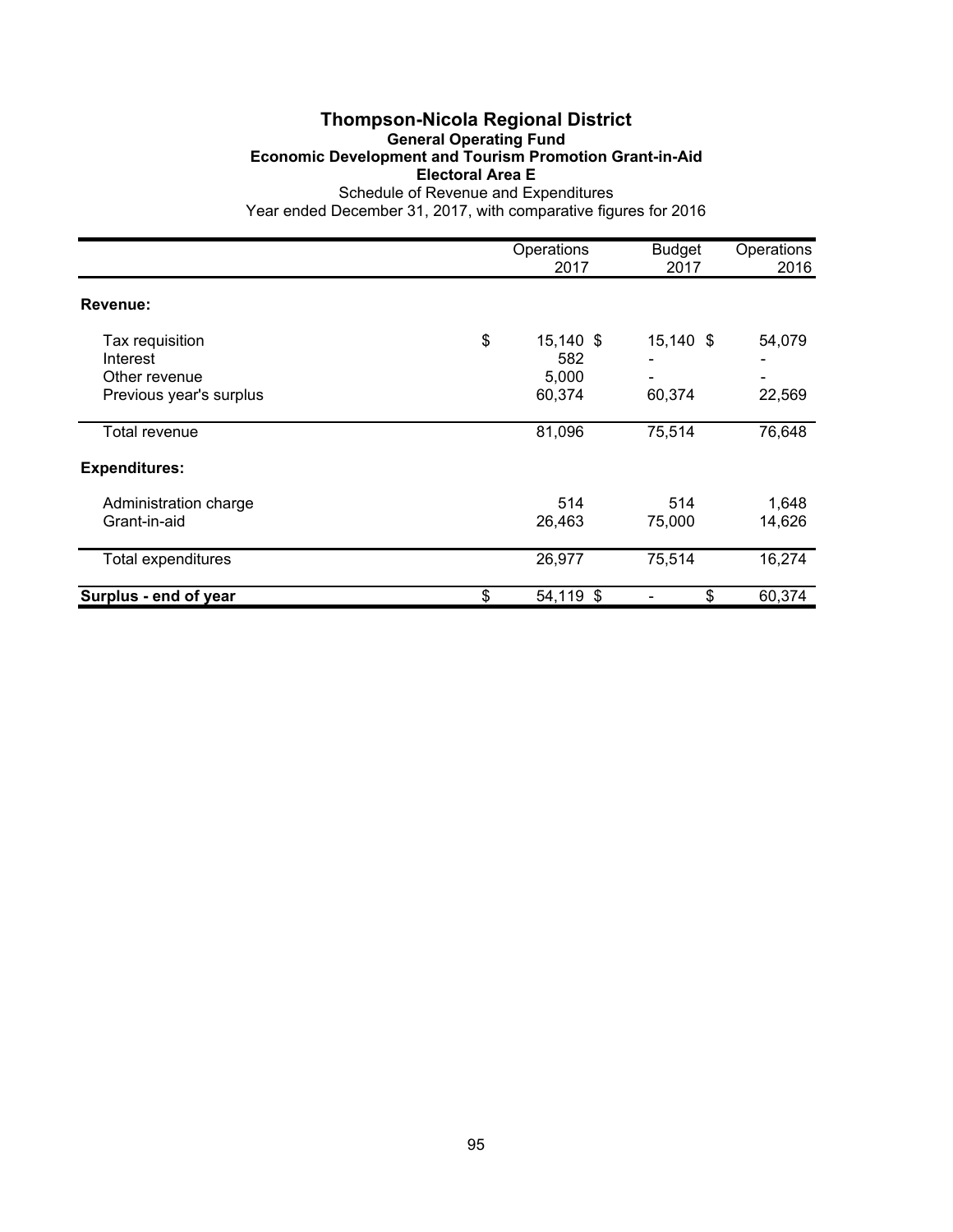# Thompson-Nicola Regional District

## General Operating Fund

### Economic Development and Tourism Promotion Grant-in-Aid

### Electoral Area E

Schedule of Revenue and Expenditures

Year ended December 31, 2017, with comparative figures for 2016

| | Operations 2017 | Budget 2017 | Operations 2016 |
|---|---|---|---|
| **Revenue:** | | | |
| Tax requisition | $ 15,140 | $ 15,140 | $ 54,079 |
| Interest | 582 | - | - |
| Other revenue | 5,000 | - | - |
| Previous year's surplus | 60,374 | 60,374 | 22,569 |
| Total revenue | 81,096 | 75,514 | 76,648 |
| **Expenditures:** | | | |
| Administration charge | 514 | 514 | 1,648 |
| Grant-in-aid | 26,463 | 75,000 | 14,626 |
| Total expenditures | 26,977 | 75,514 | 16,274 |
| **Surplus - end of year** | $ 54,119 | $ - | $ 60,374 |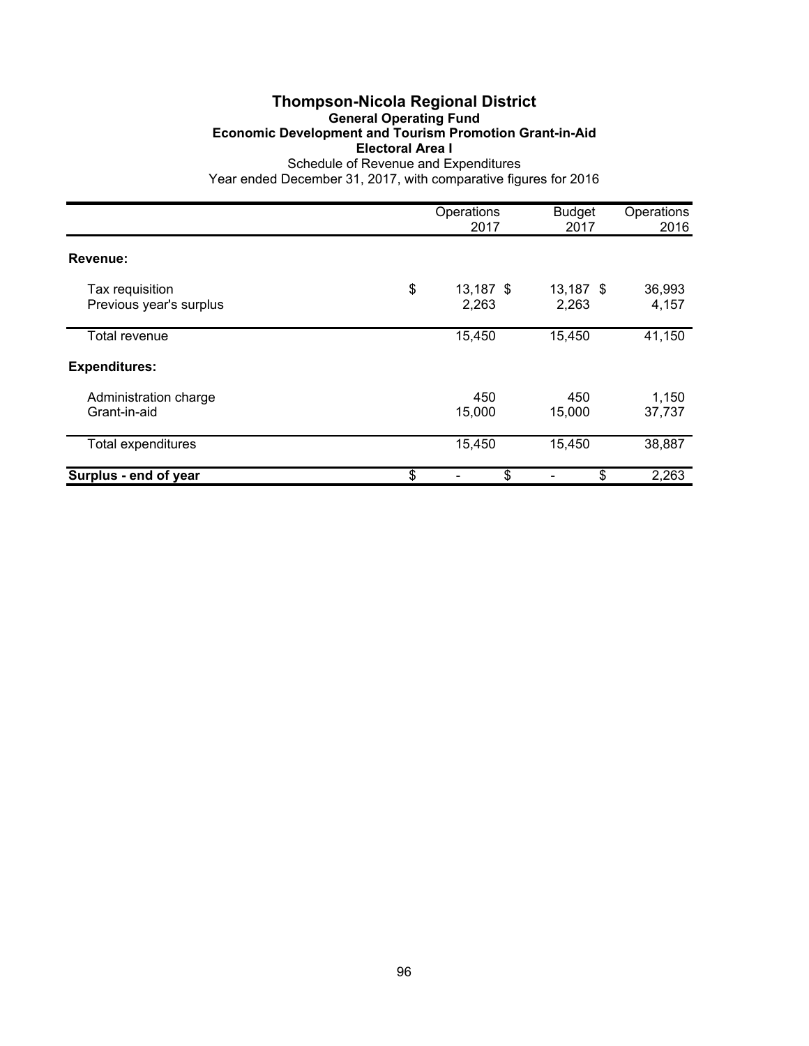# Thompson-Nicola Regional District

## General Operating Fund

### Economic Development and Tourism Promotion Grant-in-Aid

### Electoral Area I

Schedule of Revenue and Expenditures

Year ended December 31, 2017, with comparative figures for 2016

| | Operations 2017 | Budget 2017 | Operations 2016 |
|---|---|---|---|
| **Revenue:** | | | |
| Tax requisition | $ 13,187 | $ 13,187 | $ 36,993 |
| Previous year's surplus | 2,263 | 2,263 | 4,157 |
| Total revenue | 15,450 | 15,450 | 41,150 |
| **Expenditures:** | | | |
| Administration charge | 450 | 450 | 1,150 |
| Grant-in-aid | 15,000 | 15,000 | 37,737 |
| Total expenditures | 15,450 | 15,450 | 38,887 |
| **Surplus - end of year** | $ - | $ - | $ 2,263 |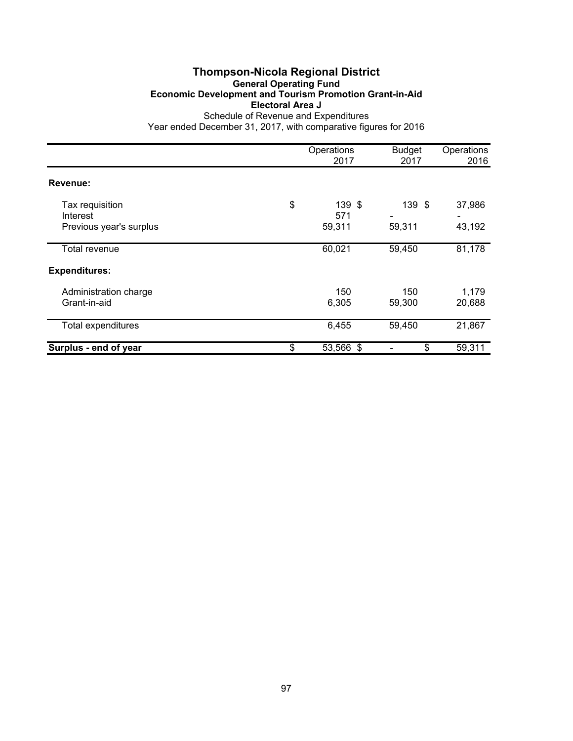# Thompson-Nicola Regional District

## General Operating Fund

### Economic Development and Tourism Promotion Grant-in-Aid

### Electoral Area J

Schedule of Revenue and Expenditures

Year ended December 31, 2017, with comparative figures for 2016

| | Operations 2017 | Budget 2017 | Operations 2016 |
|---|---|---|---|
| **Revenue:** | | | |
| Tax requisition | $ 139 | $ 139 | $ 37,986 |
| Interest | 571 | - | - |
| Previous year's surplus | 59,311 | 59,311 | 43,192 |
| Total revenue | 60,021 | 59,450 | 81,178 |
| **Expenditures:** | | | |
| Administration charge | 150 | 150 | 1,179 |
| Grant-in-aid | 6,305 | 59,300 | 20,688 |
| Total expenditures | 6,455 | 59,450 | 21,867 |
| **Surplus - end of year** | $ 53,566 | $ - | $ 59,311 |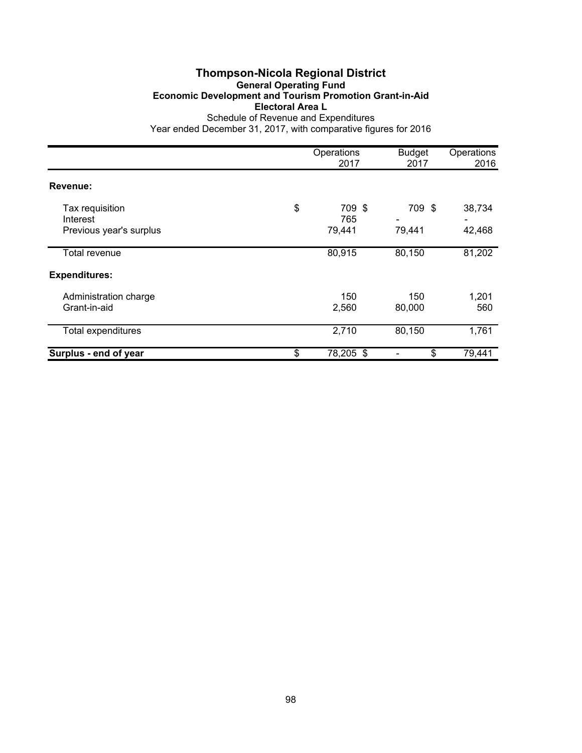# Thompson-Nicola Regional District

## General Operating Fund

### Economic Development and Tourism Promotion Grant-in-Aid

### Electoral Area L

Schedule of Revenue and Expenditures

Year ended December 31, 2017, with comparative figures for 2016

| | Operations 2017 | Budget 2017 | Operations 2016 |
|---|---|---|---|
| **Revenue:** | | | |
| Tax requisition | $ 709 | $ 709 | $ 38,734 |
| Interest | 765 | - | - |
| Previous year's surplus | 79,441 | 79,441 | 42,468 |
| Total revenue | 80,915 | 80,150 | 81,202 |
| **Expenditures:** | | | |
| Administration charge | 150 | 150 | 1,201 |
| Grant-in-aid | 2,560 | 80,000 | 560 |
| Total expenditures | 2,710 | 80,150 | 1,761 |
| **Surplus - end of year** | $ 78,205 | $ - | $ 79,441 |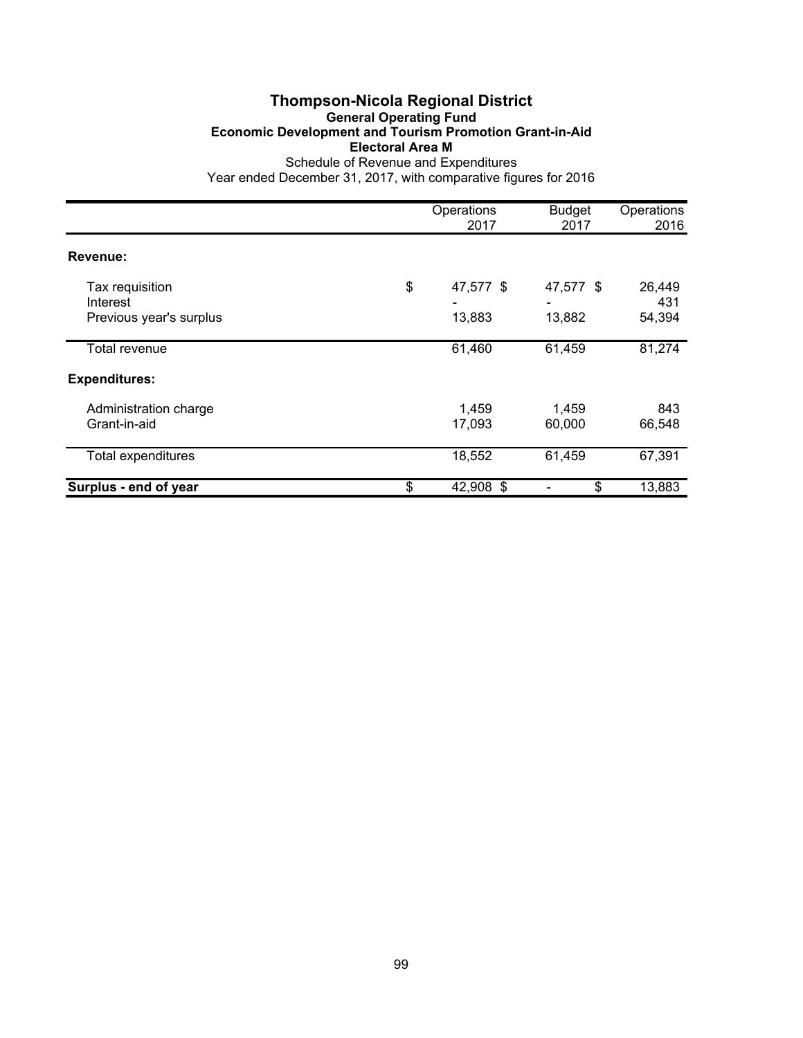# Thompson-Nicola Regional District

## General Operating Fund

### Economic Development and Tourism Promotion Grant-in-Aid

### Electoral Area M

Schedule of Revenue and Expenditures

Year ended December 31, 2017, with comparative figures for 2016

| | Operations 2017 | Budget 2017 | Operations 2016 |
|---|---|---|---|
| **Revenue:** | | | |
| Tax requisition | $ 47,577 | $ 47,577 | $ 26,449 |
| Interest | - | - | 431 |
| Previous year's surplus | 13,883 | 13,882 | 54,394 |
| Total revenue | 61,460 | 61,459 | 81,274 |
| **Expenditures:** | | | |
| Administration charge | 1,459 | 1,459 | 843 |
| Grant-in-aid | 17,093 | 60,000 | 66,548 |
| Total expenditures | 18,552 | 61,459 | 67,391 |
| **Surplus - end of year** | $ 42,908 | $ - | $ 13,883 |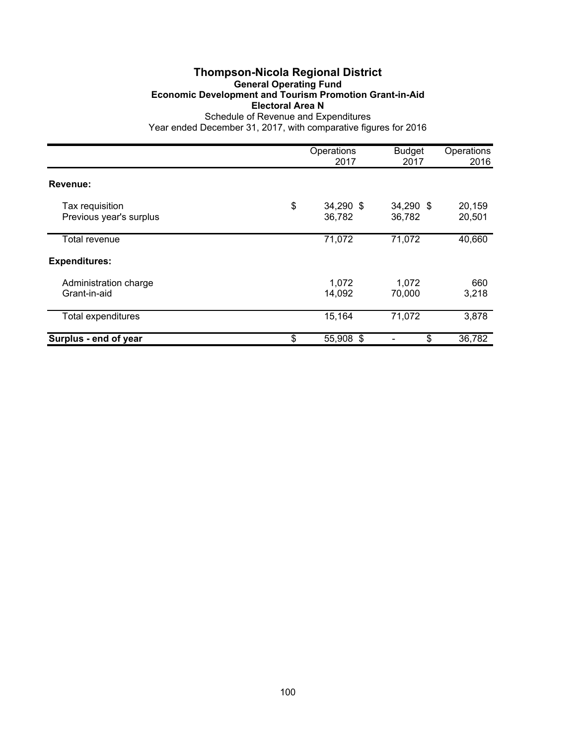# Thompson-Nicola Regional District

## General Operating Fund

### Economic Development and Tourism Promotion Grant-in-Aid

### Electoral Area N

Schedule of Revenue and Expenditures

Year ended December 31, 2017, with comparative figures for 2016

| | Operations 2017 | Budget 2017 | Operations 2016 |
|---|---|---|---|
| **Revenue:** | | | |
| Tax requisition | $ 34,290 | $ 34,290 | $ 20,159 |
| Previous year's surplus | 36,782 | 36,782 | 20,501 |
| Total revenue | 71,072 | 71,072 | 40,660 |
| **Expenditures:** | | | |
| Administration charge | 1,072 | 1,072 | 660 |
| Grant-in-aid | 14,092 | 70,000 | 3,218 |
| Total expenditures | 15,164 | 71,072 | 3,878 |
| **Surplus - end of year** | $ 55,908 | $ - | $ 36,782 |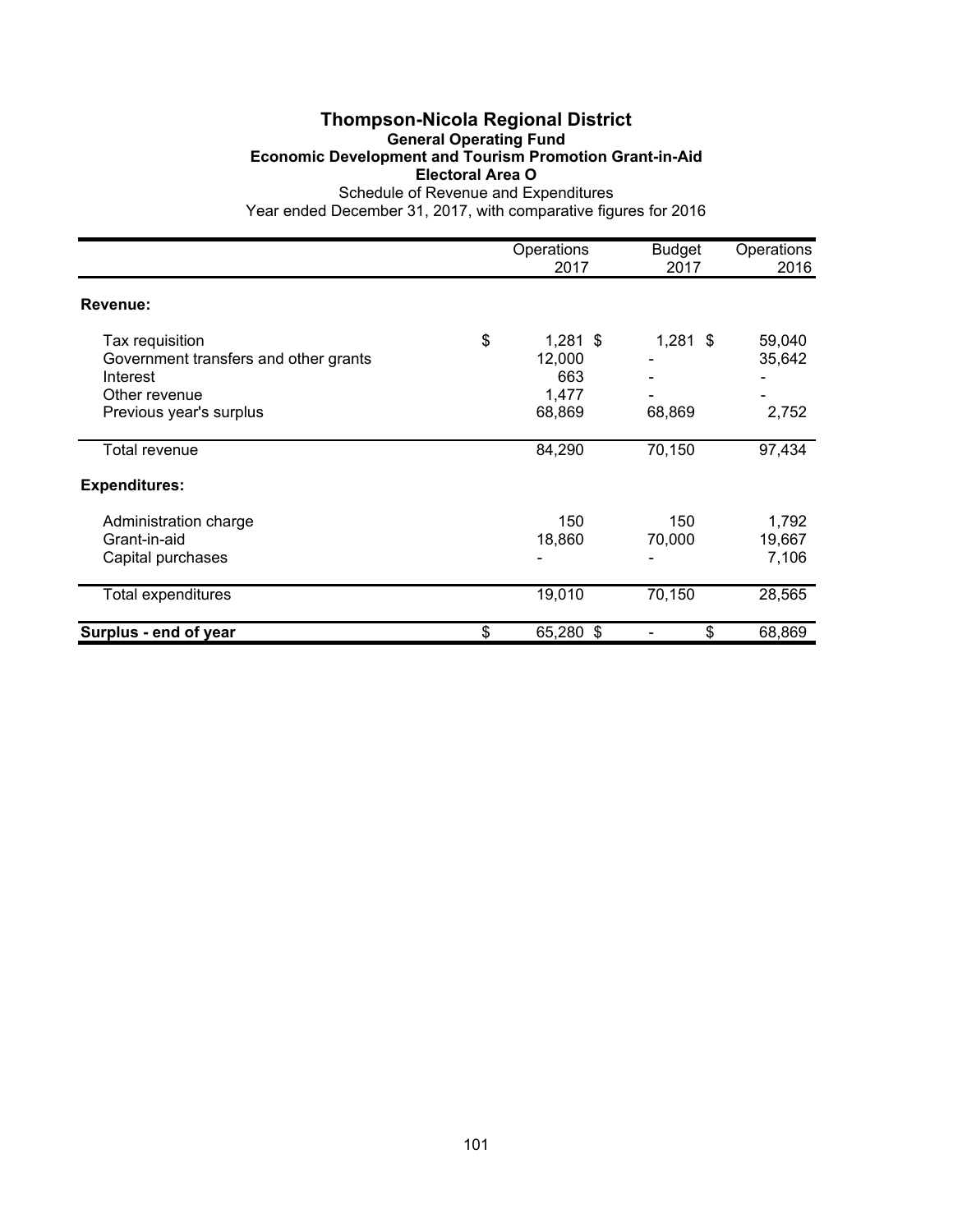# Thompson-Nicola Regional District

## General Operating Fund

### Economic Development and Tourism Promotion Grant-in-Aid

### Electoral Area O

Schedule of Revenue and Expenditures

Year ended December 31, 2017, with comparative figures for 2016

| | Operations 2017 | Budget 2017 | Operations 2016 |
|---|---|---|---|
| **Revenue:** | | | |
| Tax requisition | $ 1,281 | $ 1,281 | $ 59,040 |
| Government transfers and other grants | 12,000 | - | 35,642 |
| Interest | 663 | - | - |
| Other revenue | 1,477 | - | - |
| Previous year's surplus | 68,869 | 68,869 | 2,752 |
| Total revenue | 84,290 | 70,150 | 97,434 |
| **Expenditures:** | | | |
| Administration charge | 150 | 150 | 1,792 |
| Grant-in-aid | 18,860 | 70,000 | 19,667 |
| Capital purchases | - | - | 7,106 |
| Total expenditures | 19,010 | 70,150 | 28,565 |
| **Surplus - end of year** | $ 65,280 | $ - | $ 68,869 |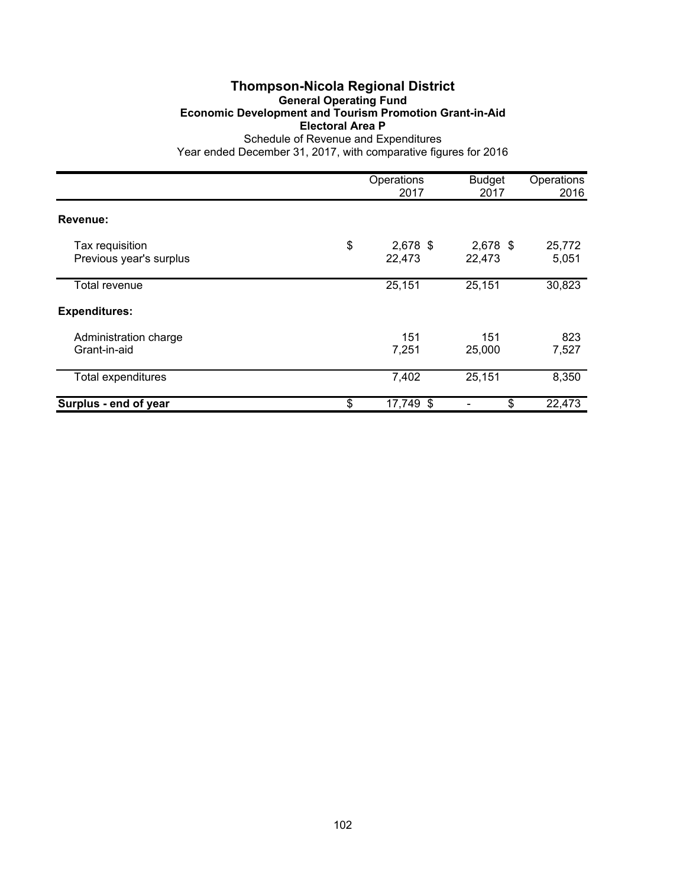# Thompson-Nicola Regional District

## General Operating Fund

### Economic Development and Tourism Promotion Grant-in-Aid

### Electoral Area P

Schedule of Revenue and Expenditures

Year ended December 31, 2017, with comparative figures for 2016

| | Operations 2017 | Budget 2017 | Operations 2016 |
|---|---|---|---|
| **Revenue:** | | | |
| Tax requisition | $ 2,678 | $ 2,678 | $ 25,772 |
| Previous year's surplus | 22,473 | 22,473 | 5,051 |
| Total revenue | 25,151 | 25,151 | 30,823 |
| **Expenditures:** | | | |
| Administration charge | 151 | 151 | 823 |
| Grant-in-aid | 7,251 | 25,000 | 7,527 |
| Total expenditures | 7,402 | 25,151 | 8,350 |
| **Surplus - end of year** | $ 17,749 | $ - | $ 22,473 |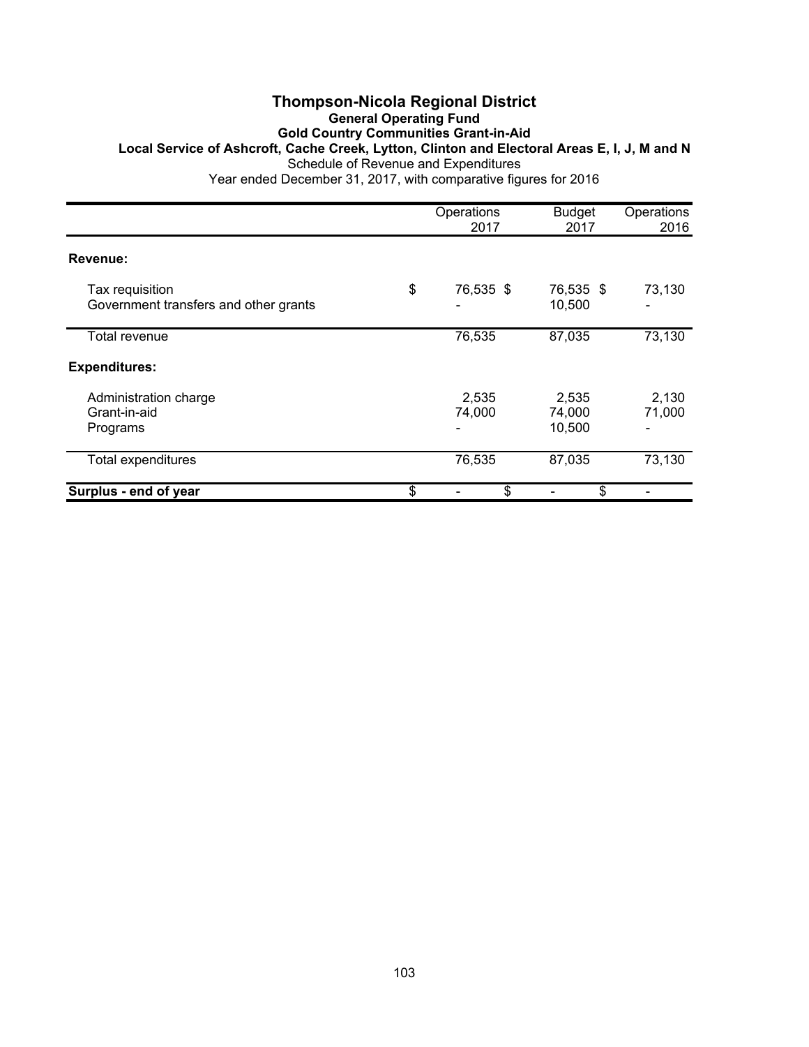# Thompson-Nicola Regional District

## General Operating Fund

### Gold Country Communities Grant-in-Aid

### Local Service of Ashcroft, Cache Creek, Lytton, Clinton and Electoral Areas E, I, J, M and N

Schedule of Revenue and Expenditures

Year ended December 31, 2017, with comparative figures for 2016

| | Operations 2017 | Budget 2017 | Operations 2016 |
|---|---|---|---|
| **Revenue:** | | | |
| Tax requisition | $ 76,535 | $ 76,535 | $ 73,130 |
| Government transfers and other grants | - | 10,500 | - |
| Total revenue | 76,535 | 87,035 | 73,130 |
| **Expenditures:** | | | |
| Administration charge | 2,535 | 2,535 | 2,130 |
| Grant-in-aid | 74,000 | 74,000 | 71,000 |
| Programs | - | 10,500 | - |
| Total expenditures | 76,535 | 87,035 | 73,130 |
| **Surplus - end of year** | $ - | $ - | $ - |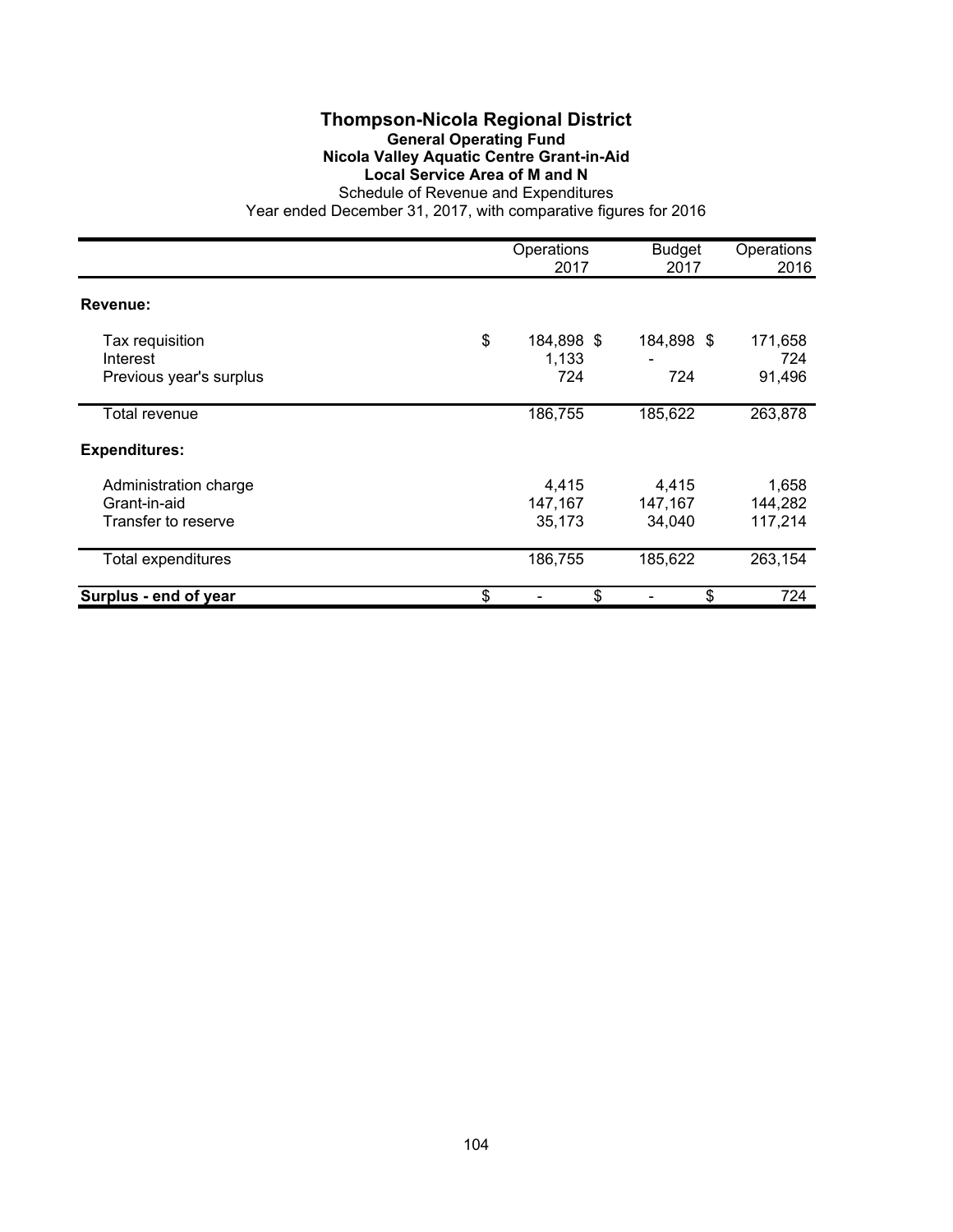# Thompson-Nicola Regional District

**General Operating Fund**
**Nicola Valley Aquatic Centre Grant-in-Aid**
**Local Service Area of M and N**
Schedule of Revenue and Expenditures
Year ended December 31, 2017, with comparative figures for 2016

| | Operations 2017 | Budget 2017 | Operations 2016 |
|---|---|---|---|
| **Revenue:** | | | |
| Tax requisition | $ 184,898 | $ 184,898 | $ 171,658 |
| Interest | 1,133 | - | 724 |
| Previous year's surplus | 724 | 724 | 91,496 |
| Total revenue | 186,755 | 185,622 | 263,878 |
| **Expenditures:** | | | |
| Administration charge | 4,415 | 4,415 | 1,658 |
| Grant-in-aid | 147,167 | 147,167 | 144,282 |
| Transfer to reserve | 35,173 | 34,040 | 117,214 |
| Total expenditures | 186,755 | 185,622 | 263,154 |
| **Surplus - end of year** | $ - | $ - | $ 724 |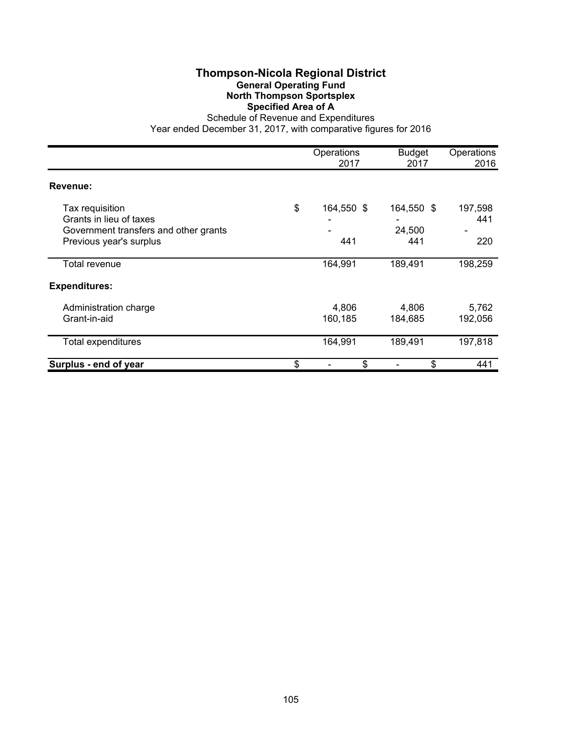# Thompson-Nicola Regional District

## General Operating Fund

## North Thompson Sportsplex

## Specified Area of A

Schedule of Revenue and Expenditures

Year ended December 31, 2017, with comparative figures for 2016

| | Operations 2017 | Budget 2017 | Operations 2016 |
|---|---|---|---|
| **Revenue:** | | | |
| Tax requisition | $ 164,550 | $ 164,550 | $ 197,598 |
| Grants in lieu of taxes | - | - | 441 |
| Government transfers and other grants | - | 24,500 | - |
| Previous year's surplus | 441 | 441 | 220 |
| Total revenue | 164,991 | 189,491 | 198,259 |
| **Expenditures:** | | | |
| Administration charge | 4,806 | 4,806 | 5,762 |
| Grant-in-aid | 160,185 | 184,685 | 192,056 |
| Total expenditures | 164,991 | 189,491 | 197,818 |
| **Surplus - end of year** | $ - | $ - | $ 441 |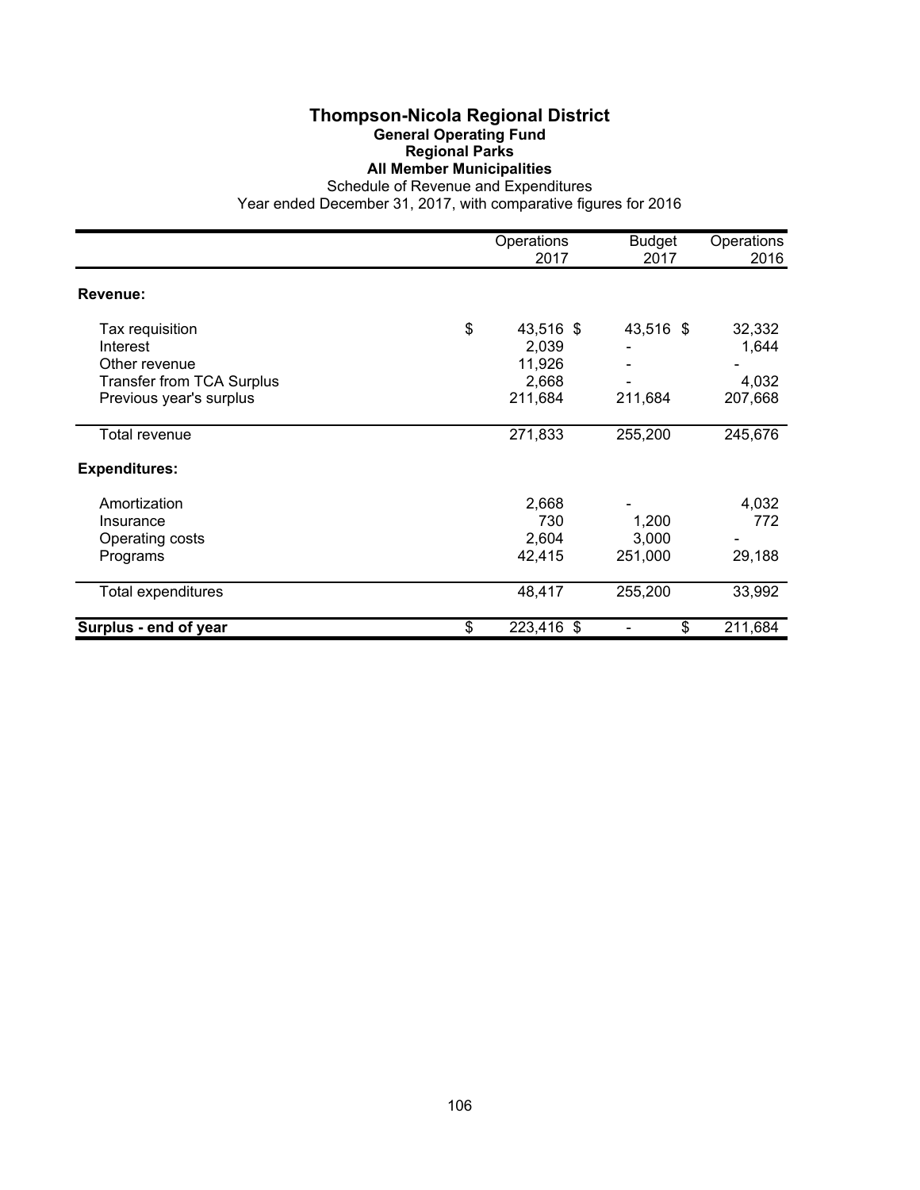# Thompson-Nicola Regional District

## General Operating Fund

## Regional Parks

## All Member Municipalities

Schedule of Revenue and Expenditures

Year ended December 31, 2017, with comparative figures for 2016

| | Operations 2017 | Budget 2017 | Operations 2016 |
|---|---|---|---|
| **Revenue:** | | | |
| Tax requisition | $ 43,516 | $ 43,516 | $ 32,332 |
| Interest | 2,039 | - | 1,644 |
| Other revenue | 11,926 | - | - |
| Transfer from TCA Surplus | 2,668 | - | 4,032 |
| Previous year's surplus | 211,684 | 211,684 | 207,668 |
| Total revenue | 271,833 | 255,200 | 245,676 |
| **Expenditures:** | | | |
| Amortization | 2,668 | - | 4,032 |
| Insurance | 730 | 1,200 | 772 |
| Operating costs | 2,604 | 3,000 | - |
| Programs | 42,415 | 251,000 | 29,188 |
| Total expenditures | 48,417 | 255,200 | 33,992 |
| **Surplus - end of year** | $ 223,416 | $ - | $ 211,684 |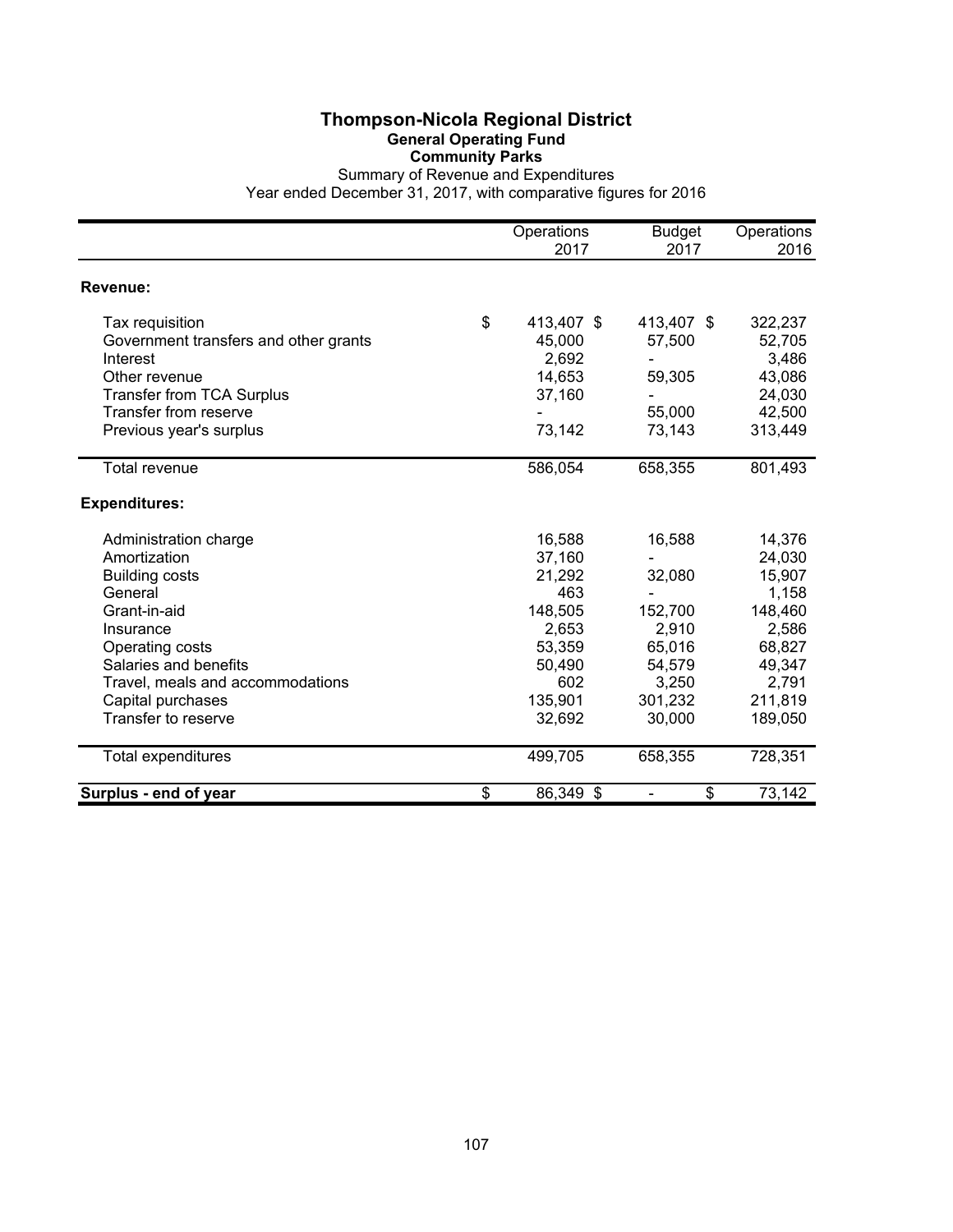# Thompson-Nicola Regional District
## General Operating Fund
### Community Parks

Summary of Revenue and Expenditures
Year ended December 31, 2017, with comparative figures for 2016

| | Operations 2017 | Budget 2017 | Operations 2016 |
|---|---|---|---|
| **Revenue:** | | | |
| Tax requisition | $ 413,407 | $ 413,407 | $ 322,237 |
| Government transfers and other grants | 45,000 | 57,500 | 52,705 |
| Interest | 2,692 | - | 3,486 |
| Other revenue | 14,653 | 59,305 | 43,086 |
| Transfer from TCA Surplus | 37,160 | - | 24,030 |
| Transfer from reserve | - | 55,000 | 42,500 |
| Previous year's surplus | 73,142 | 73,143 | 313,449 |
| Total revenue | 586,054 | 658,355 | 801,493 |
| **Expenditures:** | | | |
| Administration charge | 16,588 | 16,588 | 14,376 |
| Amortization | 37,160 | - | 24,030 |
| Building costs | 21,292 | 32,080 | 15,907 |
| General | 463 | - | 1,158 |
| Grant-in-aid | 148,505 | 152,700 | 148,460 |
| Insurance | 2,653 | 2,910 | 2,586 |
| Operating costs | 53,359 | 65,016 | 68,827 |
| Salaries and benefits | 50,490 | 54,579 | 49,347 |
| Travel, meals and accommodations | 602 | 3,250 | 2,791 |
| Capital purchases | 135,901 | 301,232 | 211,819 |
| Transfer to reserve | 32,692 | 30,000 | 189,050 |
| Total expenditures | 499,705 | 658,355 | 728,351 |
| **Surplus - end of year** | $ 86,349 | $ - | $ 73,142 |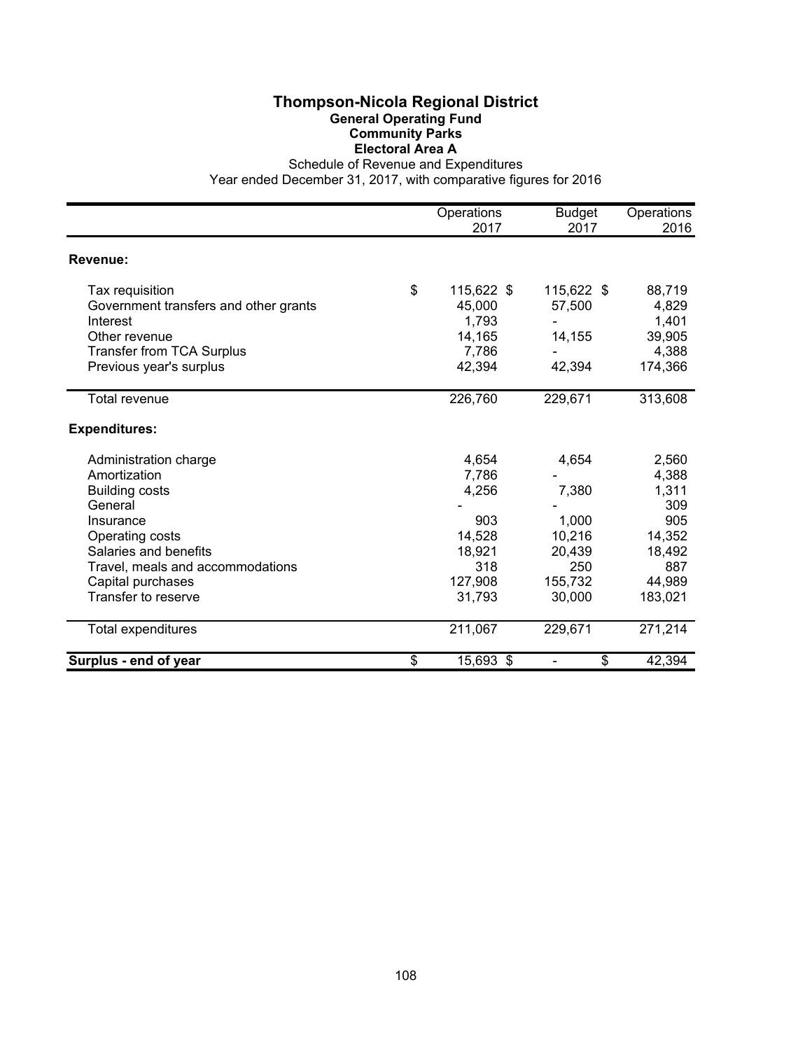# Thompson-Nicola Regional District

## General Operating Fund

### Community Parks

### Electoral Area A

Schedule of Revenue and Expenditures

Year ended December 31, 2017, with comparative figures for 2016

| | Operations 2017 | Budget 2017 | Operations 2016 |
|---|---|---|---|
| **Revenue:** | | | |
| Tax requisition | $ 115,622 | $ 115,622 | $ 88,719 |
| Government transfers and other grants | 45,000 | 57,500 | 4,829 |
| Interest | 1,793 | - | 1,401 |
| Other revenue | 14,165 | 14,155 | 39,905 |
| Transfer from TCA Surplus | 7,786 | - | 4,388 |
| Previous year's surplus | 42,394 | 42,394 | 174,366 |
| Total revenue | 226,760 | 229,671 | 313,608 |
| **Expenditures:** | | | |
| Administration charge | 4,654 | 4,654 | 2,560 |
| Amortization | 7,786 | - | 4,388 |
| Building costs | 4,256 | 7,380 | 1,311 |
| General | - | - | 309 |
| Insurance | 903 | 1,000 | 905 |
| Operating costs | 14,528 | 10,216 | 14,352 |
| Salaries and benefits | 18,921 | 20,439 | 18,492 |
| Travel, meals and accommodations | 318 | 250 | 887 |
| Capital purchases | 127,908 | 155,732 | 44,989 |
| Transfer to reserve | 31,793 | 30,000 | 183,021 |
| Total expenditures | 211,067 | 229,671 | 271,214 |
| **Surplus - end of year** | $ 15,693 | $ - | $ 42,394 |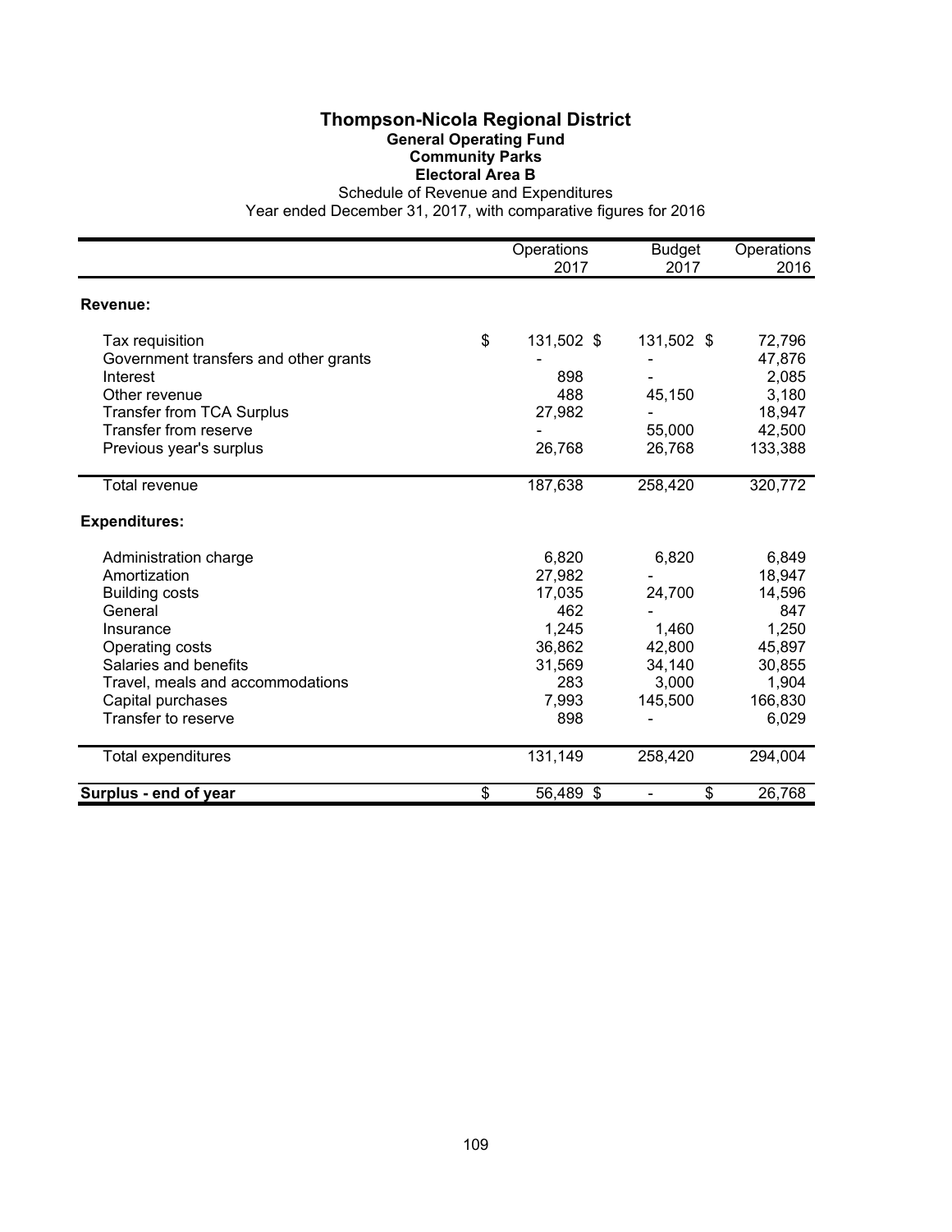# Thompson-Nicola Regional District

## General Operating Fund

### Community Parks

### Electoral Area B

Schedule of Revenue and Expenditures

Year ended December 31, 2017, with comparative figures for 2016

| | Operations 2017 | Budget 2017 | Operations 2016 |
|---|---|---|---|
| **Revenue:** | | | |
| Tax requisition | $ 131,502 | $ 131,502 | $ 72,796 |
| Government transfers and other grants | - | - | 47,876 |
| Interest | 898 | - | 2,085 |
| Other revenue | 488 | 45,150 | 3,180 |
| Transfer from TCA Surplus | 27,982 | - | 18,947 |
| Transfer from reserve | - | 55,000 | 42,500 |
| Previous year's surplus | 26,768 | 26,768 | 133,388 |
| Total revenue | 187,638 | 258,420 | 320,772 |
| **Expenditures:** | | | |
| Administration charge | 6,820 | 6,820 | 6,849 |
| Amortization | 27,982 | - | 18,947 |
| Building costs | 17,035 | 24,700 | 14,596 |
| General | 462 | - | 847 |
| Insurance | 1,245 | 1,460 | 1,250 |
| Operating costs | 36,862 | 42,800 | 45,897 |
| Salaries and benefits | 31,569 | 34,140 | 30,855 |
| Travel, meals and accommodations | 283 | 3,000 | 1,904 |
| Capital purchases | 7,993 | 145,500 | 166,830 |
| Transfer to reserve | 898 | - | 6,029 |
| Total expenditures | 131,149 | 258,420 | 294,004 |
| **Surplus - end of year** | $ 56,489 | $ - | $ 26,768 |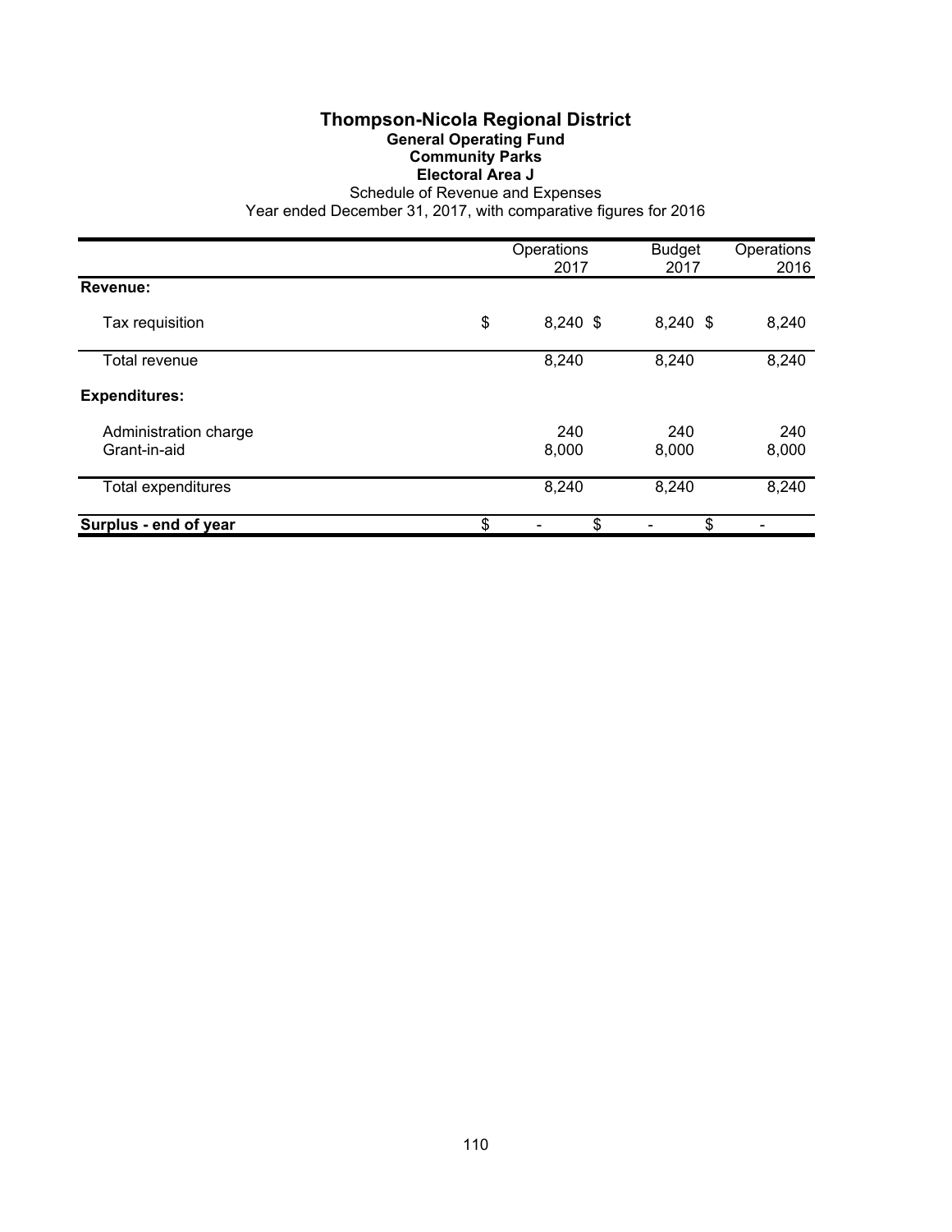# Thompson-Nicola Regional District

## General Operating Fund

### Community Parks

### Electoral Area J

Schedule of Revenue and Expenses

Year ended December 31, 2017, with comparative figures for 2016

| | Operations 2017 | Budget 2017 | Operations 2016 |
|---|---|---|---|
| **Revenue:** | | | |
| Tax requisition | $ 8,240 | $ 8,240 | $ 8,240 |
| Total revenue | 8,240 | 8,240 | 8,240 |
| **Expenditures:** | | | |
| Administration charge | 240 | 240 | 240 |
| Grant-in-aid | 8,000 | 8,000 | 8,000 |
| Total expenditures | 8,240 | 8,240 | 8,240 |
| **Surplus - end of year** | $ - | $ - | $ - |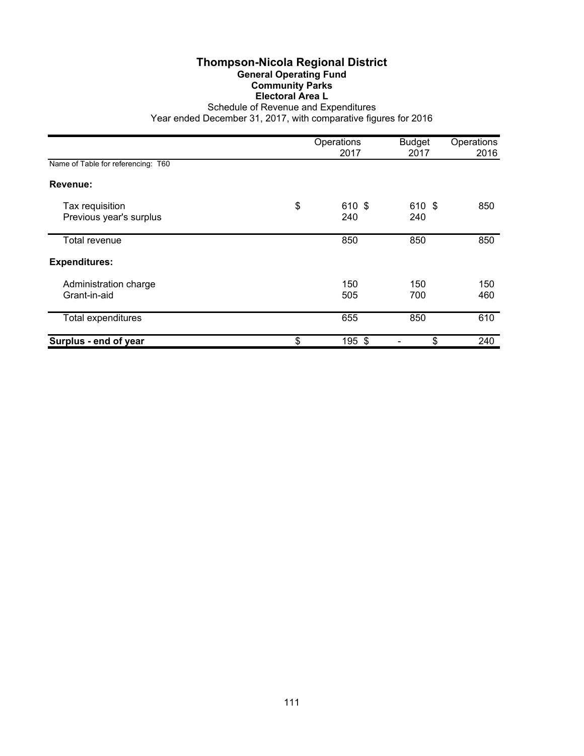# Thompson-Nicola Regional District

## General Operating Fund

### Community Parks

### Electoral Area L

Schedule of Revenue and Expenditures

Year ended December 31, 2017, with comparative figures for 2016

| | Operations 2017 | Budget 2017 | Operations 2016 |
|---|---|---|---|
| Name of Table for referencing: T60 | | | |
| **Revenue:** | | | |
| Tax requisition | $ 610 | $ 610 | $ 850 |
| Previous year's surplus | 240 | 240 | |
| Total revenue | 850 | 850 | 850 |
| **Expenditures:** | | | |
| Administration charge | 150 | 150 | 150 |
| Grant-in-aid | 505 | 700 | 460 |
| Total expenditures | 655 | 850 | 610 |
| **Surplus - end of year** | $ 195 | $ - | $ 240 |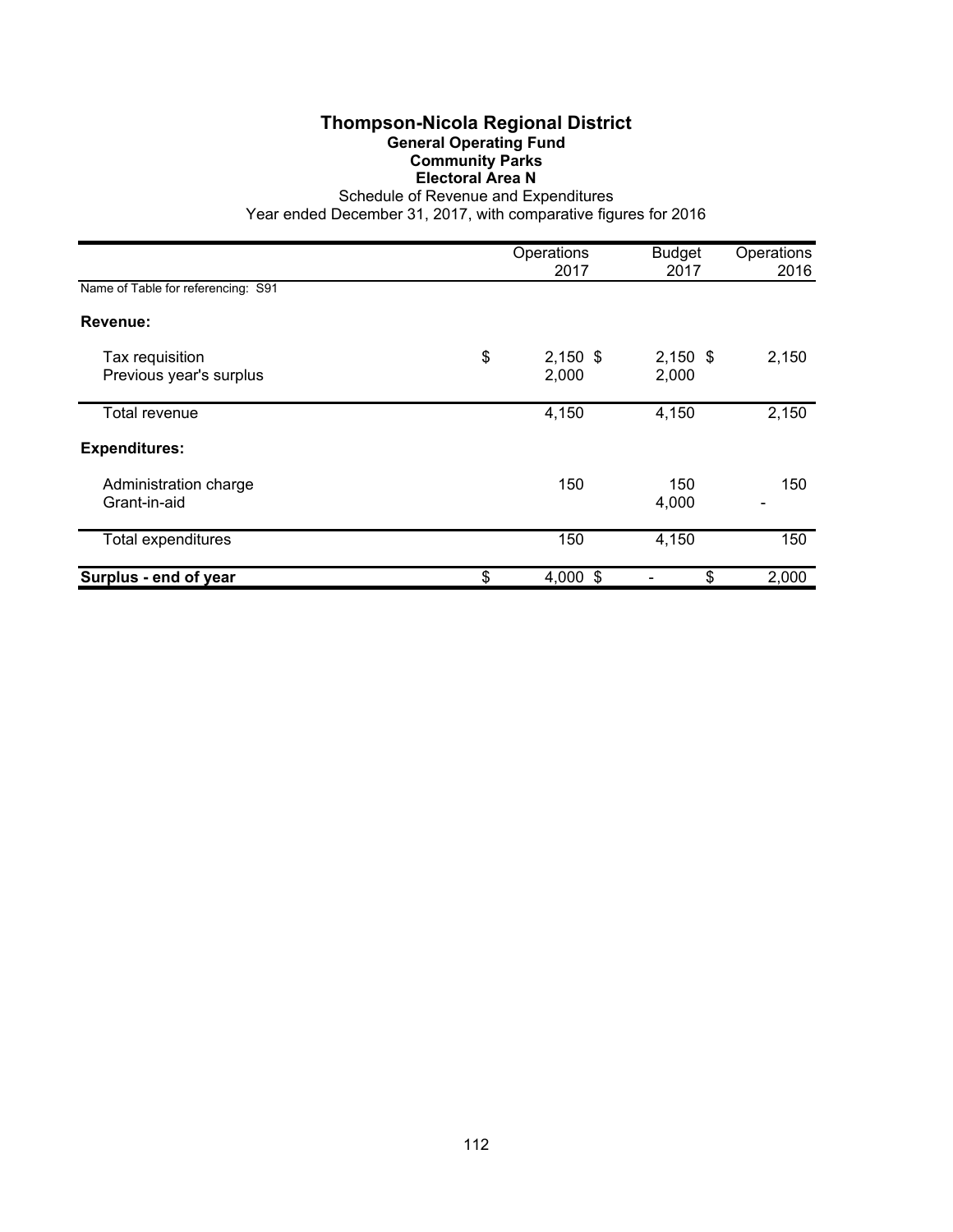# Thompson-Nicola Regional District

## General Operating Fund

### Community Parks

### Electoral Area N

Schedule of Revenue and Expenditures

Year ended December 31, 2017, with comparative figures for 2016

| | Operations 2017 | Budget 2017 | Operations 2016 |
|---|---|---|---|
| Name of Table for referencing: S91 | | | |
| **Revenue:** | | | |
| Tax requisition | $ 2,150 | $ 2,150 | $ 2,150 |
| Previous year's surplus | 2,000 | 2,000 | |
| Total revenue | 4,150 | 4,150 | 2,150 |
| **Expenditures:** | | | |
| Administration charge | 150 | 150 | 150 |
| Grant-in-aid | | 4,000 | - |
| Total expenditures | 150 | 4,150 | 150 |
| **Surplus - end of year** | $ 4,000 | $ - | $ 2,000 |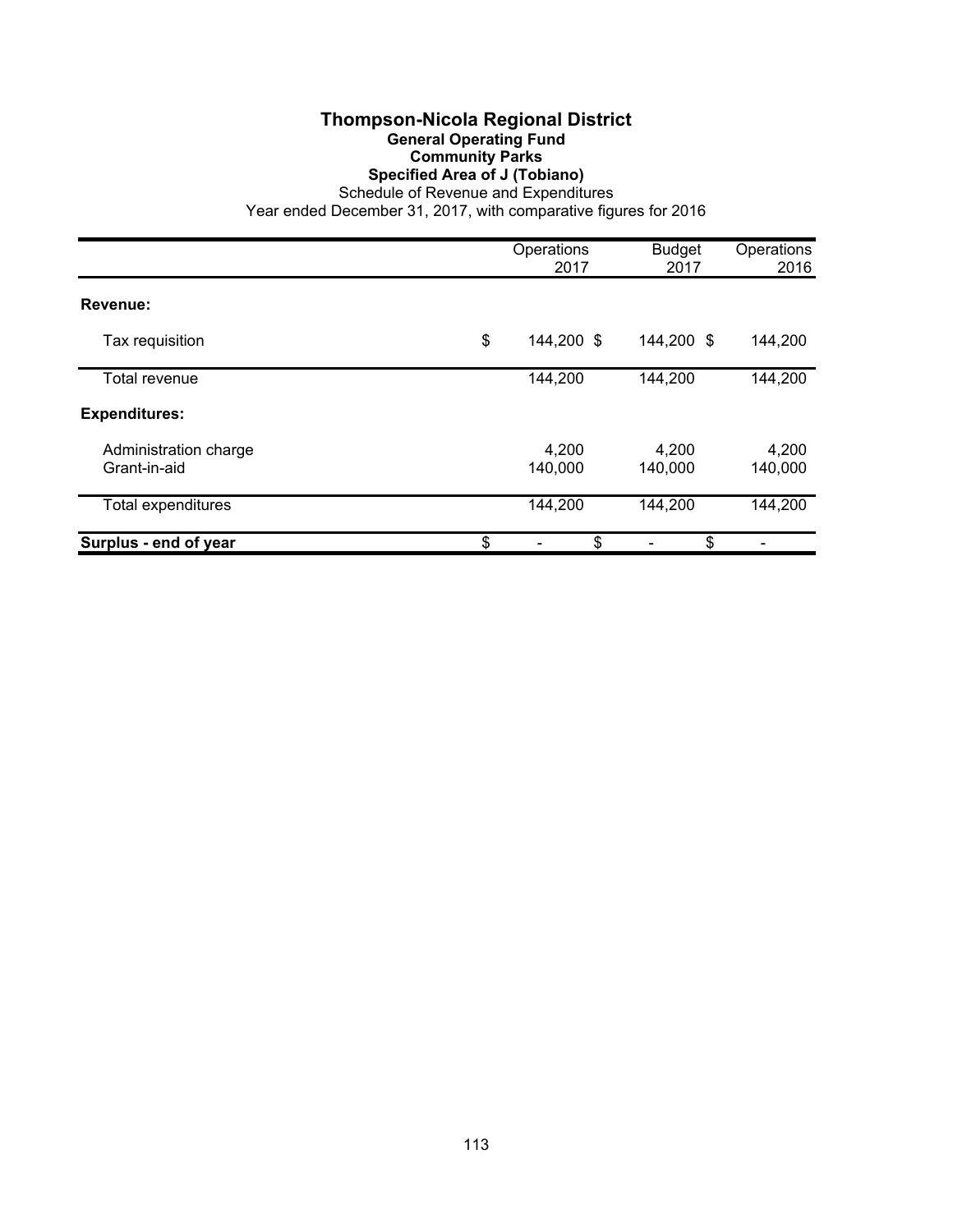# Thompson-Nicola Regional District

## General Operating Fund

### Community Parks

### Specified Area of J (Tobiano)

Schedule of Revenue and Expenditures

Year ended December 31, 2017, with comparative figures for 2016

| | Operations 2017 | Budget 2017 | Operations 2016 |
|---|---|---|---|
| **Revenue:** | | | |
| Tax requisition | $ 144,200 | $ 144,200 | $ 144,200 |
| Total revenue | 144,200 | 144,200 | 144,200 |
| **Expenditures:** | | | |
| Administration charge | 4,200 | 4,200 | 4,200 |
| Grant-in-aid | 140,000 | 140,000 | 140,000 |
| Total expenditures | 144,200 | 144,200 | 144,200 |
| **Surplus - end of year** | $ - | $ - | $ - |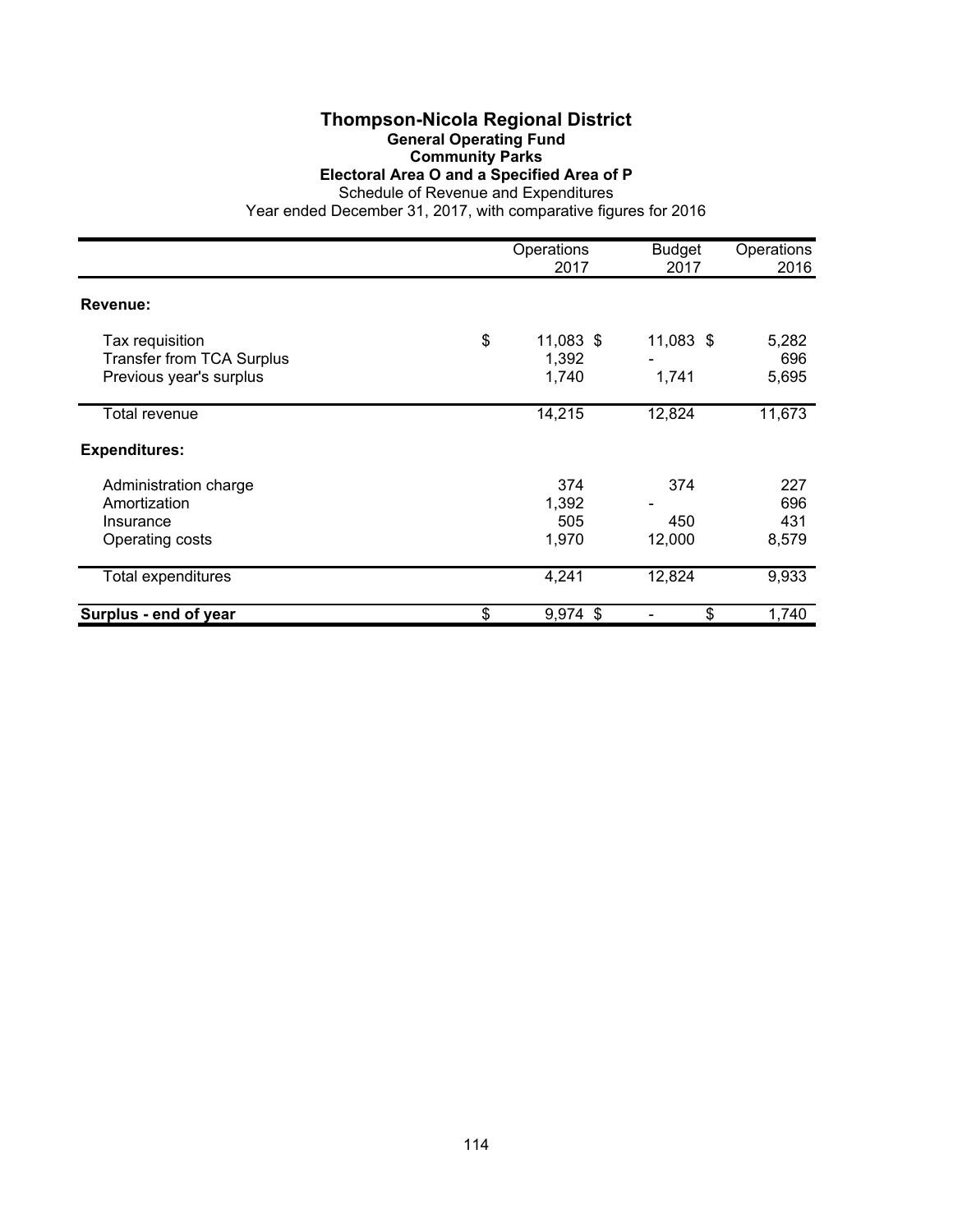# Thompson-Nicola Regional District

## General Operating Fund

### Community Parks

### Electoral Area O and a Specified Area of P

Schedule of Revenue and Expenditures

Year ended December 31, 2017, with comparative figures for 2016

| | Operations 2017 | Budget 2017 | Operations 2016 |
|---|---|---|---|
| **Revenue:** | | | |
| Tax requisition | $ 11,083 | $ 11,083 | $ 5,282 |
| Transfer from TCA Surplus | 1,392 | - | 696 |
| Previous year's surplus | 1,740 | 1,741 | 5,695 |
| Total revenue | 14,215 | 12,824 | 11,673 |
| **Expenditures:** | | | |
| Administration charge | 374 | 374 | 227 |
| Amortization | 1,392 | - | 696 |
| Insurance | 505 | 450 | 431 |
| Operating costs | 1,970 | 12,000 | 8,579 |
| Total expenditures | 4,241 | 12,824 | 9,933 |
| **Surplus - end of year** | $ 9,974 | $ - | $ 1,740 |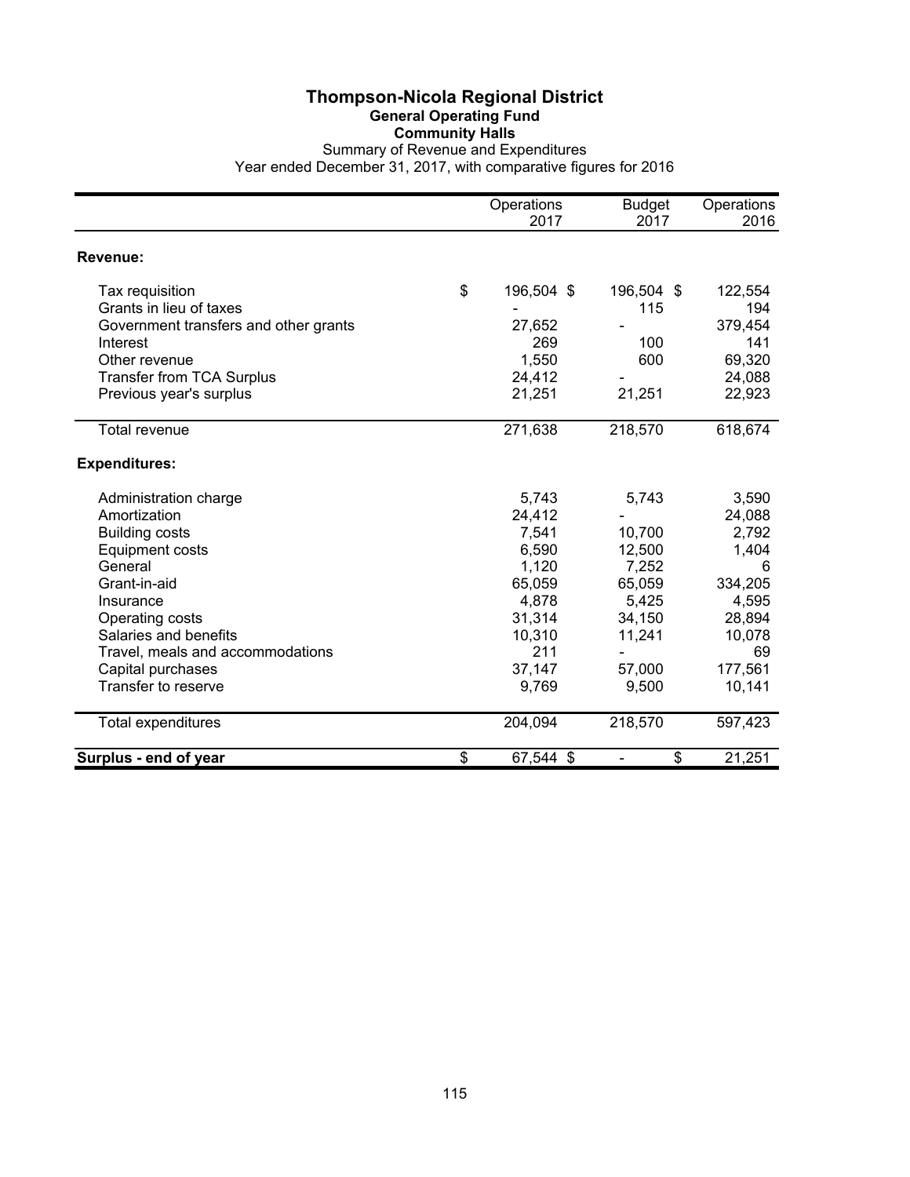# Thompson-Nicola Regional District

## General Operating Fund

### Community Halls

Summary of Revenue and Expenditures

Year ended December 31, 2017, with comparative figures for 2016

| | Operations 2017 | Budget 2017 | Operations 2016 |
|---|---|---|---|
| **Revenue:** | | | |
| Tax requisition | $ 196,504 | $ 196,504 | $ 122,554 |
| Grants in lieu of taxes | - | 115 | 194 |
| Government transfers and other grants | 27,652 | - | 379,454 |
| Interest | 269 | 100 | 141 |
| Other revenue | 1,550 | 600 | 69,320 |
| Transfer from TCA Surplus | 24,412 | - | 24,088 |
| Previous year's surplus | 21,251 | 21,251 | 22,923 |
| Total revenue | 271,638 | 218,570 | 618,674 |
| **Expenditures:** | | | |
| Administration charge | 5,743 | 5,743 | 3,590 |
| Amortization | 24,412 | - | 24,088 |
| Building costs | 7,541 | 10,700 | 2,792 |
| Equipment costs | 6,590 | 12,500 | 1,404 |
| General | 1,120 | 7,252 | 6 |
| Grant-in-aid | 65,059 | 65,059 | 334,205 |
| Insurance | 4,878 | 5,425 | 4,595 |
| Operating costs | 31,314 | 34,150 | 28,894 |
| Salaries and benefits | 10,310 | 11,241 | 10,078 |
| Travel, meals and accommodations | 211 | - | 69 |
| Capital purchases | 37,147 | 57,000 | 177,561 |
| Transfer to reserve | 9,769 | 9,500 | 10,141 |
| Total expenditures | 204,094 | 218,570 | 597,423 |
| **Surplus - end of year** | $ 67,544 | $ - | $ 21,251 |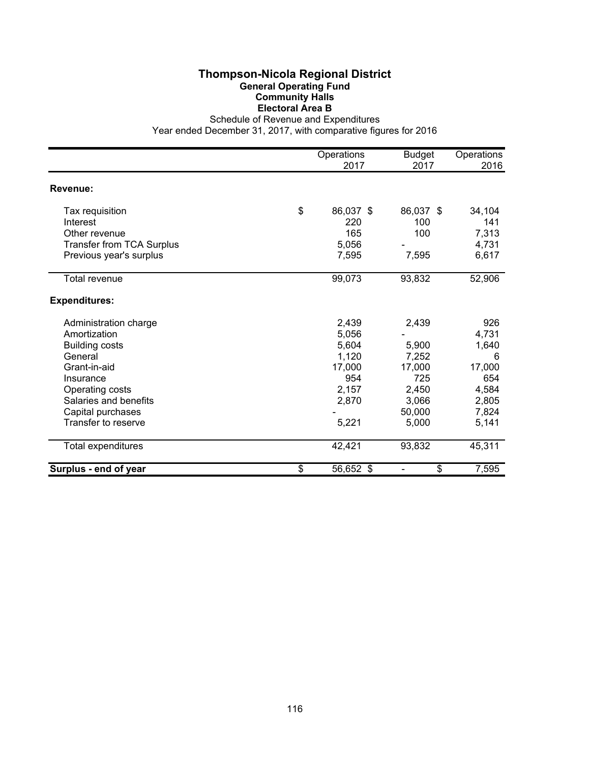# Thompson-Nicola Regional District

## General Operating Fund
## Community Halls
## Electoral Area B

Schedule of Revenue and Expenditures
Year ended December 31, 2017, with comparative figures for 2016

| | Operations 2017 | Budget 2017 | Operations 2016 |
|---|---|---|---|
| **Revenue:** | | | |
| Tax requisition | $ 86,037 | $ 86,037 | $ 34,104 |
| Interest | 220 | 100 | 141 |
| Other revenue | 165 | 100 | 7,313 |
| Transfer from TCA Surplus | 5,056 | - | 4,731 |
| Previous year's surplus | 7,595 | 7,595 | 6,617 |
| Total revenue | 99,073 | 93,832 | 52,906 |
| **Expenditures:** | | | |
| Administration charge | 2,439 | 2,439 | 926 |
| Amortization | 5,056 | - | 4,731 |
| Building costs | 5,604 | 5,900 | 1,640 |
| General | 1,120 | 7,252 | 6 |
| Grant-in-aid | 17,000 | 17,000 | 17,000 |
| Insurance | 954 | 725 | 654 |
| Operating costs | 2,157 | 2,450 | 4,584 |
| Salaries and benefits | 2,870 | 3,066 | 2,805 |
| Capital purchases | - | 50,000 | 7,824 |
| Transfer to reserve | 5,221 | 5,000 | 5,141 |
| Total expenditures | 42,421 | 93,832 | 45,311 |
| **Surplus - end of year** | $ 56,652 | $ - | $ 7,595 |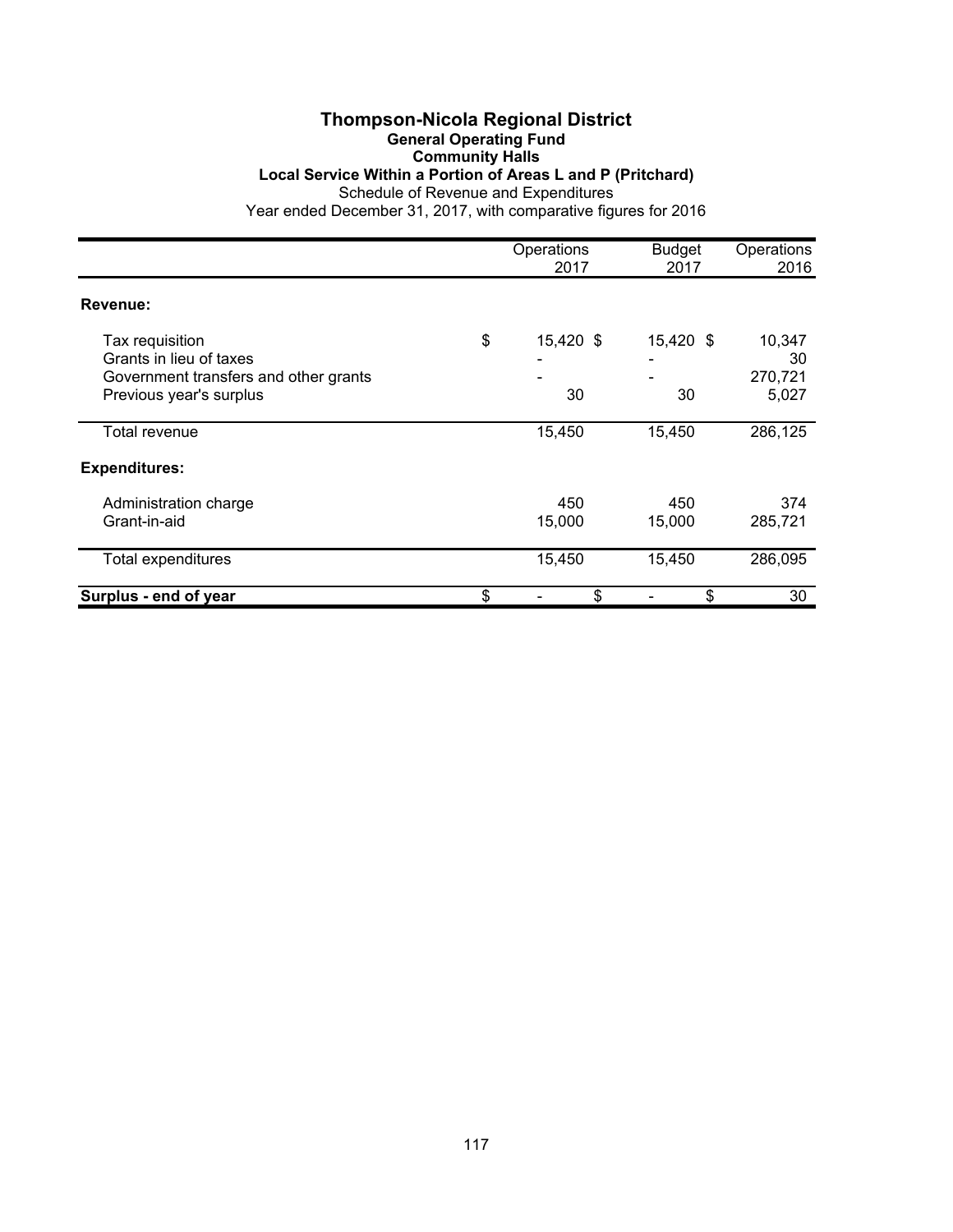# Thompson-Nicola Regional District

## General Operating Fund

### Community Halls

### Local Service Within a Portion of Areas L and P (Pritchard)

Schedule of Revenue and Expenditures

Year ended December 31, 2017, with comparative figures for 2016

| | Operations 2017 | Budget 2017 | Operations 2016 |
|---|---|---|---|
| **Revenue:** | | | |
| Tax requisition | $ 15,420 | $ 15,420 | $ 10,347 |
| Grants in lieu of taxes | - | - | 30 |
| Government transfers and other grants | - | - | 270,721 |
| Previous year's surplus | 30 | 30 | 5,027 |
| Total revenue | 15,450 | 15,450 | 286,125 |
| **Expenditures:** | | | |
| Administration charge | 450 | 450 | 374 |
| Grant-in-aid | 15,000 | 15,000 | 285,721 |
| Total expenditures | 15,450 | 15,450 | 286,095 |
| **Surplus - end of year** | $ - | $ - | $ 30 |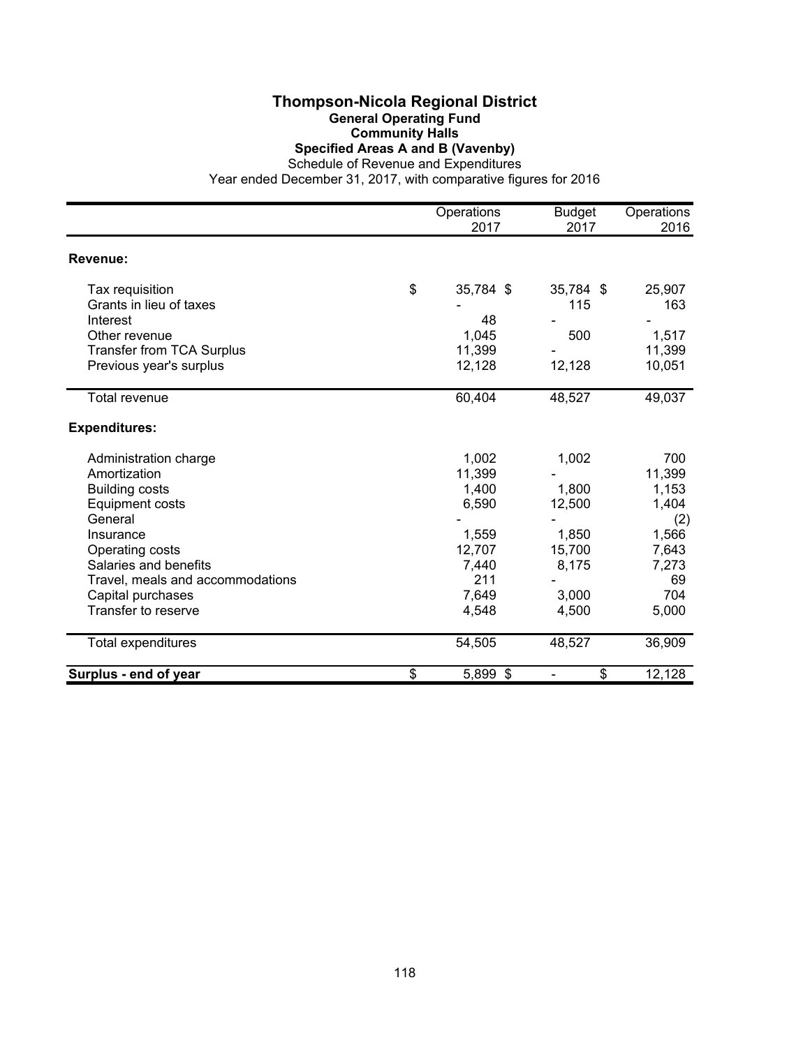# Thompson-Nicola Regional District

## General Operating Fund

### Community Halls

### Specified Areas A and B (Vavenby)

Schedule of Revenue and Expenditures

Year ended December 31, 2017, with comparative figures for 2016

| | Operations 2017 | Budget 2017 | Operations 2016 |
|---|---|---|---|
| **Revenue:** | | | |
| Tax requisition | $ 35,784 | $ 35,784 | $ 25,907 |
| Grants in lieu of taxes | - | 115 | 163 |
| Interest | 48 | - | - |
| Other revenue | 1,045 | 500 | 1,517 |
| Transfer from TCA Surplus | 11,399 | - | 11,399 |
| Previous year's surplus | 12,128 | 12,128 | 10,051 |
| Total revenue | 60,404 | 48,527 | 49,037 |
| **Expenditures:** | | | |
| Administration charge | 1,002 | 1,002 | 700 |
| Amortization | 11,399 | - | 11,399 |
| Building costs | 1,400 | 1,800 | 1,153 |
| Equipment costs | 6,590 | 12,500 | 1,404 |
| General | - | - | (2) |
| Insurance | 1,559 | 1,850 | 1,566 |
| Operating costs | 12,707 | 15,700 | 7,643 |
| Salaries and benefits | 7,440 | 8,175 | 7,273 |
| Travel, meals and accommodations | 211 | - | 69 |
| Capital purchases | 7,649 | 3,000 | 704 |
| Transfer to reserve | 4,548 | 4,500 | 5,000 |
| Total expenditures | 54,505 | 48,527 | 36,909 |
| **Surplus - end of year** | $ 5,899 | $ - | $ 12,128 |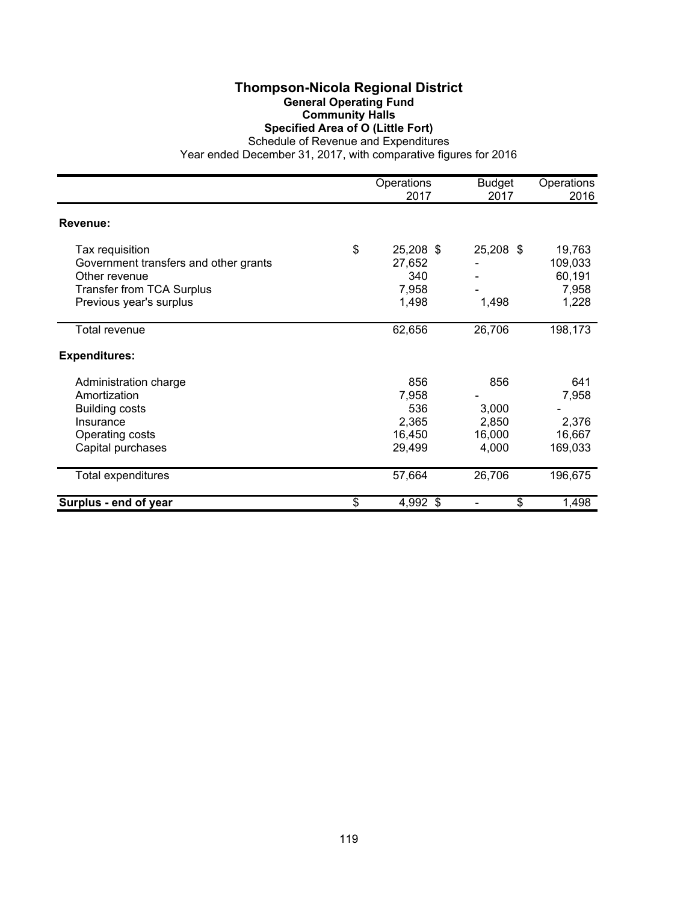# Thompson-Nicola Regional District

## General Operating Fund

### Community Halls

### Specified Area of O (Little Fort)

Schedule of Revenue and Expenditures

Year ended December 31, 2017, with comparative figures for 2016

| | Operations 2017 | Budget 2017 | Operations 2016 |
|---|---|---|---|
| **Revenue:** | | | |
| Tax requisition | $ 25,208 | $ 25,208 | $ 19,763 |
| Government transfers and other grants | 27,652 | - | 109,033 |
| Other revenue | 340 | - | 60,191 |
| Transfer from TCA Surplus | 7,958 | - | 7,958 |
| Previous year's surplus | 1,498 | 1,498 | 1,228 |
| Total revenue | 62,656 | 26,706 | 198,173 |
| **Expenditures:** | | | |
| Administration charge | 856 | 856 | 641 |
| Amortization | 7,958 | - | 7,958 |
| Building costs | 536 | 3,000 | - |
| Insurance | 2,365 | 2,850 | 2,376 |
| Operating costs | 16,450 | 16,000 | 16,667 |
| Capital purchases | 29,499 | 4,000 | 169,033 |
| Total expenditures | 57,664 | 26,706 | 196,675 |
| **Surplus - end of year** | $ 4,992 | $ - | $ 1,498 |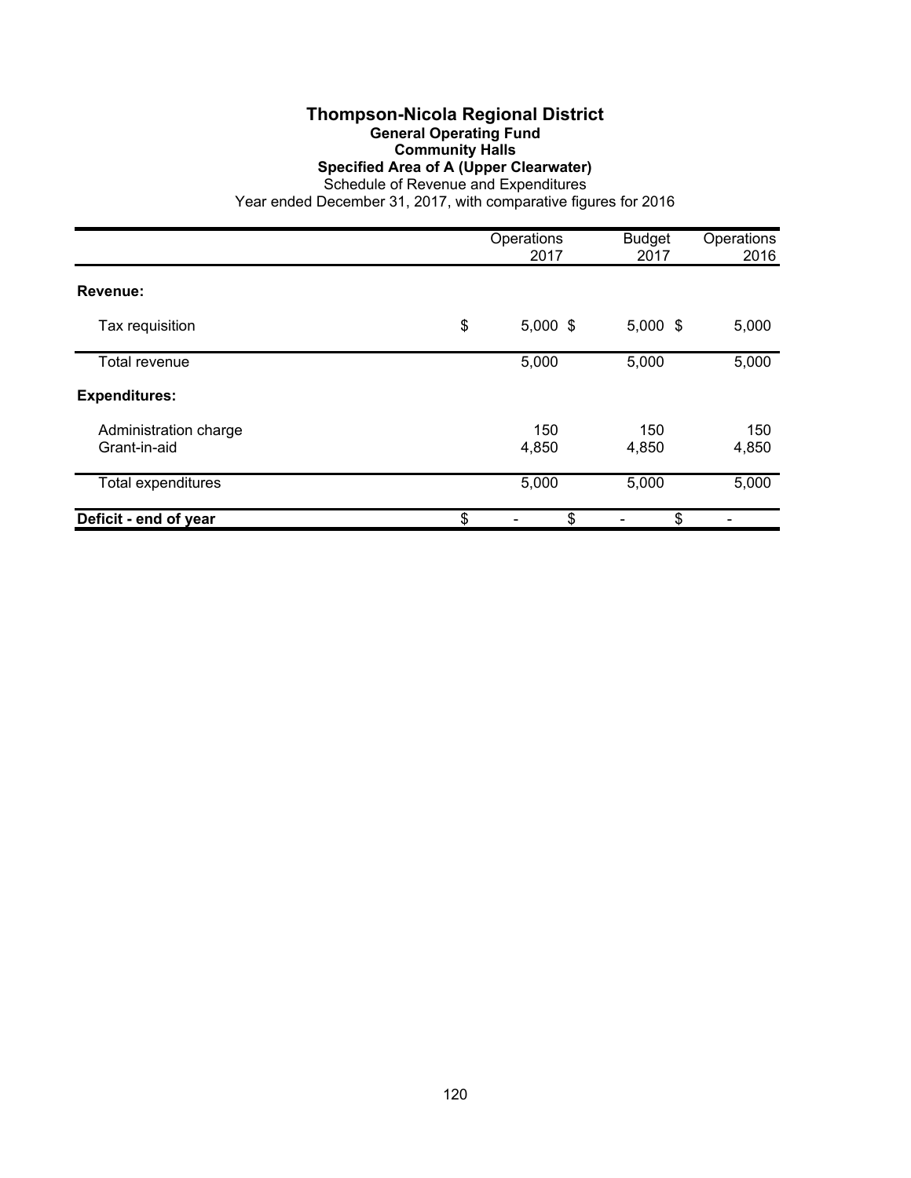# Thompson-Nicola Regional District
## General Operating Fund
### Community Halls
### Specified Area of A (Upper Clearwater)

Schedule of Revenue and Expenditures

Year ended December 31, 2017, with comparative figures for 2016

| | Operations 2017 | Budget 2017 | Operations 2016 |
|---|---|---|---|
| **Revenue:** | | | |
| Tax requisition | $ 5,000 | $ 5,000 | $ 5,000 |
| Total revenue | 5,000 | 5,000 | 5,000 |
| **Expenditures:** | | | |
| Administration charge | 150 | 150 | 150 |
| Grant-in-aid | 4,850 | 4,850 | 4,850 |
| Total expenditures | 5,000 | 5,000 | 5,000 |
| **Deficit - end of year** | $ - | $ - | $ - |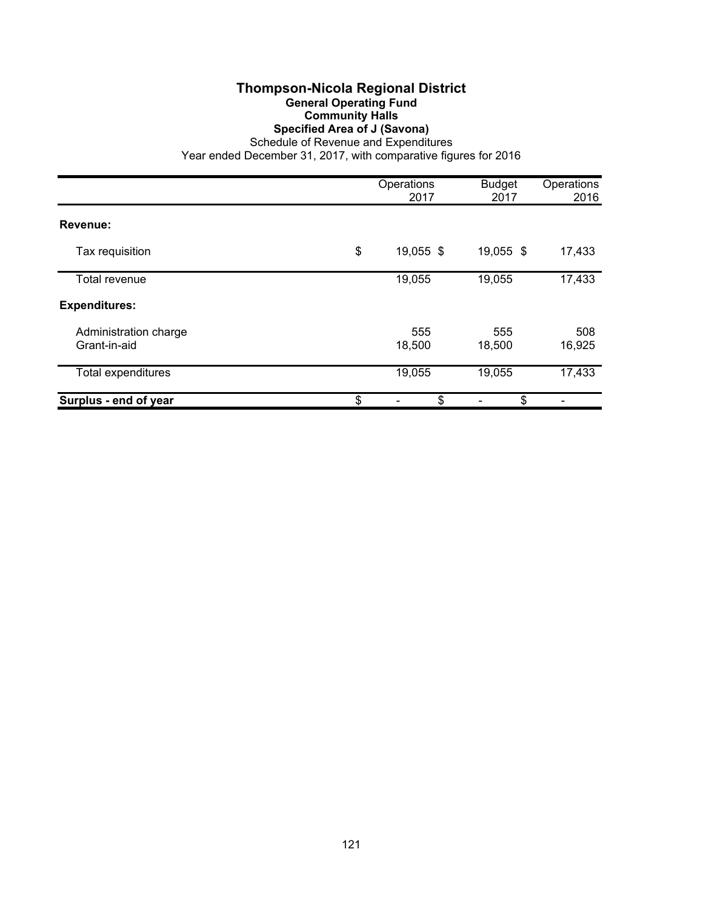# Thompson-Nicola Regional District

## General Operating Fund

### Community Halls

### Specified Area of J (Savona)

Schedule of Revenue and Expenditures

Year ended December 31, 2017, with comparative figures for 2016

| | Operations 2017 | Budget 2017 | Operations 2016 |
|---|---|---|---|
| **Revenue:** | | | |
| Tax requisition | $ 19,055 | $ 19,055 | $ 17,433 |
| Total revenue | 19,055 | 19,055 | 17,433 |
| **Expenditures:** | | | |
| Administration charge | 555 | 555 | 508 |
| Grant-in-aid | 18,500 | 18,500 | 16,925 |
| Total expenditures | 19,055 | 19,055 | 17,433 |
| **Surplus - end of year** | $ - | $ - | $ - |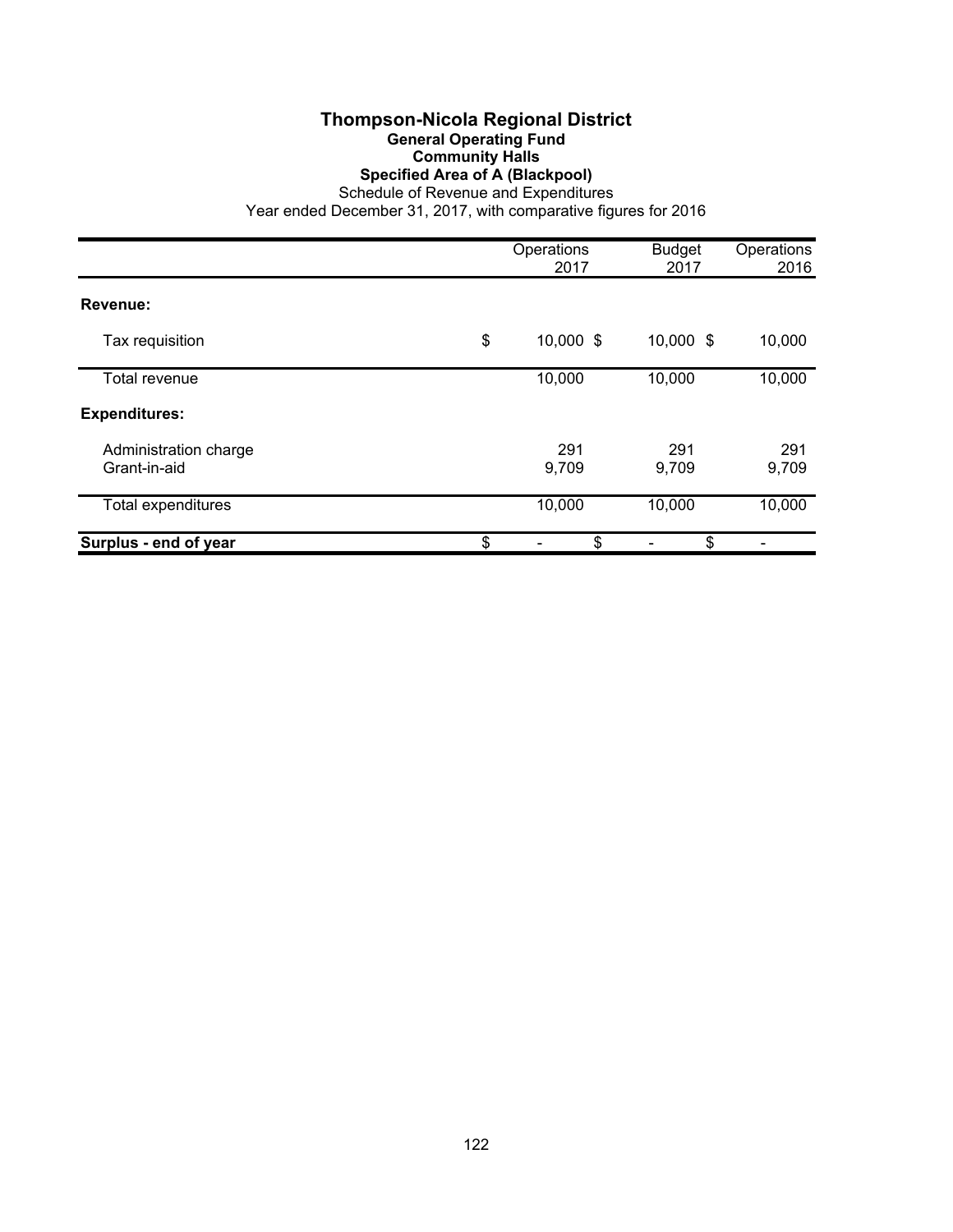# Thompson-Nicola Regional District

## General Operating Fund

### Community Halls

### Specified Area of A (Blackpool)

Schedule of Revenue and Expenditures

Year ended December 31, 2017, with comparative figures for 2016

| | Operations 2017 | Budget 2017 | Operations 2016 |
|---|---|---|---|
| **Revenue:** | | | |
| Tax requisition | $ 10,000 | $ 10,000 | $ 10,000 |
| Total revenue | 10,000 | 10,000 | 10,000 |
| **Expenditures:** | | | |
| Administration charge | 291 | 291 | 291 |
| Grant-in-aid | 9,709 | 9,709 | 9,709 |
| Total expenditures | 10,000 | 10,000 | 10,000 |
| **Surplus - end of year** | $ - | $ - | $ - |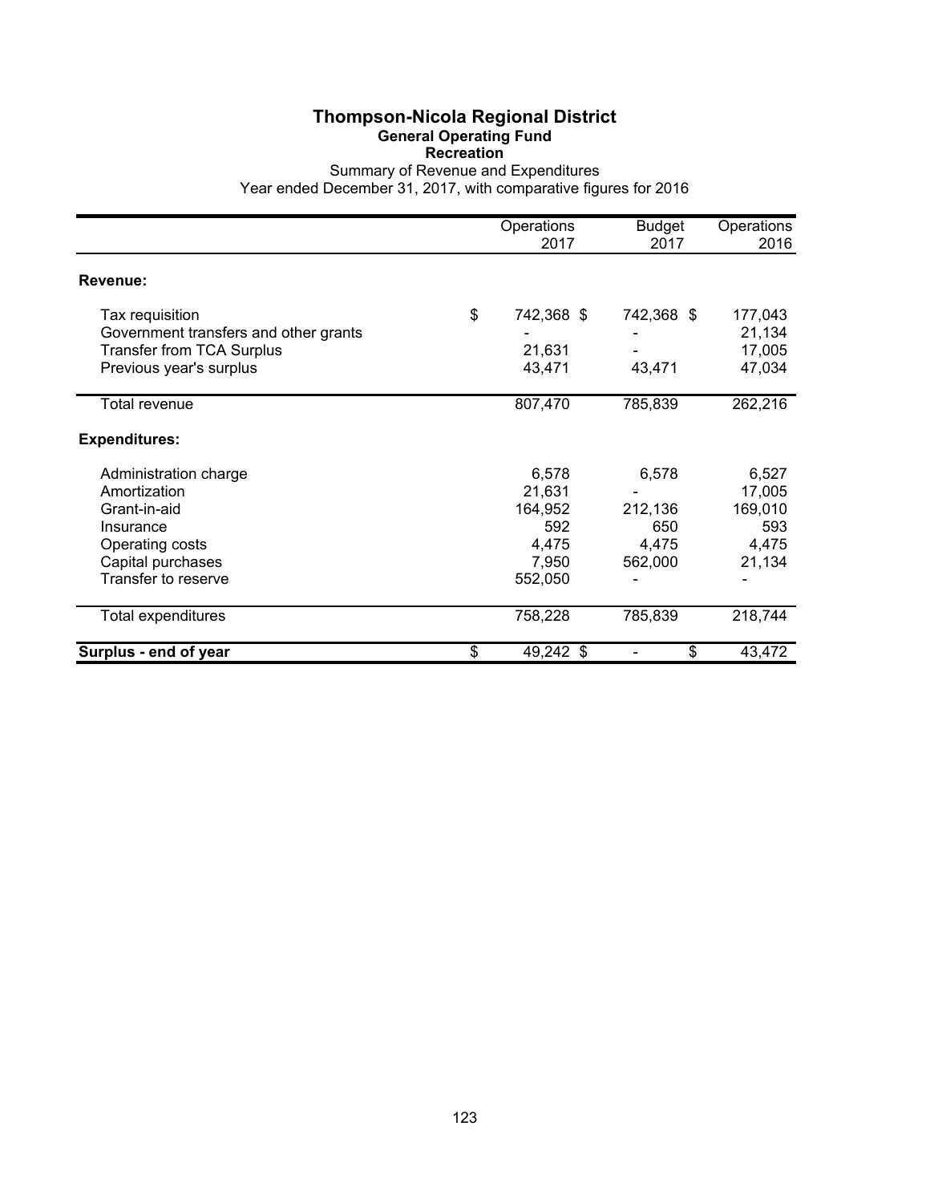# Thompson-Nicola Regional District

## General Operating Fund

### Recreation

Summary of Revenue and Expenditures

Year ended December 31, 2017, with comparative figures for 2016

| | Operations 2017 | Budget 2017 | Operations 2016 |
|---|---|---|---|
| **Revenue:** | | | |
| Tax requisition | $ 742,368 | $ 742,368 | $ 177,043 |
| Government transfers and other grants | - | - | 21,134 |
| Transfer from TCA Surplus | 21,631 | - | 17,005 |
| Previous year's surplus | 43,471 | 43,471 | 47,034 |
| Total revenue | 807,470 | 785,839 | 262,216 |
| **Expenditures:** | | | |
| Administration charge | 6,578 | 6,578 | 6,527 |
| Amortization | 21,631 | - | 17,005 |
| Grant-in-aid | 164,952 | 212,136 | 169,010 |
| Insurance | 592 | 650 | 593 |
| Operating costs | 4,475 | 4,475 | 4,475 |
| Capital purchases | 7,950 | 562,000 | 21,134 |
| Transfer to reserve | 552,050 | - | - |
| Total expenditures | 758,228 | 785,839 | 218,744 |
| **Surplus - end of year** | $ 49,242 | $ - | $ 43,472 |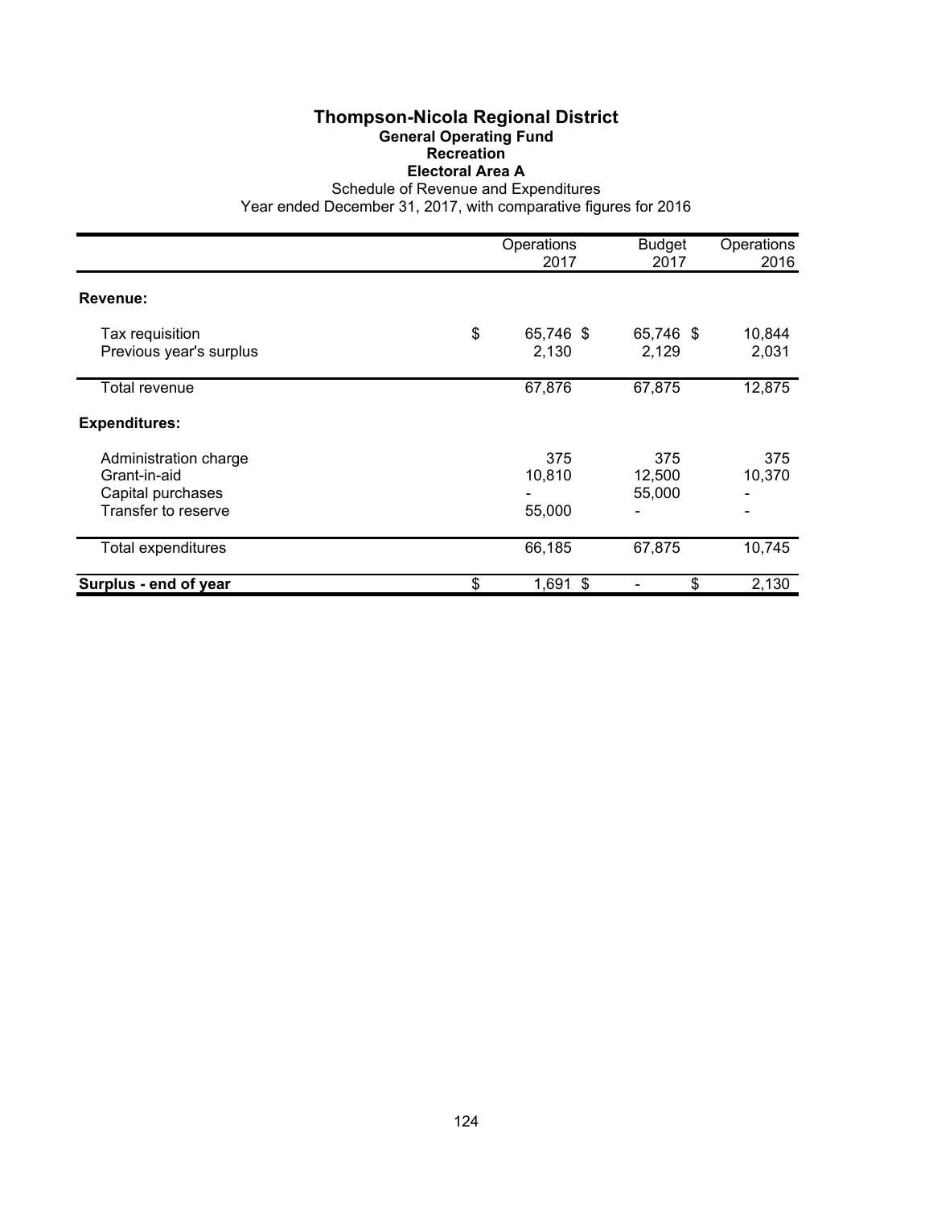# Thompson-Nicola Regional District

## General Operating Fund

## Recreation

## Electoral Area A

Schedule of Revenue and Expenditures

Year ended December 31, 2017, with comparative figures for 2016

| | Operations 2017 | Budget 2017 | Operations 2016 |
|---|---|---|---|
| **Revenue:** | | | |
| Tax requisition | $ 65,746 | $ 65,746 | $ 10,844 |
| Previous year's surplus | 2,130 | 2,129 | 2,031 |
| Total revenue | 67,876 | 67,875 | 12,875 |
| **Expenditures:** | | | |
| Administration charge | 375 | 375 | 375 |
| Grant-in-aid | 10,810 | 12,500 | 10,370 |
| Capital purchases | - | 55,000 | - |
| Transfer to reserve | 55,000 | - | - |
| Total expenditures | 66,185 | 67,875 | 10,745 |
| **Surplus - end of year** | $ 1,691 | $ - | $ 2,130 |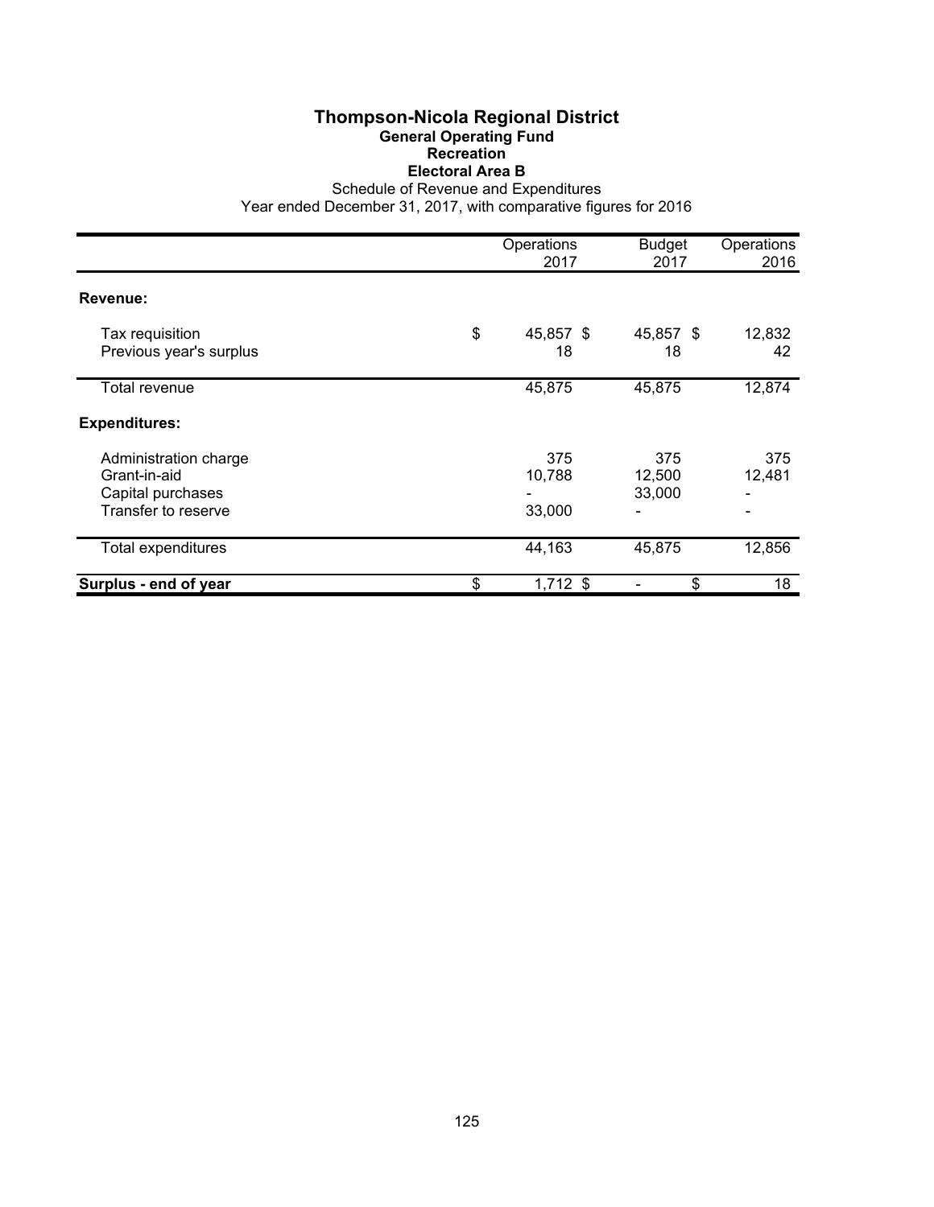# Thompson-Nicola Regional District

## General Operating Fund

### Recreation

### Electoral Area B

Schedule of Revenue and Expenditures

Year ended December 31, 2017, with comparative figures for 2016

| | Operations 2017 | Budget 2017 | Operations 2016 |
|---|---|---|---|
| **Revenue:** | | | |
| Tax requisition | $ 45,857 | $ 45,857 | $ 12,832 |
| Previous year's surplus | 18 | 18 | 42 |
| Total revenue | 45,875 | 45,875 | 12,874 |
| **Expenditures:** | | | |
| Administration charge | 375 | 375 | 375 |
| Grant-in-aid | 10,788 | 12,500 | 12,481 |
| Capital purchases | - | 33,000 | - |
| Transfer to reserve | 33,000 | - | - |
| Total expenditures | 44,163 | 45,875 | 12,856 |
| **Surplus - end of year** | $ 1,712 | $ - | $ 18 |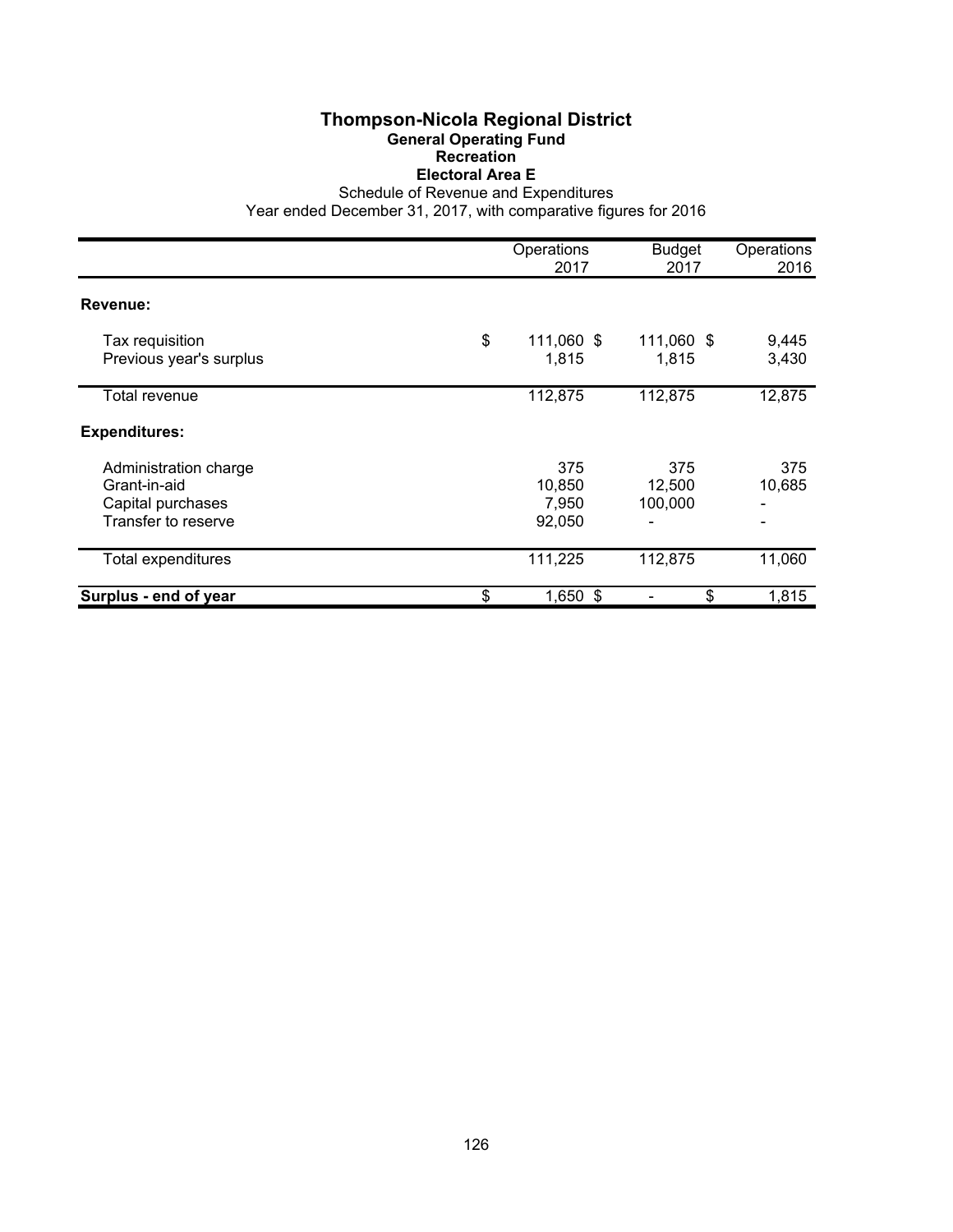# Thompson-Nicola Regional District

## General Operating Fund

### Recreation

### Electoral Area E

Schedule of Revenue and Expenditures

Year ended December 31, 2017, with comparative figures for 2016

| | Operations 2017 | Budget 2017 | Operations 2016 |
|---|---|---|---|
| **Revenue:** | | | |
| Tax requisition | $ 111,060 | $ 111,060 | $ 9,445 |
| Previous year's surplus | 1,815 | 1,815 | 3,430 |
| Total revenue | 112,875 | 112,875 | 12,875 |
| **Expenditures:** | | | |
| Administration charge | 375 | 375 | 375 |
| Grant-in-aid | 10,850 | 12,500 | 10,685 |
| Capital purchases | 7,950 | 100,000 | - |
| Transfer to reserve | 92,050 | - | - |
| Total expenditures | 111,225 | 112,875 | 11,060 |
| **Surplus - end of year** | $ 1,650 | $ - | $ 1,815 |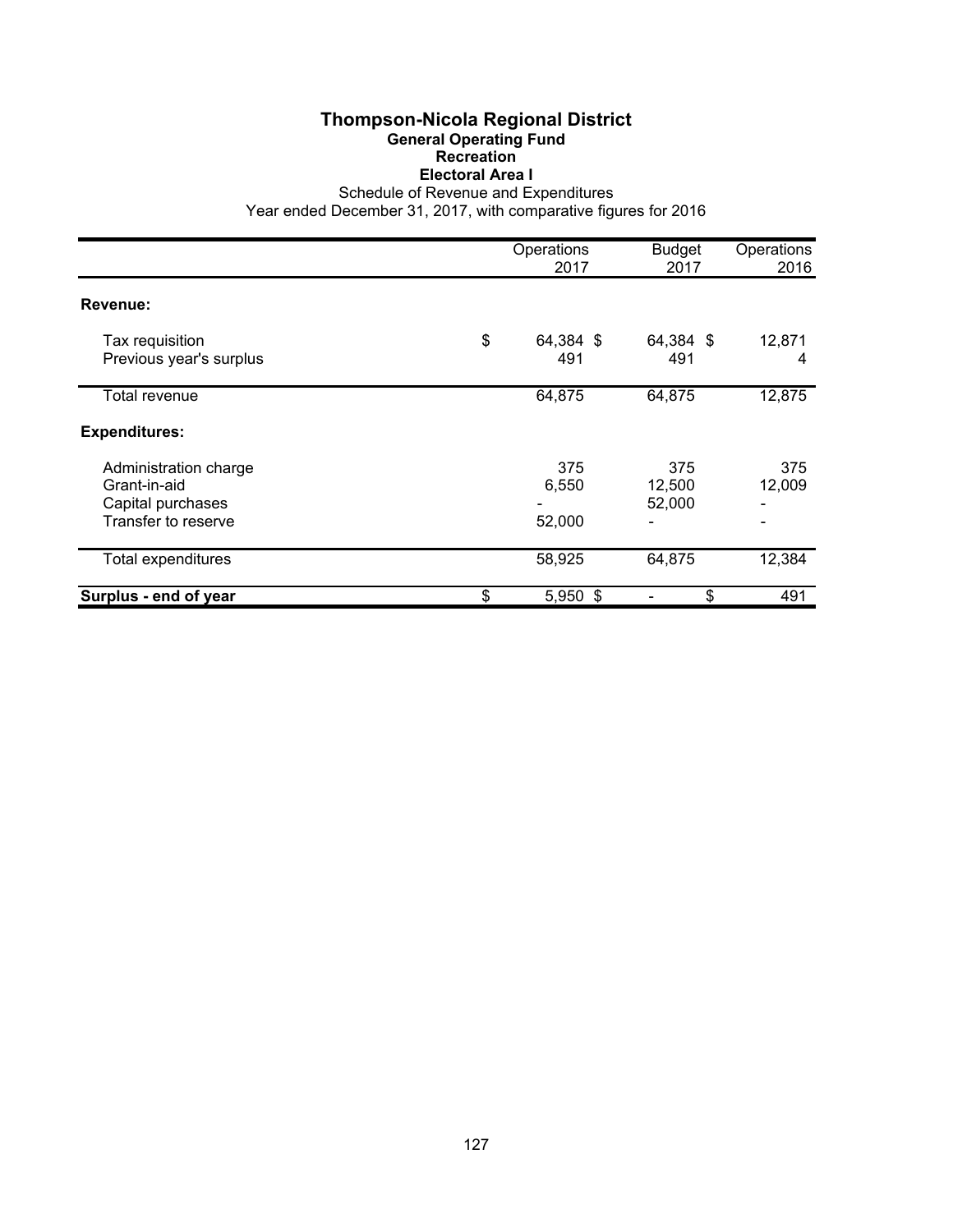# Thompson-Nicola Regional District

## General Operating Fund

## Recreation

## Electoral Area I

Schedule of Revenue and Expenditures

Year ended December 31, 2017, with comparative figures for 2016

| | Operations 2017 | Budget 2017 | Operations 2016 |
|---|---|---|---|
| **Revenue:** | | | |
| Tax requisition | $ 64,384 | $ 64,384 | $ 12,871 |
| Previous year's surplus | 491 | 491 | 4 |
| Total revenue | 64,875 | 64,875 | 12,875 |
| **Expenditures:** | | | |
| Administration charge | 375 | 375 | 375 |
| Grant-in-aid | 6,550 | 12,500 | 12,009 |
| Capital purchases | - | 52,000 | - |
| Transfer to reserve | 52,000 | - | - |
| Total expenditures | 58,925 | 64,875 | 12,384 |
| **Surplus - end of year** | $ 5,950 | $ - | $ 491 |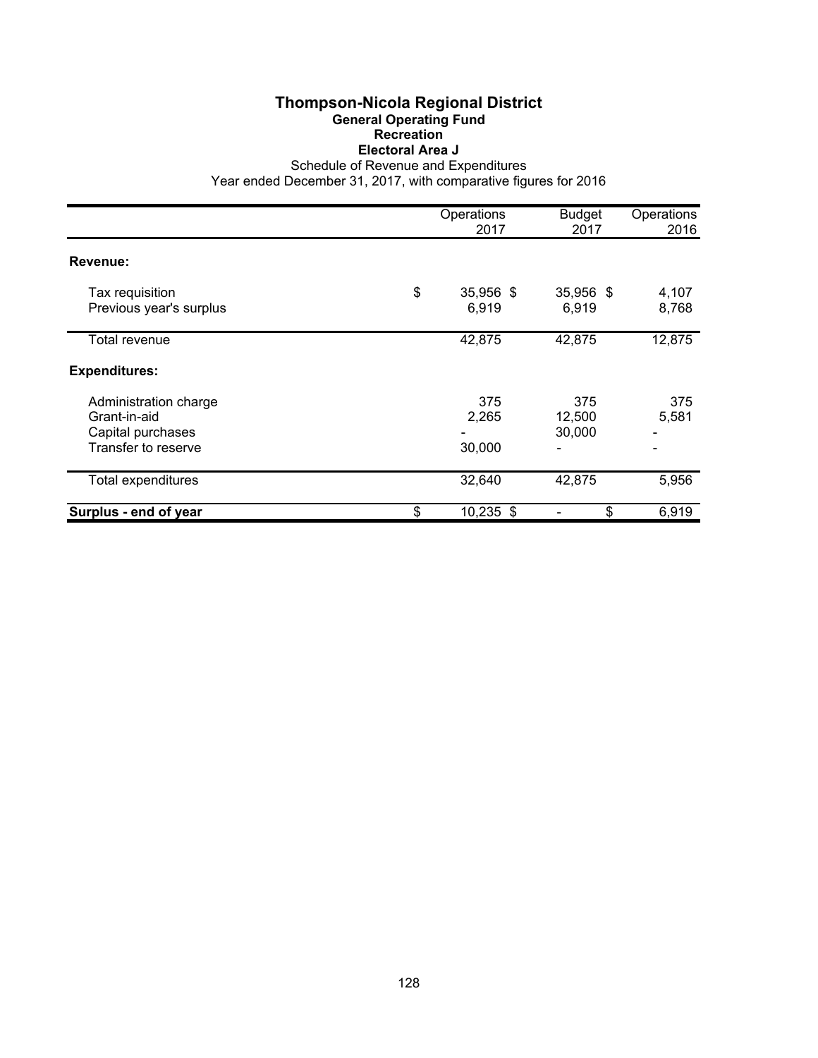# Thompson-Nicola Regional District

## General Operating Fund

### Recreation

### Electoral Area J

Schedule of Revenue and Expenditures

Year ended December 31, 2017, with comparative figures for 2016

| | Operations 2017 | Budget 2017 | Operations 2016 |
|---|---|---|---|
| **Revenue:** | | | |
| Tax requisition | $ 35,956 | $ 35,956 | $ 4,107 |
| Previous year's surplus | 6,919 | 6,919 | 8,768 |
| Total revenue | 42,875 | 42,875 | 12,875 |
| **Expenditures:** | | | |
| Administration charge | 375 | 375 | 375 |
| Grant-in-aid | 2,265 | 12,500 | 5,581 |
| Capital purchases | - | 30,000 | - |
| Transfer to reserve | 30,000 | - | - |
| Total expenditures | 32,640 | 42,875 | 5,956 |
| **Surplus - end of year** | $ 10,235 | $ - | $ 6,919 |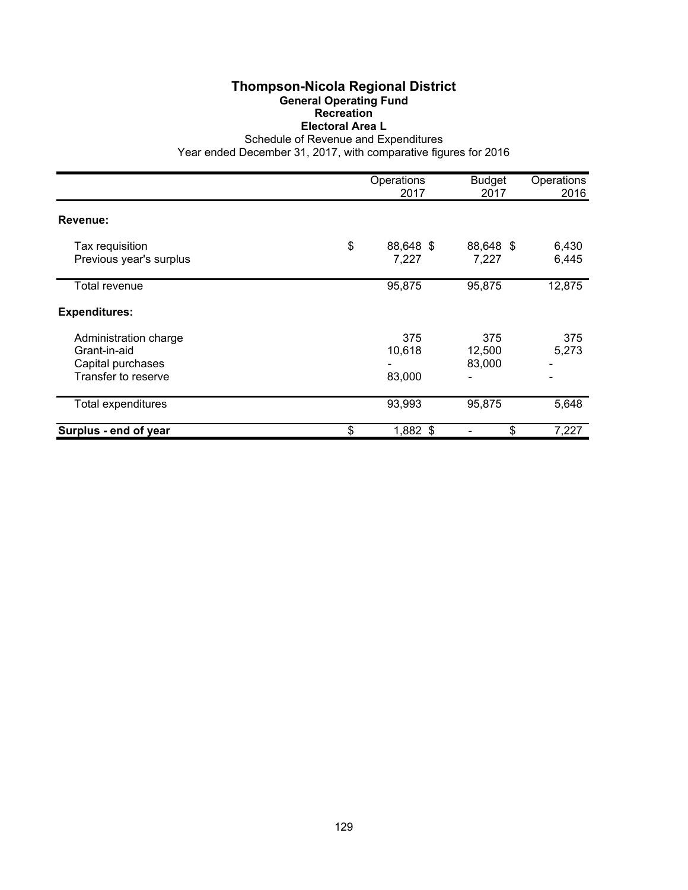# Thompson-Nicola Regional District

## General Operating Fund

### Recreation

### Electoral Area L

Schedule of Revenue and Expenditures

Year ended December 31, 2017, with comparative figures for 2016

| | Operations 2017 | Budget 2017 | Operations 2016 |
|---|---|---|---|
| **Revenue:** | | | |
| Tax requisition | $ 88,648 | $ 88,648 | $ 6,430 |
| Previous year's surplus | 7,227 | 7,227 | 6,445 |
| Total revenue | 95,875 | 95,875 | 12,875 |
| **Expenditures:** | | | |
| Administration charge | 375 | 375 | 375 |
| Grant-in-aid | 10,618 | 12,500 | 5,273 |
| Capital purchases | - | 83,000 | - |
| Transfer to reserve | 83,000 | - | - |
| Total expenditures | 93,993 | 95,875 | 5,648 |
| **Surplus - end of year** | $ 1,882 | $ - | $ 7,227 |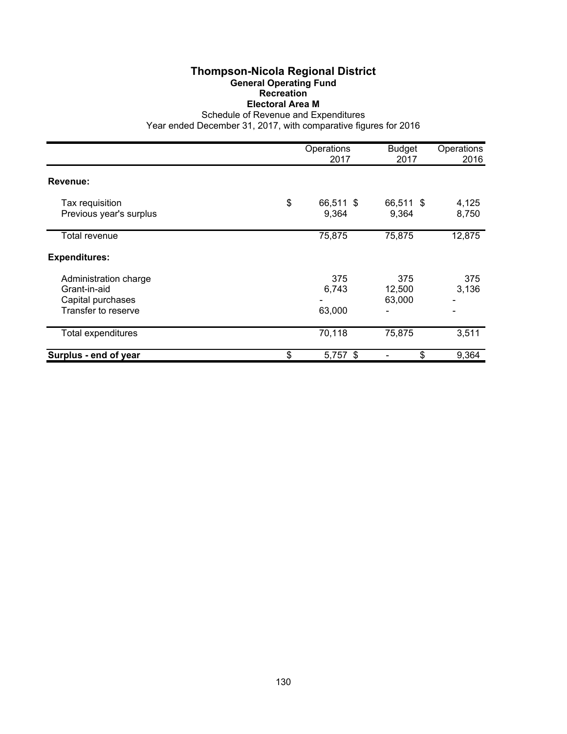# Thompson-Nicola Regional District

## General Operating Fund

### Recreation

### Electoral Area M

Schedule of Revenue and Expenditures

Year ended December 31, 2017, with comparative figures for 2016

| | Operations 2017 | Budget 2017 | Operations 2016 |
|---|---|---|---|
| **Revenue:** | | | |
| Tax requisition | $ 66,511 | $ 66,511 | $ 4,125 |
| Previous year's surplus | 9,364 | 9,364 | 8,750 |
| Total revenue | 75,875 | 75,875 | 12,875 |
| **Expenditures:** | | | |
| Administration charge | 375 | 375 | 375 |
| Grant-in-aid | 6,743 | 12,500 | 3,136 |
| Capital purchases | - | 63,000 | - |
| Transfer to reserve | 63,000 | - | - |
| Total expenditures | 70,118 | 75,875 | 3,511 |
| **Surplus - end of year** | $ 5,757 | $ - | $ 9,364 |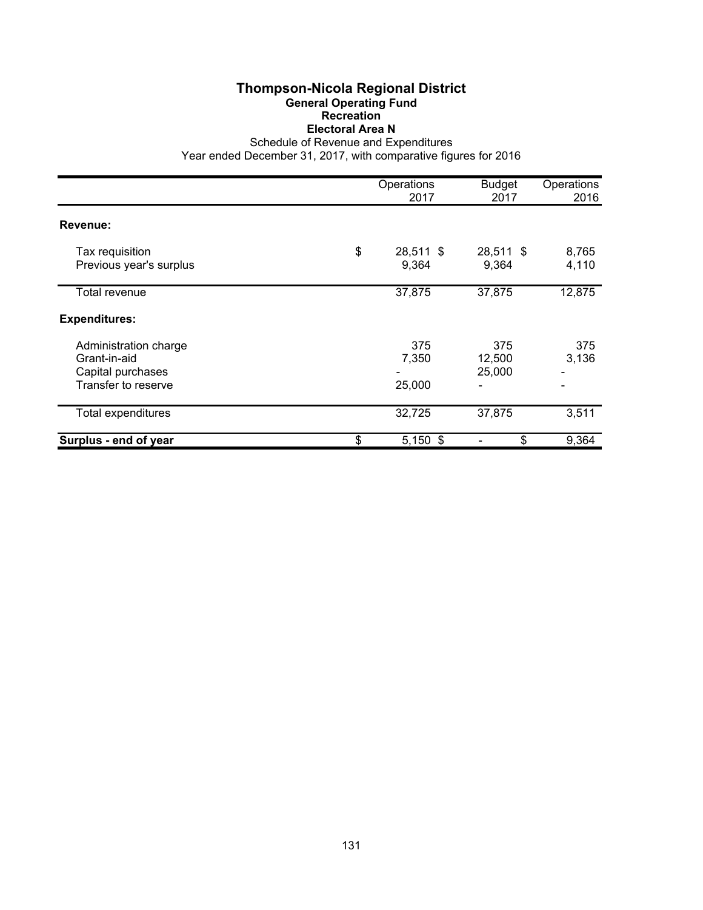# Thompson-Nicola Regional District

## General Operating Fund

### Recreation

### Electoral Area N

Schedule of Revenue and Expenditures

Year ended December 31, 2017, with comparative figures for 2016

| | Operations 2017 | Budget 2017 | Operations 2016 |
|---|---|---|---|
| **Revenue:** | | | |
| Tax requisition | $ 28,511 | $ 28,511 | $ 8,765 |
| Previous year's surplus | 9,364 | 9,364 | 4,110 |
| Total revenue | 37,875 | 37,875 | 12,875 |
| **Expenditures:** | | | |
| Administration charge | 375 | 375 | 375 |
| Grant-in-aid | 7,350 | 12,500 | 3,136 |
| Capital purchases | - | 25,000 | - |
| Transfer to reserve | 25,000 | - | - |
| Total expenditures | 32,725 | 37,875 | 3,511 |
| **Surplus - end of year** | $ 5,150 | $ - | $ 9,364 |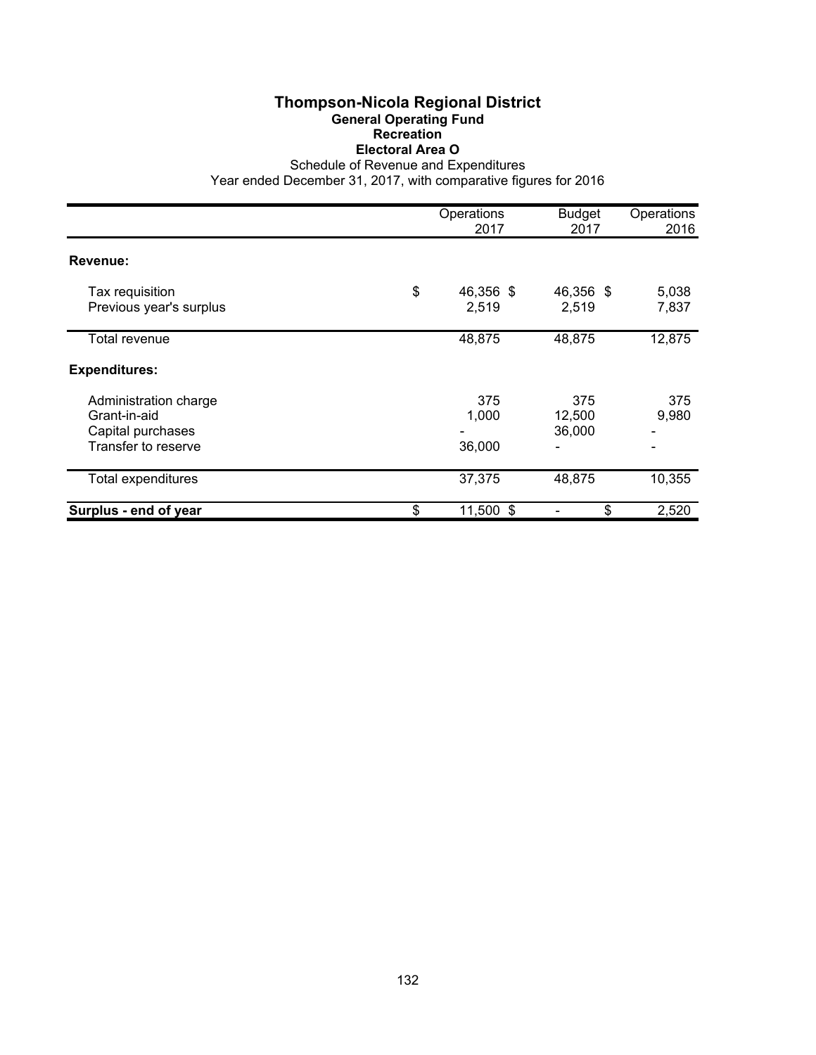# Thompson-Nicola Regional District

## General Operating Fund

### Recreation

### Electoral Area O

Schedule of Revenue and Expenditures

Year ended December 31, 2017, with comparative figures for 2016

| | Operations 2017 | Budget 2017 | Operations 2016 |
|---|---|---|---|
| **Revenue:** | | | |
| Tax requisition | $ 46,356 | $ 46,356 | $ 5,038 |
| Previous year's surplus | 2,519 | 2,519 | 7,837 |
| Total revenue | 48,875 | 48,875 | 12,875 |
| **Expenditures:** | | | |
| Administration charge | 375 | 375 | 375 |
| Grant-in-aid | 1,000 | 12,500 | 9,980 |
| Capital purchases | - | 36,000 | - |
| Transfer to reserve | 36,000 | - | - |
| Total expenditures | 37,375 | 48,875 | 10,355 |
| **Surplus - end of year** | $ 11,500 | $ - | $ 2,520 |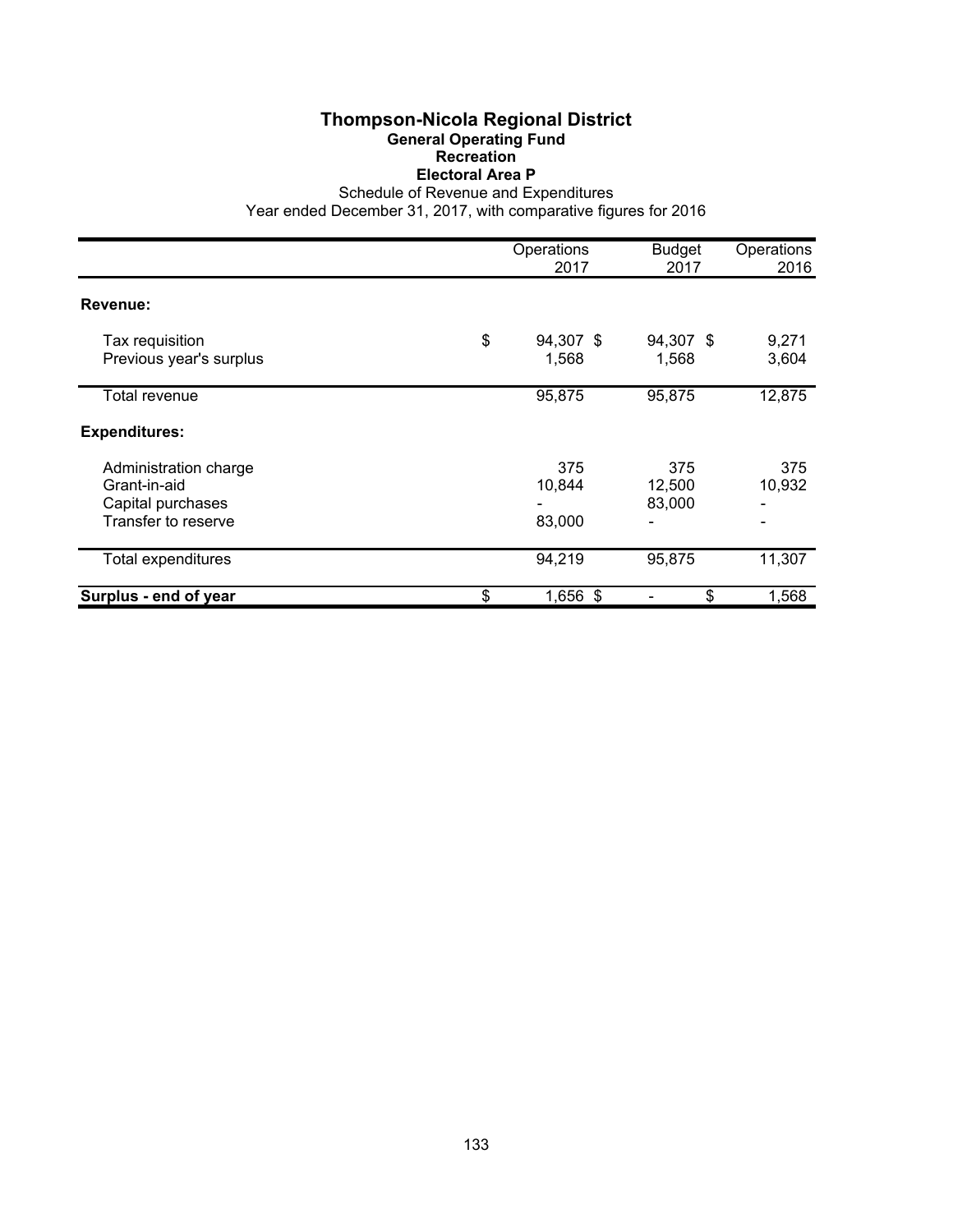# Thompson-Nicola Regional District

## General Operating Fund

### Recreation

### Electoral Area P

Schedule of Revenue and Expenditures

Year ended December 31, 2017, with comparative figures for 2016

| | Operations 2017 | Budget 2017 | Operations 2016 |
|---|---|---|---|
| **Revenue:** | | | |
| Tax requisition | $ 94,307 | $ 94,307 | $ 9,271 |
| Previous year's surplus | 1,568 | 1,568 | 3,604 |
| Total revenue | 95,875 | 95,875 | 12,875 |
| **Expenditures:** | | | |
| Administration charge | 375 | 375 | 375 |
| Grant-in-aid | 10,844 | 12,500 | 10,932 |
| Capital purchases | - | 83,000 | - |
| Transfer to reserve | 83,000 | - | - |
| Total expenditures | 94,219 | 95,875 | 11,307 |
| **Surplus - end of year** | $ 1,656 | $ - | $ 1,568 |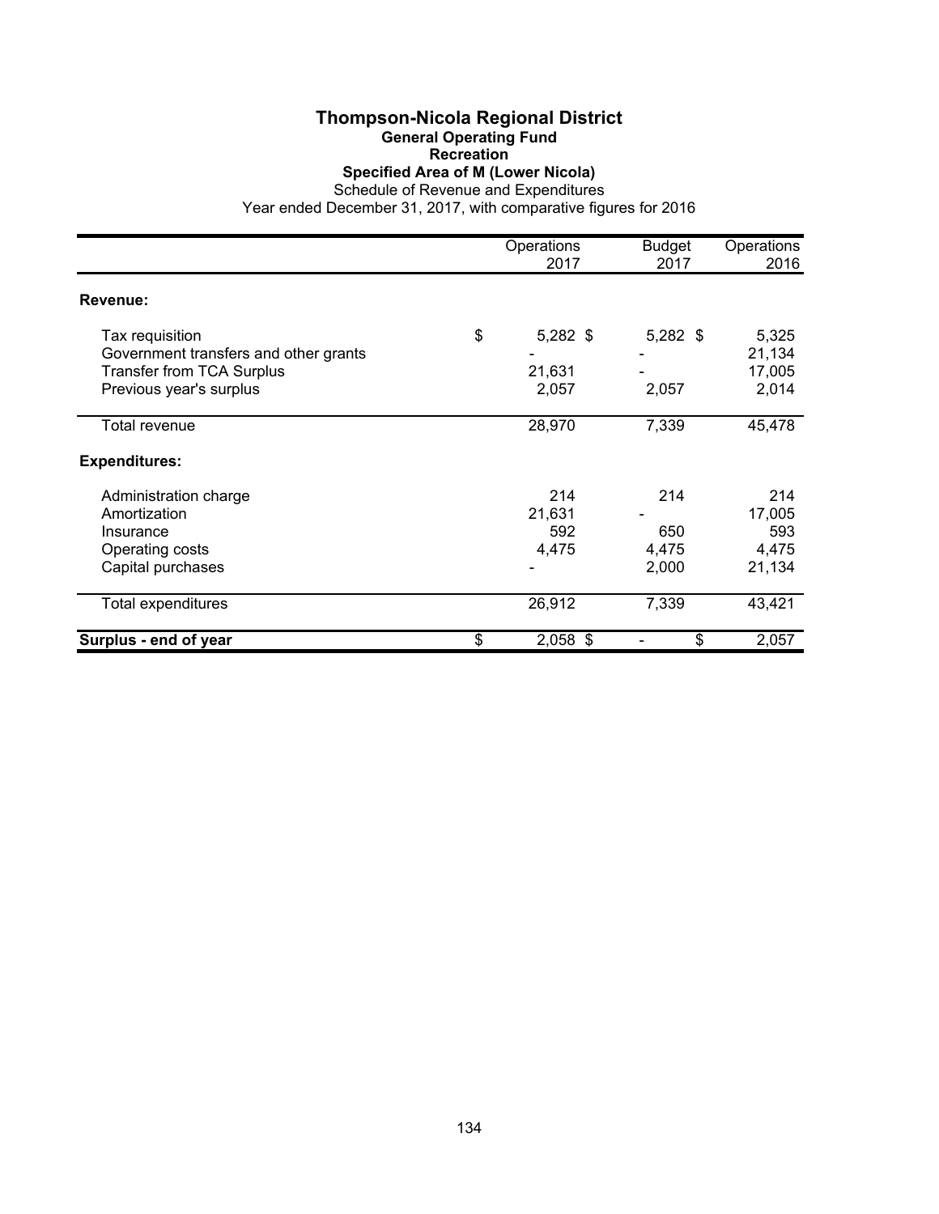# Thompson-Nicola Regional District

## General Operating Fund

### Recreation

### Specified Area of M (Lower Nicola)

Schedule of Revenue and Expenditures

Year ended December 31, 2017, with comparative figures for 2016

| | Operations 2017 | Budget 2017 | Operations 2016 |
|---|---|---|---|
| **Revenue:** | | | |
| Tax requisition | $ 5,282 | $ 5,282 | $ 5,325 |
| Government transfers and other grants | - | - | 21,134 |
| Transfer from TCA Surplus | 21,631 | - | 17,005 |
| Previous year's surplus | 2,057 | 2,057 | 2,014 |
| Total revenue | 28,970 | 7,339 | 45,478 |
| **Expenditures:** | | | |
| Administration charge | 214 | 214 | 214 |
| Amortization | 21,631 | - | 17,005 |
| Insurance | 592 | 650 | 593 |
| Operating costs | 4,475 | 4,475 | 4,475 |
| Capital purchases | - | 2,000 | 21,134 |
| Total expenditures | 26,912 | 7,339 | 43,421 |
| **Surplus - end of year** | $ 2,058 | $ - | $ 2,057 |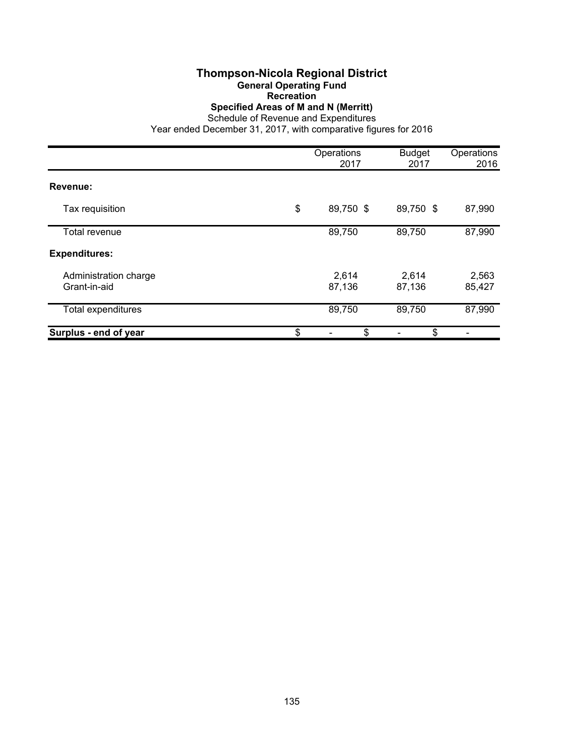# Thompson-Nicola Regional District

## General Operating Fund

### Recreation

### Specified Areas of M and N (Merritt)

Schedule of Revenue and Expenditures

Year ended December 31, 2017, with comparative figures for 2016

| | Operations 2017 | Budget 2017 | Operations 2016 |
|---|---|---|---|
| **Revenue:** | | | |
| Tax requisition | $ 89,750 | $ 89,750 | $ 87,990 |
| Total revenue | 89,750 | 89,750 | 87,990 |
| **Expenditures:** | | | |
| Administration charge | 2,614 | 2,614 | 2,563 |
| Grant-in-aid | 87,136 | 87,136 | 85,427 |
| Total expenditures | 89,750 | 89,750 | 87,990 |
| **Surplus - end of year** | $ - | $ - | $ - |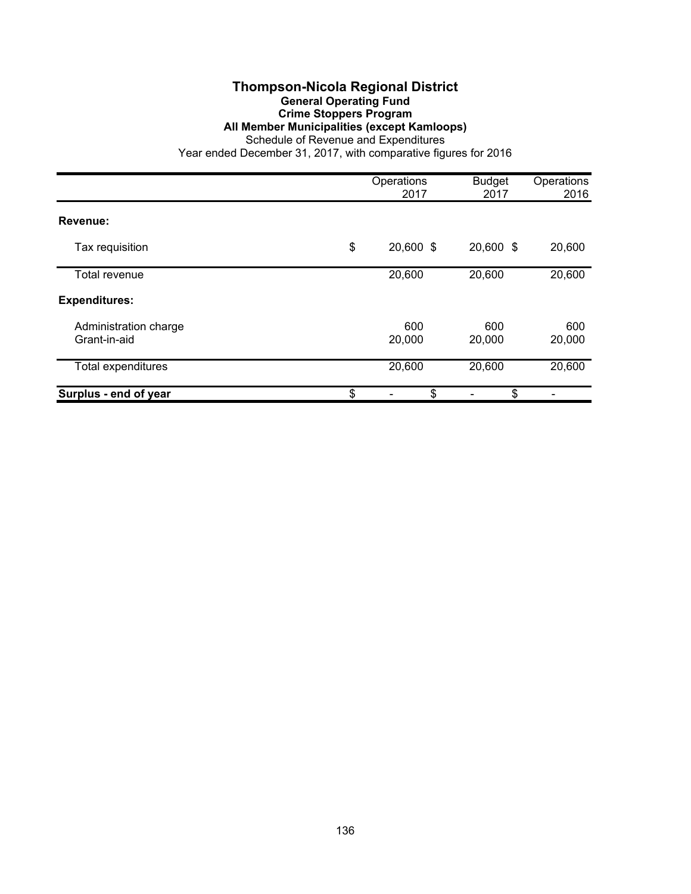# Thompson-Nicola Regional District

## General Operating Fund

### Crime Stoppers Program

### All Member Municipalities (except Kamloops)

Schedule of Revenue and Expenditures

Year ended December 31, 2017, with comparative figures for 2016

| | Operations 2017 | Budget 2017 | Operations 2016 |
|---|---|---|---|
| **Revenue:** | | | |
| Tax requisition | $ 20,600 | $ 20,600 | $ 20,600 |
| Total revenue | 20,600 | 20,600 | 20,600 |
| **Expenditures:** | | | |
| Administration charge | 600 | 600 | 600 |
| Grant-in-aid | 20,000 | 20,000 | 20,000 |
| Total expenditures | 20,600 | 20,600 | 20,600 |
| **Surplus - end of year** | $ - | $ - | $ - |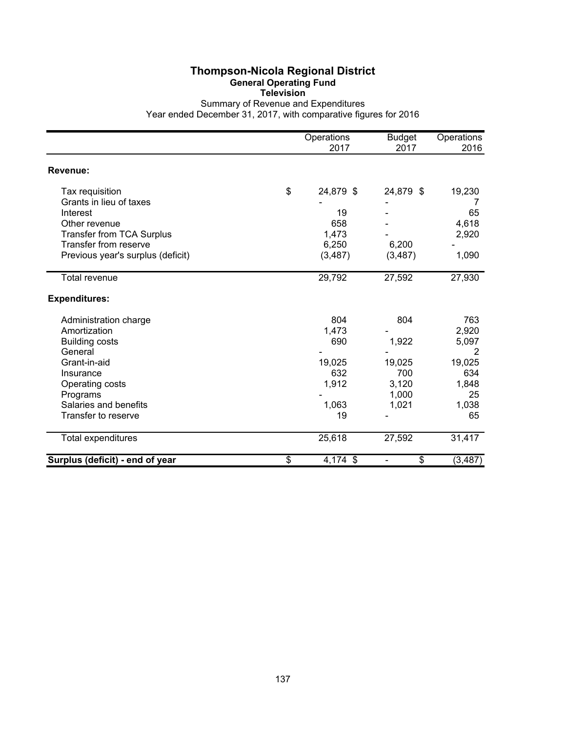# Thompson-Nicola Regional District

## General Operating Fund

### Television

Summary of Revenue and Expenditures

Year ended December 31, 2017, with comparative figures for 2016

| | Operations 2017 | Budget 2017 | Operations 2016 |
|---|---|---|---|
| **Revenue:** | | | |
| Tax requisition | $ 24,879 | $ 24,879 | $ 19,230 |
| Grants in lieu of taxes | - | - | 7 |
| Interest | 19 | - | 65 |
| Other revenue | 658 | - | 4,618 |
| Transfer from TCA Surplus | 1,473 | - | 2,920 |
| Transfer from reserve | 6,250 | 6,200 | - |
| Previous year's surplus (deficit) | (3,487) | (3,487) | 1,090 |
| Total revenue | 29,792 | 27,592 | 27,930 |
| **Expenditures:** | | | |
| Administration charge | 804 | 804 | 763 |
| Amortization | 1,473 | - | 2,920 |
| Building costs | 690 | 1,922 | 5,097 |
| General | - | - | 2 |
| Grant-in-aid | 19,025 | 19,025 | 19,025 |
| Insurance | 632 | 700 | 634 |
| Operating costs | 1,912 | 3,120 | 1,848 |
| Programs | - | 1,000 | 25 |
| Salaries and benefits | 1,063 | 1,021 | 1,038 |
| Transfer to reserve | 19 | - | 65 |
| Total expenditures | 25,618 | 27,592 | 31,417 |
| **Surplus (deficit) - end of year** | $ 4,174 | $ - | $ (3,487) |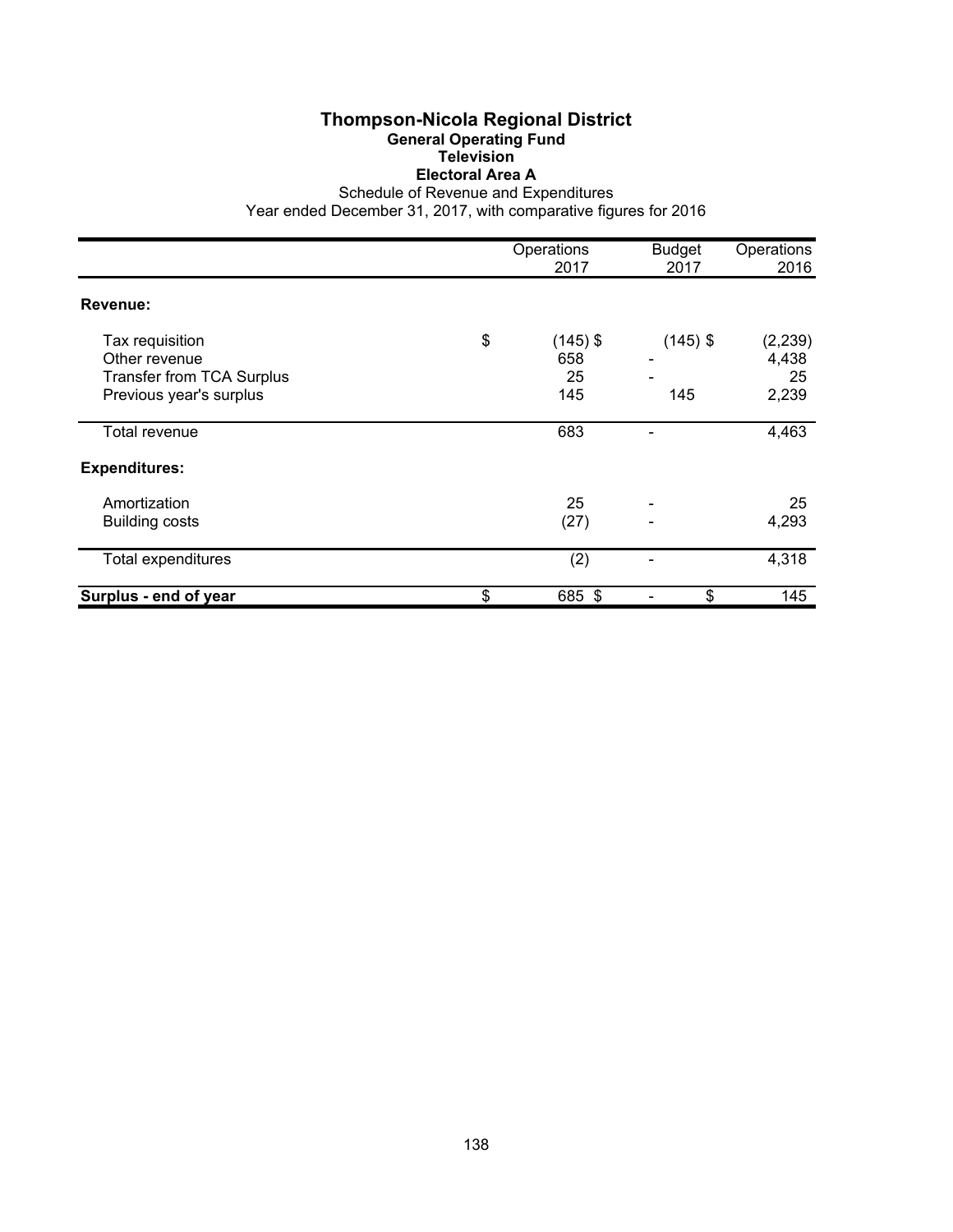# Thompson-Nicola Regional District

## General Operating Fund

### Television

### Electoral Area A

Schedule of Revenue and Expenditures

Year ended December 31, 2017, with comparative figures for 2016

| | Operations 2017 | Budget 2017 | Operations 2016 |
|---|---|---|---|
| **Revenue:** | | | |
| Tax requisition | $ (145) | $ (145) | $ (2,239) |
| Other revenue | 658 | - | 4,438 |
| Transfer from TCA Surplus | 25 | - | 25 |
| Previous year's surplus | 145 | 145 | 2,239 |
| Total revenue | 683 | - | 4,463 |
| **Expenditures:** | | | |
| Amortization | 25 | - | 25 |
| Building costs | (27) | - | 4,293 |
| Total expenditures | (2) | - | 4,318 |
| **Surplus - end of year** | $ 685 | $ - | $ 145 |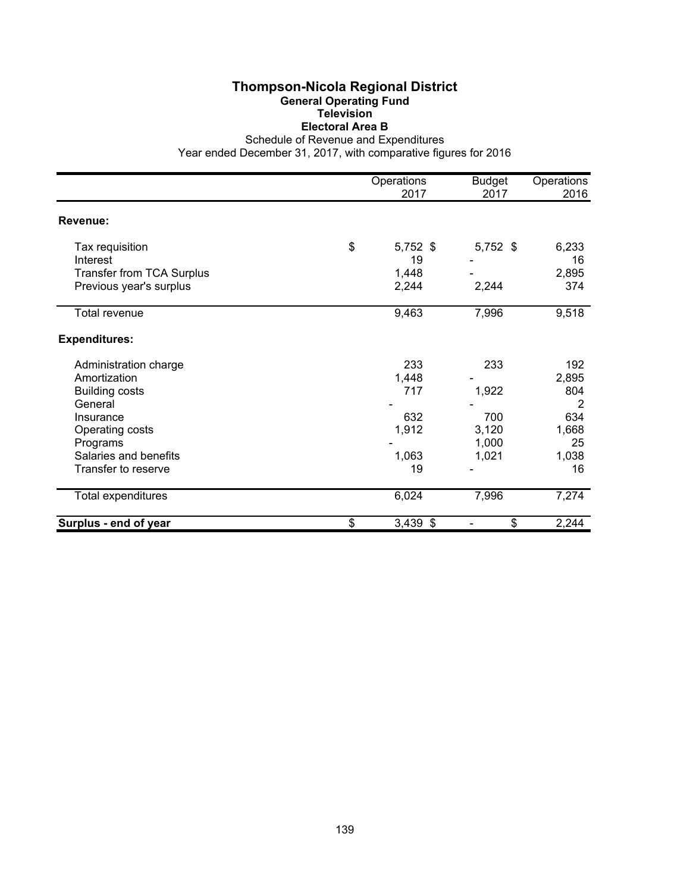# Thompson-Nicola Regional District

## General Operating Fund

### Television

### Electoral Area B

Schedule of Revenue and Expenditures

Year ended December 31, 2017, with comparative figures for 2016

| | Operations 2017 | Budget 2017 | Operations 2016 |
|---|---|---|---|
| **Revenue:** | | | |
| Tax requisition | $ 5,752 | $ 5,752 | $ 6,233 |
| Interest | 19 | - | 16 |
| Transfer from TCA Surplus | 1,448 | - | 2,895 |
| Previous year's surplus | 2,244 | 2,244 | 374 |
| Total revenue | 9,463 | 7,996 | 9,518 |
| **Expenditures:** | | | |
| Administration charge | 233 | 233 | 192 |
| Amortization | 1,448 | - | 2,895 |
| Building costs | 717 | 1,922 | 804 |
| General | - | - | 2 |
| Insurance | 632 | 700 | 634 |
| Operating costs | 1,912 | 3,120 | 1,668 |
| Programs | - | 1,000 | 25 |
| Salaries and benefits | 1,063 | 1,021 | 1,038 |
| Transfer to reserve | 19 | - | 16 |
| Total expenditures | 6,024 | 7,996 | 7,274 |
| **Surplus - end of year** | $ 3,439 | $ - | $ 2,244 |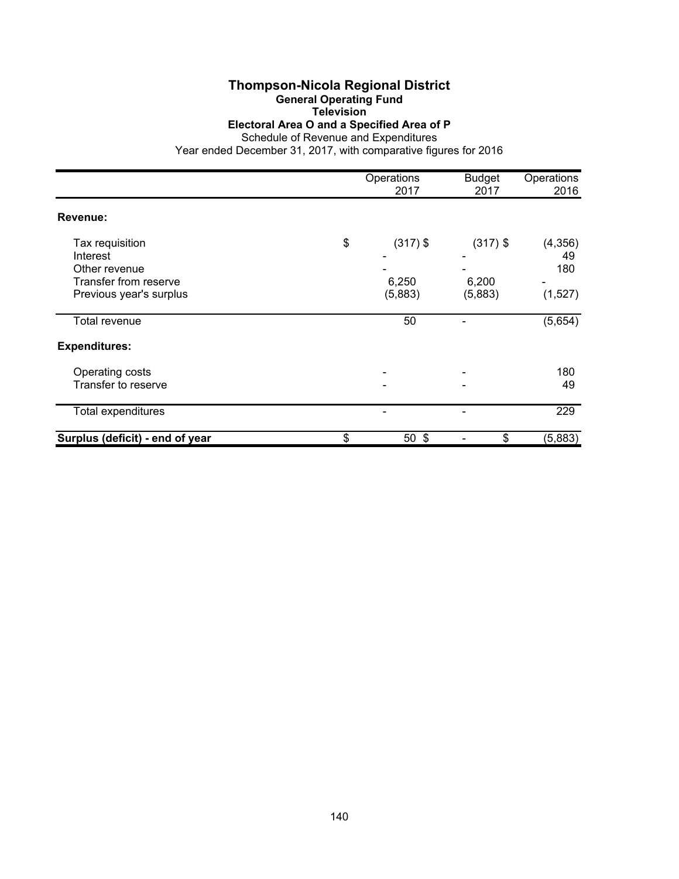# Thompson-Nicola Regional District

## General Operating Fund

### Television

### Electoral Area O and a Specified Area of P

Schedule of Revenue and Expenditures

Year ended December 31, 2017, with comparative figures for 2016

| | Operations 2017 | Budget 2017 | Operations 2016 |
|---|---|---|---|
| **Revenue:** | | | |
| Tax requisition | $ (317) | $ (317) | $ (4,356) |
| Interest | - | - | 49 |
| Other revenue | - | - | 180 |
| Transfer from reserve | 6,250 | 6,200 | - |
| Previous year's surplus | (5,883) | (5,883) | (1,527) |
| Total revenue | 50 | - | (5,654) |
| **Expenditures:** | | | |
| Operating costs | - | - | 180 |
| Transfer to reserve | - | - | 49 |
| Total expenditures | - | - | 229 |
| **Surplus (deficit) - end of year** | $ 50 | $ - | $ (5,883) |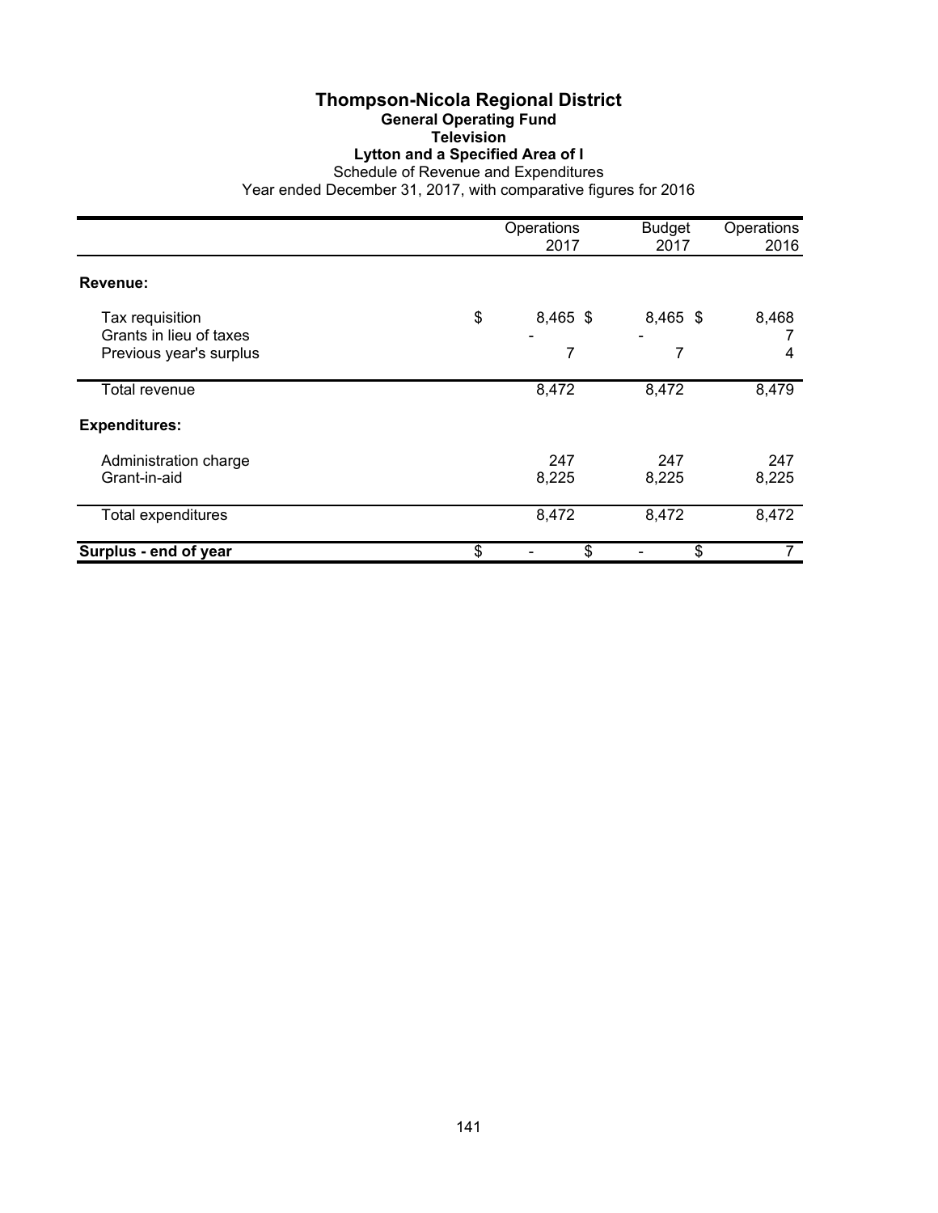# Thompson-Nicola Regional District

## General Operating Fund

### Television

### Lytton and a Specified Area of I

Schedule of Revenue and Expenditures

Year ended December 31, 2017, with comparative figures for 2016

| | Operations 2017 | Budget 2017 | Operations 2016 |
|---|---|---|---|
| **Revenue:** | | | |
| Tax requisition | $ 8,465 | $ 8,465 | $ 8,468 |
| Grants in lieu of taxes | - | - | 7 |
| Previous year's surplus | 7 | 7 | 4 |
| Total revenue | 8,472 | 8,472 | 8,479 |
| **Expenditures:** | | | |
| Administration charge | 247 | 247 | 247 |
| Grant-in-aid | 8,225 | 8,225 | 8,225 |
| Total expenditures | 8,472 | 8,472 | 8,472 |
| **Surplus - end of year** | $ - | $ - | $ 7 |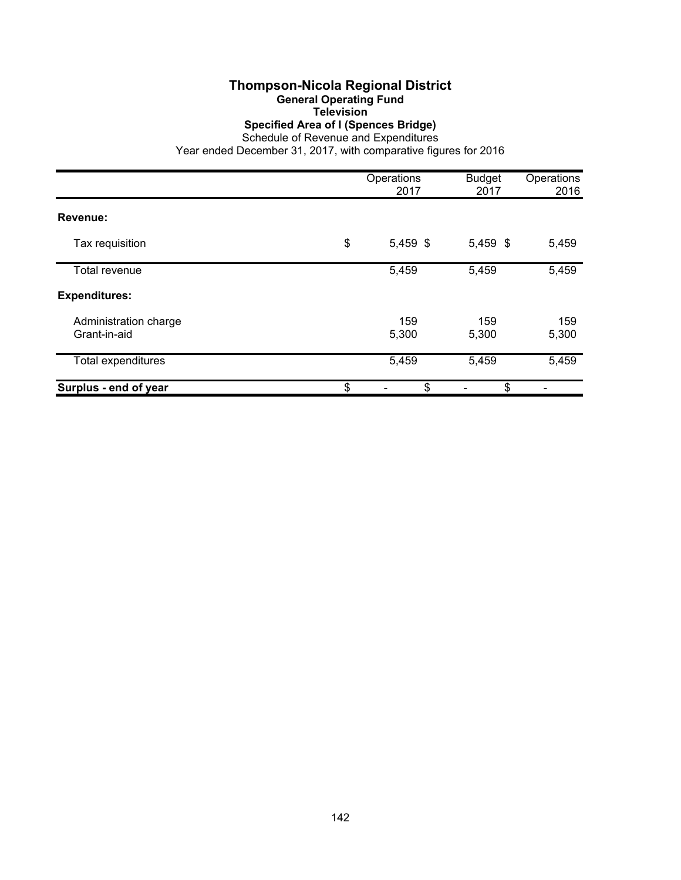# Thompson-Nicola Regional District

## General Operating Fund

### Television

### Specified Area of I (Spences Bridge)

Schedule of Revenue and Expenditures

Year ended December 31, 2017, with comparative figures for 2016

| | Operations 2017 | Budget 2017 | Operations 2016 |
|---|---|---|---|
| **Revenue:** | | | |
| Tax requisition | $ 5,459 | $ 5,459 | $ 5,459 |
| Total revenue | 5,459 | 5,459 | 5,459 |
| **Expenditures:** | | | |
| Administration charge | 159 | 159 | 159 |
| Grant-in-aid | 5,300 | 5,300 | 5,300 |
| Total expenditures | 5,459 | 5,459 | 5,459 |
| **Surplus - end of year** | $ - | $ - | $ - |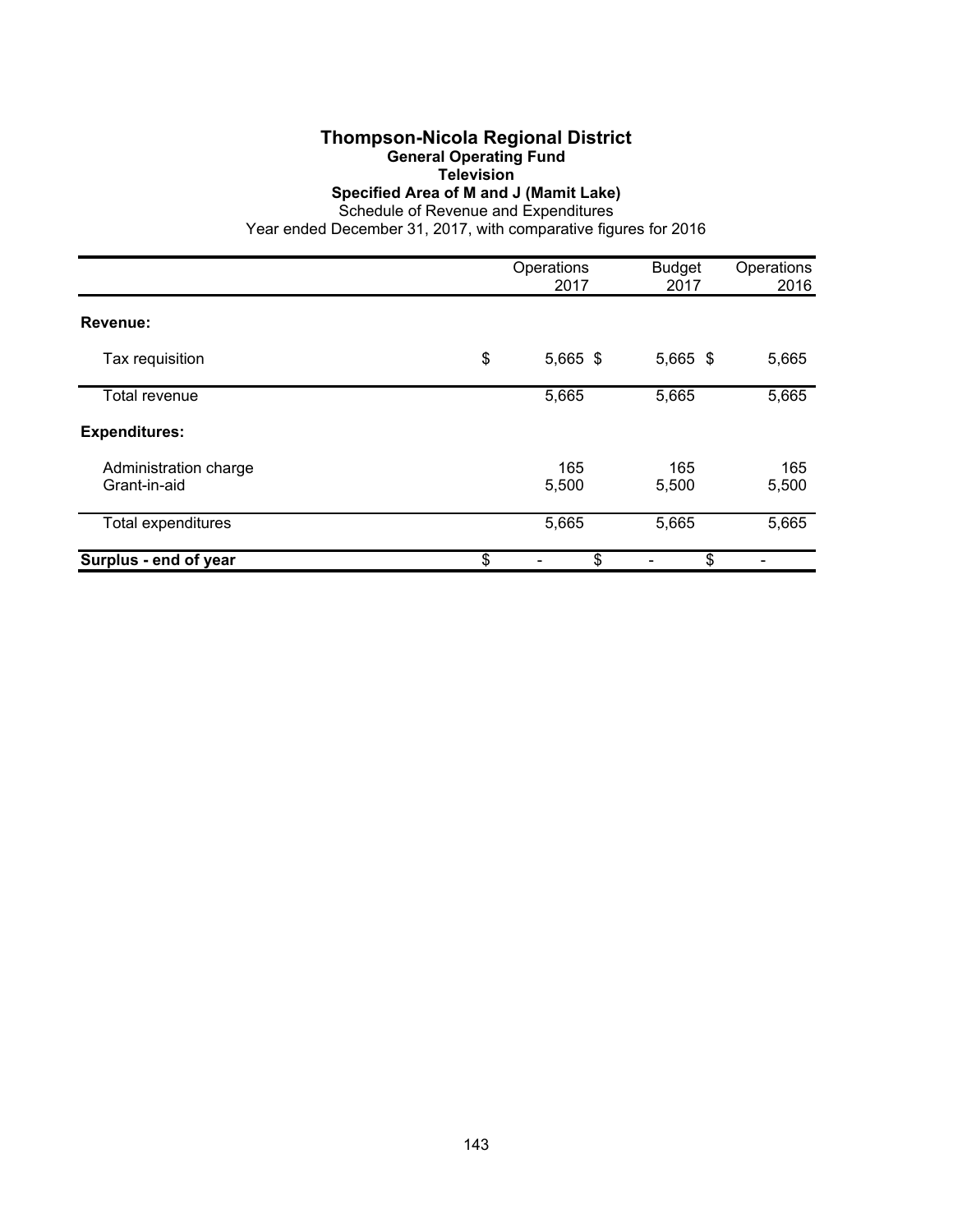# Thompson-Nicola Regional District

## General Operating Fund

### Television

### Specified Area of M and J (Mamit Lake)

Schedule of Revenue and Expenditures

Year ended December 31, 2017, with comparative figures for 2016

| | Operations 2017 | Budget 2017 | Operations 2016 |
|---|---|---|---|
| **Revenue:** | | | |
| Tax requisition | $ 5,665 | $ 5,665 | $ 5,665 |
| Total revenue | 5,665 | 5,665 | 5,665 |
| **Expenditures:** | | | |
| Administration charge | 165 | 165 | 165 |
| Grant-in-aid | 5,500 | 5,500 | 5,500 |
| Total expenditures | 5,665 | 5,665 | 5,665 |
| **Surplus - end of year** | $ - | $ - | $ - |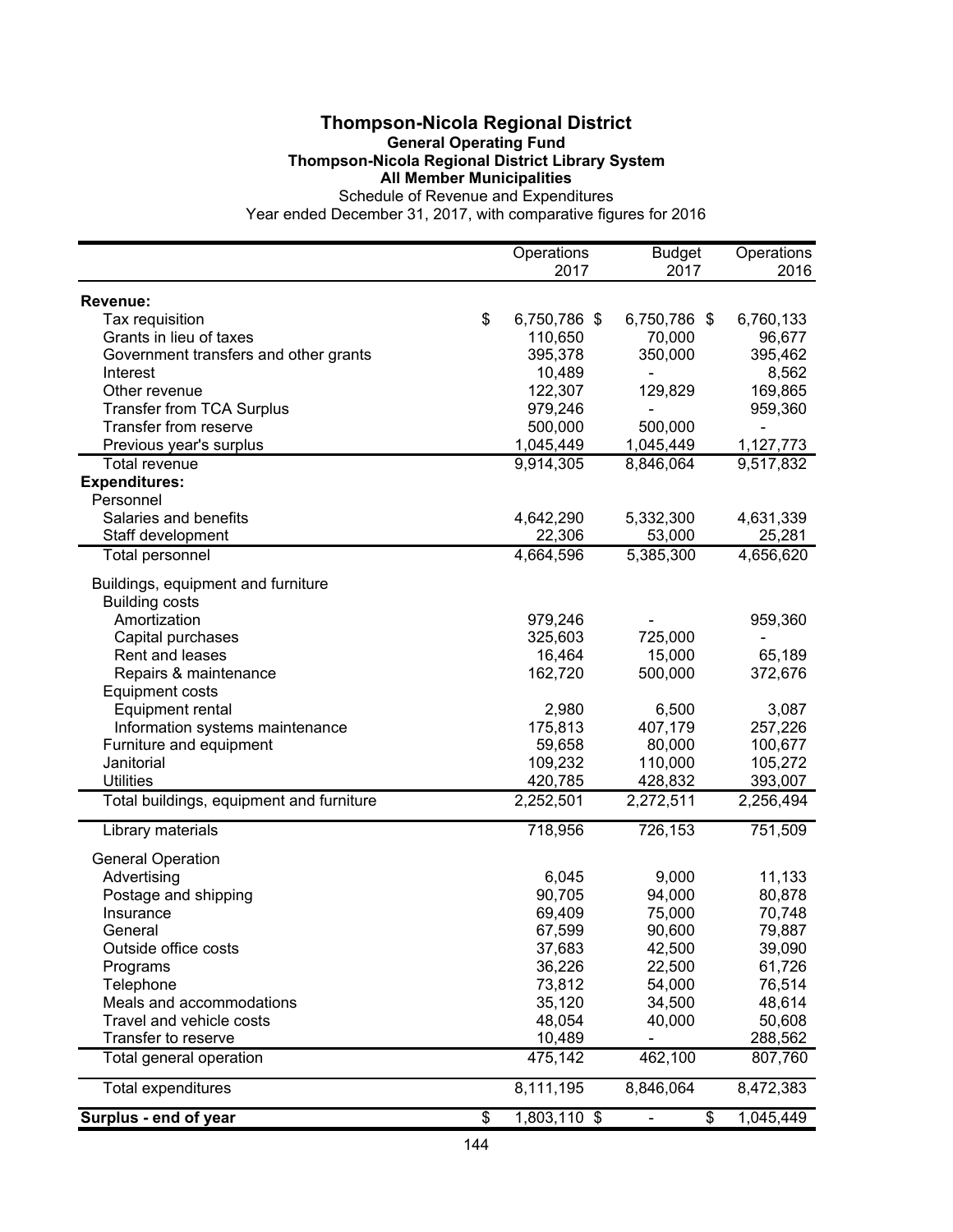# Thompson-Nicola Regional District

**General Operating Fund**
**Thompson-Nicola Regional District Library System**
**All Member Municipalities**

Schedule of Revenue and Expenditures
Year ended December 31, 2017, with comparative figures for 2016

| | Operations 2017 | Budget 2017 | Operations 2016 |
|---|---|---|---|
| **Revenue:** | | | |
| Tax requisition | $ 6,750,786 | $ 6,750,786 | $ 6,760,133 |
| Grants in lieu of taxes | 110,650 | 70,000 | 96,677 |
| Government transfers and other grants | 395,378 | 350,000 | 395,462 |
| Interest | 10,489 | - | 8,562 |
| Other revenue | 122,307 | 129,829 | 169,865 |
| Transfer from TCA Surplus | 979,246 | - | 959,360 |
| Transfer from reserve | 500,000 | 500,000 | - |
| Previous year's surplus | 1,045,449 | 1,045,449 | 1,127,773 |
| Total revenue | 9,914,305 | 8,846,064 | 9,517,832 |
| **Expenditures:** | | | |
| Personnel | | | |
| Salaries and benefits | 4,642,290 | 5,332,300 | 4,631,339 |
| Staff development | 22,306 | 53,000 | 25,281 |
| Total personnel | 4,664,596 | 5,385,300 | 4,656,620 |
| Buildings, equipment and furniture | | | |
| Building costs | | | |
| Amortization | 979,246 | - | 959,360 |
| Capital purchases | 325,603 | 725,000 | - |
| Rent and leases | 16,464 | 15,000 | 65,189 |
| Repairs & maintenance | 162,720 | 500,000 | 372,676 |
| Equipment costs | | | |
| Equipment rental | 2,980 | 6,500 | 3,087 |
| Information systems maintenance | 175,813 | 407,179 | 257,226 |
| Furniture and equipment | 59,658 | 80,000 | 100,677 |
| Janitorial | 109,232 | 110,000 | 105,272 |
| Utilities | 420,785 | 428,832 | 393,007 |
| Total buildings, equipment and furniture | 2,252,501 | 2,272,511 | 2,256,494 |
| Library materials | 718,956 | 726,153 | 751,509 |
| General Operation | | | |
| Advertising | 6,045 | 9,000 | 11,133 |
| Postage and shipping | 90,705 | 94,000 | 80,878 |
| Insurance | 69,409 | 75,000 | 70,748 |
| General | 67,599 | 90,600 | 79,887 |
| Outside office costs | 37,683 | 42,500 | 39,090 |
| Programs | 36,226 | 22,500 | 61,726 |
| Telephone | 73,812 | 54,000 | 76,514 |
| Meals and accommodations | 35,120 | 34,500 | 48,614 |
| Travel and vehicle costs | 48,054 | 40,000 | 50,608 |
| Transfer to reserve | 10,489 | - | 288,562 |
| Total general operation | 475,142 | 462,100 | 807,760 |
| Total expenditures | 8,111,195 | 8,846,064 | 8,472,383 |
| **Surplus - end of year** | $ 1,803,110 | $ - | $ 1,045,449 |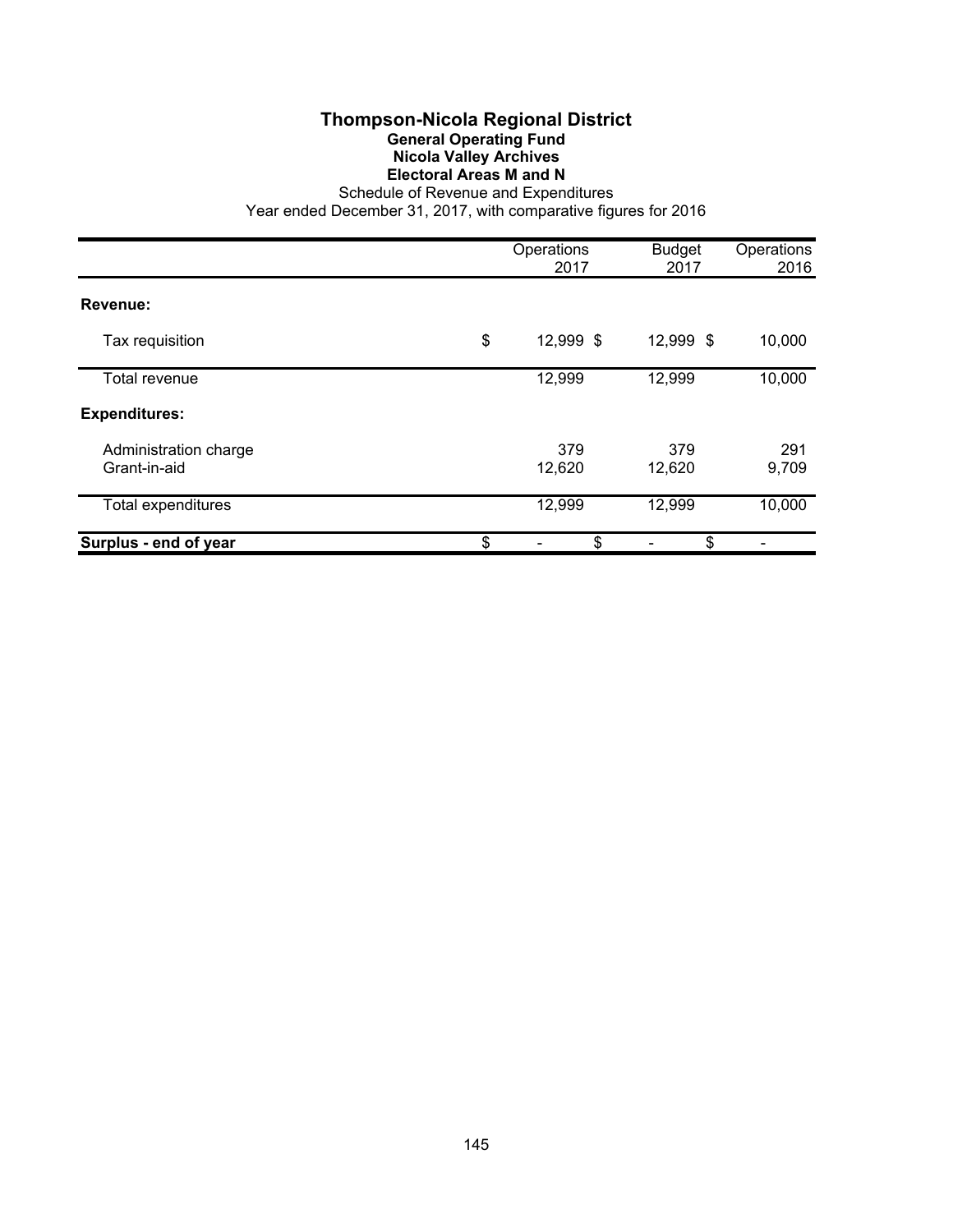# Thompson-Nicola Regional District

## General Operating Fund

### Nicola Valley Archives

### Electoral Areas M and N

Schedule of Revenue and Expenditures

Year ended December 31, 2017, with comparative figures for 2016

| | Operations 2017 | Budget 2017 | Operations 2016 |
|---|---|---|---|
| **Revenue:** | | | |
| Tax requisition | $ 12,999 | $ 12,999 | $ 10,000 |
| Total revenue | 12,999 | 12,999 | 10,000 |
| **Expenditures:** | | | |
| Administration charge | 379 | 379 | 291 |
| Grant-in-aid | 12,620 | 12,620 | 9,709 |
| Total expenditures | 12,999 | 12,999 | 10,000 |
| **Surplus - end of year** | $ - | $ - | $ - |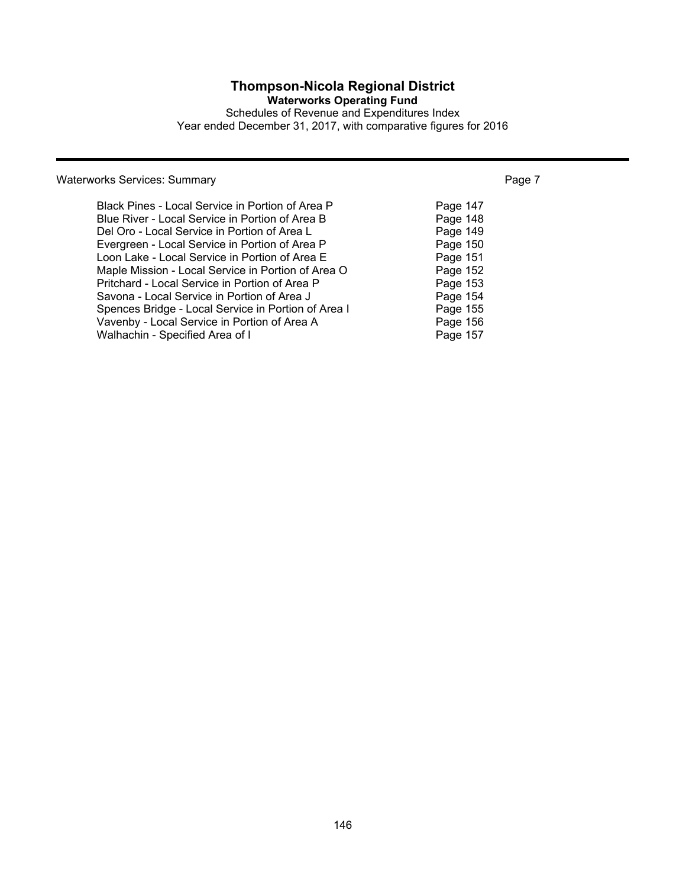# Thompson-Nicola Regional District

## Waterworks Operating Fund

Schedules of Revenue and Expenditures Index

Year ended December 31, 2017, with comparative figures for 2016

| Waterworks Services: Summary | Page 7 |
|---|---|
| Black Pines - Local Service in Portion of Area P | Page 147 |
| Blue River - Local Service in Portion of Area B | Page 148 |
| Del Oro - Local Service in Portion of Area L | Page 149 |
| Evergreen - Local Service in Portion of Area P | Page 150 |
| Loon Lake - Local Service in Portion of Area E | Page 151 |
| Maple Mission - Local Service in Portion of Area O | Page 152 |
| Pritchard - Local Service in Portion of Area P | Page 153 |
| Savona - Local Service in Portion of Area J | Page 154 |
| Spences Bridge - Local Service in Portion of Area I | Page 155 |
| Vavenby - Local Service in Portion of Area A | Page 156 |
| Walhachin - Specified Area of I | Page 157 |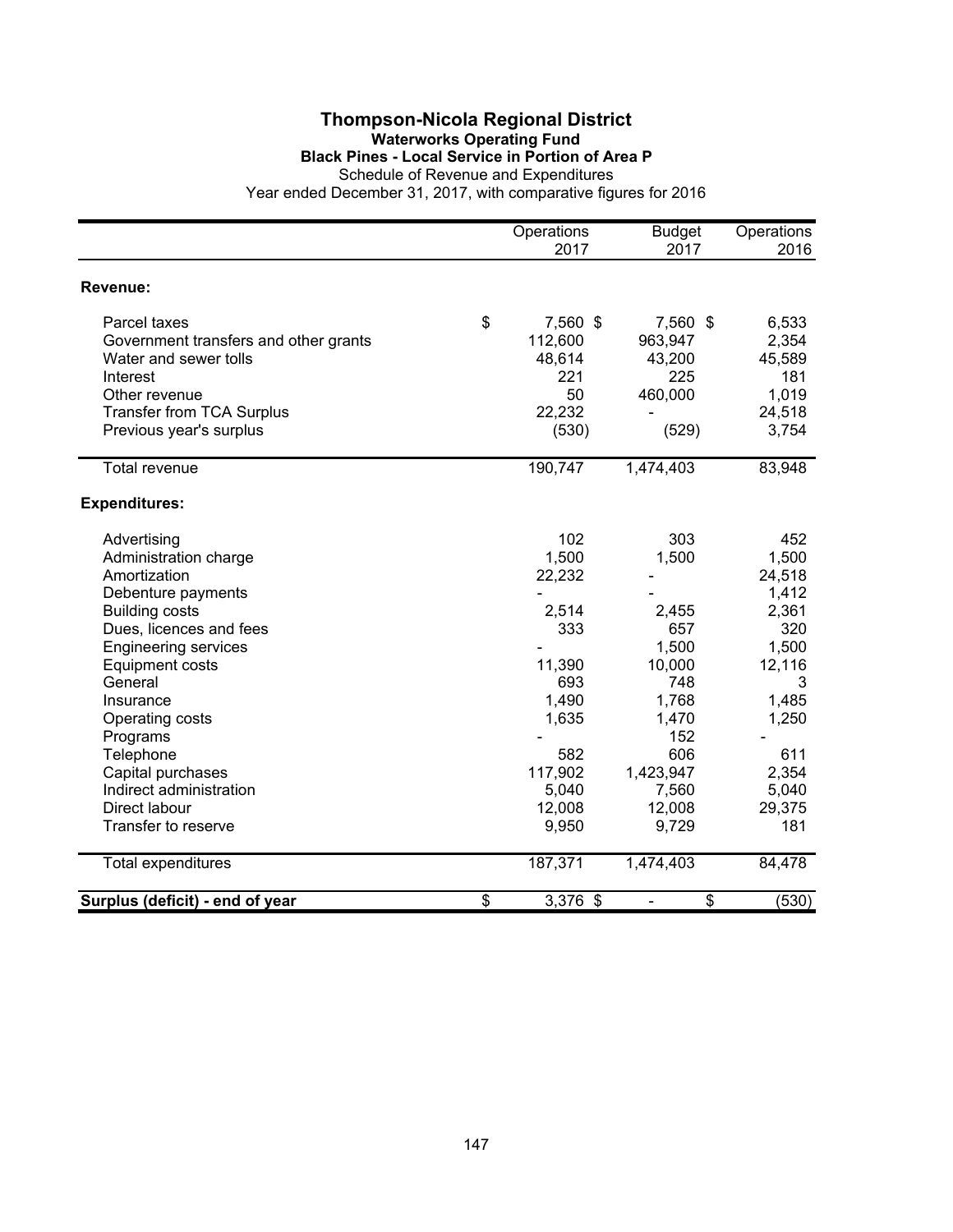# Thompson-Nicola Regional District

## Waterworks Operating Fund

### Black Pines - Local Service in Portion of Area P

Schedule of Revenue and Expenditures

Year ended December 31, 2017, with comparative figures for 2016

| | Operations 2017 | Budget 2017 | Operations 2016 |
|---|---|---|---|
| **Revenue:** | | | |
| Parcel taxes | $ 7,560 | $ 7,560 | $ 6,533 |
| Government transfers and other grants | 112,600 | 963,947 | 2,354 |
| Water and sewer tolls | 48,614 | 43,200 | 45,589 |
| Interest | 221 | 225 | 181 |
| Other revenue | 50 | 460,000 | 1,019 |
| Transfer from TCA Surplus | 22,232 | - | 24,518 |
| Previous year's surplus | (530) | (529) | 3,754 |
| Total revenue | 190,747 | 1,474,403 | 83,948 |
| **Expenditures:** | | | |
| Advertising | 102 | 303 | 452 |
| Administration charge | 1,500 | 1,500 | 1,500 |
| Amortization | 22,232 | - | 24,518 |
| Debenture payments | - | - | 1,412 |
| Building costs | 2,514 | 2,455 | 2,361 |
| Dues, licences and fees | 333 | 657 | 320 |
| Engineering services | - | 1,500 | 1,500 |
| Equipment costs | 11,390 | 10,000 | 12,116 |
| General | 693 | 748 | 3 |
| Insurance | 1,490 | 1,768 | 1,485 |
| Operating costs | 1,635 | 1,470 | 1,250 |
| Programs | - | 152 | - |
| Telephone | 582 | 606 | 611 |
| Capital purchases | 117,902 | 1,423,947 | 2,354 |
| Indirect administration | 5,040 | 7,560 | 5,040 |
| Direct labour | 12,008 | 12,008 | 29,375 |
| Transfer to reserve | 9,950 | 9,729 | 181 |
| Total expenditures | 187,371 | 1,474,403 | 84,478 |
| **Surplus (deficit) - end of year** | $ 3,376 | $ - | $ (530) |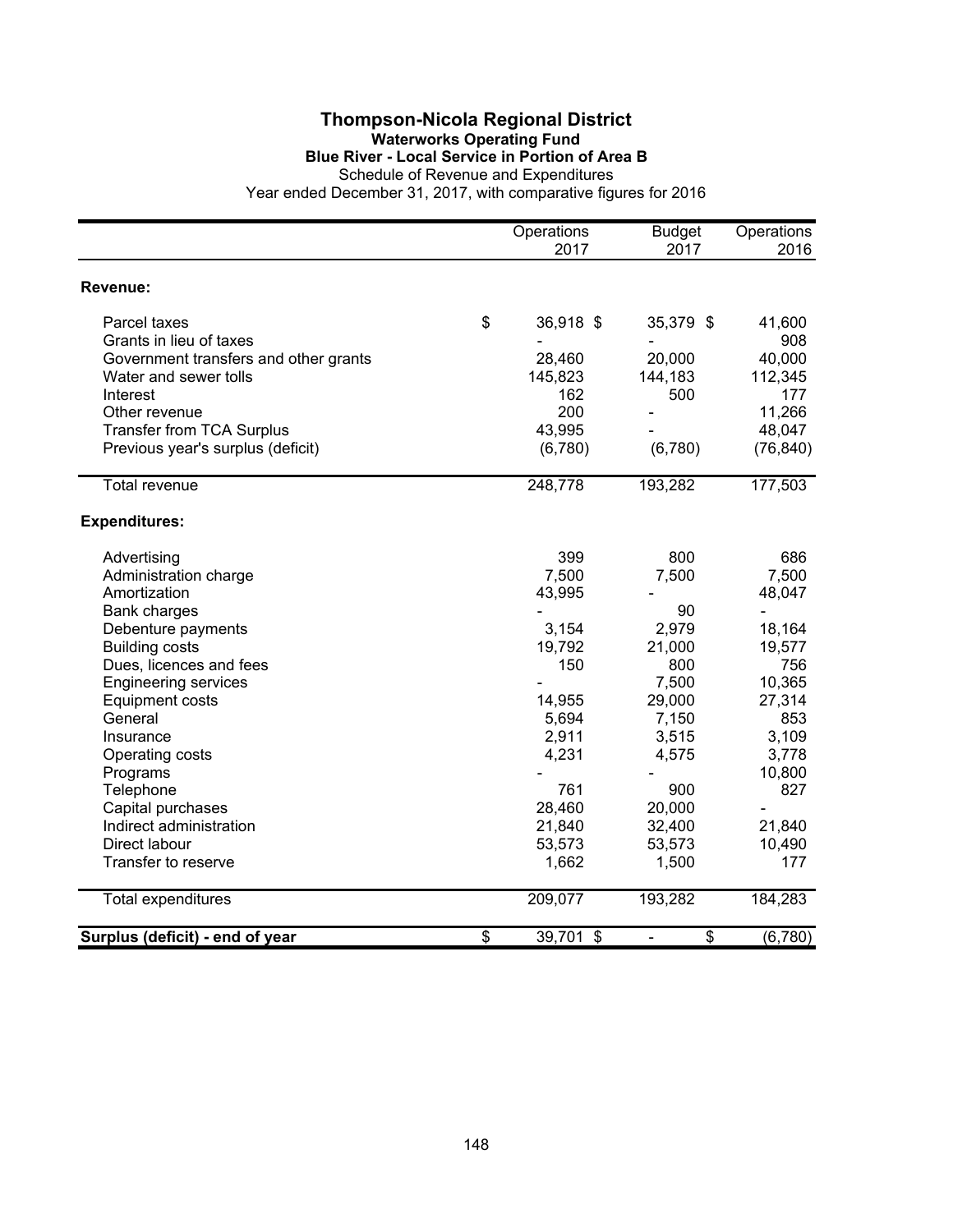# Thompson-Nicola Regional District

## Waterworks Operating Fund

### Blue River - Local Service in Portion of Area B

Schedule of Revenue and Expenditures

Year ended December 31, 2017, with comparative figures for 2016

| | Operations 2017 | Budget 2017 | Operations 2016 |
|---|---|---|---|
| **Revenue:** | | | |
| Parcel taxes | $ 36,918 | $ 35,379 | $ 41,600 |
| Grants in lieu of taxes | - | - | 908 |
| Government transfers and other grants | 28,460 | 20,000 | 40,000 |
| Water and sewer tolls | 145,823 | 144,183 | 112,345 |
| Interest | 162 | 500 | 177 |
| Other revenue | 200 | - | 11,266 |
| Transfer from TCA Surplus | 43,995 | - | 48,047 |
| Previous year's surplus (deficit) | (6,780) | (6,780) | (76,840) |
| Total revenue | 248,778 | 193,282 | 177,503 |
| **Expenditures:** | | | |
| Advertising | 399 | 800 | 686 |
| Administration charge | 7,500 | 7,500 | 7,500 |
| Amortization | 43,995 | - | 48,047 |
| Bank charges | - | 90 | - |
| Debenture payments | 3,154 | 2,979 | 18,164 |
| Building costs | 19,792 | 21,000 | 19,577 |
| Dues, licences and fees | 150 | 800 | 756 |
| Engineering services | - | 7,500 | 10,365 |
| Equipment costs | 14,955 | 29,000 | 27,314 |
| General | 5,694 | 7,150 | 853 |
| Insurance | 2,911 | 3,515 | 3,109 |
| Operating costs | 4,231 | 4,575 | 3,778 |
| Programs | - | - | 10,800 |
| Telephone | 761 | 900 | 827 |
| Capital purchases | 28,460 | 20,000 | - |
| Indirect administration | 21,840 | 32,400 | 21,840 |
| Direct labour | 53,573 | 53,573 | 10,490 |
| Transfer to reserve | 1,662 | 1,500 | 177 |
| Total expenditures | 209,077 | 193,282 | 184,283 |
| **Surplus (deficit) - end of year** | $ 39,701 | $ - | $ (6,780) |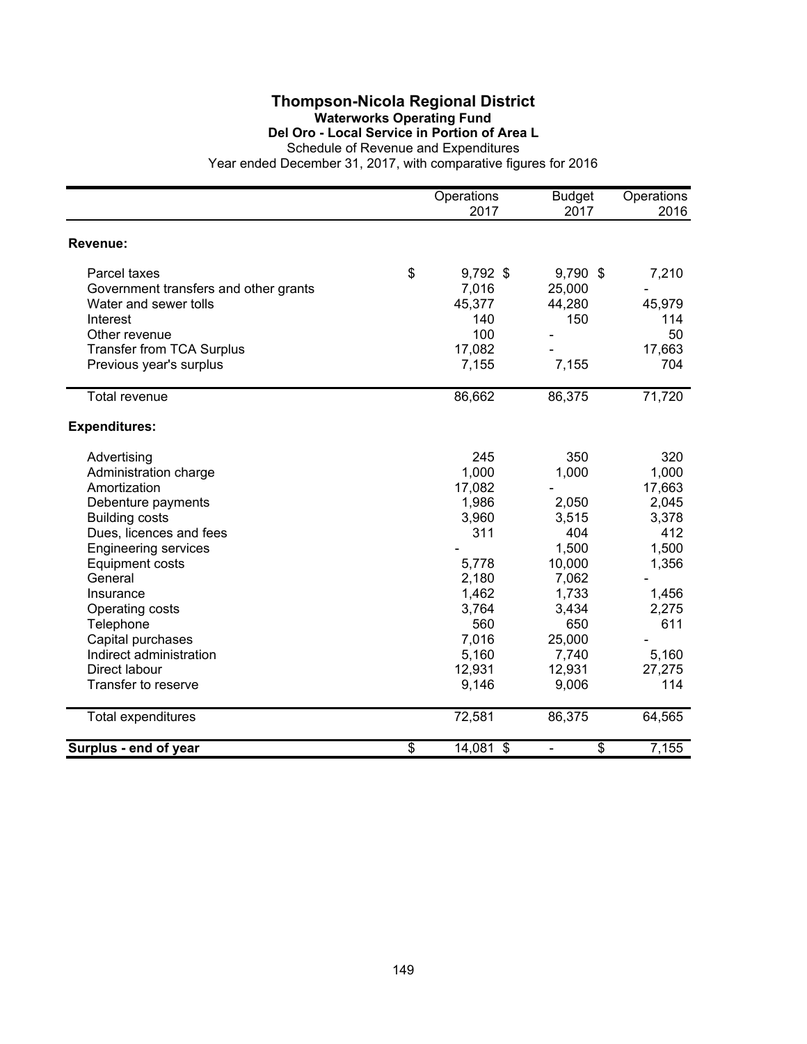# Thompson-Nicola Regional District

## Waterworks Operating Fund

### Del Oro - Local Service in Portion of Area L

Schedule of Revenue and Expenditures

Year ended December 31, 2017, with comparative figures for 2016

| | Operations 2017 | Budget 2017 | Operations 2016 |
|---|---|---|---|
| **Revenue:** | | | |
| Parcel taxes | $ 9,792 | $ 9,790 | $ 7,210 |
| Government transfers and other grants | 7,016 | 25,000 | - |
| Water and sewer tolls | 45,377 | 44,280 | 45,979 |
| Interest | 140 | 150 | 114 |
| Other revenue | 100 | - | 50 |
| Transfer from TCA Surplus | 17,082 | - | 17,663 |
| Previous year's surplus | 7,155 | 7,155 | 704 |
| Total revenue | 86,662 | 86,375 | 71,720 |
| **Expenditures:** | | | |
| Advertising | 245 | 350 | 320 |
| Administration charge | 1,000 | 1,000 | 1,000 |
| Amortization | 17,082 | - | 17,663 |
| Debenture payments | 1,986 | 2,050 | 2,045 |
| Building costs | 3,960 | 3,515 | 3,378 |
| Dues, licences and fees | 311 | 404 | 412 |
| Engineering services | - | 1,500 | 1,500 |
| Equipment costs | 5,778 | 10,000 | 1,356 |
| General | 2,180 | 7,062 | - |
| Insurance | 1,462 | 1,733 | 1,456 |
| Operating costs | 3,764 | 3,434 | 2,275 |
| Telephone | 560 | 650 | 611 |
| Capital purchases | 7,016 | 25,000 | - |
| Indirect administration | 5,160 | 7,740 | 5,160 |
| Direct labour | 12,931 | 12,931 | 27,275 |
| Transfer to reserve | 9,146 | 9,006 | 114 |
| Total expenditures | 72,581 | 86,375 | 64,565 |
| **Surplus - end of year** | $ 14,081 | $ - | $ 7,155 |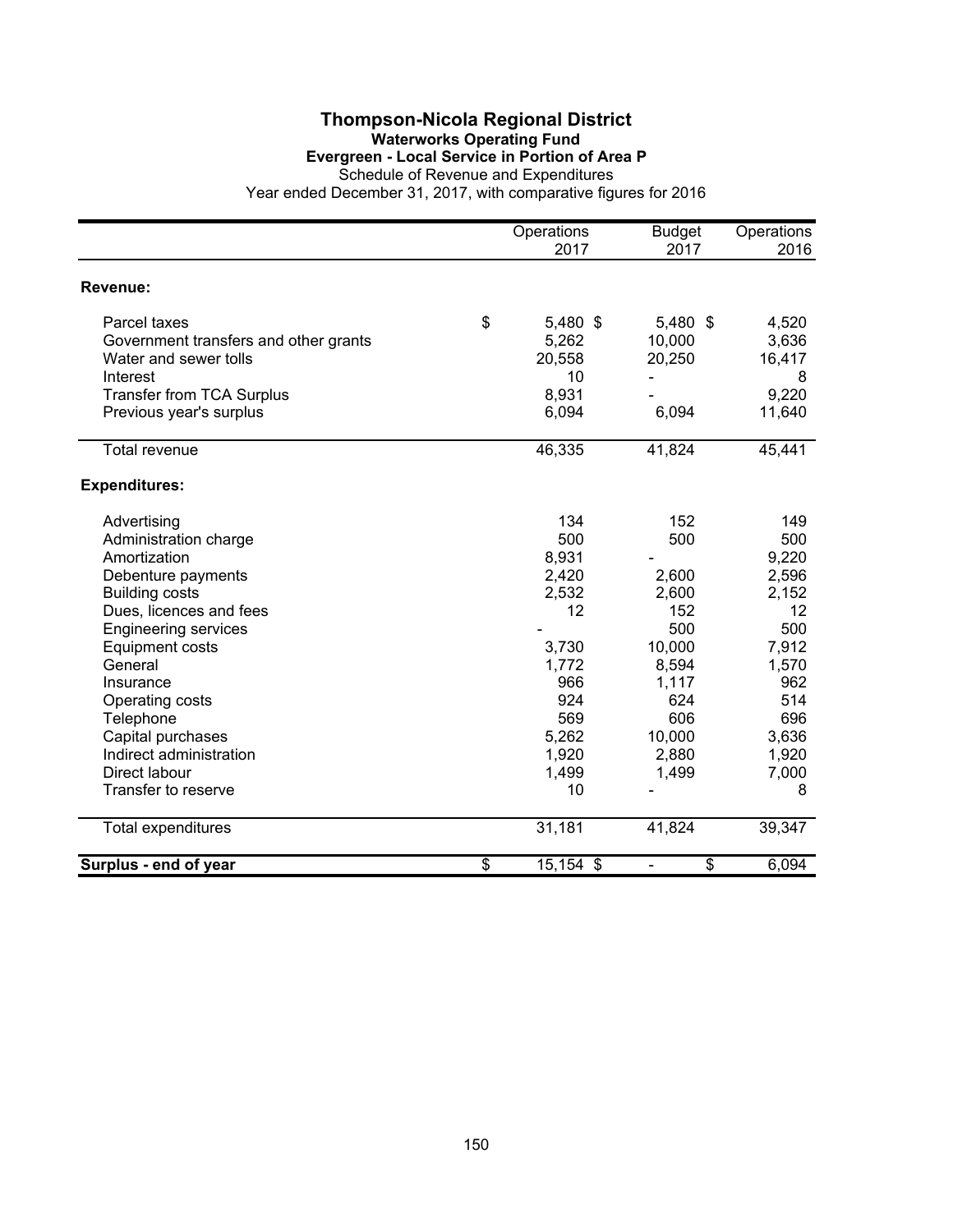# Thompson-Nicola Regional District

## Waterworks Operating Fund

### Evergreen - Local Service in Portion of Area P

Schedule of Revenue and Expenditures

Year ended December 31, 2017, with comparative figures for 2016

| | Operations 2017 | Budget 2017 | Operations 2016 |
|---|---|---|---|
| **Revenue:** | | | |
| Parcel taxes | $ 5,480 | $ 5,480 | $ 4,520 |
| Government transfers and other grants | 5,262 | 10,000 | 3,636 |
| Water and sewer tolls | 20,558 | 20,250 | 16,417 |
| Interest | 10 | - | 8 |
| Transfer from TCA Surplus | 8,931 | - | 9,220 |
| Previous year's surplus | 6,094 | 6,094 | 11,640 |
| Total revenue | 46,335 | 41,824 | 45,441 |
| **Expenditures:** | | | |
| Advertising | 134 | 152 | 149 |
| Administration charge | 500 | 500 | 500 |
| Amortization | 8,931 | - | 9,220 |
| Debenture payments | 2,420 | 2,600 | 2,596 |
| Building costs | 2,532 | 2,600 | 2,152 |
| Dues, licences and fees | 12 | 152 | 12 |
| Engineering services | - | 500 | 500 |
| Equipment costs | 3,730 | 10,000 | 7,912 |
| General | 1,772 | 8,594 | 1,570 |
| Insurance | 966 | 1,117 | 962 |
| Operating costs | 924 | 624 | 514 |
| Telephone | 569 | 606 | 696 |
| Capital purchases | 5,262 | 10,000 | 3,636 |
| Indirect administration | 1,920 | 2,880 | 1,920 |
| Direct labour | 1,499 | 1,499 | 7,000 |
| Transfer to reserve | 10 | - | 8 |
| Total expenditures | 31,181 | 41,824 | 39,347 |
| **Surplus - end of year** | $ 15,154 | $ - | $ 6,094 |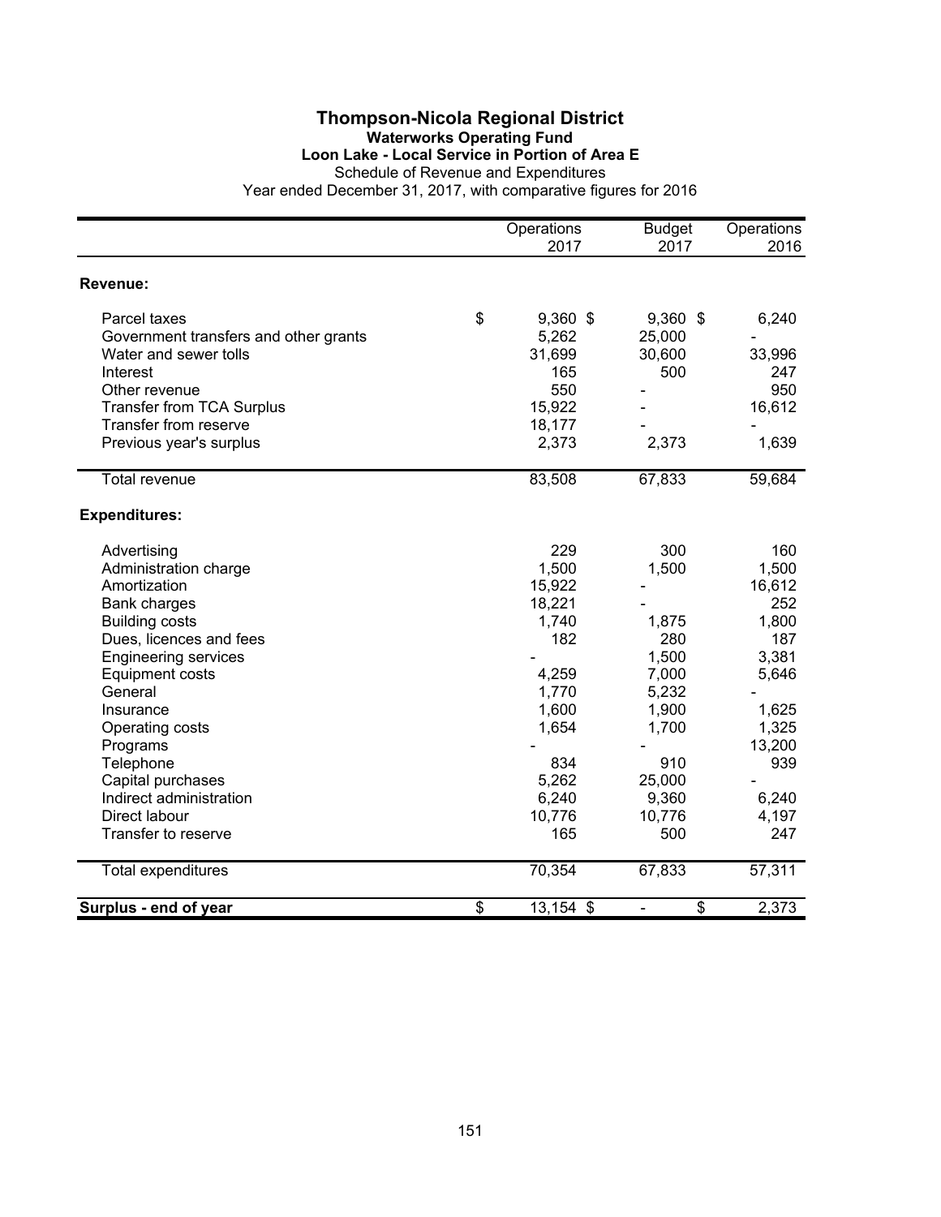# Thompson-Nicola Regional District

## Waterworks Operating Fund

### Loon Lake - Local Service in Portion of Area E

Schedule of Revenue and Expenditures

Year ended December 31, 2017, with comparative figures for 2016

| | Operations 2017 | Budget 2017 | Operations 2016 |
|---|---|---|---|
| **Revenue:** | | | |
| Parcel taxes | $ 9,360 | $ 9,360 | $ 6,240 |
| Government transfers and other grants | 5,262 | 25,000 | - |
| Water and sewer tolls | 31,699 | 30,600 | 33,996 |
| Interest | 165 | 500 | 247 |
| Other revenue | 550 | - | 950 |
| Transfer from TCA Surplus | 15,922 | - | 16,612 |
| Transfer from reserve | 18,177 | - | - |
| Previous year's surplus | 2,373 | 2,373 | 1,639 |
| Total revenue | 83,508 | 67,833 | 59,684 |
| **Expenditures:** | | | |
| Advertising | 229 | 300 | 160 |
| Administration charge | 1,500 | 1,500 | 1,500 |
| Amortization | 15,922 | - | 16,612 |
| Bank charges | 18,221 | - | 252 |
| Building costs | 1,740 | 1,875 | 1,800 |
| Dues, licences and fees | 182 | 280 | 187 |
| Engineering services | - | 1,500 | 3,381 |
| Equipment costs | 4,259 | 7,000 | 5,646 |
| General | 1,770 | 5,232 | - |
| Insurance | 1,600 | 1,900 | 1,625 |
| Operating costs | 1,654 | 1,700 | 1,325 |
| Programs | - | - | 13,200 |
| Telephone | 834 | 910 | 939 |
| Capital purchases | 5,262 | 25,000 | - |
| Indirect administration | 6,240 | 9,360 | 6,240 |
| Direct labour | 10,776 | 10,776 | 4,197 |
| Transfer to reserve | 165 | 500 | 247 |
| Total expenditures | 70,354 | 67,833 | 57,311 |
| **Surplus - end of year** | $ 13,154 | $ - | $ 2,373 |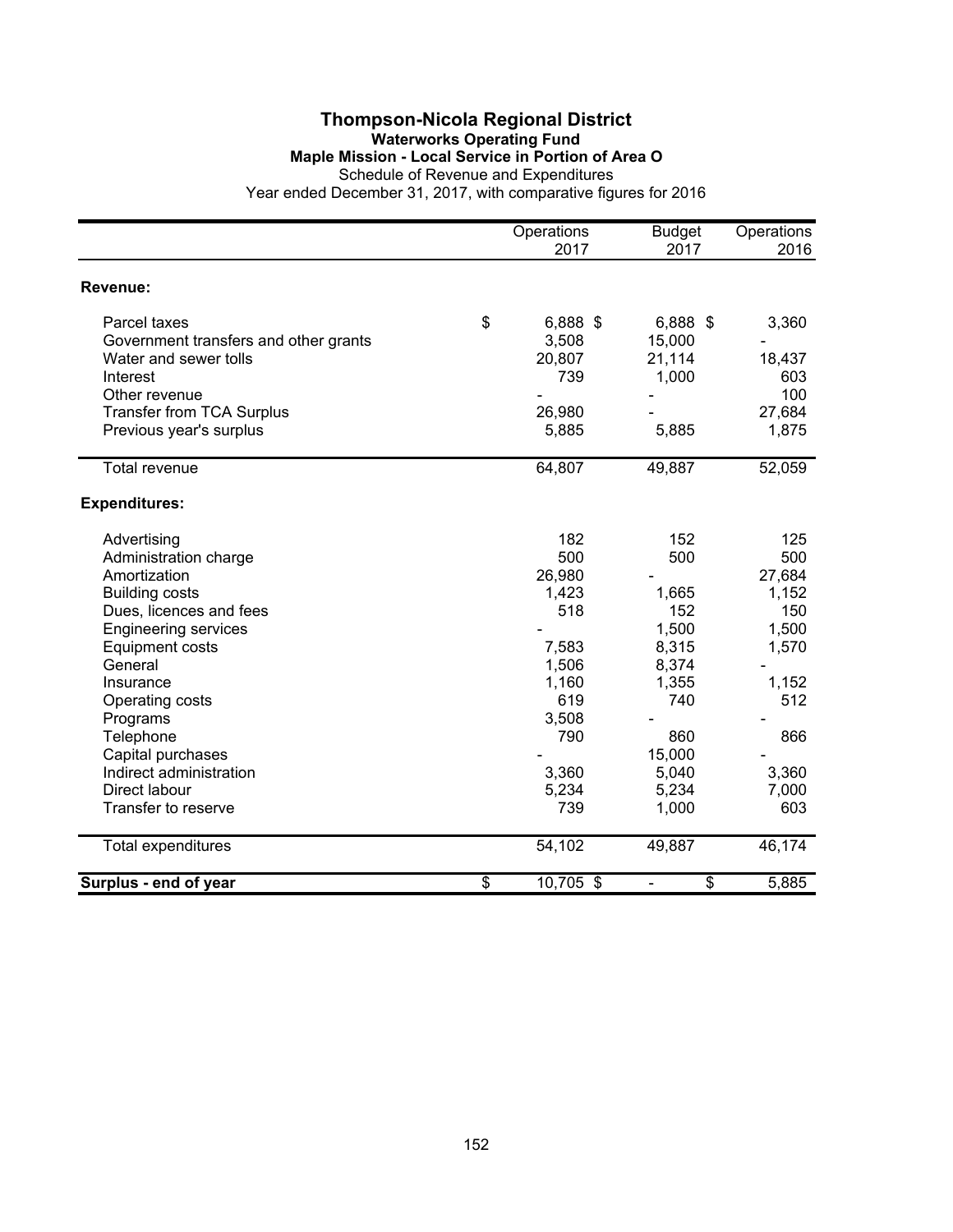# Thompson-Nicola Regional District

## Waterworks Operating Fund

### Maple Mission - Local Service in Portion of Area O

Schedule of Revenue and Expenditures

Year ended December 31, 2017, with comparative figures for 2016

| | Operations 2017 | Budget 2017 | Operations 2016 |
|---|---|---|---|
| **Revenue:** | | | |
| Parcel taxes | $ 6,888 | $ 6,888 | $ 3,360 |
| Government transfers and other grants | 3,508 | 15,000 | - |
| Water and sewer tolls | 20,807 | 21,114 | 18,437 |
| Interest | 739 | 1,000 | 603 |
| Other revenue | - | - | 100 |
| Transfer from TCA Surplus | 26,980 | - | 27,684 |
| Previous year's surplus | 5,885 | 5,885 | 1,875 |
| Total revenue | 64,807 | 49,887 | 52,059 |
| **Expenditures:** | | | |
| Advertising | 182 | 152 | 125 |
| Administration charge | 500 | 500 | 500 |
| Amortization | 26,980 | - | 27,684 |
| Building costs | 1,423 | 1,665 | 1,152 |
| Dues, licences and fees | 518 | 152 | 150 |
| Engineering services | - | 1,500 | 1,500 |
| Equipment costs | 7,583 | 8,315 | 1,570 |
| General | 1,506 | 8,374 | - |
| Insurance | 1,160 | 1,355 | 1,152 |
| Operating costs | 619 | 740 | 512 |
| Programs | 3,508 | - | - |
| Telephone | 790 | 860 | 866 |
| Capital purchases | - | 15,000 | - |
| Indirect administration | 3,360 | 5,040 | 3,360 |
| Direct labour | 5,234 | 5,234 | 7,000 |
| Transfer to reserve | 739 | 1,000 | 603 |
| Total expenditures | 54,102 | 49,887 | 46,174 |
| **Surplus - end of year** | $ 10,705 | $ - | $ 5,885 |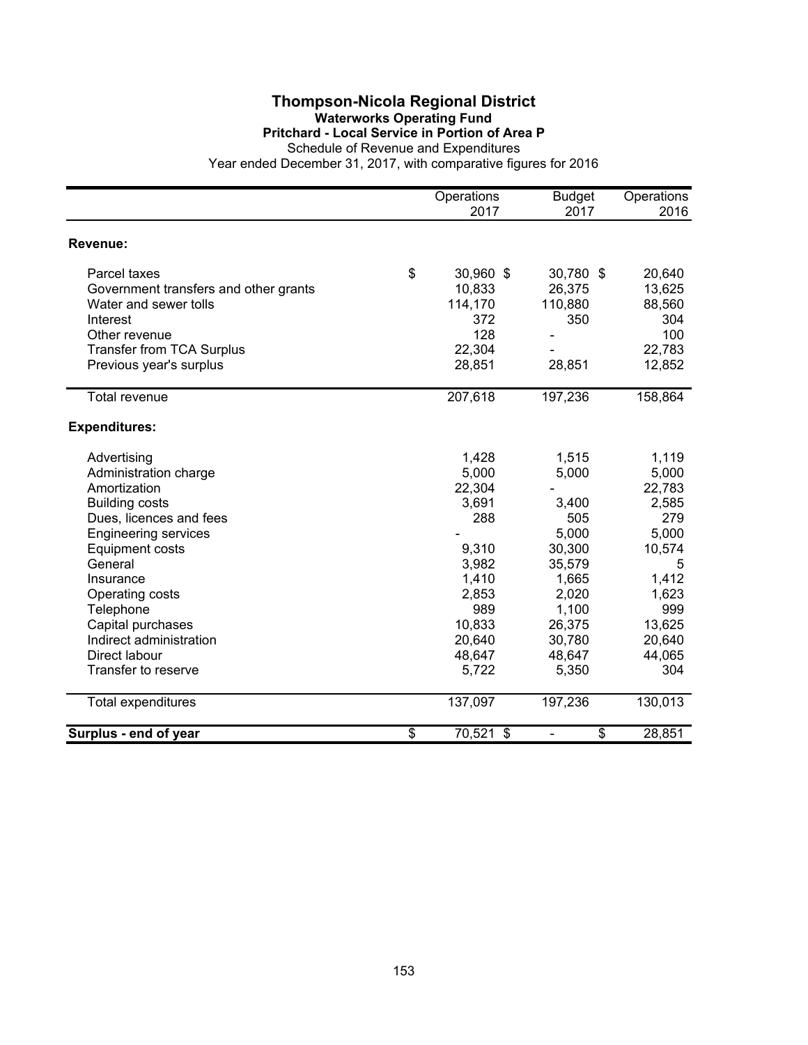# Thompson-Nicola Regional District

## Waterworks Operating Fund

### Pritchard - Local Service in Portion of Area P

Schedule of Revenue and Expenditures

Year ended December 31, 2017, with comparative figures for 2016

| | Operations 2017 | Budget 2017 | Operations 2016 |
|---|---|---|---|
| **Revenue:** | | | |
| Parcel taxes | $ 30,960 | $ 30,780 | $ 20,640 |
| Government transfers and other grants | 10,833 | 26,375 | 13,625 |
| Water and sewer tolls | 114,170 | 110,880 | 88,560 |
| Interest | 372 | 350 | 304 |
| Other revenue | 128 | - | 100 |
| Transfer from TCA Surplus | 22,304 | - | 22,783 |
| Previous year's surplus | 28,851 | 28,851 | 12,852 |
| Total revenue | 207,618 | 197,236 | 158,864 |
| **Expenditures:** | | | |
| Advertising | 1,428 | 1,515 | 1,119 |
| Administration charge | 5,000 | 5,000 | 5,000 |
| Amortization | 22,304 | - | 22,783 |
| Building costs | 3,691 | 3,400 | 2,585 |
| Dues, licences and fees | 288 | 505 | 279 |
| Engineering services | - | 5,000 | 5,000 |
| Equipment costs | 9,310 | 30,300 | 10,574 |
| General | 3,982 | 35,579 | 5 |
| Insurance | 1,410 | 1,665 | 1,412 |
| Operating costs | 2,853 | 2,020 | 1,623 |
| Telephone | 989 | 1,100 | 999 |
| Capital purchases | 10,833 | 26,375 | 13,625 |
| Indirect administration | 20,640 | 30,780 | 20,640 |
| Direct labour | 48,647 | 48,647 | 44,065 |
| Transfer to reserve | 5,722 | 5,350 | 304 |
| Total expenditures | 137,097 | 197,236 | 130,013 |
| **Surplus - end of year** | $ 70,521 | $ - | $ 28,851 |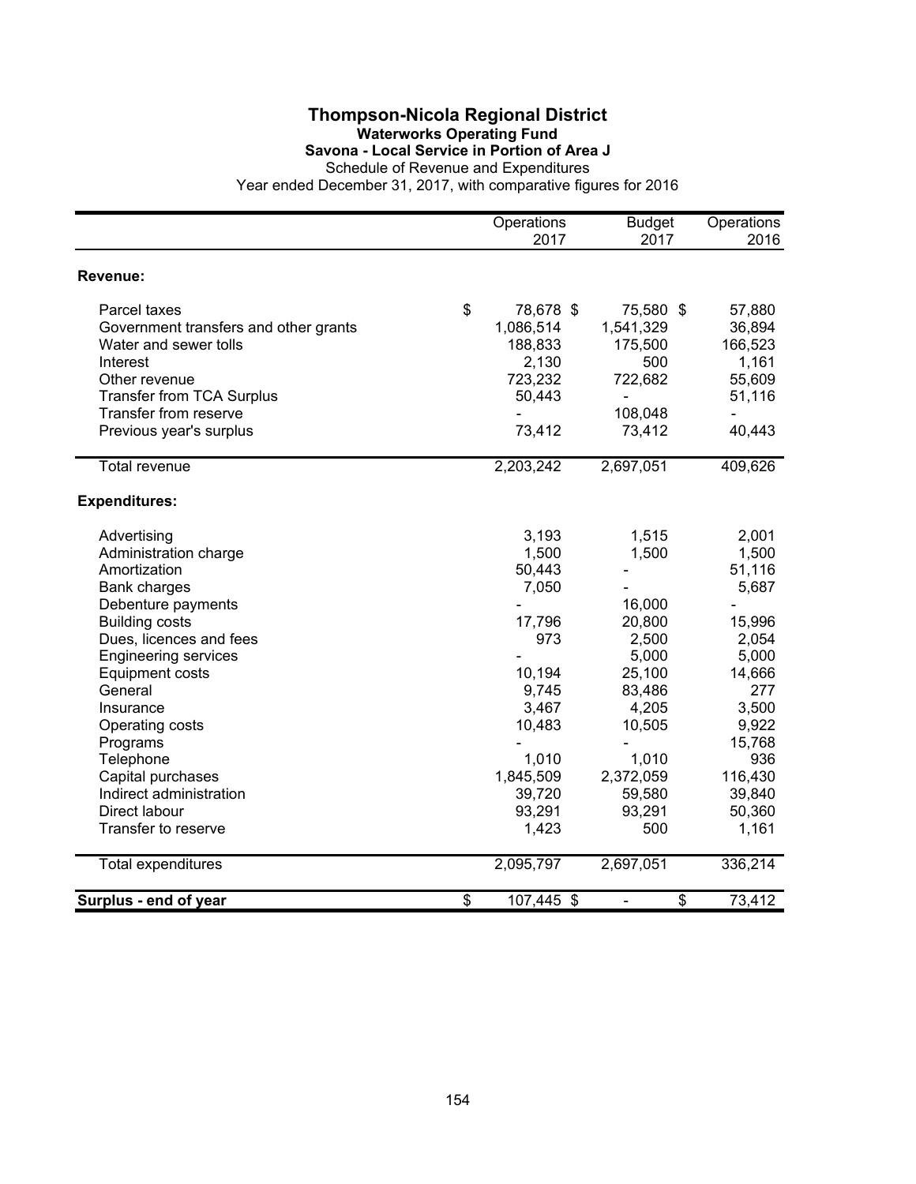# Thompson-Nicola Regional District

## Waterworks Operating Fund

### Savona - Local Service in Portion of Area J

Schedule of Revenue and Expenditures

Year ended December 31, 2017, with comparative figures for 2016

| | Operations 2017 | Budget 2017 | Operations 2016 |
|---|---|---|---|
| **Revenue:** | | | |
| Parcel taxes | $ 78,678 | $ 75,580 | $ 57,880 |
| Government transfers and other grants | 1,086,514 | 1,541,329 | 36,894 |
| Water and sewer tolls | 188,833 | 175,500 | 166,523 |
| Interest | 2,130 | 500 | 1,161 |
| Other revenue | 723,232 | 722,682 | 55,609 |
| Transfer from TCA Surplus | 50,443 | - | 51,116 |
| Transfer from reserve | - | 108,048 | - |
| Previous year's surplus | 73,412 | 73,412 | 40,443 |
| Total revenue | 2,203,242 | 2,697,051 | 409,626 |
| **Expenditures:** | | | |
| Advertising | 3,193 | 1,515 | 2,001 |
| Administration charge | 1,500 | 1,500 | 1,500 |
| Amortization | 50,443 | - | 51,116 |
| Bank charges | 7,050 | - | 5,687 |
| Debenture payments | - | 16,000 | - |
| Building costs | 17,796 | 20,800 | 15,996 |
| Dues, licences and fees | 973 | 2,500 | 2,054 |
| Engineering services | - | 5,000 | 5,000 |
| Equipment costs | 10,194 | 25,100 | 14,666 |
| General | 9,745 | 83,486 | 277 |
| Insurance | 3,467 | 4,205 | 3,500 |
| Operating costs | 10,483 | 10,505 | 9,922 |
| Programs | - | - | 15,768 |
| Telephone | 1,010 | 1,010 | 936 |
| Capital purchases | 1,845,509 | 2,372,059 | 116,430 |
| Indirect administration | 39,720 | 59,580 | 39,840 |
| Direct labour | 93,291 | 93,291 | 50,360 |
| Transfer to reserve | 1,423 | 500 | 1,161 |
| Total expenditures | 2,095,797 | 2,697,051 | 336,214 |
| **Surplus - end of year** | $ 107,445 | $ - | $ 73,412 |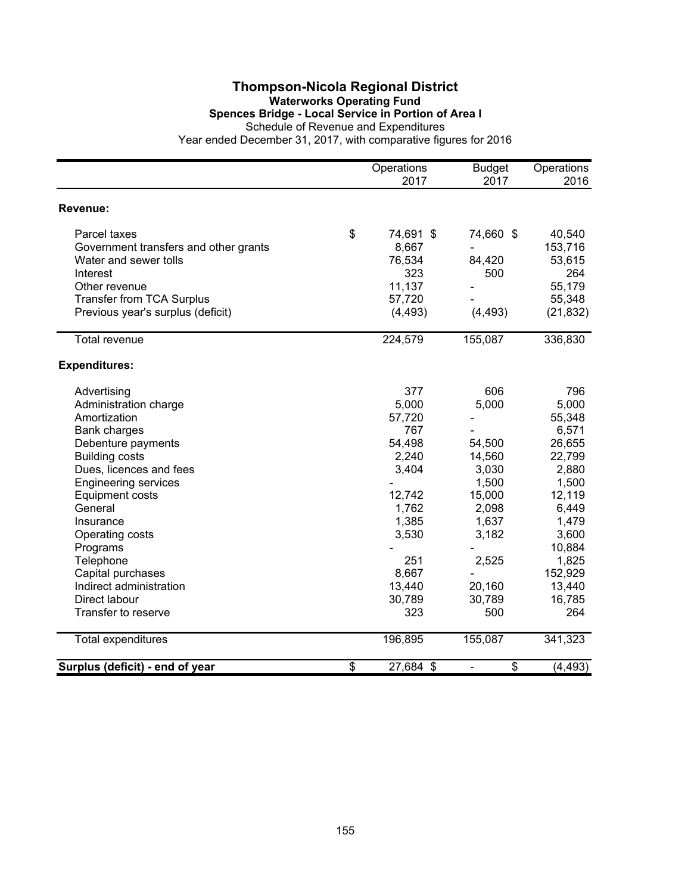# Thompson-Nicola Regional District

## Waterworks Operating Fund

### Spences Bridge - Local Service in Portion of Area I

Schedule of Revenue and Expenditures

Year ended December 31, 2017, with comparative figures for 2016

| | Operations 2017 | Budget 2017 | Operations 2016 |
|---|---|---|---|
| **Revenue:** | | | |
| Parcel taxes | $ 74,691 | $ 74,660 | $ 40,540 |
| Government transfers and other grants | 8,667 | - | 153,716 |
| Water and sewer tolls | 76,534 | 84,420 | 53,615 |
| Interest | 323 | 500 | 264 |
| Other revenue | 11,137 | - | 55,179 |
| Transfer from TCA Surplus | 57,720 | - | 55,348 |
| Previous year's surplus (deficit) | (4,493) | (4,493) | (21,832) |
| Total revenue | 224,579 | 155,087 | 336,830 |
| **Expenditures:** | | | |
| Advertising | 377 | 606 | 796 |
| Administration charge | 5,000 | 5,000 | 5,000 |
| Amortization | 57,720 | - | 55,348 |
| Bank charges | 767 | - | 6,571 |
| Debenture payments | 54,498 | 54,500 | 26,655 |
| Building costs | 2,240 | 14,560 | 22,799 |
| Dues, licences and fees | 3,404 | 3,030 | 2,880 |
| Engineering services | - | 1,500 | 1,500 |
| Equipment costs | 12,742 | 15,000 | 12,119 |
| General | 1,762 | 2,098 | 6,449 |
| Insurance | 1,385 | 1,637 | 1,479 |
| Operating costs | 3,530 | 3,182 | 3,600 |
| Programs | - | - | 10,884 |
| Telephone | 251 | 2,525 | 1,825 |
| Capital purchases | 8,667 | - | 152,929 |
| Indirect administration | 13,440 | 20,160 | 13,440 |
| Direct labour | 30,789 | 30,789 | 16,785 |
| Transfer to reserve | 323 | 500 | 264 |
| Total expenditures | 196,895 | 155,087 | 341,323 |
| **Surplus (deficit) - end of year** | $ 27,684 | $ - | $ (4,493) |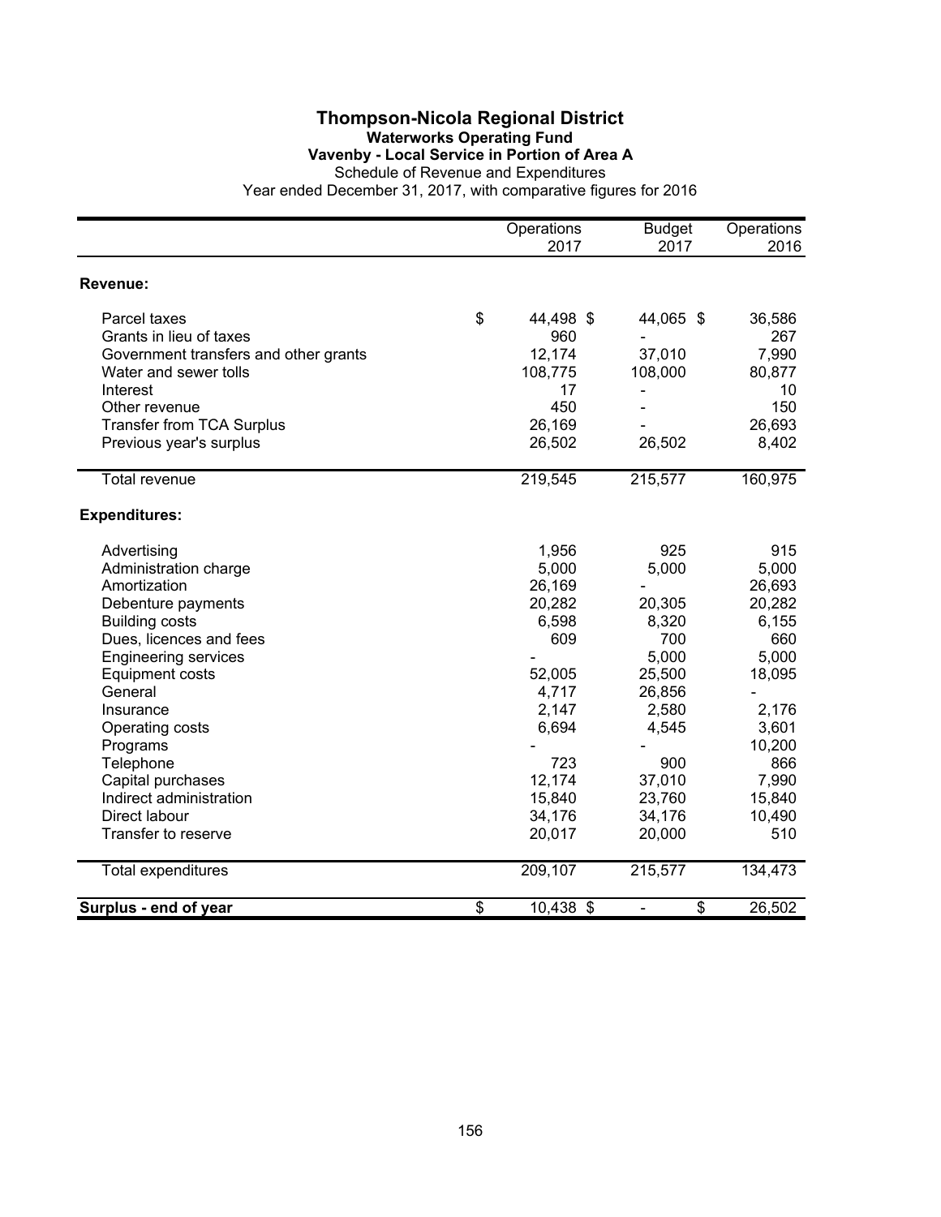# Thompson-Nicola Regional District

## Waterworks Operating Fund

### Vavenby - Local Service in Portion of Area A

Schedule of Revenue and Expenditures

Year ended December 31, 2017, with comparative figures for 2016

| | Operations 2017 | Budget 2017 | Operations 2016 |
|---|---|---|---|
| **Revenue:** | | | |
| Parcel taxes | $ 44,498 | $ 44,065 | $ 36,586 |
| Grants in lieu of taxes | 960 | - | 267 |
| Government transfers and other grants | 12,174 | 37,010 | 7,990 |
| Water and sewer tolls | 108,775 | 108,000 | 80,877 |
| Interest | 17 | - | 10 |
| Other revenue | 450 | - | 150 |
| Transfer from TCA Surplus | 26,169 | - | 26,693 |
| Previous year's surplus | 26,502 | 26,502 | 8,402 |
| Total revenue | 219,545 | 215,577 | 160,975 |
| **Expenditures:** | | | |
| Advertising | 1,956 | 925 | 915 |
| Administration charge | 5,000 | 5,000 | 5,000 |
| Amortization | 26,169 | - | 26,693 |
| Debenture payments | 20,282 | 20,305 | 20,282 |
| Building costs | 6,598 | 8,320 | 6,155 |
| Dues, licences and fees | 609 | 700 | 660 |
| Engineering services | - | 5,000 | 5,000 |
| Equipment costs | 52,005 | 25,500 | 18,095 |
| General | 4,717 | 26,856 | - |
| Insurance | 2,147 | 2,580 | 2,176 |
| Operating costs | 6,694 | 4,545 | 3,601 |
| Programs | - | - | 10,200 |
| Telephone | 723 | 900 | 866 |
| Capital purchases | 12,174 | 37,010 | 7,990 |
| Indirect administration | 15,840 | 23,760 | 15,840 |
| Direct labour | 34,176 | 34,176 | 10,490 |
| Transfer to reserve | 20,017 | 20,000 | 510 |
| Total expenditures | 209,107 | 215,577 | 134,473 |
| **Surplus - end of year** | $ 10,438 | $ - | $ 26,502 |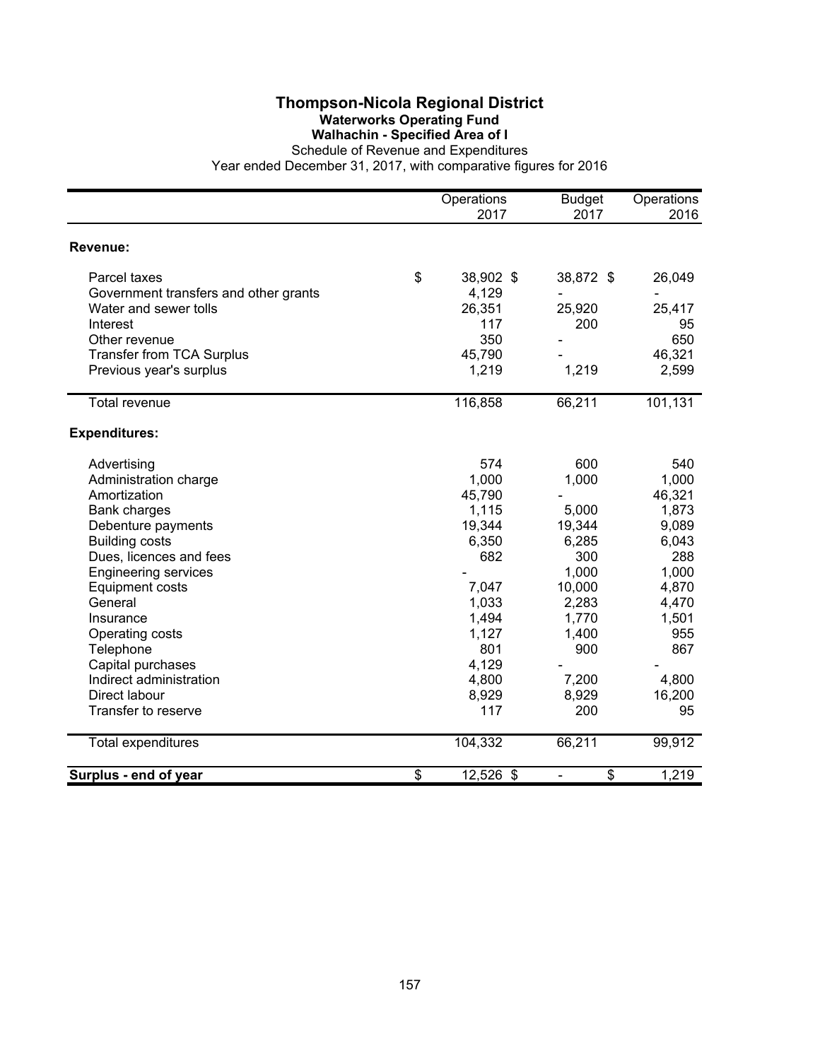# Thompson-Nicola Regional District

## Waterworks Operating Fund

### Walhachin - Specified Area of I

Schedule of Revenue and Expenditures

Year ended December 31, 2017, with comparative figures for 2016

| | Operations 2017 | Budget 2017 | Operations 2016 |
|---|---|---|---|
| **Revenue:** | | | |
| Parcel taxes | $ 38,902 | $ 38,872 | $ 26,049 |
| Government transfers and other grants | 4,129 | - | - |
| Water and sewer tolls | 26,351 | 25,920 | 25,417 |
| Interest | 117 | 200 | 95 |
| Other revenue | 350 | - | 650 |
| Transfer from TCA Surplus | 45,790 | - | 46,321 |
| Previous year's surplus | 1,219 | 1,219 | 2,599 |
| Total revenue | 116,858 | 66,211 | 101,131 |
| **Expenditures:** | | | |
| Advertising | 574 | 600 | 540 |
| Administration charge | 1,000 | 1,000 | 1,000 |
| Amortization | 45,790 | - | 46,321 |
| Bank charges | 1,115 | 5,000 | 1,873 |
| Debenture payments | 19,344 | 19,344 | 9,089 |
| Building costs | 6,350 | 6,285 | 6,043 |
| Dues, licences and fees | 682 | 300 | 288 |
| Engineering services | - | 1,000 | 1,000 |
| Equipment costs | 7,047 | 10,000 | 4,870 |
| General | 1,033 | 2,283 | 4,470 |
| Insurance | 1,494 | 1,770 | 1,501 |
| Operating costs | 1,127 | 1,400 | 955 |
| Telephone | 801 | 900 | 867 |
| Capital purchases | 4,129 | - | - |
| Indirect administration | 4,800 | 7,200 | 4,800 |
| Direct labour | 8,929 | 8,929 | 16,200 |
| Transfer to reserve | 117 | 200 | 95 |
| Total expenditures | 104,332 | 66,211 | 99,912 |
| **Surplus - end of year** | $ 12,526 | $ - | $ 1,219 |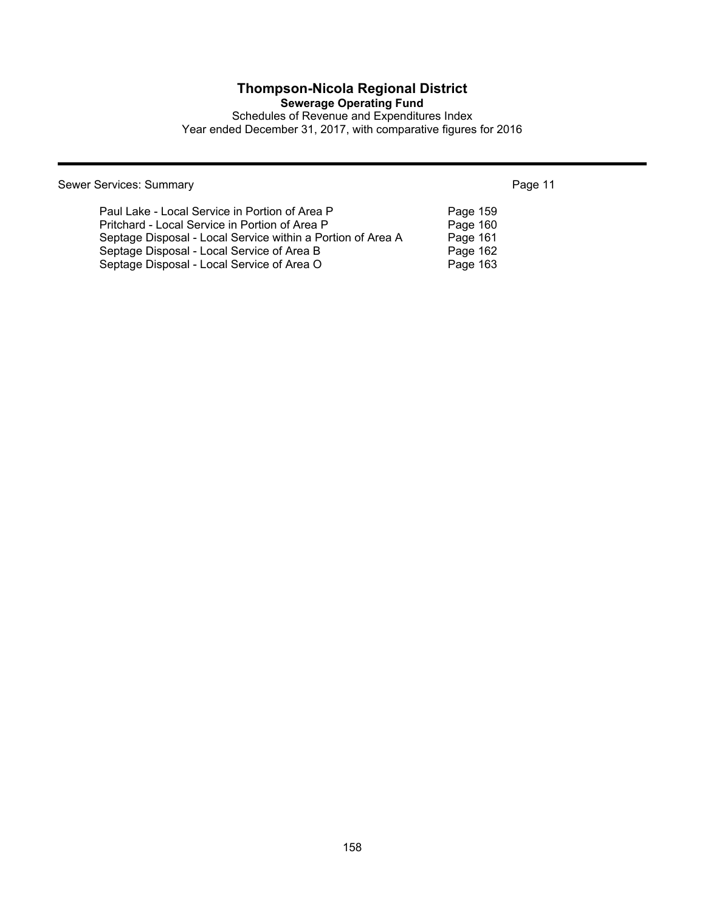# Thompson-Nicola Regional District

**Sewerage Operating Fund**

Schedules of Revenue and Expenditures Index

Year ended December 31, 2017, with comparative figures for 2016

---

| Sewer Services: Summary | Page 11 |
|---|---|
| Paul Lake - Local Service in Portion of Area P | Page 159 |
| Pritchard - Local Service in Portion of Area P | Page 160 |
| Septage Disposal - Local Service within a Portion of Area A | Page 161 |
| Septage Disposal - Local Service of Area B | Page 162 |
| Septage Disposal - Local Service of Area O | Page 163 |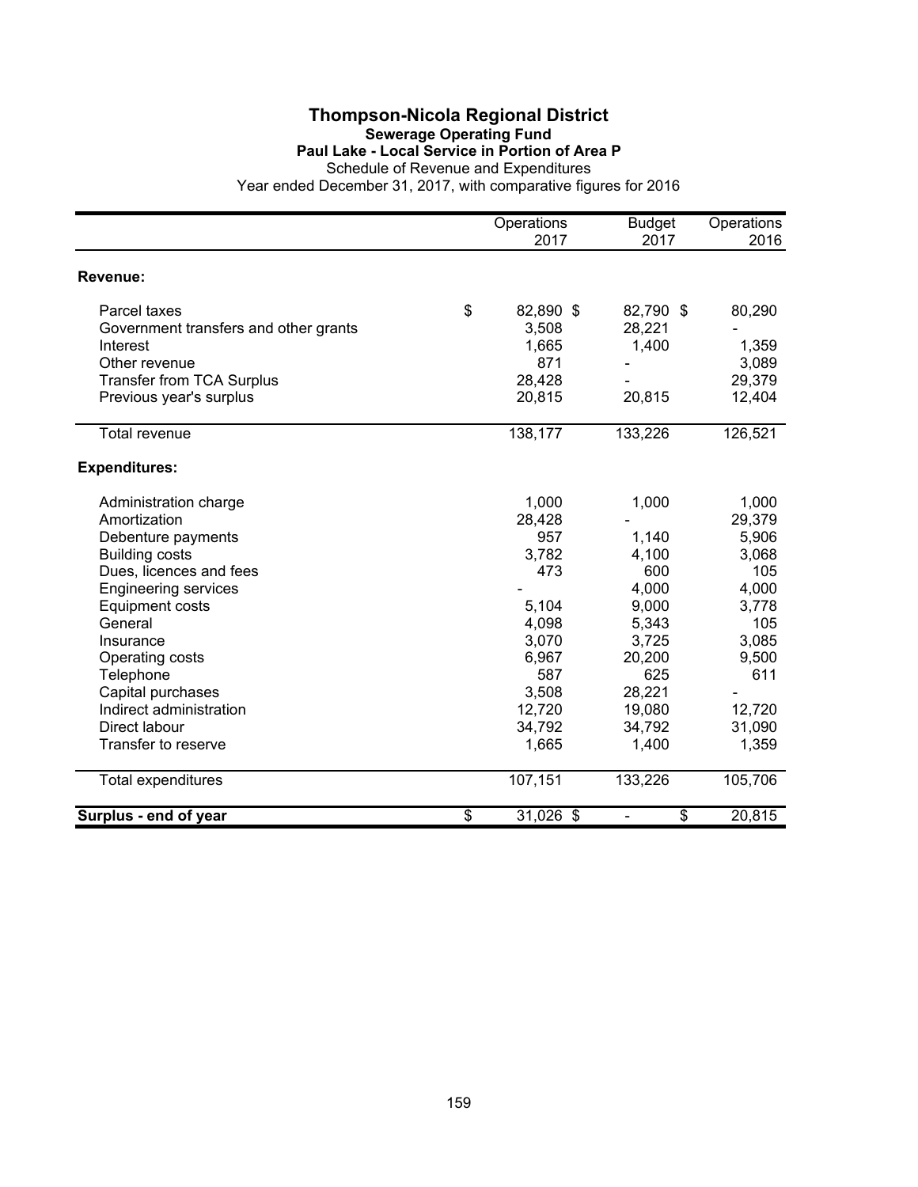# Thompson-Nicola Regional District

## Sewerage Operating Fund

### Paul Lake - Local Service in Portion of Area P

Schedule of Revenue and Expenditures

Year ended December 31, 2017, with comparative figures for 2016

| | Operations 2017 | Budget 2017 | Operations 2016 |
|---|---|---|---|
| **Revenue:** | | | |
| Parcel taxes | $ 82,890 | $ 82,790 | $ 80,290 |
| Government transfers and other grants | 3,508 | 28,221 | - |
| Interest | 1,665 | 1,400 | 1,359 |
| Other revenue | 871 | - | 3,089 |
| Transfer from TCA Surplus | 28,428 | - | 29,379 |
| Previous year's surplus | 20,815 | 20,815 | 12,404 |
| Total revenue | 138,177 | 133,226 | 126,521 |
| **Expenditures:** | | | |
| Administration charge | 1,000 | 1,000 | 1,000 |
| Amortization | 28,428 | - | 29,379 |
| Debenture payments | 957 | 1,140 | 5,906 |
| Building costs | 3,782 | 4,100 | 3,068 |
| Dues, licences and fees | 473 | 600 | 105 |
| Engineering services | - | 4,000 | 4,000 |
| Equipment costs | 5,104 | 9,000 | 3,778 |
| General | 4,098 | 5,343 | 105 |
| Insurance | 3,070 | 3,725 | 3,085 |
| Operating costs | 6,967 | 20,200 | 9,500 |
| Telephone | 587 | 625 | 611 |
| Capital purchases | 3,508 | 28,221 | - |
| Indirect administration | 12,720 | 19,080 | 12,720 |
| Direct labour | 34,792 | 34,792 | 31,090 |
| Transfer to reserve | 1,665 | 1,400 | 1,359 |
| Total expenditures | 107,151 | 133,226 | 105,706 |
| **Surplus - end of year** | $ 31,026 | $ - | $ 20,815 |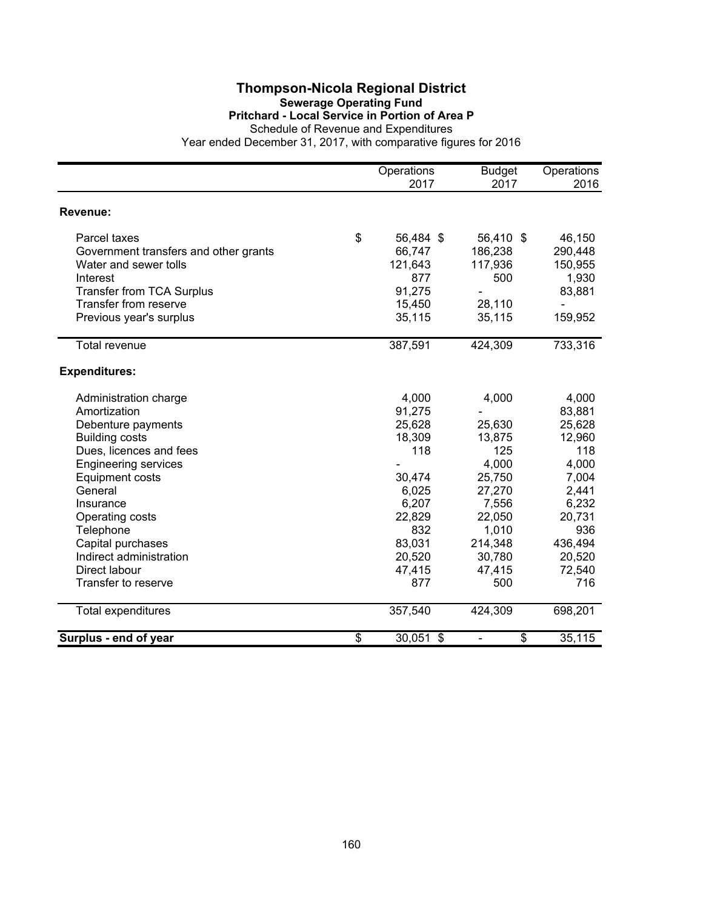# Thompson-Nicola Regional District

## Sewerage Operating Fund

### Pritchard - Local Service in Portion of Area P

Schedule of Revenue and Expenditures

Year ended December 31, 2017, with comparative figures for 2016

| | Operations 2017 | Budget 2017 | Operations 2016 |
|---|---|---|---|
| **Revenue:** | | | |
| Parcel taxes | $ 56,484 | $ 56,410 | $ 46,150 |
| Government transfers and other grants | 66,747 | 186,238 | 290,448 |
| Water and sewer tolls | 121,643 | 117,936 | 150,955 |
| Interest | 877 | 500 | 1,930 |
| Transfer from TCA Surplus | 91,275 | - | 83,881 |
| Transfer from reserve | 15,450 | 28,110 | - |
| Previous year's surplus | 35,115 | 35,115 | 159,952 |
| Total revenue | 387,591 | 424,309 | 733,316 |
| **Expenditures:** | | | |
| Administration charge | 4,000 | 4,000 | 4,000 |
| Amortization | 91,275 | - | 83,881 |
| Debenture payments | 25,628 | 25,630 | 25,628 |
| Building costs | 18,309 | 13,875 | 12,960 |
| Dues, licences and fees | 118 | 125 | 118 |
| Engineering services | - | 4,000 | 4,000 |
| Equipment costs | 30,474 | 25,750 | 7,004 |
| General | 6,025 | 27,270 | 2,441 |
| Insurance | 6,207 | 7,556 | 6,232 |
| Operating costs | 22,829 | 22,050 | 20,731 |
| Telephone | 832 | 1,010 | 936 |
| Capital purchases | 83,031 | 214,348 | 436,494 |
| Indirect administration | 20,520 | 30,780 | 20,520 |
| Direct labour | 47,415 | 47,415 | 72,540 |
| Transfer to reserve | 877 | 500 | 716 |
| Total expenditures | 357,540 | 424,309 | 698,201 |
| **Surplus - end of year** | $ 30,051 | $ - | $ 35,115 |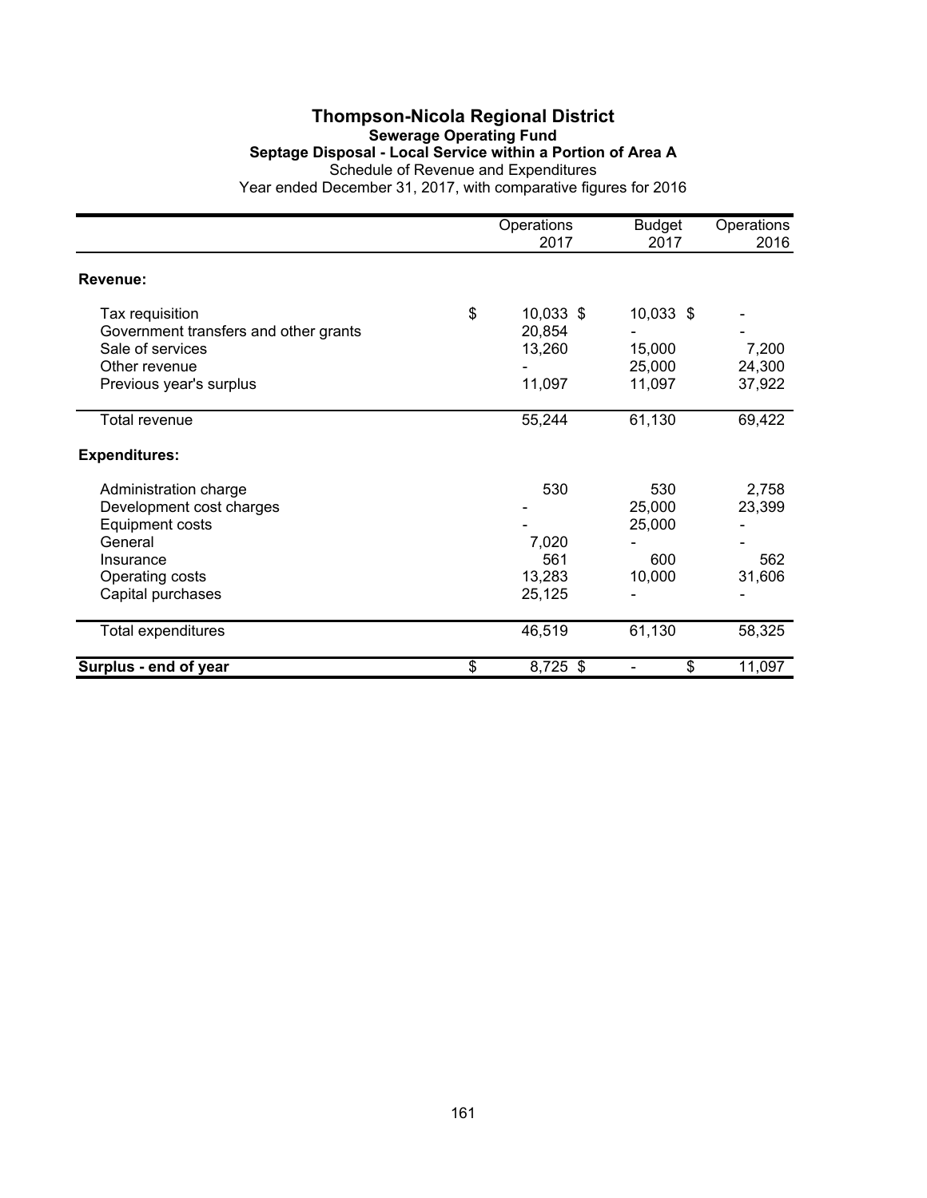# Thompson-Nicola Regional District

## Sewerage Operating Fund

### Septage Disposal - Local Service within a Portion of Area A

Schedule of Revenue and Expenditures

Year ended December 31, 2017, with comparative figures for 2016

| | Operations 2017 | Budget 2017 | Operations 2016 |
|---|---|---|---|
| **Revenue:** | | | |
| Tax requisition | $ 10,033 | $ 10,033 | $ - |
| Government transfers and other grants | 20,854 | - | - |
| Sale of services | 13,260 | 15,000 | 7,200 |
| Other revenue | - | 25,000 | 24,300 |
| Previous year's surplus | 11,097 | 11,097 | 37,922 |
| Total revenue | 55,244 | 61,130 | 69,422 |
| **Expenditures:** | | | |
| Administration charge | 530 | 530 | 2,758 |
| Development cost charges | - | 25,000 | 23,399 |
| Equipment costs | - | 25,000 | - |
| General | 7,020 | - | - |
| Insurance | 561 | 600 | 562 |
| Operating costs | 13,283 | 10,000 | 31,606 |
| Capital purchases | 25,125 | - | - |
| Total expenditures | 46,519 | 61,130 | 58,325 |
| **Surplus - end of year** | $ 8,725 | $ - | $ 11,097 |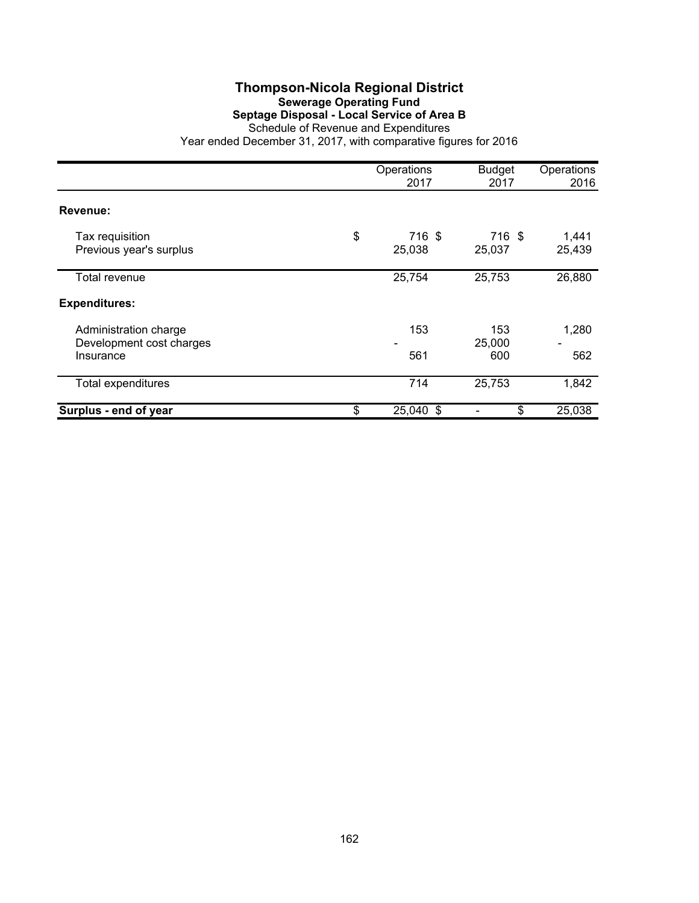# Thompson-Nicola Regional District

## Sewerage Operating Fund

### Septage Disposal - Local Service of Area B

Schedule of Revenue and Expenditures

Year ended December 31, 2017, with comparative figures for 2016

| | Operations 2017 | Budget 2017 | Operations 2016 |
|---|---|---|---|
| **Revenue:** | | | |
| Tax requisition | $ 716 | $ 716 | $ 1,441 |
| Previous year's surplus | 25,038 | 25,037 | 25,439 |
| Total revenue | 25,754 | 25,753 | 26,880 |
| **Expenditures:** | | | |
| Administration charge | 153 | 153 | 1,280 |
| Development cost charges | - | 25,000 | - |
| Insurance | 561 | 600 | 562 |
| Total expenditures | 714 | 25,753 | 1,842 |
| **Surplus - end of year** | $ 25,040 | $ - | $ 25,038 |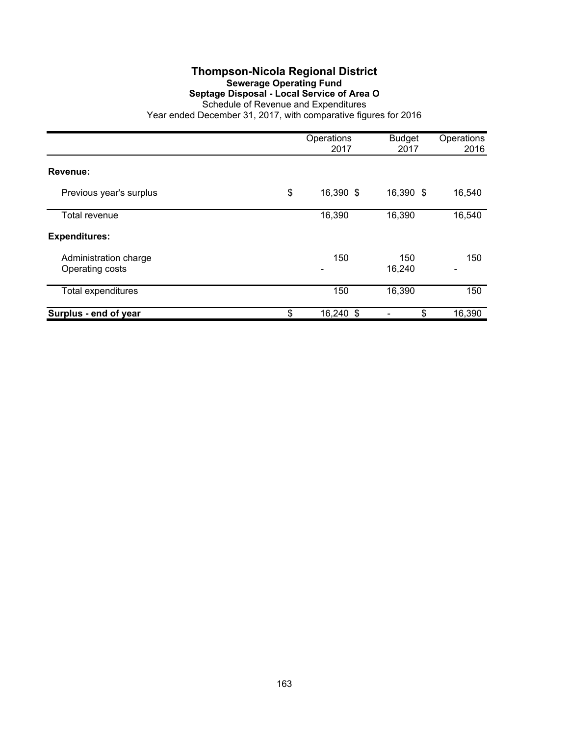# Thompson-Nicola Regional District

## Sewerage Operating Fund

### Septage Disposal - Local Service of Area O

Schedule of Revenue and Expenditures

Year ended December 31, 2017, with comparative figures for 2016

| | Operations 2017 | Budget 2017 | Operations 2016 |
|---|---|---|---|
| **Revenue:** | | | |
| Previous year's surplus | $ 16,390 | $ 16,390 | $ 16,540 |
| Total revenue | 16,390 | 16,390 | 16,540 |
| **Expenditures:** | | | |
| Administration charge | 150 | 150 | 150 |
| Operating costs | - | 16,240 | - |
| Total expenditures | 150 | 16,390 | 150 |
| **Surplus - end of year** | $ 16,240 | $ - | $ 16,390 |